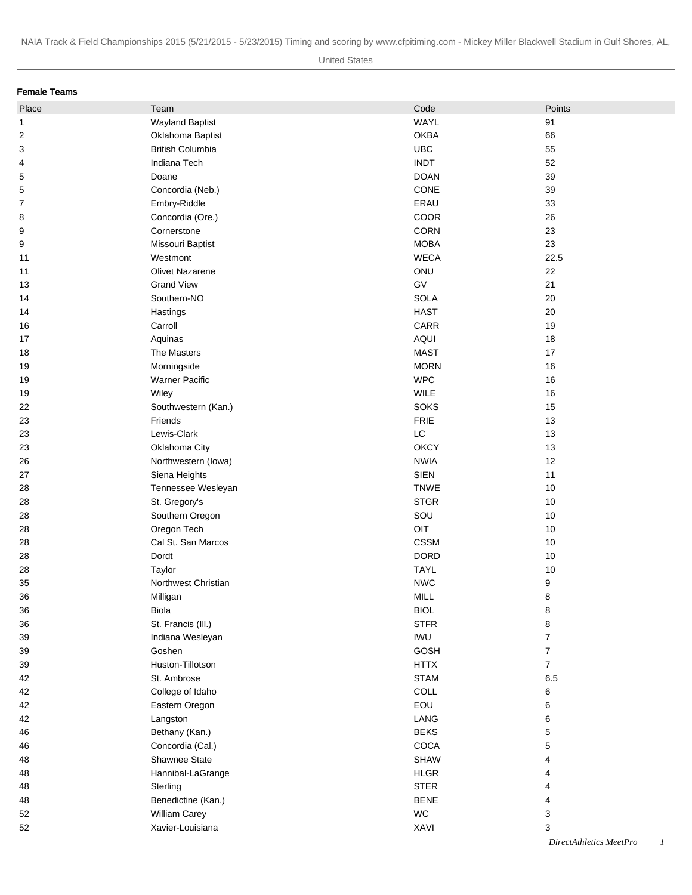NAIA Track & Field Championships 2015 (5/21/2015 - 5/23/2015) Timing and scoring by www.cfpitiming.com - Mickey Miller Blackwell Stadium in Gulf Shores, AL, United States

**Female Teams**

| Place | Team | Code | Points |
|---|---|---|---|
| 1 | Wayland Baptist | WAYL | 91 |
| 2 | Oklahoma Baptist | OKBA | 66 |
| 3 | British Columbia | UBC | 55 |
| 4 | Indiana Tech | INDT | 52 |
| 5 | Doane | DOAN | 39 |
| 5 | Concordia (Neb.) | CONE | 39 |
| 7 | Embry-Riddle | ERAU | 33 |
| 8 | Concordia (Ore.) | COOR | 26 |
| 9 | Cornerstone | CORN | 23 |
| 9 | Missouri Baptist | MOBA | 23 |
| 11 | Westmont | WECA | 22.5 |
| 11 | Olivet Nazarene | ONU | 22 |
| 13 | Grand View | GV | 21 |
| 14 | Southern-NO | SOLA | 20 |
| 14 | Hastings | HAST | 20 |
| 16 | Carroll | CARR | 19 |
| 17 | Aquinas | AQUI | 18 |
| 18 | The Masters | MAST | 17 |
| 19 | Morningside | MORN | 16 |
| 19 | Warner Pacific | WPC | 16 |
| 19 | Wiley | WILE | 16 |
| 22 | Southwestern (Kan.) | SOKS | 15 |
| 23 | Friends | FRIE | 13 |
| 23 | Lewis-Clark | LC | 13 |
| 23 | Oklahoma City | OKCY | 13 |
| 26 | Northwestern (Iowa) | NWIA | 12 |
| 27 | Siena Heights | SIEN | 11 |
| 28 | Tennessee Wesleyan | TNWE | 10 |
| 28 | St. Gregory's | STGR | 10 |
| 28 | Southern Oregon | SOU | 10 |
| 28 | Oregon Tech | OIT | 10 |
| 28 | Cal St. San Marcos | CSSM | 10 |
| 28 | Dordt | DORD | 10 |
| 28 | Taylor | TAYL | 10 |
| 35 | Northwest Christian | NWC | 9 |
| 36 | Milligan | MILL | 8 |
| 36 | Biola | BIOL | 8 |
| 36 | St. Francis (Ill.) | STFR | 8 |
| 39 | Indiana Wesleyan | IWU | 7 |
| 39 | Goshen | GOSH | 7 |
| 39 | Huston-Tillotson | HTTX | 7 |
| 42 | St. Ambrose | STAM | 6.5 |
| 42 | College of Idaho | COLL | 6 |
| 42 | Eastern Oregon | EOU | 6 |
| 42 | Langston | LANG | 6 |
| 46 | Bethany (Kan.) | BEKS | 5 |
| 46 | Concordia (Cal.) | COCA | 5 |
| 48 | Shawnee State | SHAW | 4 |
| 48 | Hannibal-LaGrange | HLGR | 4 |
| 48 | Sterling | STER | 4 |
| 48 | Benedictine (Kan.) | BENE | 4 |
| 52 | William Carey | WC | 3 |
| 52 | Xavier-Louisiana | XAVI | 3 |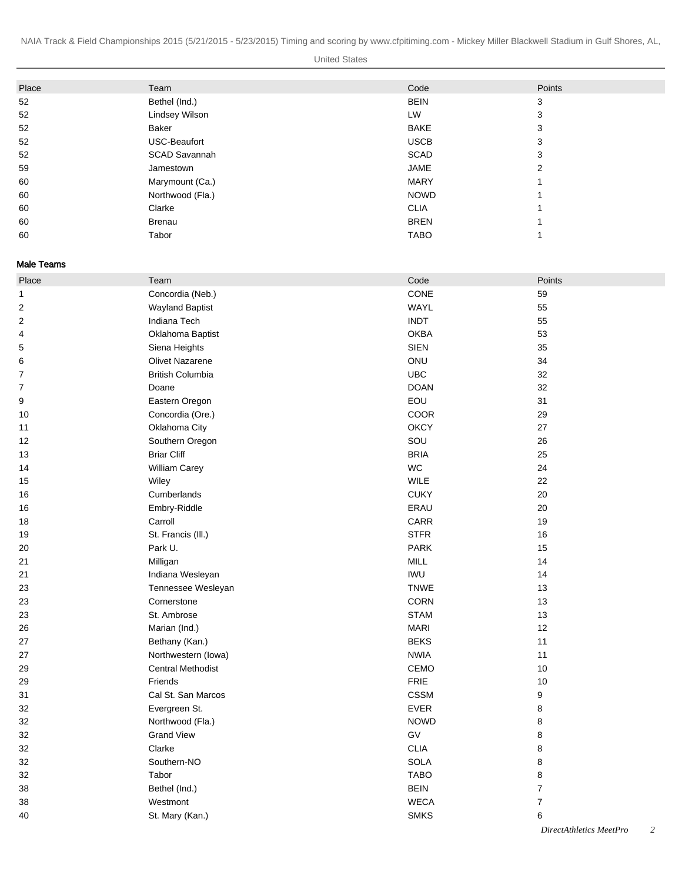| Place | Team | Code | Points |
|---|---|---|---|
| 52 | Bethel (Ind.) | BEIN | 3 |
| 52 | Lindsey Wilson | LW | 3 |
| 52 | Baker | BAKE | 3 |
| 52 | USC-Beaufort | USCB | 3 |
| 52 | SCAD Savannah | SCAD | 3 |
| 59 | Jamestown | JAME | 2 |
| 60 | Marymount (Ca.) | MARY | 1 |
| 60 | Northwood (Fla.) | NOWD | 1 |
| 60 | Clarke | CLIA | 1 |
| 60 | Brenau | BREN | 1 |
| 60 | Tabor | TABO | 1 |

**Male Teams**

| Place | Team | Code | Points |
|---|---|---|---|
| 1 | Concordia (Neb.) | CONE | 59 |
| 2 | Wayland Baptist | WAYL | 55 |
| 2 | Indiana Tech | INDT | 55 |
| 4 | Oklahoma Baptist | OKBA | 53 |
| 5 | Siena Heights | SIEN | 35 |
| 6 | Olivet Nazarene | ONU | 34 |
| 7 | British Columbia | UBC | 32 |
| 7 | Doane | DOAN | 32 |
| 9 | Eastern Oregon | EOU | 31 |
| 10 | Concordia (Ore.) | COOR | 29 |
| 11 | Oklahoma City | OKCY | 27 |
| 12 | Southern Oregon | SOU | 26 |
| 13 | Briar Cliff | BRIA | 25 |
| 14 | William Carey | WC | 24 |
| 15 | Wiley | WILE | 22 |
| 16 | Cumberlands | CUKY | 20 |
| 16 | Embry-Riddle | ERAU | 20 |
| 18 | Carroll | CARR | 19 |
| 19 | St. Francis (Ill.) | STFR | 16 |
| 20 | Park U. | PARK | 15 |
| 21 | Milligan | MILL | 14 |
| 21 | Indiana Wesleyan | IWU | 14 |
| 23 | Tennessee Wesleyan | TNWE | 13 |
| 23 | Cornerstone | CORN | 13 |
| 23 | St. Ambrose | STAM | 13 |
| 26 | Marian (Ind.) | MARI | 12 |
| 27 | Bethany (Kan.) | BEKS | 11 |
| 27 | Northwestern (Iowa) | NWIA | 11 |
| 29 | Central Methodist | CEMO | 10 |
| 29 | Friends | FRIE | 10 |
| 31 | Cal St. San Marcos | CSSM | 9 |
| 32 | Evergreen St. | EVER | 8 |
| 32 | Northwood (Fla.) | NOWD | 8 |
| 32 | Grand View | GV | 8 |
| 32 | Clarke | CLIA | 8 |
| 32 | Southern-NO | SOLA | 8 |
| 32 | Tabor | TABO | 8 |
| 38 | Bethel (Ind.) | BEIN | 7 |
| 38 | Westmont | WECA | 7 |
| 40 | St. Mary (Kan.) | SMKS | 6 |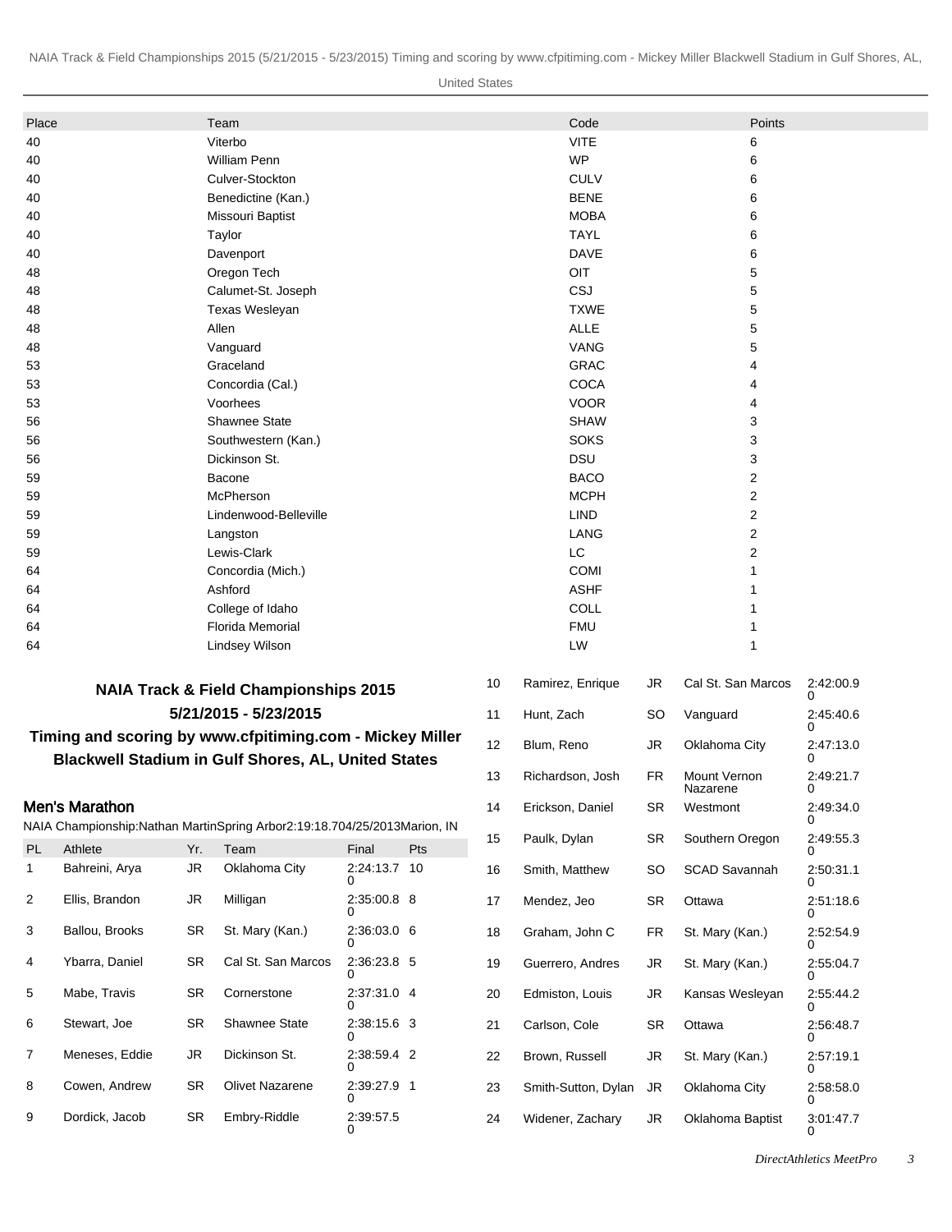| Place | Team | Code | Points |
|---|---|---|---|
| 40 | Viterbo | VITE | 6 |
| 40 | William Penn | WP | 6 |
| 40 | Culver-Stockton | CULV | 6 |
| 40 | Benedictine (Kan.) | BENE | 6 |
| 40 | Missouri Baptist | MOBA | 6 |
| 40 | Taylor | TAYL | 6 |
| 40 | Davenport | DAVE | 6 |
| 48 | Oregon Tech | OIT | 5 |
| 48 | Calumet-St. Joseph | CSJ | 5 |
| 48 | Texas Wesleyan | TXWE | 5 |
| 48 | Allen | ALLE | 5 |
| 48 | Vanguard | VANG | 5 |
| 53 | Graceland | GRAC | 4 |
| 53 | Concordia (Cal.) | COCA | 4 |
| 53 | Voorhees | VOOR | 4 |
| 56 | Shawnee State | SHAW | 3 |
| 56 | Southwestern (Kan.) | SOKS | 3 |
| 56 | Dickinson St. | DSU | 3 |
| 59 | Bacone | BACO | 2 |
| 59 | McPherson | MCPH | 2 |
| 59 | Lindenwood-Belleville | LIND | 2 |
| 59 | Langston | LANG | 2 |
| 59 | Lewis-Clark | LC | 2 |
| 64 | Concordia (Mich.) | COMI | 1 |
| 64 | Ashford | ASHF | 1 |
| 64 | College of Idaho | COLL | 1 |
| 64 | Florida Memorial | FMU | 1 |
| 64 | Lindsey Wilson | LW | 1 |

## NAIA Track & Field Championships 2015

**5/21/2015 - 5/23/2015**

**Timing and scoring by www.cfpitiming.com - Mickey Miller Blackwell Stadium in Gulf Shores, AL, United States**

### Men's Marathon

NAIA Championship:Nathan MartinSpring Arbor2:19:18.704/25/2013Marion, IN

| PL | Athlete | Yr. | Team | Final | Pts |
|---|---|---|---|---|---|
| 1 | Bahreini, Arya | JR | Oklahoma City | 2:24:13.70 | 10 |
| 2 | Ellis, Brandon | JR | Milligan | 2:35:00.80 | 8 |
| 3 | Ballou, Brooks | SR | St. Mary (Kan.) | 2:36:03.00 | 6 |
| 4 | Ybarra, Daniel | SR | Cal St. San Marcos | 2:36:23.80 | 5 |
| 5 | Mabe, Travis | SR | Cornerstone | 2:37:31.00 | 4 |
| 6 | Stewart, Joe | SR | Shawnee State | 2:38:15.60 | 3 |
| 7 | Meneses, Eddie | JR | Dickinson St. | 2:38:59.40 | 2 |
| 8 | Cowen, Andrew | SR | Olivet Nazarene | 2:39:27.90 | 1 |
| 9 | Dordick, Jacob | SR | Embry-Riddle | 2:39:57.50 | |
| 10 | Ramirez, Enrique | JR | Cal St. San Marcos | 2:42:00.90 | |
| 11 | Hunt, Zach | SO | Vanguard | 2:45:40.60 | |
| 12 | Blum, Reno | JR | Oklahoma City | 2:47:13.00 | |
| 13 | Richardson, Josh | FR | Mount Vernon Nazarene | 2:49:21.70 | |
| 14 | Erickson, Daniel | SR | Westmont | 2:49:34.00 | |
| 15 | Paulk, Dylan | SR | Southern Oregon | 2:49:55.30 | |
| 16 | Smith, Matthew | SO | SCAD Savannah | 2:50:31.10 | |
| 17 | Mendez, Jeo | SR | Ottawa | 2:51:18.60 | |
| 18 | Graham, John C | FR | St. Mary (Kan.) | 2:52:54.90 | |
| 19 | Guerrero, Andres | JR | St. Mary (Kan.) | 2:55:04.70 | |
| 20 | Edmiston, Louis | JR | Kansas Wesleyan | 2:55:44.20 | |
| 21 | Carlson, Cole | SR | Ottawa | 2:56:48.70 | |
| 22 | Brown, Russell | JR | St. Mary (Kan.) | 2:57:19.10 | |
| 23 | Smith-Sutton, Dylan | JR | Oklahoma City | 2:58:58.00 | |
| 24 | Widener, Zachary | JR | Oklahoma Baptist | 3:01:47.70 | |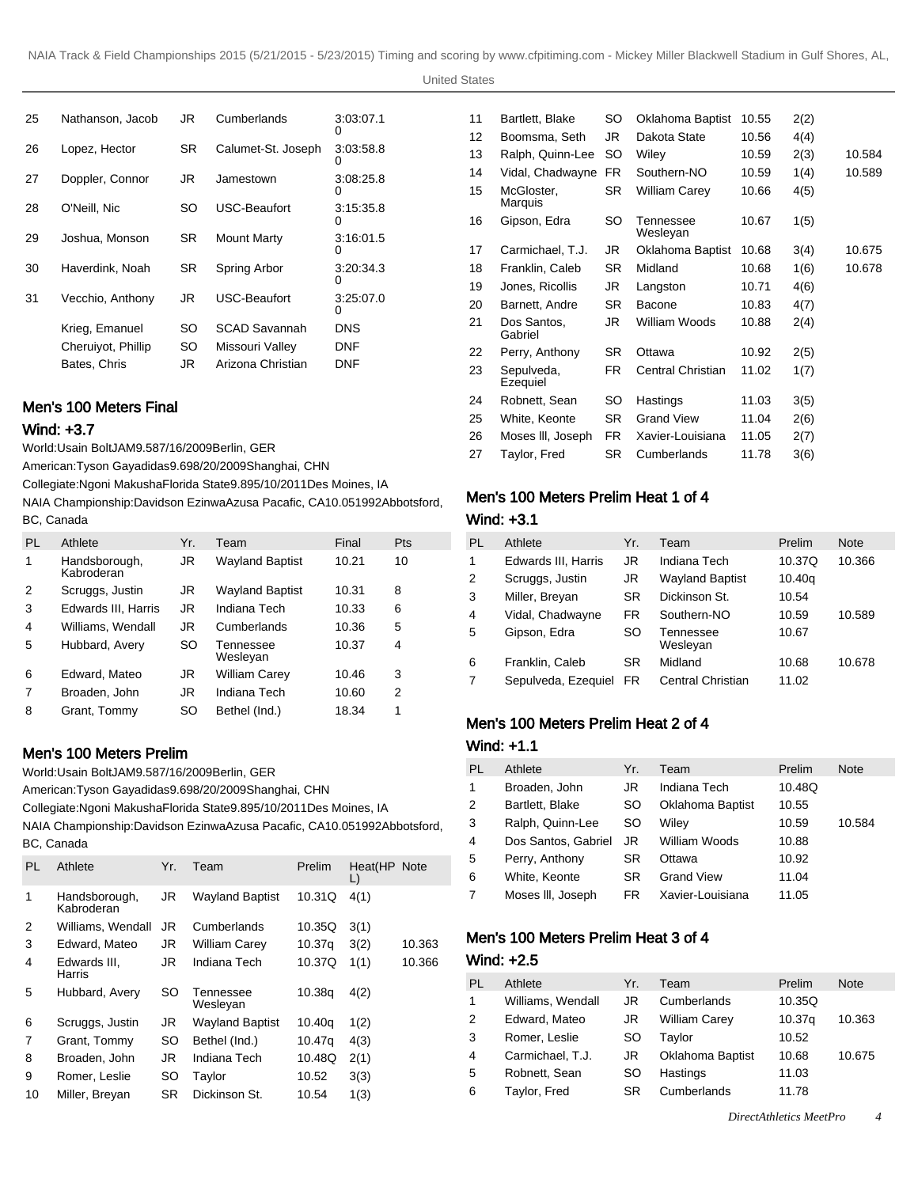| 25 | Nathanson, Jacob | JR | Cumberlands | 3:03:07.10 |
|---|---|---|---|---|
| 26 | Lopez, Hector | SR | Calumet-St. Joseph | 3:03:58.80 |
| 27 | Doppler, Connor | JR | Jamestown | 3:08:25.80 |
| 28 | O'Neill, Nic | SO | USC-Beaufort | 3:15:35.80 |
| 29 | Joshua, Monson | SR | Mount Marty | 3:16:01.50 |
| 30 | Haverdink, Noah | SR | Spring Arbor | 3:20:34.30 |
| 31 | Vecchio, Anthony | JR | USC-Beaufort | 3:25:07.00 |
| | Krieg, Emanuel | SO | SCAD Savannah | DNS |
| | Cheruiyot, Phillip | SO | Missouri Valley | DNF |
| | Bates, Chris | JR | Arizona Christian | DNF |

## Men's 100 Meters Final

### Wind: +3.7

World:Usain BoltJAM9.587/16/2009Berlin, GER

American:Tyson Gayadidas9.698/20/2009Shanghai, CHN

Collegiate:Ngoni MakushaFlorida State9.895/10/2011Des Moines, IA

NAIA Championship:Davidson EzinwaAzusa Pacafic, CA10.051992Abbotsford, BC, Canada

| PL | Athlete | Yr. | Team | Final | Pts |
|---|---|---|---|---|---|
| 1 | Handsborough, Kabroderan | JR | Wayland Baptist | 10.21 | 10 |
| 2 | Scruggs, Justin | JR | Wayland Baptist | 10.31 | 8 |
| 3 | Edwards III, Harris | JR | Indiana Tech | 10.33 | 6 |
| 4 | Williams, Wendall | JR | Cumberlands | 10.36 | 5 |
| 5 | Hubbard, Avery | SO | Tennessee Wesleyan | 10.37 | 4 |
| 6 | Edward, Mateo | JR | William Carey | 10.46 | 3 |
| 7 | Broaden, John | JR | Indiana Tech | 10.60 | 2 |
| 8 | Grant, Tommy | SO | Bethel (Ind.) | 18.34 | 1 |

## Men's 100 Meters Prelim

World:Usain BoltJAM9.587/16/2009Berlin, GER

American:Tyson Gayadidas9.698/20/2009Shanghai, CHN

Collegiate:Ngoni MakushaFlorida State9.895/10/2011Des Moines, IA

NAIA Championship:Davidson EzinwaAzusa Pacafic, CA10.051992Abbotsford, BC, Canada

| PL | Athlete | Yr. | Team | Prelim | Heat(HPL) | Note |
|---|---|---|---|---|---|---|
| 1 | Handsborough, Kabroderan | JR | Wayland Baptist | 10.31Q | 4(1) | |
| 2 | Williams, Wendall | JR | Cumberlands | 10.35Q | 3(1) | |
| 3 | Edward, Mateo | JR | William Carey | 10.37q | 3(2) | 10.363 |
| 4 | Edwards III, Harris | JR | Indiana Tech | 10.37Q | 1(1) | 10.366 |
| 5 | Hubbard, Avery | SO | Tennessee Wesleyan | 10.38q | 4(2) | |
| 6 | Scruggs, Justin | JR | Wayland Baptist | 10.40q | 1(2) | |
| 7 | Grant, Tommy | SO | Bethel (Ind.) | 10.47q | 4(3) | |
| 8 | Broaden, John | JR | Indiana Tech | 10.48Q | 2(1) | |
| 9 | Romer, Leslie | SO | Taylor | 10.52 | 3(3) | |
| 10 | Miller, Breyan | SR | Dickinson St. | 10.54 | 1(3) | |
| 11 | Bartlett, Blake | SO | Oklahoma Baptist | 10.55 | 2(2) | |
| 12 | Boomsma, Seth | JR | Dakota State | 10.56 | 4(4) | |
| 13 | Ralph, Quinn-Lee | SO | Wiley | 10.59 | 2(3) | 10.584 |
| 14 | Vidal, Chadwayne | FR | Southern-NO | 10.59 | 1(4) | 10.589 |
| 15 | McGloster, Marquis | SR | William Carey | 10.66 | 4(5) | |
| 16 | Gipson, Edra | SO | Tennessee Wesleyan | 10.67 | 1(5) | |
| 17 | Carmichael, T.J. | JR | Oklahoma Baptist | 10.68 | 3(4) | 10.675 |
| 18 | Franklin, Caleb | SR | Midland | 10.68 | 1(6) | 10.678 |
| 19 | Jones, Ricollis | JR | Langston | 10.71 | 4(6) | |
| 20 | Barnett, Andre | SR | Bacone | 10.83 | 4(7) | |
| 21 | Dos Santos, Gabriel | JR | William Woods | 10.88 | 2(4) | |
| 22 | Perry, Anthony | SR | Ottawa | 10.92 | 2(5) | |
| 23 | Sepulveda, Ezequiel | FR | Central Christian | 11.02 | 1(7) | |
| 24 | Robnett, Sean | SO | Hastings | 11.03 | 3(5) | |
| 25 | White, Keonte | SR | Grand View | 11.04 | 2(6) | |
| 26 | Moses lll, Joseph | FR | Xavier-Louisiana | 11.05 | 2(7) | |
| 27 | Taylor, Fred | SR | Cumberlands | 11.78 | 3(6) | |

## Men's 100 Meters Prelim Heat 1 of 4

### Wind: +3.1

| PL | Athlete | Yr. | Team | Prelim | Note |
|---|---|---|---|---|---|
| 1 | Edwards III, Harris | JR | Indiana Tech | 10.37Q | 10.366 |
| 2 | Scruggs, Justin | JR | Wayland Baptist | 10.40q | |
| 3 | Miller, Breyan | SR | Dickinson St. | 10.54 | |
| 4 | Vidal, Chadwayne | FR | Southern-NO | 10.59 | 10.589 |
| 5 | Gipson, Edra | SO | Tennessee Wesleyan | 10.67 | |
| 6 | Franklin, Caleb | SR | Midland | 10.68 | 10.678 |
| 7 | Sepulveda, Ezequiel | FR | Central Christian | 11.02 | |

## Men's 100 Meters Prelim Heat 2 of 4

### Wind: +1.1

| PL | Athlete | Yr. | Team | Prelim | Note |
|---|---|---|---|---|---|
| 1 | Broaden, John | JR | Indiana Tech | 10.48Q | |
| 2 | Bartlett, Blake | SO | Oklahoma Baptist | 10.55 | |
| 3 | Ralph, Quinn-Lee | SO | Wiley | 10.59 | 10.584 |
| 4 | Dos Santos, Gabriel | JR | William Woods | 10.88 | |
| 5 | Perry, Anthony | SR | Ottawa | 10.92 | |
| 6 | White, Keonte | SR | Grand View | 11.04 | |
| 7 | Moses lll, Joseph | FR | Xavier-Louisiana | 11.05 | |

## Men's 100 Meters Prelim Heat 3 of 4

### Wind: +2.5

| PL | Athlete | Yr. | Team | Prelim | Note |
|---|---|---|---|---|---|
| 1 | Williams, Wendall | JR | Cumberlands | 10.35Q | |
| 2 | Edward, Mateo | JR | William Carey | 10.37q | 10.363 |
| 3 | Romer, Leslie | SO | Taylor | 10.52 | |
| 4 | Carmichael, T.J. | JR | Oklahoma Baptist | 10.68 | 10.675 |
| 5 | Robnett, Sean | SO | Hastings | 11.03 | |
| 6 | Taylor, Fred | SR | Cumberlands | 11.78 | |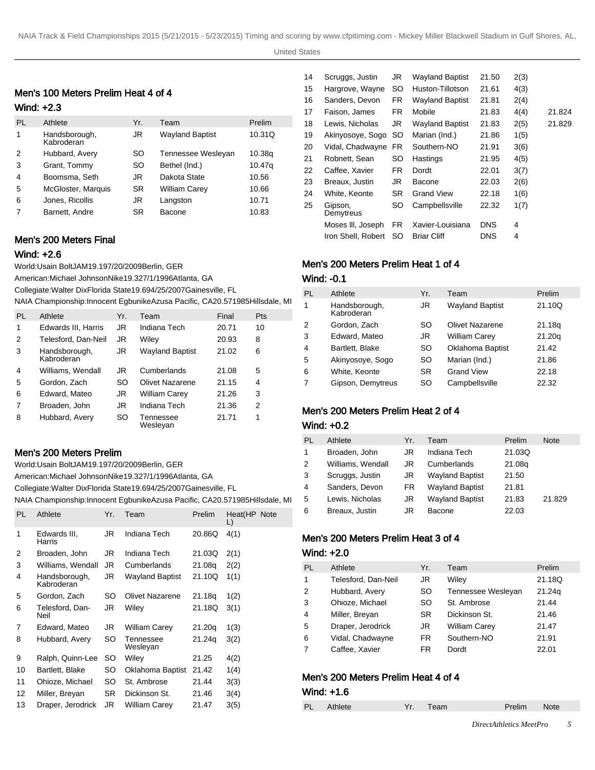## Men's 100 Meters Prelim Heat 4 of 4

### Wind: +2.3

| PL | Athlete | Yr. | Team | Prelim |
|---|---|---|---|---|
| 1 | Handsborough, Kabroderan | JR | Wayland Baptist | 10.31Q |
| 2 | Hubbard, Avery | SO | Tennessee Wesleyan | 10.38q |
| 3 | Grant, Tommy | SO | Bethel (Ind.) | 10.47q |
| 4 | Boomsma, Seth | JR | Dakota State | 10.56 |
| 5 | McGloster, Marquis | SR | William Carey | 10.66 |
| 6 | Jones, Ricollis | JR | Langston | 10.71 |
| 7 | Barnett, Andre | SR | Bacone | 10.83 |

## Men's 200 Meters Final

### Wind: +2.6

World:Usain BoltJAM19.197/20/2009Berlin, GER

American:Michael JohnsonNike19.327/1/1996Atlanta, GA

Collegiate:Walter DixFlorida State19.694/25/2007Gainesville, FL

NAIA Championship:Innocent EgbunikeAzusa Pacific, CA20.571985Hillsdale, MI

| PL | Athlete | Yr. | Team | Final | Pts |
|---|---|---|---|---|---|
| 1 | Edwards III, Harris | JR | Indiana Tech | 20.71 | 10 |
| 2 | Telesford, Dan-Neil | JR | Wiley | 20.93 | 8 |
| 3 | Handsborough, Kabroderan | JR | Wayland Baptist | 21.02 | 6 |
| 4 | Williams, Wendall | JR | Cumberlands | 21.08 | 5 |
| 5 | Gordon, Zach | SO | Olivet Nazarene | 21.15 | 4 |
| 6 | Edward, Mateo | JR | William Carey | 21.26 | 3 |
| 7 | Broaden, John | JR | Indiana Tech | 21.36 | 2 |
| 8 | Hubbard, Avery | SO | Tennessee Wesleyan | 21.71 | 1 |

## Men's 200 Meters Prelim

World:Usain BoltJAM19.197/20/2009Berlin, GER

American:Michael JohnsonNike19.327/1/1996Atlanta, GA

Collegiate:Walter DixFlorida State19.694/25/2007Gainesville, FL

NAIA Championship:Innocent EgbunikeAzusa Pacific, CA20.571985Hillsdale, MI

| PL | Athlete | Yr. | Team | Prelim | Heat(HPL) | Note |
|---|---|---|---|---|---|---|
| 1 | Edwards III, Harris | JR | Indiana Tech | 20.86Q | 4(1) | |
| 2 | Broaden, John | JR | Indiana Tech | 21.03Q | 2(1) | |
| 3 | Williams, Wendall | JR | Cumberlands | 21.08q | 2(2) | |
| 4 | Handsborough, Kabroderan | JR | Wayland Baptist | 21.10Q | 1(1) | |
| 5 | Gordon, Zach | SO | Olivet Nazarene | 21.18q | 1(2) | |
| 6 | Telesford, Dan-Neil | JR | Wiley | 21.18Q | 3(1) | |
| 7 | Edward, Mateo | JR | William Carey | 21.20q | 1(3) | |
| 8 | Hubbard, Avery | SO | Tennessee Wesleyan | 21.24q | 3(2) | |
| 9 | Ralph, Quinn-Lee | SO | Wiley | 21.25 | 4(2) | |
| 10 | Bartlett, Blake | SO | Oklahoma Baptist | 21.42 | 1(4) | |
| 11 | Ohioze, Michael | SO | St. Ambrose | 21.44 | 3(3) | |
| 12 | Miller, Breyan | SR | Dickinson St. | 21.46 | 3(4) | |
| 13 | Draper, Jerodrick | JR | William Carey | 21.47 | 3(5) | |
| 14 | Scruggs, Justin | JR | Wayland Baptist | 21.50 | 2(3) | |
| 15 | Hargrove, Wayne | SO | Huston-Tillotson | 21.61 | 4(3) | |
| 16 | Sanders, Devon | FR | Wayland Baptist | 21.81 | 2(4) | |
| 17 | Faison, James | FR | Mobile | 21.83 | 4(4) | 21.824 |
| 18 | Lewis, Nicholas | JR | Wayland Baptist | 21.83 | 2(5) | 21.829 |
| 19 | Akinyosoye, Sogo | SO | Marian (Ind.) | 21.86 | 1(5) | |
| 20 | Vidal, Chadwayne | FR | Southern-NO | 21.91 | 3(6) | |
| 21 | Robnett, Sean | SO | Hastings | 21.95 | 4(5) | |
| 22 | Caffee, Xavier | FR | Dordt | 22.01 | 3(7) | |
| 23 | Breaux, Justin | JR | Bacone | 22.03 | 2(6) | |
| 24 | White, Keonte | SR | Grand View | 22.18 | 1(6) | |
| 25 | Gipson, Demytreus | SO | Campbellsville | 22.32 | 1(7) | |
| | Moses lll, Joseph | FR | Xavier-Louisiana | DNS | 4 | |
| | Iron Shell, Robert | SO | Briar Cliff | DNS | 4 | |

## Men's 200 Meters Prelim Heat 1 of 4

### Wind: -0.1

| PL | Athlete | Yr. | Team | Prelim |
|---|---|---|---|---|
| 1 | Handsborough, Kabroderan | JR | Wayland Baptist | 21.10Q |
| 2 | Gordon, Zach | SO | Olivet Nazarene | 21.18q |
| 3 | Edward, Mateo | JR | William Carey | 21.20q |
| 4 | Bartlett, Blake | SO | Oklahoma Baptist | 21.42 |
| 5 | Akinyosoye, Sogo | SO | Marian (Ind.) | 21.86 |
| 6 | White, Keonte | SR | Grand View | 22.18 |
| 7 | Gipson, Demytreus | SO | Campbellsville | 22.32 |

## Men's 200 Meters Prelim Heat 2 of 4

### Wind: +0.2

| PL | Athlete | Yr. | Team | Prelim | Note |
|---|---|---|---|---|---|
| 1 | Broaden, John | JR | Indiana Tech | 21.03Q | |
| 2 | Williams, Wendall | JR | Cumberlands | 21.08q | |
| 3 | Scruggs, Justin | JR | Wayland Baptist | 21.50 | |
| 4 | Sanders, Devon | FR | Wayland Baptist | 21.81 | |
| 5 | Lewis, Nicholas | JR | Wayland Baptist | 21.83 | 21.829 |
| 6 | Breaux, Justin | JR | Bacone | 22.03 | |

## Men's 200 Meters Prelim Heat 3 of 4

### Wind: +2.0

| PL | Athlete | Yr. | Team | Prelim |
|---|---|---|---|---|
| 1 | Telesford, Dan-Neil | JR | Wiley | 21.18Q |
| 2 | Hubbard, Avery | SO | Tennessee Wesleyan | 21.24q |
| 3 | Ohioze, Michael | SO | St. Ambrose | 21.44 |
| 4 | Miller, Breyan | SR | Dickinson St. | 21.46 |
| 5 | Draper, Jerodrick | JR | William Carey | 21.47 |
| 6 | Vidal, Chadwayne | FR | Southern-NO | 21.91 |
| 7 | Caffee, Xavier | FR | Dordt | 22.01 |

## Men's 200 Meters Prelim Heat 4 of 4

### Wind: +1.6

| PL | Athlete | Yr. | Team | Prelim | Note |
|---|---|---|---|---|---|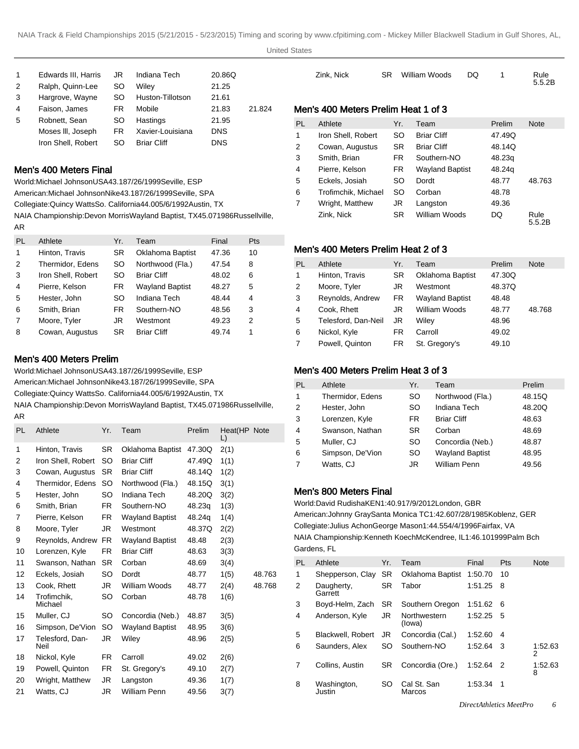| PL | Athlete | Yr. | Team | Time | Note |
|---|---|---|---|---|---|
| 1 | Edwards III, Harris | JR | Indiana Tech | 20.86Q | |
| 2 | Ralph, Quinn-Lee | SO | Wiley | 21.25 | |
| 3 | Hargrove, Wayne | SO | Huston-Tillotson | 21.61 | |
| 4 | Faison, James | FR | Mobile | 21.83 | 21.824 |
| 5 | Robnett, Sean | SO | Hastings | 21.95 | |
| | Moses III, Joseph | FR | Xavier-Louisiana | DNS | |
| | Iron Shell, Robert | SO | Briar Cliff | DNS | |

## Men's 400 Meters Final

World:Michael JohnsonUSA43.187/26/1999Seville, ESP
American:Michael JohnsonNike43.187/26/1999Seville, SPA
Collegiate:Quincy WattsSo. California44.005/6/1992Austin, TX
NAIA Championship:Devon MorrisWayland Baptist, TX45.071986Russellville, AR

| PL | Athlete | Yr. | Team | Final | Pts |
|---|---|---|---|---|---|
| 1 | Hinton, Travis | SR | Oklahoma Baptist | 47.36 | 10 |
| 2 | Thermidor, Edens | SO | Northwood (Fla.) | 47.54 | 8 |
| 3 | Iron Shell, Robert | SO | Briar Cliff | 48.02 | 6 |
| 4 | Pierre, Kelson | FR | Wayland Baptist | 48.27 | 5 |
| 5 | Hester, John | SO | Indiana Tech | 48.44 | 4 |
| 6 | Smith, Brian | FR | Southern-NO | 48.56 | 3 |
| 7 | Moore, Tyler | JR | Westmont | 49.23 | 2 |
| 8 | Cowan, Augustus | SR | Briar Cliff | 49.74 | 1 |

## Men's 400 Meters Prelim

World:Michael JohnsonUSA43.187/26/1999Seville, ESP
American:Michael JohnsonNike43.187/26/1999Seville, SPA
Collegiate:Quincy WattsSo. California44.005/6/1992Austin, TX
NAIA Championship:Devon MorrisWayland Baptist, TX45.071986Russellville, AR

| PL | Athlete | Yr. | Team | Prelim | Heat(HPL) | Note |
|---|---|---|---|---|---|---|
| 1 | Hinton, Travis | SR | Oklahoma Baptist | 47.30Q | 2(1) | |
| 2 | Iron Shell, Robert | SO | Briar Cliff | 47.49Q | 1(1) | |
| 3 | Cowan, Augustus | SR | Briar Cliff | 48.14Q | 1(2) | |
| 4 | Thermidor, Edens | SO | Northwood (Fla.) | 48.15Q | 3(1) | |
| 5 | Hester, John | SO | Indiana Tech | 48.20Q | 3(2) | |
| 6 | Smith, Brian | FR | Southern-NO | 48.23q | 1(3) | |
| 7 | Pierre, Kelson | FR | Wayland Baptist | 48.24q | 1(4) | |
| 8 | Moore, Tyler | JR | Westmont | 48.37Q | 2(2) | |
| 9 | Reynolds, Andrew | FR | Wayland Baptist | 48.48 | 2(3) | |
| 10 | Lorenzen, Kyle | FR | Briar Cliff | 48.63 | 3(3) | |
| 11 | Swanson, Nathan | SR | Corban | 48.69 | 3(4) | |
| 12 | Eckels, Josiah | SO | Dordt | 48.77 | 1(5) | 48.763 |
| 13 | Cook, Rhett | JR | William Woods | 48.77 | 2(4) | 48.768 |
| 14 | Trofimchik, Michael | SO | Corban | 48.78 | 1(6) | |
| 15 | Muller, CJ | SO | Concordia (Neb.) | 48.87 | 3(5) | |
| 16 | Simpson, De'Vion | SO | Wayland Baptist | 48.95 | 3(6) | |
| 17 | Telesford, Dan-Neil | JR | Wiley | 48.96 | 2(5) | |
| 18 | Nickol, Kyle | FR | Carroll | 49.02 | 2(6) | |
| 19 | Powell, Quinton | FR | St. Gregory's | 49.10 | 2(7) | |
| 20 | Wright, Matthew | JR | Langston | 49.36 | 1(7) | |
| 21 | Watts, CJ | JR | William Penn | 49.56 | 3(7) | |
| | Zink, Nick | SR | William Woods | DQ | 1 | Rule 5.5.2B |

## Men's 400 Meters Prelim Heat 1 of 3

| PL | Athlete | Yr. | Team | Prelim | Note |
|---|---|---|---|---|---|
| 1 | Iron Shell, Robert | SO | Briar Cliff | 47.49Q | |
| 2 | Cowan, Augustus | SR | Briar Cliff | 48.14Q | |
| 3 | Smith, Brian | FR | Southern-NO | 48.23q | |
| 4 | Pierre, Kelson | FR | Wayland Baptist | 48.24q | |
| 5 | Eckels, Josiah | SO | Dordt | 48.77 | 48.763 |
| 6 | Trofimchik, Michael | SO | Corban | 48.78 | |
| 7 | Wright, Matthew | JR | Langston | 49.36 | |
| | Zink, Nick | SR | William Woods | DQ | Rule 5.5.2B |

## Men's 400 Meters Prelim Heat 2 of 3

| PL | Athlete | Yr. | Team | Prelim | Note |
|---|---|---|---|---|---|
| 1 | Hinton, Travis | SR | Oklahoma Baptist | 47.30Q | |
| 2 | Moore, Tyler | JR | Westmont | 48.37Q | |
| 3 | Reynolds, Andrew | FR | Wayland Baptist | 48.48 | |
| 4 | Cook, Rhett | JR | William Woods | 48.77 | 48.768 |
| 5 | Telesford, Dan-Neil | JR | Wiley | 48.96 | |
| 6 | Nickol, Kyle | FR | Carroll | 49.02 | |
| 7 | Powell, Quinton | FR | St. Gregory's | 49.10 | |

## Men's 400 Meters Prelim Heat 3 of 3

| PL | Athlete | Yr. | Team | Prelim |
|---|---|---|---|---|
| 1 | Thermidor, Edens | SO | Northwood (Fla.) | 48.15Q |
| 2 | Hester, John | SO | Indiana Tech | 48.20Q |
| 3 | Lorenzen, Kyle | FR | Briar Cliff | 48.63 |
| 4 | Swanson, Nathan | SR | Corban | 48.69 |
| 5 | Muller, CJ | SO | Concordia (Neb.) | 48.87 |
| 6 | Simpson, De'Vion | SO | Wayland Baptist | 48.95 |
| 7 | Watts, CJ | JR | William Penn | 49.56 |

## Men's 800 Meters Final

World:David RudishaKEN1:40.917/9/2012London, GBR
American:Johnny GraySanta Monica TC1:42.607/28/1985Koblenz, GER
Collegiate:Julius AchonGeorge Mason1:44.554/4/1996Fairfax, VA
NAIA Championship:Kenneth KoechMcKendree, IL1:46.101999Palm Bch Gardens, FL

| PL | Athlete | Yr. | Team | Final | Pts | Note |
|---|---|---|---|---|---|---|
| 1 | Shepperson, Clay | SR | Oklahoma Baptist | 1:50.70 | 10 | |
| 2 | Daugherty, Garrett | SR | Tabor | 1:51.25 | 8 | |
| 3 | Boyd-Helm, Zach | SR | Southern Oregon | 1:51.62 | 6 | |
| 4 | Anderson, Kyle | JR | Northwestern (Iowa) | 1:52.25 | 5 | |
| 5 | Blackwell, Robert | JR | Concordia (Cal.) | 1:52.60 | 4 | |
| 6 | Saunders, Alex | SO | Southern-NO | 1:52.64 | 3 | 1:52.632 |
| 7 | Collins, Austin | SR | Concordia (Ore.) | 1:52.64 | 2 | 1:52.638 |
| 8 | Washington, Justin | SO | Cal St. San Marcos | 1:53.34 | 1 | |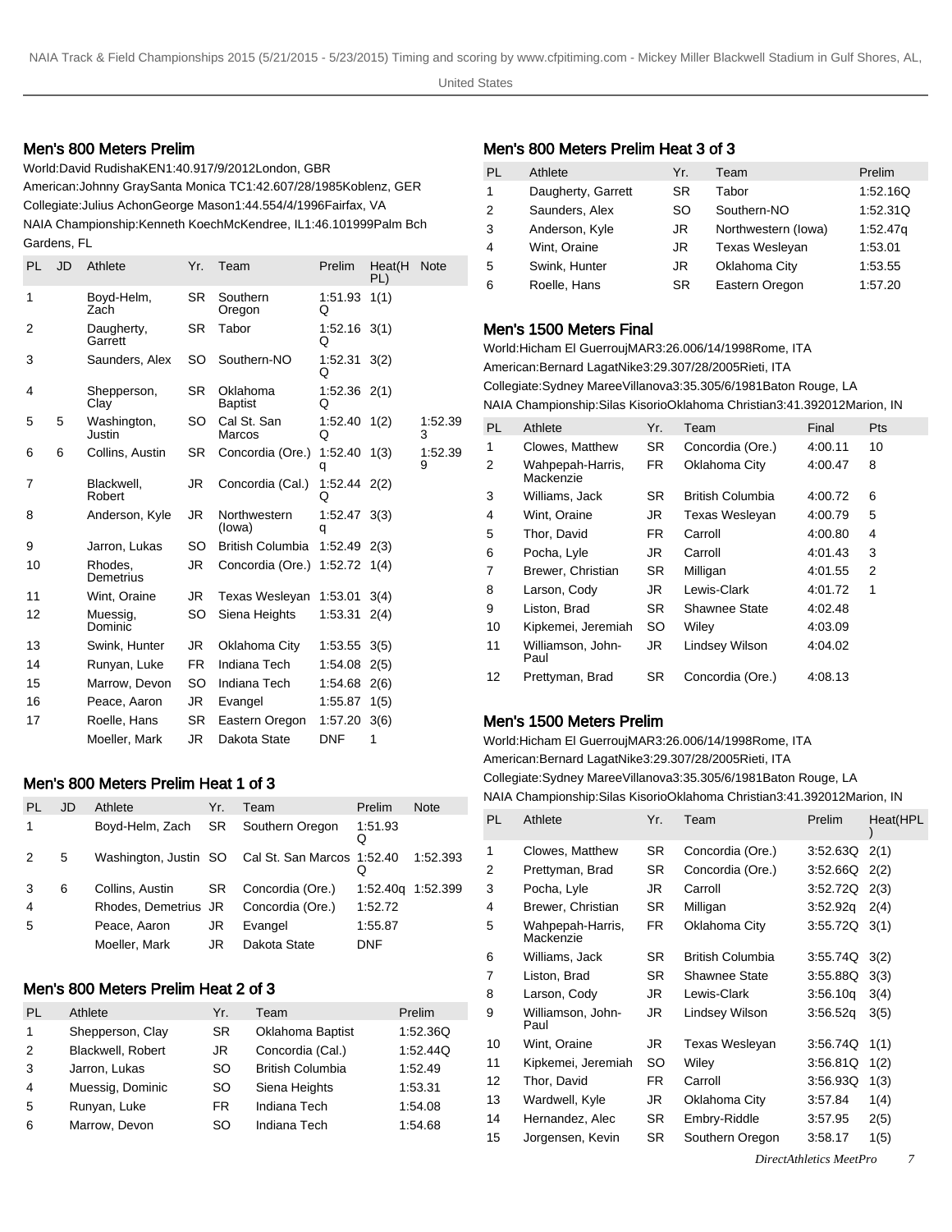## Men's 800 Meters Prelim

World:David RudishaKEN1:40.917/9/2012London, GBR
American:Johnny GraySanta Monica TC1:42.607/28/1985Koblenz, GER
Collegiate:Julius AchonGeorge Mason1:44.554/4/1996Fairfax, VA
NAIA Championship:Kenneth KoechMcKendree, IL1:46.101999Palm Bch Gardens, FL

| PL | JD | Athlete | Yr. | Team | Prelim | Heat(H PL) | Note |
|---|---|---|---|---|---|---|---|
| 1 | | Boyd-Helm, Zach | SR | Southern Oregon | 1:51.93 Q | 1(1) | |
| 2 | | Daugherty, Garrett | SR | Tabor | 1:52.16 Q | 3(1) | |
| 3 | | Saunders, Alex | SO | Southern-NO | 1:52.31 Q | 3(2) | |
| 4 | | Shepperson, Clay | SR | Oklahoma Baptist | 1:52.36 Q | 2(1) | |
| 5 | 5 | Washington, Justin | SO | Cal St. San Marcos | 1:52.40 Q | 1(2) | 1:52.393 |
| 6 | 6 | Collins, Austin | SR | Concordia (Ore.) | 1:52.40 q | 1(3) | 1:52.399 |
| 7 | | Blackwell, Robert | JR | Concordia (Cal.) | 1:52.44 Q | 2(2) | |
| 8 | | Anderson, Kyle | JR | Northwestern (Iowa) | 1:52.47 q | 3(3) | |
| 9 | | Jarron, Lukas | SO | British Columbia | 1:52.49 | 2(3) | |
| 10 | | Rhodes, Demetrius | JR | Concordia (Ore.) | 1:52.72 | 1(4) | |
| 11 | | Wint, Oraine | JR | Texas Wesleyan | 1:53.01 | 3(4) | |
| 12 | | Muessig, Dominic | SO | Siena Heights | 1:53.31 | 2(4) | |
| 13 | | Swink, Hunter | JR | Oklahoma City | 1:53.55 | 3(5) | |
| 14 | | Runyan, Luke | FR | Indiana Tech | 1:54.08 | 2(5) | |
| 15 | | Marrow, Devon | SO | Indiana Tech | 1:54.68 | 2(6) | |
| 16 | | Peace, Aaron | JR | Evangel | 1:55.87 | 1(5) | |
| 17 | | Roelle, Hans | SR | Eastern Oregon | 1:57.20 | 3(6) | |
| | | Moeller, Mark | JR | Dakota State | DNF | 1 | |

## Men's 800 Meters Prelim Heat 1 of 3

| PL | JD | Athlete | Yr. | Team | Prelim | Note |
|---|---|---|---|---|---|---|
| 1 | | Boyd-Helm, Zach | SR | Southern Oregon | 1:51.93 Q | |
| 2 | 5 | Washington, Justin | SO | Cal St. San Marcos | 1:52.40 Q | 1:52.393 |
| 3 | 6 | Collins, Austin | SR | Concordia (Ore.) | 1:52.40q | 1:52.399 |
| 4 | | Rhodes, Demetrius | JR | Concordia (Ore.) | 1:52.72 | |
| 5 | | Peace, Aaron | JR | Evangel | 1:55.87 | |
| | | Moeller, Mark | JR | Dakota State | DNF | |

## Men's 800 Meters Prelim Heat 2 of 3

| PL | Athlete | Yr. | Team | Prelim |
|---|---|---|---|---|
| 1 | Shepperson, Clay | SR | Oklahoma Baptist | 1:52.36Q |
| 2 | Blackwell, Robert | JR | Concordia (Cal.) | 1:52.44Q |
| 3 | Jarron, Lukas | SO | British Columbia | 1:52.49 |
| 4 | Muessig, Dominic | SO | Siena Heights | 1:53.31 |
| 5 | Runyan, Luke | FR | Indiana Tech | 1:54.08 |
| 6 | Marrow, Devon | SO | Indiana Tech | 1:54.68 |

## Men's 800 Meters Prelim Heat 3 of 3

| PL | Athlete | Yr. | Team | Prelim |
|---|---|---|---|---|
| 1 | Daugherty, Garrett | SR | Tabor | 1:52.16Q |
| 2 | Saunders, Alex | SO | Southern-NO | 1:52.31Q |
| 3 | Anderson, Kyle | JR | Northwestern (Iowa) | 1:52.47q |
| 4 | Wint, Oraine | JR | Texas Wesleyan | 1:53.01 |
| 5 | Swink, Hunter | JR | Oklahoma City | 1:53.55 |
| 6 | Roelle, Hans | SR | Eastern Oregon | 1:57.20 |

## Men's 1500 Meters Final

World:Hicham El GuerroujMAR3:26.006/14/1998Rome, ITA
American:Bernard LagatNike3:29.307/28/2005Rieti, ITA
Collegiate:Sydney MareeVillanova3:35.305/6/1981Baton Rouge, LA
NAIA Championship:Silas KisorioOklahoma Christian3:41.392012Marion, IN

| PL | Athlete | Yr. | Team | Final | Pts |
|---|---|---|---|---|---|
| 1 | Clowes, Matthew | SR | Concordia (Ore.) | 4:00.11 | 10 |
| 2 | Wahpepah-Harris, Mackenzie | FR | Oklahoma City | 4:00.47 | 8 |
| 3 | Williams, Jack | SR | British Columbia | 4:00.72 | 6 |
| 4 | Wint, Oraine | JR | Texas Wesleyan | 4:00.79 | 5 |
| 5 | Thor, David | FR | Carroll | 4:00.80 | 4 |
| 6 | Pocha, Lyle | JR | Carroll | 4:01.43 | 3 |
| 7 | Brewer, Christian | SR | Milligan | 4:01.55 | 2 |
| 8 | Larson, Cody | JR | Lewis-Clark | 4:01.72 | 1 |
| 9 | Liston, Brad | SR | Shawnee State | 4:02.48 | |
| 10 | Kipkemei, Jeremiah | SO | Wiley | 4:03.09 | |
| 11 | Williamson, John-Paul | JR | Lindsey Wilson | 4:04.02 | |
| 12 | Prettyman, Brad | SR | Concordia (Ore.) | 4:08.13 | |

## Men's 1500 Meters Prelim

World:Hicham El GuerroujMAR3:26.006/14/1998Rome, ITA
American:Bernard LagatNike3:29.307/28/2005Rieti, ITA
Collegiate:Sydney MareeVillanova3:35.305/6/1981Baton Rouge, LA
NAIA Championship:Silas KisorioOklahoma Christian3:41.392012Marion, IN

| PL | Athlete | Yr. | Team | Prelim | Heat(HPL) |
|---|---|---|---|---|---|
| 1 | Clowes, Matthew | SR | Concordia (Ore.) | 3:52.63Q | 2(1) |
| 2 | Prettyman, Brad | SR | Concordia (Ore.) | 3:52.66Q | 2(2) |
| 3 | Pocha, Lyle | JR | Carroll | 3:52.72Q | 2(3) |
| 4 | Brewer, Christian | SR | Milligan | 3:52.92q | 2(4) |
| 5 | Wahpepah-Harris, Mackenzie | FR | Oklahoma City | 3:55.72Q | 3(1) |
| 6 | Williams, Jack | SR | British Columbia | 3:55.74Q | 3(2) |
| 7 | Liston, Brad | SR | Shawnee State | 3:55.88Q | 3(3) |
| 8 | Larson, Cody | JR | Lewis-Clark | 3:56.10q | 3(4) |
| 9 | Williamson, John-Paul | JR | Lindsey Wilson | 3:56.52q | 3(5) |
| 10 | Wint, Oraine | JR | Texas Wesleyan | 3:56.74Q | 1(1) |
| 11 | Kipkemei, Jeremiah | SO | Wiley | 3:56.81Q | 1(2) |
| 12 | Thor, David | FR | Carroll | 3:56.93Q | 1(3) |
| 13 | Wardwell, Kyle | JR | Oklahoma City | 3:57.84 | 1(4) |
| 14 | Hernandez, Alec | SR | Embry-Riddle | 3:57.95 | 2(5) |
| 15 | Jorgensen, Kevin | SR | Southern Oregon | 3:58.17 | 1(5) |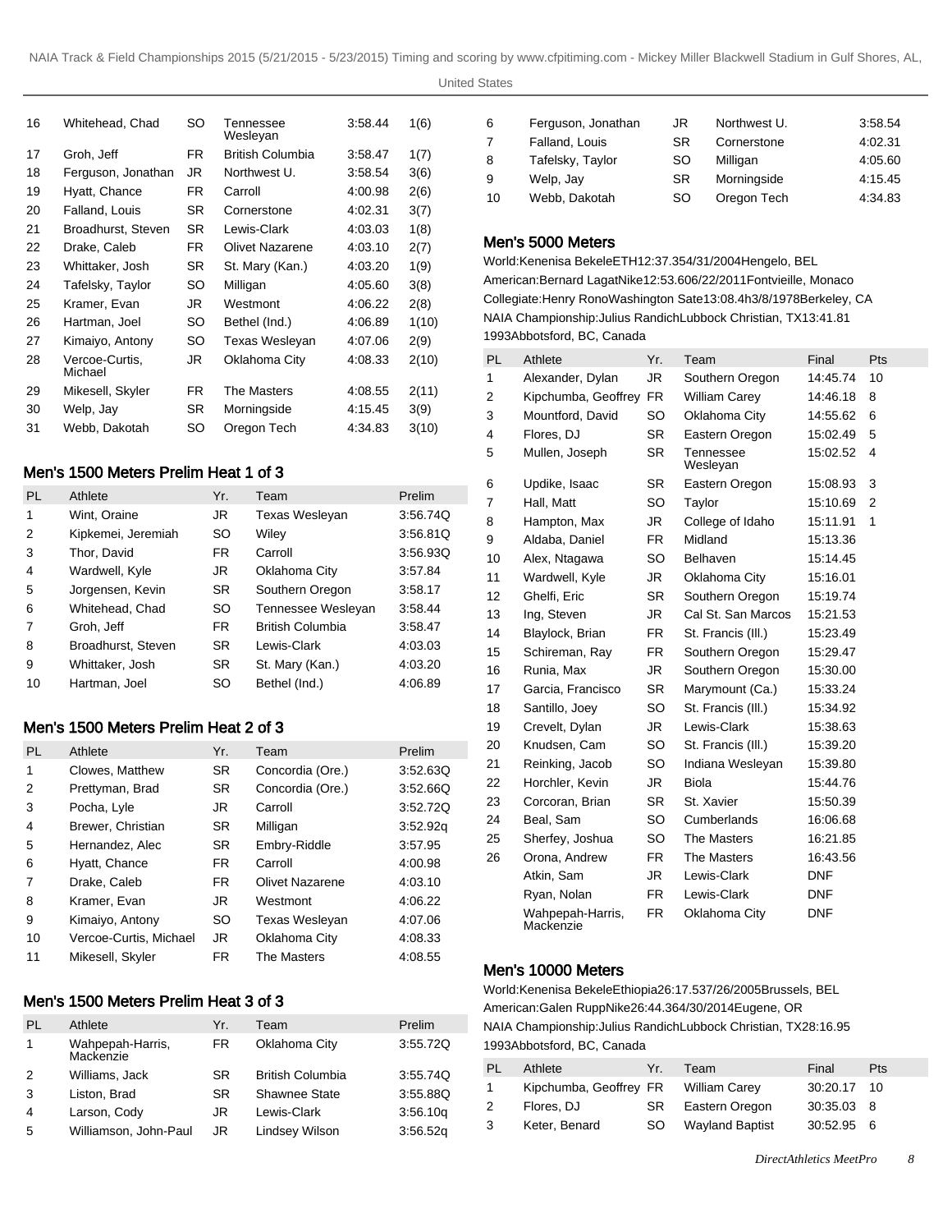| 16 | Whitehead, Chad | SO | Tennessee Wesleyan | 3:58.44 | 1(6) |
|---|---|---|---|---|---|
| 17 | Groh, Jeff | FR | British Columbia | 3:58.47 | 1(7) |
| 18 | Ferguson, Jonathan | JR | Northwest U. | 3:58.54 | 3(6) |
| 19 | Hyatt, Chance | FR | Carroll | 4:00.98 | 2(6) |
| 20 | Falland, Louis | SR | Cornerstone | 4:02.31 | 3(7) |
| 21 | Broadhurst, Steven | SR | Lewis-Clark | 4:03.03 | 1(8) |
| 22 | Drake, Caleb | FR | Olivet Nazarene | 4:03.10 | 2(7) |
| 23 | Whittaker, Josh | SR | St. Mary (Kan.) | 4:03.20 | 1(9) |
| 24 | Tafelsky, Taylor | SO | Milligan | 4:05.60 | 3(8) |
| 25 | Kramer, Evan | JR | Westmont | 4:06.22 | 2(8) |
| 26 | Hartman, Joel | SO | Bethel (Ind.) | 4:06.89 | 1(10) |
| 27 | Kimaiyo, Antony | SO | Texas Wesleyan | 4:07.06 | 2(9) |
| 28 | Vercoe-Curtis, Michael | JR | Oklahoma City | 4:08.33 | 2(10) |
| 29 | Mikesell, Skyler | FR | The Masters | 4:08.55 | 2(11) |
| 30 | Welp, Jay | SR | Morningside | 4:15.45 | 3(9) |
| 31 | Webb, Dakotah | SO | Oregon Tech | 4:34.83 | 3(10) |

## Men's 1500 Meters Prelim Heat 1 of 3

| PL | Athlete | Yr. | Team | Prelim |
|---|---|---|---|---|
| 1 | Wint, Oraine | JR | Texas Wesleyan | 3:56.74Q |
| 2 | Kipkemei, Jeremiah | SO | Wiley | 3:56.81Q |
| 3 | Thor, David | FR | Carroll | 3:56.93Q |
| 4 | Wardwell, Kyle | JR | Oklahoma City | 3:57.84 |
| 5 | Jorgensen, Kevin | SR | Southern Oregon | 3:58.17 |
| 6 | Whitehead, Chad | SO | Tennessee Wesleyan | 3:58.44 |
| 7 | Groh, Jeff | FR | British Columbia | 3:58.47 |
| 8 | Broadhurst, Steven | SR | Lewis-Clark | 4:03.03 |
| 9 | Whittaker, Josh | SR | St. Mary (Kan.) | 4:03.20 |
| 10 | Hartman, Joel | SO | Bethel (Ind.) | 4:06.89 |

## Men's 1500 Meters Prelim Heat 2 of 3

| PL | Athlete | Yr. | Team | Prelim |
|---|---|---|---|---|
| 1 | Clowes, Matthew | SR | Concordia (Ore.) | 3:52.63Q |
| 2 | Prettyman, Brad | SR | Concordia (Ore.) | 3:52.66Q |
| 3 | Pocha, Lyle | JR | Carroll | 3:52.72Q |
| 4 | Brewer, Christian | SR | Milligan | 3:52.92q |
| 5 | Hernandez, Alec | SR | Embry-Riddle | 3:57.95 |
| 6 | Hyatt, Chance | FR | Carroll | 4:00.98 |
| 7 | Drake, Caleb | FR | Olivet Nazarene | 4:03.10 |
| 8 | Kramer, Evan | JR | Westmont | 4:06.22 |
| 9 | Kimaiyo, Antony | SO | Texas Wesleyan | 4:07.06 |
| 10 | Vercoe-Curtis, Michael | JR | Oklahoma City | 4:08.33 |
| 11 | Mikesell, Skyler | FR | The Masters | 4:08.55 |

## Men's 1500 Meters Prelim Heat 3 of 3

| PL | Athlete | Yr. | Team | Prelim |
|---|---|---|---|---|
| 1 | Wahpepah-Harris, Mackenzie | FR | Oklahoma City | 3:55.72Q |
| 2 | Williams, Jack | SR | British Columbia | 3:55.74Q |
| 3 | Liston, Brad | SR | Shawnee State | 3:55.88Q |
| 4 | Larson, Cody | JR | Lewis-Clark | 3:56.10q |
| 5 | Williamson, John-Paul | JR | Lindsey Wilson | 3:56.52q |
| 6 | Ferguson, Jonathan | JR | Northwest U. | 3:58.54 |
| 7 | Falland, Louis | SR | Cornerstone | 4:02.31 |
| 8 | Tafelsky, Taylor | SO | Milligan | 4:05.60 |
| 9 | Welp, Jay | SR | Morningside | 4:15.45 |
| 10 | Webb, Dakotah | SO | Oregon Tech | 4:34.83 |

## Men's 5000 Meters

World:Kenenisa BekeleETH12:37.354/31/2004Hengelo, BEL
American:Bernard LagatNike12:53.606/22/2011Fontvieille, Monaco
Collegiate:Henry RonoWashington Sate13:08.4h3/8/1978Berkeley, CA
NAIA Championship:Julius RandichLubbock Christian, TX13:41.81 1993Abbotsford, BC, Canada

| PL | Athlete | Yr. | Team | Final | Pts |
|---|---|---|---|---|---|
| 1 | Alexander, Dylan | JR | Southern Oregon | 14:45.74 | 10 |
| 2 | Kipchumba, Geoffrey | FR | William Carey | 14:46.18 | 8 |
| 3 | Mountford, David | SO | Oklahoma City | 14:55.62 | 6 |
| 4 | Flores, DJ | SR | Eastern Oregon | 15:02.49 | 5 |
| 5 | Mullen, Joseph | SR | Tennessee Wesleyan | 15:02.52 | 4 |
| 6 | Updike, Isaac | SR | Eastern Oregon | 15:08.93 | 3 |
| 7 | Hall, Matt | SO | Taylor | 15:10.69 | 2 |
| 8 | Hampton, Max | JR | College of Idaho | 15:11.91 | 1 |
| 9 | Aldaba, Daniel | FR | Midland | 15:13.36 | |
| 10 | Alex, Ntagawa | SO | Belhaven | 15:14.45 | |
| 11 | Wardwell, Kyle | JR | Oklahoma City | 15:16.01 | |
| 12 | Ghelfi, Eric | SR | Southern Oregon | 15:19.74 | |
| 13 | Ing, Steven | JR | Cal St. San Marcos | 15:21.53 | |
| 14 | Blaylock, Brian | FR | St. Francis (Ill.) | 15:23.49 | |
| 15 | Schireman, Ray | FR | Southern Oregon | 15:29.47 | |
| 16 | Runia, Max | JR | Southern Oregon | 15:30.00 | |
| 17 | Garcia, Francisco | SR | Marymount (Ca.) | 15:33.24 | |
| 18 | Santillo, Joey | SO | St. Francis (Ill.) | 15:34.92 | |
| 19 | Crevelt, Dylan | JR | Lewis-Clark | 15:38.63 | |
| 20 | Knudsen, Cam | SO | St. Francis (Ill.) | 15:39.20 | |
| 21 | Reinking, Jacob | SO | Indiana Wesleyan | 15:39.80 | |
| 22 | Horchler, Kevin | JR | Biola | 15:44.76 | |
| 23 | Corcoran, Brian | SR | St. Xavier | 15:50.39 | |
| 24 | Beal, Sam | SO | Cumberlands | 16:06.68 | |
| 25 | Sherfey, Joshua | SO | The Masters | 16:21.85 | |
| 26 | Orona, Andrew | FR | The Masters | 16:43.56 | |
| | Atkin, Sam | JR | Lewis-Clark | DNF | |
| | Ryan, Nolan | FR | Lewis-Clark | DNF | |
| | Wahpepah-Harris, Mackenzie | FR | Oklahoma City | DNF | |

## Men's 10000 Meters

World:Kenenisa BekeleEthiopia26:17.537/26/2005Brussels, BEL
American:Galen RuppNike26:44.364/30/2014Eugene, OR
NAIA Championship:Julius RandichLubbock Christian, TX28:16.95 1993Abbotsford, BC, Canada

| PL | Athlete | Yr. | Team | Final | Pts |
|---|---|---|---|---|---|
| 1 | Kipchumba, Geoffrey | FR | William Carey | 30:20.17 | 10 |
| 2 | Flores, DJ | SR | Eastern Oregon | 30:35.03 | 8 |
| 3 | Keter, Benard | SO | Wayland Baptist | 30:52.95 | 6 |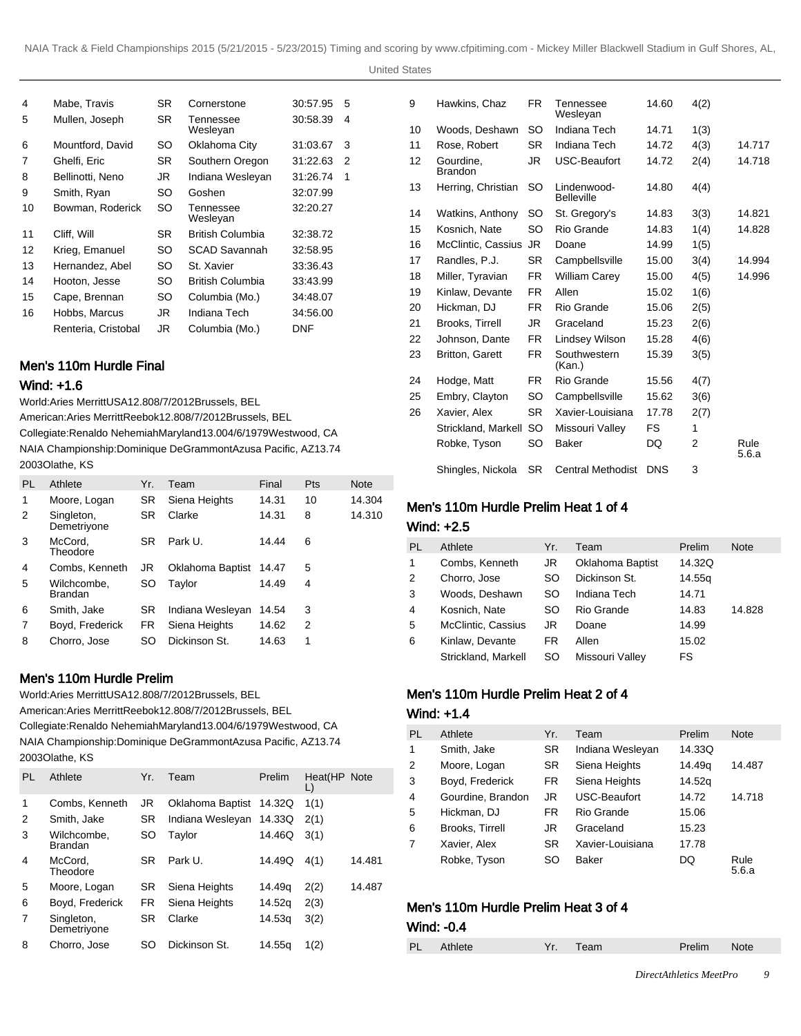| PL | Athlete | Yr. | Team | Final | Pts |
|---|---|---|---|---|---|
| 4 | Mabe, Travis | SR | Cornerstone | 30:57.95 | 5 |
| 5 | Mullen, Joseph | SR | Tennessee Wesleyan | 30:58.39 | 4 |
| 6 | Mountford, David | SO | Oklahoma City | 31:03.67 | 3 |
| 7 | Ghelfi, Eric | SR | Southern Oregon | 31:22.63 | 2 |
| 8 | Bellinotti, Neno | JR | Indiana Wesleyan | 31:26.74 | 1 |
| 9 | Smith, Ryan | SO | Goshen | 32:07.99 | |
| 10 | Bowman, Roderick | SO | Tennessee Wesleyan | 32:20.27 | |
| 11 | Cliff, Will | SR | British Columbia | 32:38.72 | |
| 12 | Krieg, Emanuel | SO | SCAD Savannah | 32:58.95 | |
| 13 | Hernandez, Abel | SO | St. Xavier | 33:36.43 | |
| 14 | Hooton, Jesse | SO | British Columbia | 33:43.99 | |
| 15 | Cape, Brennan | SO | Columbia (Mo.) | 34:48.07 | |
| 16 | Hobbs, Marcus | JR | Indiana Tech | 34:56.00 | |
| | Renteria, Cristobal | JR | Columbia (Mo.) | DNF | |

## Men's 110m Hurdle Final

### Wind: +1.6

World:Aries MerrittUSA12.808/7/2012Brussels, BEL

American:Aries MerrittReebok12.808/7/2012Brussels, BEL

Collegiate:Renaldo NehemiahMaryland13.004/6/1979Westwood, CA

NAIA Championship:Dominique DeGrammontAzusa Pacific, AZ13.74 2003Olathe, KS

| PL | Athlete | Yr. | Team | Final | Pts | Note |
|---|---|---|---|---|---|---|
| 1 | Moore, Logan | SR | Siena Heights | 14.31 | 10 | 14.304 |
| 2 | Singleton, Demetriyone | SR | Clarke | 14.31 | 8 | 14.310 |
| 3 | McCord, Theodore | SR | Park U. | 14.44 | 6 | |
| 4 | Combs, Kenneth | JR | Oklahoma Baptist | 14.47 | 5 | |
| 5 | Wilcombe, Brandan | SO | Taylor | 14.49 | 4 | |
| 6 | Smith, Jake | SR | Indiana Wesleyan | 14.54 | 3 | |
| 7 | Boyd, Frederick | FR | Siena Heights | 14.62 | 2 | |
| 8 | Chorro, Jose | SO | Dickinson St. | 14.63 | 1 | |

## Men's 110m Hurdle Prelim

World:Aries MerrittUSA12.808/7/2012Brussels, BEL

American:Aries MerrittReebok12.808/7/2012Brussels, BEL

Collegiate:Renaldo NehemiahMaryland13.004/6/1979Westwood, CA

NAIA Championship:Dominique DeGrammontAzusa Pacific, AZ13.74 2003Olathe, KS

| PL | Athlete | Yr. | Team | Prelim | Heat(HPL) | Note |
|---|---|---|---|---|---|---|
| 1 | Combs, Kenneth | JR | Oklahoma Baptist | 14.32Q | 1(1) | |
| 2 | Smith, Jake | SR | Indiana Wesleyan | 14.33Q | 2(1) | |
| 3 | Wilcombe, Brandan | SO | Taylor | 14.46Q | 3(1) | |
| 4 | McCord, Theodore | SR | Park U. | 14.49Q | 4(1) | 14.481 |
| 5 | Moore, Logan | SR | Siena Heights | 14.49q | 2(2) | 14.487 |
| 6 | Boyd, Frederick | FR | Siena Heights | 14.52q | 2(3) | |
| 7 | Singleton, Demetriyone | SR | Clarke | 14.53q | 3(2) | |
| 8 | Chorro, Jose | SO | Dickinson St. | 14.55q | 1(2) | |
| 9 | Hawkins, Chaz | FR | Tennessee Wesleyan | 14.60 | 4(2) | |
| 10 | Woods, Deshawn | SO | Indiana Tech | 14.71 | 1(3) | |
| 11 | Rose, Robert | SR | Indiana Tech | 14.72 | 4(3) | 14.717 |
| 12 | Gourdine, Brandon | JR | USC-Beaufort | 14.72 | 2(4) | 14.718 |
| 13 | Herring, Christian | SO | Lindenwood-Belleville | 14.80 | 4(4) | |
| 14 | Watkins, Anthony | SO | St. Gregory's | 14.83 | 3(3) | 14.821 |
| 15 | Kosnich, Nate | SO | Rio Grande | 14.83 | 1(4) | 14.828 |
| 16 | McClintic, Cassius | JR | Doane | 14.99 | 1(5) | |
| 17 | Randles, P.J. | SR | Campbellsville | 15.00 | 3(4) | 14.994 |
| 18 | Miller, Tyravian | FR | William Carey | 15.00 | 4(5) | 14.996 |
| 19 | Kinlaw, Devante | FR | Allen | 15.02 | 1(6) | |
| 20 | Hickman, DJ | FR | Rio Grande | 15.06 | 2(5) | |
| 21 | Brooks, Tirrell | JR | Graceland | 15.23 | 2(6) | |
| 22 | Johnson, Dante | FR | Lindsey Wilson | 15.28 | 4(6) | |
| 23 | Britton, Garett | FR | Southwestern (Kan.) | 15.39 | 3(5) | |
| 24 | Hodge, Matt | FR | Rio Grande | 15.56 | 4(7) | |
| 25 | Embry, Clayton | SO | Campbellsville | 15.62 | 3(6) | |
| 26 | Xavier, Alex | SR | Xavier-Louisiana | 17.78 | 2(7) | |
| | Strickland, Markell | SO | Missouri Valley | FS | 1 | |
| | Robke, Tyson | SO | Baker | DQ | 2 | Rule 5.6.a |
| | Shingles, Nickola | SR | Central Methodist | DNS | 3 | |

## Men's 110m Hurdle Prelim Heat 1 of 4

### Wind: +2.5

| PL | Athlete | Yr. | Team | Prelim | Note |
|---|---|---|---|---|---|
| 1 | Combs, Kenneth | JR | Oklahoma Baptist | 14.32Q | |
| 2 | Chorro, Jose | SO | Dickinson St. | 14.55q | |
| 3 | Woods, Deshawn | SO | Indiana Tech | 14.71 | |
| 4 | Kosnich, Nate | SO | Rio Grande | 14.83 | 14.828 |
| 5 | McClintic, Cassius | JR | Doane | 14.99 | |
| 6 | Kinlaw, Devante | FR | Allen | 15.02 | |
| | Strickland, Markell | SO | Missouri Valley | FS | |

## Men's 110m Hurdle Prelim Heat 2 of 4

### Wind: +1.4

| PL | Athlete | Yr. | Team | Prelim | Note |
|---|---|---|---|---|---|
| 1 | Smith, Jake | SR | Indiana Wesleyan | 14.33Q | |
| 2 | Moore, Logan | SR | Siena Heights | 14.49q | 14.487 |
| 3 | Boyd, Frederick | FR | Siena Heights | 14.52q | |
| 4 | Gourdine, Brandon | JR | USC-Beaufort | 14.72 | 14.718 |
| 5 | Hickman, DJ | FR | Rio Grande | 15.06 | |
| 6 | Brooks, Tirrell | JR | Graceland | 15.23 | |
| 7 | Xavier, Alex | SR | Xavier-Louisiana | 17.78 | |
| | Robke, Tyson | SO | Baker | DQ | Rule 5.6.a |

## Men's 110m Hurdle Prelim Heat 3 of 4

### Wind: -0.4

| PL | Athlete | Yr. | Team | Prelim | Note |
|---|---|---|---|---|---|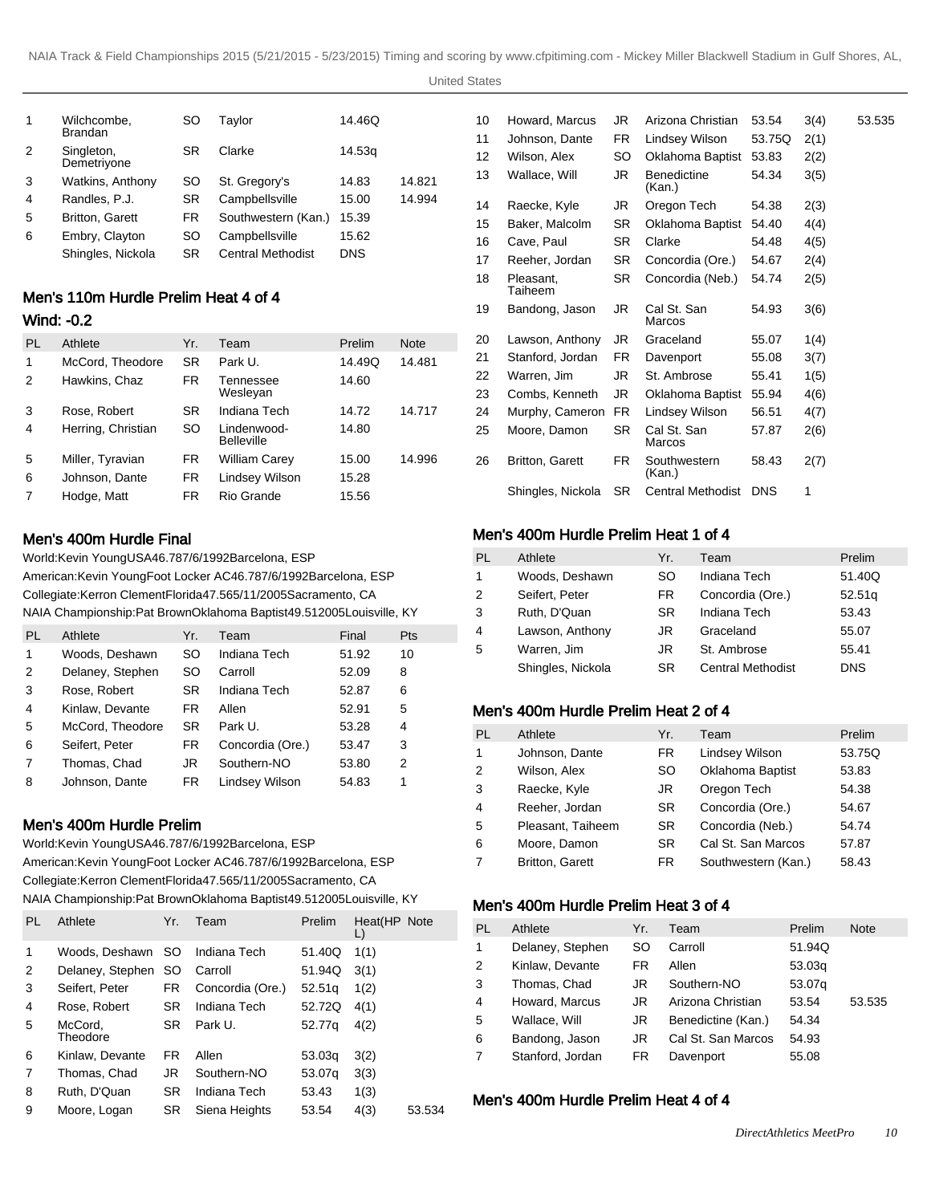| | | | | | |
|---|---|---|---|---|---|
| 1 | Wilchcombe, Brandan | SO | Taylor | 14.46Q | |
| 2 | Singleton, Demetriyone | SR | Clarke | 14.53q | |
| 3 | Watkins, Anthony | SO | St. Gregory's | 14.83 | 14.821 |
| 4 | Randles, P.J. | SR | Campbellsville | 15.00 | 14.994 |
| 5 | Britton, Garett | FR | Southwestern (Kan.) | 15.39 | |
| 6 | Embry, Clayton | SO | Campbellsville | 15.62 | |
| | Shingles, Nickola | SR | Central Methodist | DNS | |

## Men's 110m Hurdle Prelim Heat 4 of 4

**Wind: -0.2**

| PL | Athlete | Yr. | Team | Prelim | Note |
|---|---|---|---|---|---|
| 1 | McCord, Theodore | SR | Park U. | 14.49Q | 14.481 |
| 2 | Hawkins, Chaz | FR | Tennessee Wesleyan | 14.60 | |
| 3 | Rose, Robert | SR | Indiana Tech | 14.72 | 14.717 |
| 4 | Herring, Christian | SO | Lindenwood-Belleville | 14.80 | |
| 5 | Miller, Tyravian | FR | William Carey | 15.00 | 14.996 |
| 6 | Johnson, Dante | FR | Lindsey Wilson | 15.28 | |
| 7 | Hodge, Matt | FR | Rio Grande | 15.56 | |

## Men's 400m Hurdle Final

World:Kevin YoungUSA46.787/6/1992Barcelona, ESP
American:Kevin YoungFoot Locker AC46.787/6/1992Barcelona, ESP
Collegiate:Kerron ClementFlorida47.565/11/2005Sacramento, CA
NAIA Championship:Pat BrownOklahoma Baptist49.512005Louisville, KY

| PL | Athlete | Yr. | Team | Final | Pts |
|---|---|---|---|---|---|
| 1 | Woods, Deshawn | SO | Indiana Tech | 51.92 | 10 |
| 2 | Delaney, Stephen | SO | Carroll | 52.09 | 8 |
| 3 | Rose, Robert | SR | Indiana Tech | 52.87 | 6 |
| 4 | Kinlaw, Devante | FR | Allen | 52.91 | 5 |
| 5 | McCord, Theodore | SR | Park U. | 53.28 | 4 |
| 6 | Seifert, Peter | FR | Concordia (Ore.) | 53.47 | 3 |
| 7 | Thomas, Chad | JR | Southern-NO | 53.80 | 2 |
| 8 | Johnson, Dante | FR | Lindsey Wilson | 54.83 | 1 |

## Men's 400m Hurdle Prelim

World:Kevin YoungUSA46.787/6/1992Barcelona, ESP
American:Kevin YoungFoot Locker AC46.787/6/1992Barcelona, ESP
Collegiate:Kerron ClementFlorida47.565/11/2005Sacramento, CA
NAIA Championship:Pat BrownOklahoma Baptist49.512005Louisville, KY

| PL | Athlete | Yr. | Team | Prelim | Heat(HPL) | Note |
|---|---|---|---|---|---|---|
| 1 | Woods, Deshawn | SO | Indiana Tech | 51.40Q | 1(1) | |
| 2 | Delaney, Stephen | SO | Carroll | 51.94Q | 3(1) | |
| 3 | Seifert, Peter | FR | Concordia (Ore.) | 52.51q | 1(2) | |
| 4 | Rose, Robert | SR | Indiana Tech | 52.72Q | 4(1) | |
| 5 | McCord, Theodore | SR | Park U. | 52.77q | 4(2) | |
| 6 | Kinlaw, Devante | FR | Allen | 53.03q | 3(2) | |
| 7 | Thomas, Chad | JR | Southern-NO | 53.07q | 3(3) | |
| 8 | Ruth, D'Quan | SR | Indiana Tech | 53.43 | 1(3) | |
| 9 | Moore, Logan | SR | Siena Heights | 53.54 | 4(3) | 53.534 |
| 10 | Howard, Marcus | JR | Arizona Christian | 53.54 | 3(4) | 53.535 |
| 11 | Johnson, Dante | FR | Lindsey Wilson | 53.75Q | 2(1) | |
| 12 | Wilson, Alex | SO | Oklahoma Baptist | 53.83 | 2(2) | |
| 13 | Wallace, Will | JR | Benedictine (Kan.) | 54.34 | 3(5) | |
| 14 | Raecke, Kyle | JR | Oregon Tech | 54.38 | 2(3) | |
| 15 | Baker, Malcolm | SR | Oklahoma Baptist | 54.40 | 4(4) | |
| 16 | Cave, Paul | SR | Clarke | 54.48 | 4(5) | |
| 17 | Reeher, Jordan | SR | Concordia (Ore.) | 54.67 | 2(4) | |
| 18 | Pleasant, Taiheem | SR | Concordia (Neb.) | 54.74 | 2(5) | |
| 19 | Bandong, Jason | JR | Cal St. San Marcos | 54.93 | 3(6) | |
| 20 | Lawson, Anthony | JR | Graceland | 55.07 | 1(4) | |
| 21 | Stanford, Jordan | FR | Davenport | 55.08 | 3(7) | |
| 22 | Warren, Jim | JR | St. Ambrose | 55.41 | 1(5) | |
| 23 | Combs, Kenneth | JR | Oklahoma Baptist | 55.94 | 4(6) | |
| 24 | Murphy, Cameron | FR | Lindsey Wilson | 56.51 | 4(7) | |
| 25 | Moore, Damon | SR | Cal St. San Marcos | 57.87 | 2(6) | |
| 26 | Britton, Garett | FR | Southwestern (Kan.) | 58.43 | 2(7) | |
| | Shingles, Nickola | SR | Central Methodist | DNS | 1 | |

## Men's 400m Hurdle Prelim Heat 1 of 4

| PL | Athlete | Yr. | Team | Prelim |
|---|---|---|---|---|
| 1 | Woods, Deshawn | SO | Indiana Tech | 51.40Q |
| 2 | Seifert, Peter | FR | Concordia (Ore.) | 52.51q |
| 3 | Ruth, D'Quan | SR | Indiana Tech | 53.43 |
| 4 | Lawson, Anthony | JR | Graceland | 55.07 |
| 5 | Warren, Jim | JR | St. Ambrose | 55.41 |
| | Shingles, Nickola | SR | Central Methodist | DNS |

## Men's 400m Hurdle Prelim Heat 2 of 4

| PL | Athlete | Yr. | Team | Prelim |
|---|---|---|---|---|
| 1 | Johnson, Dante | FR | Lindsey Wilson | 53.75Q |
| 2 | Wilson, Alex | SO | Oklahoma Baptist | 53.83 |
| 3 | Raecke, Kyle | JR | Oregon Tech | 54.38 |
| 4 | Reeher, Jordan | SR | Concordia (Ore.) | 54.67 |
| 5 | Pleasant, Taiheem | SR | Concordia (Neb.) | 54.74 |
| 6 | Moore, Damon | SR | Cal St. San Marcos | 57.87 |
| 7 | Britton, Garett | FR | Southwestern (Kan.) | 58.43 |

## Men's 400m Hurdle Prelim Heat 3 of 4

| PL | Athlete | Yr. | Team | Prelim | Note |
|---|---|---|---|---|---|
| 1 | Delaney, Stephen | SO | Carroll | 51.94Q | |
| 2 | Kinlaw, Devante | FR | Allen | 53.03q | |
| 3 | Thomas, Chad | JR | Southern-NO | 53.07q | |
| 4 | Howard, Marcus | JR | Arizona Christian | 53.54 | 53.535 |
| 5 | Wallace, Will | JR | Benedictine (Kan.) | 54.34 | |
| 6 | Bandong, Jason | JR | Cal St. San Marcos | 54.93 | |
| 7 | Stanford, Jordan | FR | Davenport | 55.08 | |

## Men's 400m Hurdle Prelim Heat 4 of 4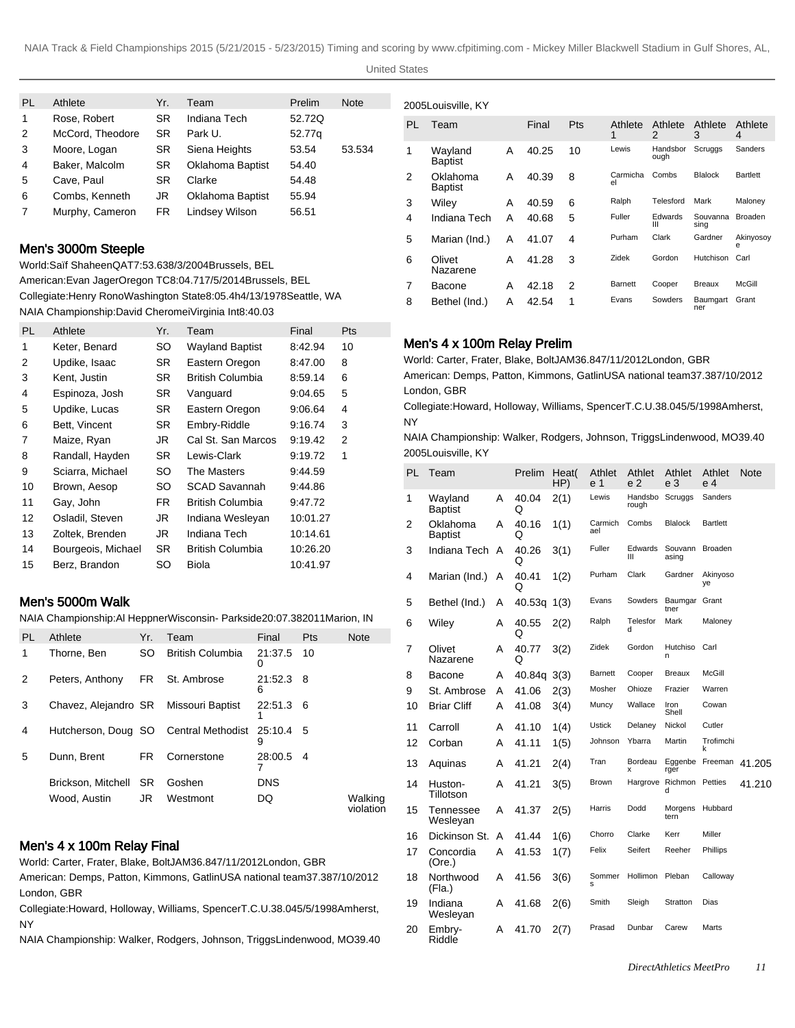| PL | Athlete | Yr. | Team | Prelim | Note |
|---|---|---|---|---|---|
| 1 | Rose, Robert | SR | Indiana Tech | 52.72Q | |
| 2 | McCord, Theodore | SR | Park U. | 52.77q | |
| 3 | Moore, Logan | SR | Siena Heights | 53.54 | 53.534 |
| 4 | Baker, Malcolm | SR | Oklahoma Baptist | 54.40 | |
| 5 | Cave, Paul | SR | Clarke | 54.48 | |
| 6 | Combs, Kenneth | JR | Oklahoma Baptist | 55.94 | |
| 7 | Murphy, Cameron | FR | Lindsey Wilson | 56.51 | |

## Men's 3000m Steeple

World:Saïf ShaheenQAT7:53.638/3/2004Brussels, BEL

American:Evan JagerOregon TC8:04.717/5/2014Brussels, BEL

Collegiate:Henry RonoWashington State8:05.4h4/13/1978Seattle, WA

NAIA Championship:David CheromeiVirginia Int8:40.03

| PL | Athlete | Yr. | Team | Final | Pts |
|---|---|---|---|---|---|
| 1 | Keter, Benard | SO | Wayland Baptist | 8:42.94 | 10 |
| 2 | Updike, Isaac | SR | Eastern Oregon | 8:47.00 | 8 |
| 3 | Kent, Justin | SR | British Columbia | 8:59.14 | 6 |
| 4 | Espinoza, Josh | SR | Vanguard | 9:04.65 | 5 |
| 5 | Updike, Lucas | SR | Eastern Oregon | 9:06.64 | 4 |
| 6 | Bett, Vincent | SR | Embry-Riddle | 9:16.74 | 3 |
| 7 | Maize, Ryan | JR | Cal St. San Marcos | 9:19.42 | 2 |
| 8 | Randall, Hayden | SR | Lewis-Clark | 9:19.72 | 1 |
| 9 | Sciarra, Michael | SO | The Masters | 9:44.59 | |
| 10 | Brown, Aesop | SO | SCAD Savannah | 9:44.86 | |
| 11 | Gay, John | FR | British Columbia | 9:47.72 | |
| 12 | Osladil, Steven | JR | Indiana Wesleyan | 10:01.27 | |
| 13 | Zoltek, Brenden | JR | Indiana Tech | 10:14.61 | |
| 14 | Bourgeois, Michael | SR | British Columbia | 10:26.20 | |
| 15 | Berz, Brandon | SO | Biola | 10:41.97 | |

## Men's 5000m Walk

NAIA Championship:Al HeppnerWisconsin- Parkside20:07.382011Marion, IN

| PL | Athlete | Yr. | Team | Final | Pts | Note |
|---|---|---|---|---|---|---|
| 1 | Thorne, Ben | SO | British Columbia | 21:37.50 | 10 | |
| 2 | Peters, Anthony | FR | St. Ambrose | 21:52.36 | 8 | |
| 3 | Chavez, Alejandro | SR | Missouri Baptist | 22:51.31 | 6 | |
| 4 | Hutcherson, Doug | SO | Central Methodist | 25:10.49 | 5 | |
| 5 | Dunn, Brent | FR | Cornerstone | 28:00.57 | 4 | |
| | Brickson, Mitchell | SR | Goshen | DNS | | |
| | Wood, Austin | JR | Westmont | DQ | | Walking violation |

## Men's 4 x 100m Relay Final

World: Carter, Frater, Blake, BoltJAM36.847/11/2012London, GBR

American: Demps, Patton, Kimmons, GatlinUSA national team37.387/10/2012 London, GBR

Collegiate:Howard, Holloway, Williams, SpencerT.C.U.38.045/5/1998Amherst, NY

NAIA Championship: Walker, Rodgers, Johnson, TriggsLindenwood, MO39.40 2005Louisville, KY

| PL | Team | | Final | Pts | Athlete 1 | Athlete 2 | Athlete 3 | Athlete 4 |
|---|---|---|---|---|---|---|---|---|
| 1 | Wayland Baptist | A | 40.25 | 10 | Lewis | Handsborough | Scruggs | Sanders |
| 2 | Oklahoma Baptist | A | 40.39 | 8 | Carmichael | Combs | Blalock | Bartlett |
| 3 | Wiley | A | 40.59 | 6 | Ralph | Telesford | Mark | Maloney |
| 4 | Indiana Tech | A | 40.68 | 5 | Fuller | Edwards III | Souvannasing | Broaden |
| 5 | Marian (Ind.) | A | 41.07 | 4 | Purham | Clark | Gardner | Akinyosoye |
| 6 | Olivet Nazarene | A | 41.28 | 3 | Zidek | Gordon | Hutchison | Carl |
| 7 | Bacone | A | 42.18 | 2 | Barnett | Cooper | Breaux | McGill |
| 8 | Bethel (Ind.) | A | 42.54 | 1 | Evans | Sowders | Baumgartner | Grant |

## Men's 4 x 100m Relay Prelim

World: Carter, Frater, Blake, BoltJAM36.847/11/2012London, GBR

American: Demps, Patton, Kimmons, GatlinUSA national team37.387/10/2012 London, GBR

Collegiate:Howard, Holloway, Williams, SpencerT.C.U.38.045/5/1998Amherst, NY

NAIA Championship: Walker, Rodgers, Johnson, TriggsLindenwood, MO39.40 2005Louisville, KY

| PL | Team | | Prelim | Heat(HP) | Athlete 1 | Athlete 2 | Athlete 3 | Athlete 4 | Note |
|---|---|---|---|---|---|---|---|---|---|
| 1 | Wayland Baptist | A | 40.04 Q | 2(1) | Lewis | Handsborough | Scruggs | Sanders | |
| 2 | Oklahoma Baptist | A | 40.16 Q | 1(1) | Carmichael | Combs | Blalock | Bartlett | |
| 3 | Indiana Tech | A | 40.26 Q | 3(1) | Fuller | Edwards III | Souvannasing | Broaden | |
| 4 | Marian (Ind.) | A | 40.41 Q | 1(2) | Purham | Clark | Gardner | Akinyosoye | |
| 5 | Bethel (Ind.) | A | 40.53q | 1(3) | Evans | Sowders | Baumgartner | Grant | |
| 6 | Wiley | A | 40.55 Q | 2(2) | Ralph | Telesford | Mark | Maloney | |
| 7 | Olivet Nazarene | A | 40.77 Q | 3(2) | Zidek | Gordon | Hutchison | Carl | |
| 8 | Bacone | A | 40.84q | 3(3) | Barnett | Cooper | Breaux | McGill | |
| 9 | St. Ambrose | A | 41.06 | 2(3) | Mosher | Ohioze | Frazier | Warren | |
| 10 | Briar Cliff | A | 41.08 | 3(4) | Muncy | Wallace | Iron Shell | Cowan | |
| 11 | Carroll | A | 41.10 | 1(4) | Ustick | Delaney | Nickol | Cutler | |
| 12 | Corban | A | 41.11 | 1(5) | Johnson | Ybarra | Martin | Trofimchik | |
| 13 | Aquinas | A | 41.21 | 2(4) | Tran | Bordeaux | Eggenberger | Freeman | 41.205 |
| 14 | Huston-Tillotson | A | 41.21 | 3(5) | Brown | Hargrove | Richmond | Petties | 41.210 |
| 15 | Tennessee Wesleyan | A | 41.37 | 2(5) | Harris | Dodd | Morgenstern | Hubbard | |
| 16 | Dickinson St. | A | 41.44 | 1(6) | Chorro | Clarke | Kerr | Miller | |
| 17 | Concordia (Ore.) | A | 41.53 | 1(7) | Felix | Seifert | Reeher | Phillips | |
| 18 | Northwood (Fla.) | A | 41.56 | 3(6) | Sommers | Hollimon | Pleban | Calloway | |
| 19 | Indiana Wesleyan | A | 41.68 | 2(6) | Smith | Sleigh | Stratton | Dias | |
| 20 | Embry-Riddle | A | 41.70 | 2(7) | Prasad | Dunbar | Carew | Marts | |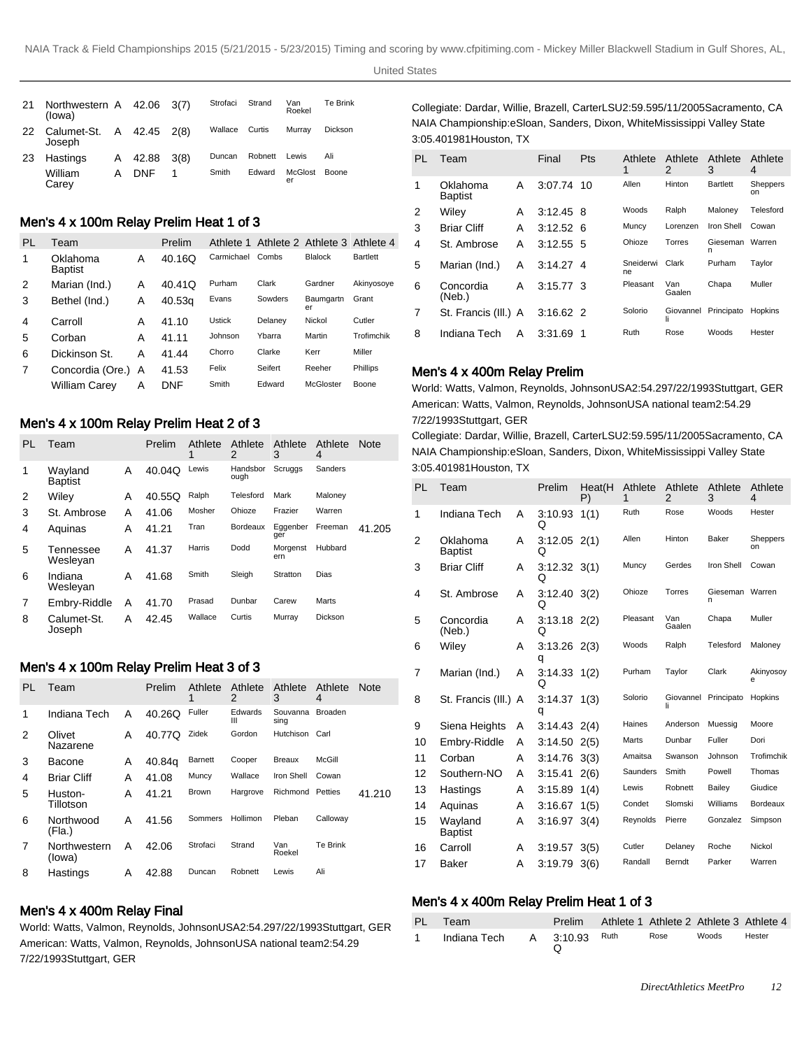| 21 | Northwestern (Iowa) | A | 42.06 | 3(7) | Strofaci | Strand | Van Roekel | Te Brink |
|---|---|---|---|---|---|---|---|---|
| 22 | Calumet-St. Joseph | A | 42.45 | 2(8) | Wallace | Curtis | Murray | Dickson |
| 23 | Hastings | A | 42.88 | 3(8) | Duncan | Robnett | Lewis | Ali |
| | William Carey | A | DNF | 1 | Smith | Edward | McGloster | Boone |

### Men's 4 x 100m Relay Prelim Heat 1 of 3

| PL | Team | | Prelim | Athlete 1 | Athlete 2 | Athlete 3 | Athlete 4 |
|---|---|---|---|---|---|---|---|
| 1 | Oklahoma Baptist | A | 40.16Q | Carmichael | Combs | Blalock | Bartlett |
| 2 | Marian (Ind.) | A | 40.41Q | Purham | Clark | Gardner | Akinyosoye |
| 3 | Bethel (Ind.) | A | 40.53q | Evans | Sowders | Baumgartner | Grant |
| 4 | Carroll | A | 41.10 | Ustick | Delaney | Nickol | Cutler |
| 5 | Corban | A | 41.11 | Johnson | Ybarra | Martin | Trofimchik |
| 6 | Dickinson St. | A | 41.44 | Chorro | Clarke | Kerr | Miller |
| 7 | Concordia (Ore.) | A | 41.53 | Felix | Seifert | Reeher | Phillips |
| | William Carey | A | DNF | Smith | Edward | McGloster | Boone |

### Men's 4 x 100m Relay Prelim Heat 2 of 3

| PL | Team | | Prelim | Athlete 1 | Athlete 2 | Athlete 3 | Athlete 4 | Note |
|---|---|---|---|---|---|---|---|---|
| 1 | Wayland Baptist | A | 40.04Q | Lewis | Handsborough | Scruggs | Sanders | |
| 2 | Wiley | A | 40.55Q | Ralph | Telesford | Mark | Maloney | |
| 3 | St. Ambrose | A | 41.06 | Mosher | Ohioze | Frazier | Warren | |
| 4 | Aquinas | A | 41.21 | Tran | Bordeaux | Eggenberger | Freeman | 41.205 |
| 5 | Tennessee Wesleyan | A | 41.37 | Harris | Dodd | Morgenstern | Hubbard | |
| 6 | Indiana Wesleyan | A | 41.68 | Smith | Sleigh | Stratton | Dias | |
| 7 | Embry-Riddle | A | 41.70 | Prasad | Dunbar | Carew | Marts | |
| 8 | Calumet-St. Joseph | A | 42.45 | Wallace | Curtis | Murray | Dickson | |

### Men's 4 x 100m Relay Prelim Heat 3 of 3

| PL | Team | | Prelim | Athlete 1 | Athlete 2 | Athlete 3 | Athlete 4 | Note |
|---|---|---|---|---|---|---|---|---|
| 1 | Indiana Tech | A | 40.26Q | Fuller | Edwards III | Souvannasing | Broaden | |
| 2 | Olivet Nazarene | A | 40.77Q | Zidek | Gordon | Hutchison | Carl | |
| 3 | Bacone | A | 40.84q | Barnett | Cooper | Breaux | McGill | |
| 4 | Briar Cliff | A | 41.08 | Muncy | Wallace | Iron Shell | Cowan | |
| 5 | Huston-Tillotson | A | 41.21 | Brown | Hargrove | Richmond | Petties | 41.210 |
| 6 | Northwood (Fla.) | A | 41.56 | Sommers | Hollimon | Pleban | Calloway | |
| 7 | Northwestern (Iowa) | A | 42.06 | Strofaci | Strand | Van Roekel | Te Brink | |
| 8 | Hastings | A | 42.88 | Duncan | Robnett | Lewis | Ali | |

### Men's 4 x 400m Relay Final

World: Watts, Valmon, Reynolds, JohnsonUSA2:54.297/22/1993Stuttgart, GER
American: Watts, Valmon, Reynolds, JohnsonUSA national team2:54.29 7/22/1993Stuttgart, GER
Collegiate: Dardar, Willie, Brazell, CarterLSU2:59.595/11/2005Sacramento, CA
NAIA Championship:eSloan, Sanders, Dixon, WhiteMississippi Valley State 3:05.401981Houston, TX

| PL | Team | | Final | Pts | Athlete 1 | Athlete 2 | Athlete 3 | Athlete 4 |
|---|---|---|---|---|---|---|---|---|
| 1 | Oklahoma Baptist | A | 3:07.74 | 10 | Allen | Hinton | Bartlett | Sheppers on |
| 2 | Wiley | A | 3:12.45 | 8 | Woods | Ralph | Maloney | Telesford |
| 3 | Briar Cliff | A | 3:12.52 | 6 | Muncy | Lorenzen | Iron Shell | Cowan |
| 4 | St. Ambrose | A | 3:12.55 | 5 | Ohioze | Torres | Gieseman n | Warren |
| 5 | Marian (Ind.) | A | 3:14.27 | 4 | Sneiderwi ne | Clark | Purham | Taylor |
| 6 | Concordia (Neb.) | A | 3:15.77 | 3 | Pleasant | Van Gaalen | Chapa | Muller |
| 7 | St. Francis (Ill.) | A | 3:16.62 | 2 | Solorio | Giovannel li | Principato | Hopkins |
| 8 | Indiana Tech | A | 3:31.69 | 1 | Ruth | Rose | Woods | Hester |

### Men's 4 x 400m Relay Prelim

World: Watts, Valmon, Reynolds, JohnsonUSA2:54.297/22/1993Stuttgart, GER
American: Watts, Valmon, Reynolds, JohnsonUSA national team2:54.29 7/22/1993Stuttgart, GER
Collegiate: Dardar, Willie, Brazell, CarterLSU2:59.595/11/2005Sacramento, CA
NAIA Championship:eSloan, Sanders, Dixon, WhiteMississippi Valley State 3:05.401981Houston, TX

| PL | Team | | Prelim | Heat(HP) | Athlete 1 | Athlete 2 | Athlete 3 | Athlete 4 |
|---|---|---|---|---|---|---|---|---|
| 1 | Indiana Tech | A | 3:10.93 Q | 1(1) | Ruth | Rose | Woods | Hester |
| 2 | Oklahoma Baptist | A | 3:12.05 Q | 2(1) | Allen | Hinton | Baker | Sheppers on |
| 3 | Briar Cliff | A | 3:12.32 Q | 3(1) | Muncy | Gerdes | Iron Shell | Cowan |
| 4 | St. Ambrose | A | 3:12.40 Q | 3(2) | Ohioze | Torres | Gieseman n | Warren |
| 5 | Concordia (Neb.) | A | 3:13.18 Q | 2(2) | Pleasant | Van Gaalen | Chapa | Muller |
| 6 | Wiley | A | 3:13.26 q | 2(3) | Woods | Ralph | Telesford | Maloney |
| 7 | Marian (Ind.) | A | 3:14.33 Q | 1(2) | Purham | Taylor | Clark | Akinyosoy e |
| 8 | St. Francis (Ill.) | A | 3:14.37 q | 1(3) | Solorio | Giovannel li | Principato | Hopkins |
| 9 | Siena Heights | A | 3:14.43 | 2(4) | Haines | Anderson | Muessig | Moore |
| 10 | Embry-Riddle | A | 3:14.50 | 2(5) | Marts | Dunbar | Fuller | Dori |
| 11 | Corban | A | 3:14.76 | 3(3) | Amaitsa | Swanson | Johnson | Trofimchik |
| 12 | Southern-NO | A | 3:15.41 | 2(6) | Saunders | Smith | Powell | Thomas |
| 13 | Hastings | A | 3:15.89 | 1(4) | Lewis | Robnett | Bailey | Giudice |
| 14 | Aquinas | A | 3:16.67 | 1(5) | Condet | Slomski | Williams | Bordeaux |
| 15 | Wayland Baptist | A | 3:16.97 | 3(4) | Reynolds | Pierre | Gonzalez | Simpson |
| 16 | Carroll | A | 3:19.57 | 3(5) | Cutler | Delaney | Roche | Nickol |
| 17 | Baker | A | 3:19.79 | 3(6) | Randall | Berndt | Parker | Warren |

### Men's 4 x 400m Relay Prelim Heat 1 of 3

| PL | Team | | Prelim | Athlete 1 | Athlete 2 | Athlete 3 | Athlete 4 |
|---|---|---|---|---|---|---|---|
| 1 | Indiana Tech | A | 3:10.93 Q | Ruth | Rose | Woods | Hester |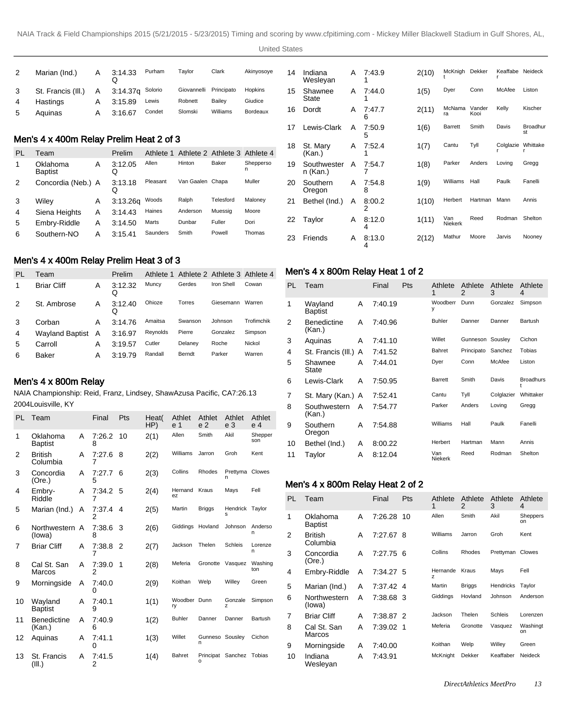| PL | Team | | Prelim | Athlete 1 | Athlete 2 | Athlete 3 | Athlete 4 |
|---|---|---|---|---|---|---|---|
| 2 | Marian (Ind.) | A | 3:14.33 Q | Purham | Taylor | Clark | Akinyosoye |
| 3 | St. Francis (Ill.) | A | 3:14.37q | Solorio | Giovannelli | Principato | Hopkins |
| 4 | Hastings | A | 3:15.89 | Lewis | Robnett | Bailey | Giudice |
| 5 | Aquinas | A | 3:16.67 | Condet | Slomski | Williams | Bordeaux |

## Men's 4 x 400m Relay Prelim Heat 2 of 3

| PL | Team | | Prelim | Athlete 1 | Athlete 2 | Athlete 3 | Athlete 4 |
|---|---|---|---|---|---|---|---|
| 1 | Oklahoma Baptist | A | 3:12.05 Q | Allen | Hinton | Baker | Shepperson |
| 2 | Concordia (Neb.) | A | 3:13.18 Q | Pleasant | Van Gaalen | Chapa | Muller |
| 3 | Wiley | A | 3:13.26q | Woods | Ralph | Telesford | Maloney |
| 4 | Siena Heights | A | 3:14.43 | Haines | Anderson | Muessig | Moore |
| 5 | Embry-Riddle | A | 3:14.50 | Marts | Dunbar | Fuller | Dori |
| 6 | Southern-NO | A | 3:15.41 | Saunders | Smith | Powell | Thomas |

## Men's 4 x 400m Relay Prelim Heat 3 of 3

| PL | Team | | Prelim | Athlete 1 | Athlete 2 | Athlete 3 | Athlete 4 |
|---|---|---|---|---|---|---|---|
| 1 | Briar Cliff | A | 3:12.32 Q | Muncy | Gerdes | Iron Shell | Cowan |
| 2 | St. Ambrose | A | 3:12.40 Q | Ohioze | Torres | Giesemann | Warren |
| 3 | Corban | A | 3:14.76 | Amaitsa | Swanson | Johnson | Trofimchik |
| 4 | Wayland Baptist | A | 3:16.97 | Reynolds | Pierre | Gonzalez | Simpson |
| 5 | Carroll | A | 3:19.57 | Cutler | Delaney | Roche | Nickol |
| 6 | Baker | A | 3:19.79 | Randall | Berndt | Parker | Warren |

## Men's 4 x 800m Relay

NAIA Championship: Reid, Franz, Lindsey, ShawAzusa Pacific, CA7:26.13 2004Louisville, KY

| PL | Team | | Final | Pts | Heat(HP) | Athlete 1 | Athlete 2 | Athlete 3 | Athlete 4 |
|---|---|---|---|---|---|---|---|---|---|
| 1 | Oklahoma Baptist | A | 7:26.28 | 10 | 2(1) | Allen | Smith | Akil | Shepperson |
| 2 | British Columbia | A | 7:27.67 | 8 | 2(2) | Williams | Jarron | Groh | Kent |
| 3 | Concordia (Ore.) | A | 7:27.75 | 6 | 2(3) | Collins | Rhodes | Prettyman | Clowes |
| 4 | Embry-Riddle | A | 7:34.27 | 5 | 2(4) | Hernandez | Kraus | Mays | Fell |
| 5 | Marian (Ind.) | A | 7:37.42 | 4 | 2(5) | Martin | Briggs | Hendricks | Taylor |
| 6 | Northwestern (Iowa) | A | 7:38.68 | 3 | 2(6) | Giddings | Hovland | Johnson | Anderson |
| 7 | Briar Cliff | A | 7:38.87 | 2 | 2(7) | Jackson | Thelen | Schleis | Lorenzen |
| 8 | Cal St. San Marcos | A | 7:39.02 | 1 | 2(8) | Meferia | Gronotte | Vasquez | Washington |
| 9 | Morningside | A | 7:40.00 | | 2(9) | Koithan | Welp | Willey | Green |
| 10 | Wayland Baptist | A | 7:40.19 | | 1(1) | Woodberry | Dunn | Gonzalez | Simpson |
| 11 | Benedictine (Kan.) | A | 7:40.96 | | 1(2) | Buhler | Danner | Danner | Bartush |
| 12 | Aquinas | A | 7:41.10 | | 1(3) | Willet | Gunneson | Sousley | Cichon |
| 13 | St. Francis (Ill.) | A | 7:41.52 | | 1(4) | Bahret | Principato | Sanchez | Tobias |
| 14 | Indiana Wesleyan | A | 7:43.91 | | 2(10) | McKnight | Dekker | Keaffaber | Neideck |
| 15 | Shawnee State | A | 7:44.01 | | 1(5) | Dyer | Conn | McAfee | Liston |
| 16 | Dordt | A | 7:47.76 | | 2(11) | McNamara | Vander Kooi | Kelly | Kischer |
| 17 | Lewis-Clark | A | 7:50.95 | | 1(6) | Barrett | Smith | Davis | Broadhurst |
| 18 | St. Mary (Kan.) | A | 7:52.41 | | 1(7) | Cantu | Tyll | Colglazier | Whittaker |
| 19 | Southwestern (Kan.) | A | 7:54.77 | | 1(8) | Parker | Anders | Loving | Gregg |
| 20 | Southern Oregon | A | 7:54.88 | | 1(9) | Williams | Hall | Paulk | Fanelli |
| 21 | Bethel (Ind.) | A | 8:00.22 | | 1(10) | Herbert | Hartman | Mann | Annis |
| 22 | Taylor | A | 8:12.04 | | 1(11) | Van Niekerk | Reed | Rodman | Shelton |
| 23 | Friends | A | 8:13.04 | | 2(12) | Mathur | Moore | Jarvis | Nooney |

## Men's 4 x 800m Relay Heat 1 of 2

| PL | Team | | Final | Pts | Athlete 1 | Athlete 2 | Athlete 3 | Athlete 4 |
|---|---|---|---|---|---|---|---|---|
| 1 | Wayland Baptist | A | 7:40.19 | | Woodberry | Dunn | Gonzalez | Simpson |
| 2 | Benedictine (Kan.) | A | 7:40.96 | | Buhler | Danner | Danner | Bartush |
| 3 | Aquinas | A | 7:41.10 | | Willet | Gunneson | Sousley | Cichon |
| 4 | St. Francis (Ill.) | A | 7:41.52 | | Bahret | Principato | Sanchez | Tobias |
| 5 | Shawnee State | A | 7:44.01 | | Dyer | Conn | McAfee | Liston |
| 6 | Lewis-Clark | A | 7:50.95 | | Barrett | Smith | Davis | Broadhurst |
| 7 | St. Mary (Kan.) | A | 7:52.41 | | Cantu | Tyll | Colglazier | Whittaker |
| 8 | Southwestern (Kan.) | A | 7:54.77 | | Parker | Anders | Loving | Gregg |
| 9 | Southern Oregon | A | 7:54.88 | | Williams | Hall | Paulk | Fanelli |
| 10 | Bethel (Ind.) | A | 8:00.22 | | Herbert | Hartman | Mann | Annis |
| 11 | Taylor | A | 8:12.04 | | Van Niekerk | Reed | Rodman | Shelton |

## Men's 4 x 800m Relay Heat 2 of 2

| PL | Team | | Final | Pts | Athlete 1 | Athlete 2 | Athlete 3 | Athlete 4 |
|---|---|---|---|---|---|---|---|---|
| 1 | Oklahoma Baptist | A | 7:26.28 | 10 | Allen | Smith | Akil | Shepperson |
| 2 | British Columbia | A | 7:27.67 | 8 | Williams | Jarron | Groh | Kent |
| 3 | Concordia (Ore.) | A | 7:27.75 | 6 | Collins | Rhodes | Prettyman | Clowes |
| 4 | Embry-Riddle | A | 7:34.27 | 5 | Hernandez | Kraus | Mays | Fell |
| 5 | Marian (Ind.) | A | 7:37.42 | 4 | Martin | Briggs | Hendricks | Taylor |
| 6 | Northwestern (Iowa) | A | 7:38.68 | 3 | Giddings | Hovland | Johnson | Anderson |
| 7 | Briar Cliff | A | 7:38.87 | 2 | Jackson | Thelen | Schleis | Lorenzen |
| 8 | Cal St. San Marcos | A | 7:39.02 | 1 | Meferia | Gronotte | Vasquez | Washington |
| 9 | Morningside | A | 7:40.00 | | Koithan | Welp | Willey | Green |
| 10 | Indiana Wesleyan | A | 7:43.91 | | McKnight | Dekker | Keaffaber | Neideck |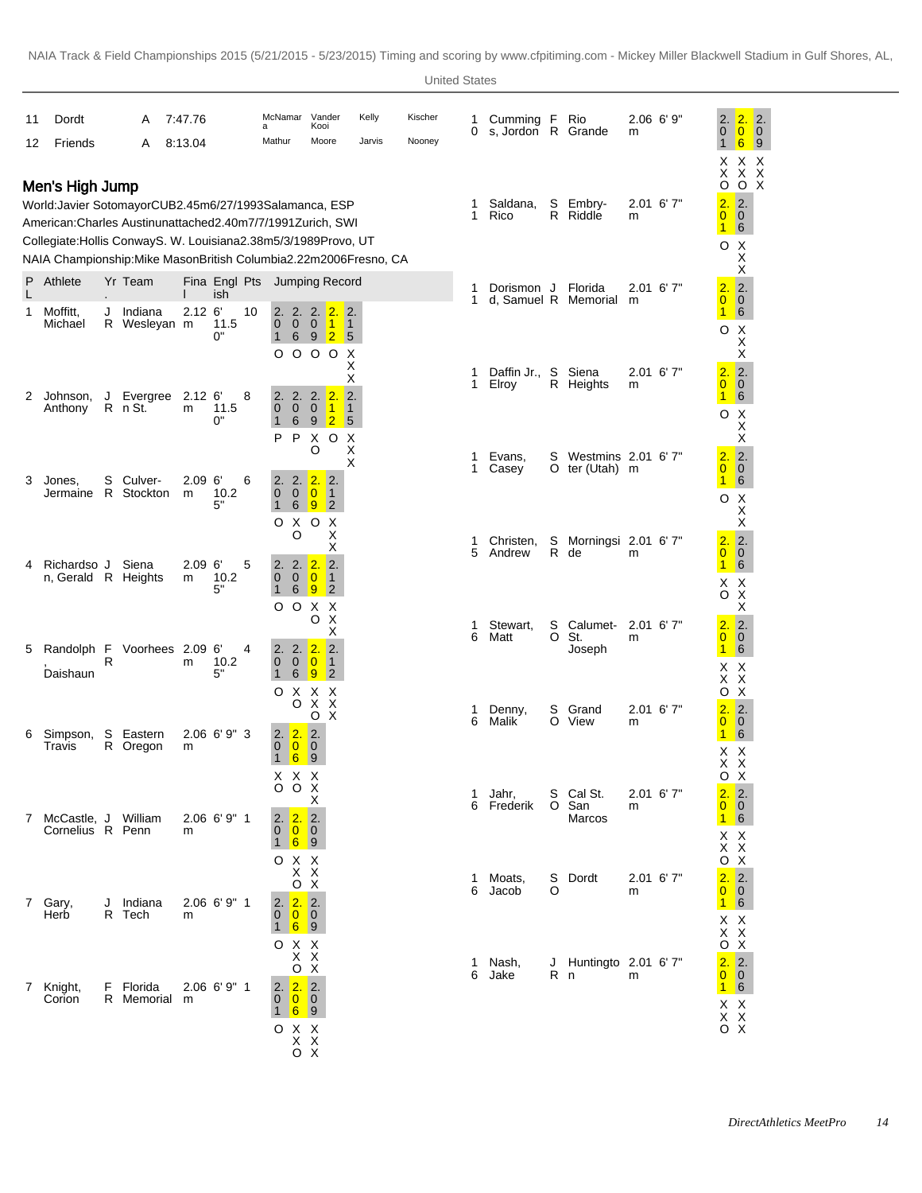| 11 | Dordt | A | 7:47.76 | McNamara | Vander Kooi | Kelly | Kischer |
|---|---|---|---|---|---|---|---|
| 12 | Friends | A | 8:13.04 | Mathur | Moore | Jarvis | Nooney |

## Men's High Jump

World:Javier SotomayorCUB2.45m6/27/1993Salamanca, ESP
American:Charles Austinunattached2.40m7/7/1991Zurich, SWI
Collegiate:Hollis ConwayS. W. Louisiana2.38m5/3/1989Provo, UT
NAIA Championship:Mike MasonBritish Columbia2.22m2006Fresno, CA

| PL | Athlete | Yr. | Team | Final | English | Pts | Jumping Record |
|---|---|---|---|---|---|---|---|
| 1 | Moffitt, Michael | JR | Indiana Wesleyan | 2.12 m | 6' 11.50" | 10 | 2.01 O, 2.06 O, 2.09 O, 2.12 O, 2.15 XXX |
| 2 | Johnson, Anthony | JR | Evergreen St. | 2.12 m | 6' 11.50" | 8 | 2.01 P, 2.06 P, 2.09 XO, 2.12 O, 2.15 XXX |
| 3 | Jones, Jermaine | SR | Culver-Stockton | 2.09 m | 6' 10.25" | 6 | 2.01 O, 2.06 XO, 2.09 O, 2.12 XXX |
| 4 | Richardson, Gerald | JR | Siena Heights | 2.09 m | 6' 10.25" | 5 | 2.01 O, 2.06 O, 2.09 XO, 2.12 XXX |
| 5 | Randolph, Daishaun | FR | Voorhees | 2.09 m | 6' 10.25" | 4 | 2.01 O, 2.06 XO, 2.09 XXO, 2.12 XXX |
| 6 | Simpson, Travis | SR | Eastern Oregon | 2.06 m | 6' 9" | 3 | 2.01 XO, 2.06 XO, 2.09 XXX |
| 7 | McCastle, Cornelius | JR | William Penn | 2.06 m | 6' 9" | 1 | 2.01 O, 2.06 XXO, 2.09 XXX |
| 7 | Gary, Herb | JR | Indiana Tech | 2.06 m | 6' 9" | 1 | 2.01 O, 2.06 XXO, 2.09 XXX |
| 7 | Knight, Corion | FR | Florida Memorial | 2.06 m | 6' 9" | 1 | 2.01 O, 2.06 XXO, 2.09 XXX |
| 10 | Cummings, Jordon | FR | Rio Grande | 2.06 m | 6' 9" | | 2.01 XXO, 2.06 XXO, 2.09 XXX |
| 11 | Saldana, Rico | SR | Embry-Riddle | 2.01 m | 6' 7" | | 2.01 O, 2.06 XXX |
| 11 | Dorismond, Samuel | JR | Florida Memorial | 2.01 m | 6' 7" | | 2.01 O, 2.06 XXX |
| 11 | Daffin Jr., Elroy | SR | Siena Heights | 2.01 m | 6' 7" | | 2.01 O, 2.06 XXX |
| 11 | Evans, Casey | SO | Westminster (Utah) | 2.01 m | 6' 7" | | 2.01 O, 2.06 XXX |
| 15 | Christen, Andrew | SR | Morningside | 2.01 m | 6' 7" | | 2.01 XO, 2.06 XXX |
| 16 | Stewart, Matt | SO | Calumet-St. Joseph | 2.01 m | 6' 7" | | 2.01 XXO, 2.06 XXX |
| 16 | Denny, Malik | SO | Grand View | 2.01 m | 6' 7" | | 2.01 XXO, 2.06 XXX |
| 16 | Jahr, Frederik | SO | Cal St. San Marcos | 2.01 m | 6' 7" | | 2.01 XXO, 2.06 XXX |
| 16 | Moats, Jacob | SO | Dordt | 2.01 m | 6' 7" | | 2.01 XXO, 2.06 XXX |
| 16 | Nash, Jake | JR | Huntington | 2.01 m | 6' 7" | | 2.01 XXO, 2.06 XXX |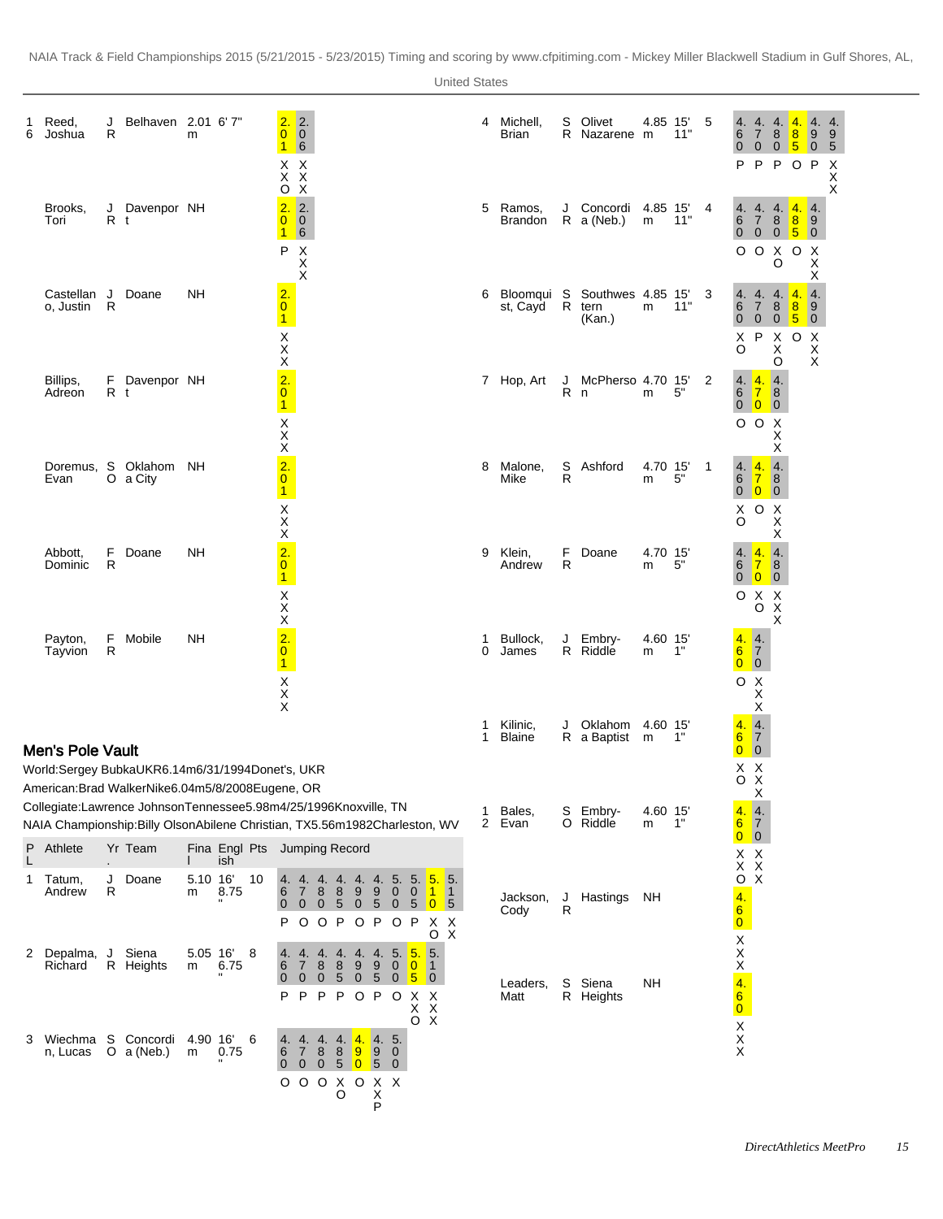| Pl | Athlete | Yr. | Team | Final | English | Pts | Jumping Record |
|---|---|---|---|---|---|---|---|
| 16 | Reed, Joshua | JR | Belhaven | 2.01m | 6' 7" | | 2.01: XXO; 2.06: XXX |
| | Brooks, Tori | JR | Davenport | NH | | | 2.01: P; 2.06: XXX |
| | Castellano, Justin | JR | Doane | NH | | | 2.01: XXX |
| | Billips, Adreon | FR | Davenport | NH | | | 2.01: XXX |
| | Doremus, Evan | SO | Oklahoma City | NH | | | 2.01: XXX |
| | Abbott, Dominic | FR | Doane | NH | | | 2.01: XXX |
| | Payton, Tayvion | FR | Mobile | NH | | | 2.01: XXX |

## Men's Pole Vault

World:Sergey BubkaUKR6.14m6/31/1994Donet's, UKR

American:Brad WalkerNike6.04m5/8/2008Eugene, OR

Collegiate:Lawrence JohnsonTennessee5.98m4/25/1996Knoxville, TN

NAIA Championship:Billy OlsonAbilene Christian, TX5.56m1982Charleston, WV

| Pl | Athlete | Yr. | Team | Final | English | Pts | Jumping Record |
|---|---|---|---|---|---|---|---|
| 1 | Tatum, Andrew | JR | Doane | 5.10m | 16' 8.75" | 10 | 4.60: P; 4.70: O; 4.80: O; 4.85: P; 4.90: O; 4.95: P; 5.00: O; 5.05: P; 5.10: XO; 5.15: XX |
| 2 | Depalma, Richard | JR | Siena Heights | 5.05m | 16' 6.75" | 8 | 4.60: P; 4.70: P; 4.80: P; 4.85: P; 4.90: O; 4.95: P; 5.00: O; 5.05: XXO; 5.10: XXX |
| 3 | Wiechman, Lucas | SO | Concordia (Neb.) | 4.90m | 16' 0.75" | 6 | 4.60: O; 4.70: O; 4.80: O; 4.85: XO; 4.90: O; 4.95: XXP; 5.00: X |
| 4 | Michell, Brian | SR | Olivet Nazarene | 4.85m | 15' 11" | 5 | 4.60: P; 4.70: P; 4.80: P; 4.85: O; 4.90: P; 4.95: XXX |
| 5 | Ramos, Brandon | JR | Concordia (Neb.) | 4.85m | 15' 11" | 4 | 4.60: O; 4.70: O; 4.80: XO; 4.85: O; 4.90: XXX |
| 6 | Bloomquist, Cayd | SR | Southwestern (Kan.) | 4.85m | 15' 11" | 3 | 4.60: XO; 4.70: P; 4.80: XXO; 4.85: O; 4.90: XXX |
| 7 | Hop, Art | JR | McPherson | 4.70m | 15' 5" | 2 | 4.60: O; 4.70: O; 4.80: XXX |
| 8 | Malone, Mike | SR | Ashford | 4.70m | 15' 5" | 1 | 4.60: XO; 4.70: O; 4.80: XXX |
| 9 | Klein, Andrew | FR | Doane | 4.70m | 15' 5" | | 4.60: O; 4.70: XO; 4.80: XXX |
| 10 | Bullock, James | JR | Embry-Riddle | 4.60m | 15' 1" | | 4.60: O; 4.70: XXX |
| 11 | Kilinic, Blaine | JR | Oklahoma Baptist | 4.60m | 15' 1" | | 4.60: XO; 4.70: XXX |
| 12 | Bales, Evan | SO | Embry-Riddle | 4.60m | 15' 1" | | 4.60: XXO; 4.70: XXX |
| | Jackson, Cody | JR | Hastings | NH | | | 4.60: XXX |
| | Leaders, Matt | SR | Siena Heights | NH | | | 4.60: XXX |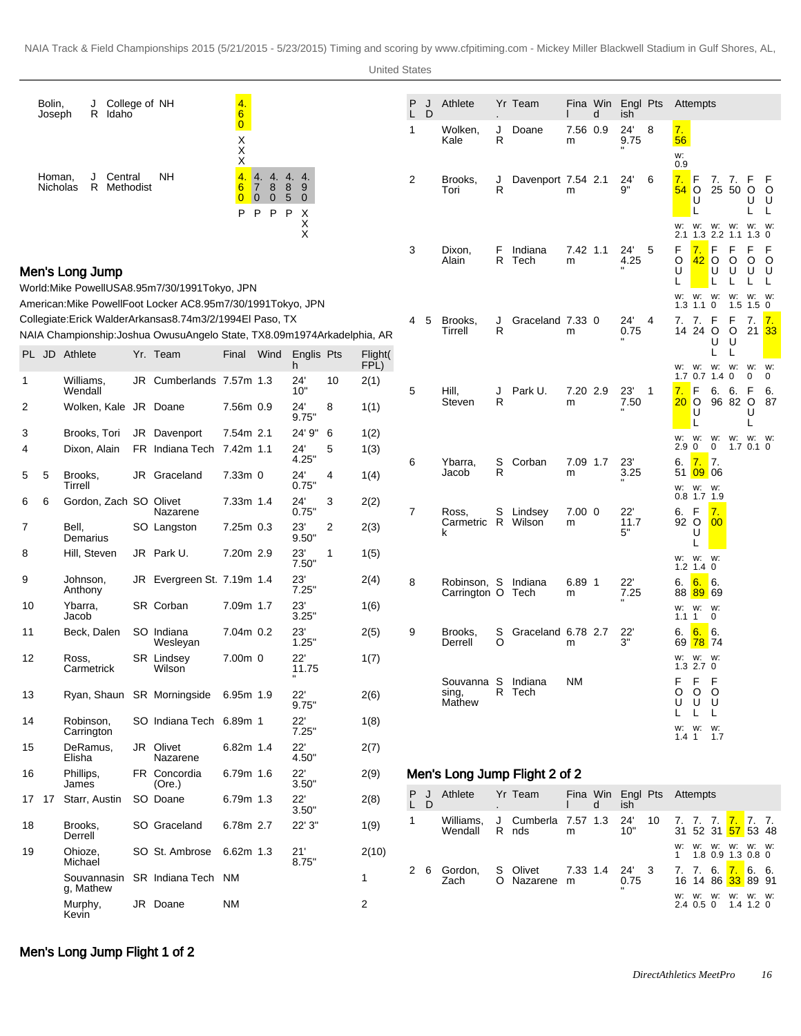| Athlete | Yr | Team | Mark | Attempts |
|---|---|---|---|---|
| Bolin, Joseph | JR | College of Idaho | NH | 4.60: XXX |
| Homan, Nicholas | JR | Central Methodist | NH | 4.60: P, 4.70: P, 4.85: P, 4.90: XXX |

## Men's Long Jump

World:Mike PowellUSA8.95m7/30/1991Tokyo, JPN

American:Mike PowellFoot Locker AC8.95m7/30/1991Tokyo, JPN

Collegiate:Erick WalderArkansas8.74m3/2/1994El Paso, TX

NAIA Championship:Joshua OwusuAngelo State, TX8.09m1974Arkadelphia, AR

| PL | JD | Athlete | Yr. | Team | Final | Wind | English | Pts | Flight(FPL) |
|---|---|---|---|---|---|---|---|---|---|
| 1 | | Williams, Wendall | JR | Cumberlands | 7.57m | 1.3 | 24' 10" | 10 | 2(1) |
| 2 | | Wolken, Kale | JR | Doane | 7.56m | 0.9 | 24' 9.75" | 8 | 1(1) |
| 3 | | Brooks, Tori | JR | Davenport | 7.54m | 2.1 | 24' 9" | 6 | 1(2) |
| 4 | | Dixon, Alain | FR | Indiana Tech | 7.42m | 1.1 | 24' 4.25" | 5 | 1(3) |
| 5 | 5 | Brooks, Tirrell | JR | Graceland | 7.33m | 0 | 24' 0.75" | 4 | 1(4) |
| 6 | 6 | Gordon, Zach | SO | Olivet Nazarene | 7.33m | 1.4 | 24' 0.75" | 3 | 2(2) |
| 7 | | Bell, Demarius | SO | Langston | 7.25m | 0.3 | 23' 9.50" | 2 | 2(3) |
| 8 | | Hill, Steven | JR | Park U. | 7.20m | 2.9 | 23' 7.50" | 1 | 1(5) |
| 9 | | Johnson, Anthony | JR | Evergreen St. | 7.19m | 1.4 | 23' 7.25" | | 2(4) |
| 10 | | Ybarra, Jacob | SR | Corban | 7.09m | 1.7 | 23' 3.25" | | 1(6) |
| 11 | | Beck, Dalen | SO | Indiana Wesleyan | 7.04m | 0.2 | 23' 1.25" | | 2(5) |
| 12 | | Ross, Carmetrick | SR | Lindsey Wilson | 7.00m | 0 | 22' 11.75" | | 1(7) |
| 13 | | Ryan, Shaun | SR | Morningside | 6.95m | 1.9 | 22' 9.75" | | 2(6) |
| 14 | | Robinson, Carrington | SO | Indiana Tech | 6.89m | 1 | 22' 7.25" | | 1(8) |
| 15 | | DeRamus, Elisha | JR | Olivet Nazarene | 6.82m | 1.4 | 22' 4.50" | | 2(7) |
| 16 | | Phillips, James | FR | Concordia (Ore.) | 6.79m | 1.6 | 22' 3.50" | | 2(9) |
| 17 | 17 | Starr, Austin | SO | Doane | 6.79m | 1.3 | 22' 3.50" | | 2(8) |
| 18 | | Brooks, Derrell | SO | Graceland | 6.78m | 2.7 | 22' 3" | | 1(9) |
| 19 | | Ohioze, Michael | SO | St. Ambrose | 6.62m | 1.3 | 21' 8.75" | | 2(10) |
| | | Souvannasing, Mathew | SR | Indiana Tech | NM | | | | 1 |
| | | Murphy, Kevin | JR | Doane | NM | | | | 2 |

## Men's Long Jump Flight 1 of 2

| PL | JD | Athlete | Yr. | Team | Final | Wind | English | Pts | Attempts |
|---|---|---|---|---|---|---|---|---|---|
| 1 | | Wolken, Kale | JR | Doane | 7.56m | 0.9 | 24' 9.75" | 8 | 7.56 (w: 0.9) |
| 2 | | Brooks, Tori | JR | Davenport | 7.54m | 2.1 | 24' 9" | 6 | 7.54 (w: 2.1), FOUL (w: 1.3), 7.25 (w: 2.2), 7.50 (w: 1.1), FOUL (w: 1.3), FOUL (w: 0) |
| 3 | | Dixon, Alain | FR | Indiana Tech | 7.42m | 1.1 | 24' 4.25" | 5 | FOUL (w: 1.3), 7.42 (w: 1.1), FOUL (w: 0), FOUL, FOUL (w: 1.5), FOUL (w: 1.5), FOUL (w: 0) |
| 4 | 5 | Brooks, Tirrell | JR | Graceland | 7.33m | 0 | 24' 0.75" | 4 | 7.14 (w: 1.7), 7.24 (w: 0.7), FOUL (w: 1.4), FOUL (w: 0), 7.21 (w: 0), 7.33 (w: 0) |
| 5 | | Hill, Steven | JR | Park U. | 7.20m | 2.9 | 23' 7.50" | 1 | 7.20 (w: 2.9), FOUL (w: 0), 6.96 (w: 0), 6.82 (w: 1.7), FOUL (w: 0.1), 6.87 (w: 0) |
| 6 | | Ybarra, Jacob | SR | Corban | 7.09m | 1.7 | 23' 3.25" | | 6.51 (w: 0.8), 7.09 (w: 1.7), 7.06 (w: 1.9) |
| 7 | | Ross, Carmetrick | SR | Lindsey Wilson | 7.00m | 0 | 22' 11.75" | | 6.92 (w: 1.2), FOUL (w: 1.4), 7.00 (w: 0) |
| 8 | | Robinson, Carrington | SO | Indiana Tech | 6.89m | 1 | 22' 7.25" | | 6.88 (w: 1.1), 6.89 (w: 1), 6.69 (w: 0) |
| 9 | | Brooks, Derrell | SO | Graceland | 6.78m | 2.7 | 22' 3" | | 6.69 (w: 1.3), 6.78 (w: 2.7), 6.74 (w: 0) |
| | | Souvannasing, Mathew | SR | Indiana Tech | NM | | | | FOUL (w: 1.4), FOUL (w: 1), FOUL (w: 1.7) |

## Men's Long Jump Flight 2 of 2

| PL | JD | Athlete | Yr. | Team | Final | Wind | English | Pts | Attempts |
|---|---|---|---|---|---|---|---|---|---|
| 1 | | Williams, Wendall | JR | Cumberlands | 7.57m | 1.3 | 24' 10" | 10 | 7.31 (w: 1), 7.52 (w: 1.8), 7.31 (w: 0.9), 7.57 (w: 1.3), 7.53 (w: 0.8), 7.48 (w: 0) |
| 2 | 6 | Gordon, Zach | SO | Olivet Nazarene | 7.33m | 1.4 | 24' 0.75" | 3 | 7.16 (w: 2.4), 7.14 (w: 0.5), 6.86 (w: 0), 7.33 (w: 1.4), 6.89 (w: 1.2), 6.91 (w: 0) |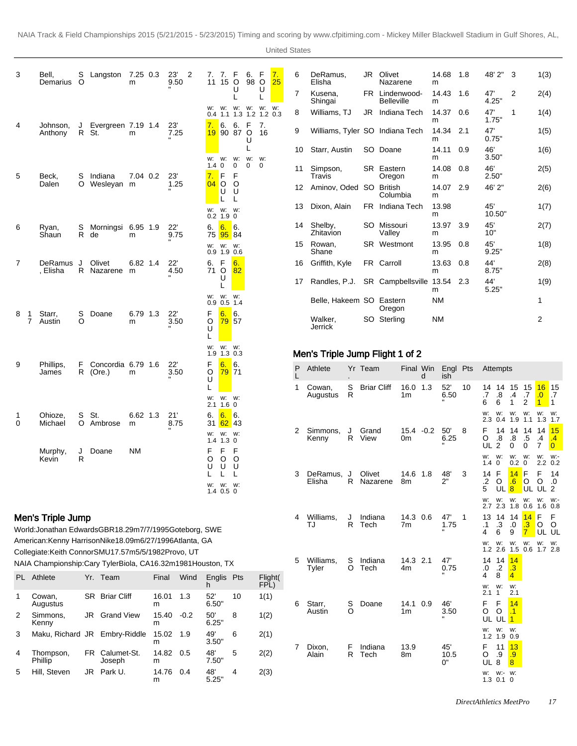| PL | Athlete | Yr. | Team | Final | Wind | English | Pts | Attempts | | | | | |
|---|---|---|---|---|---|---|---|---|---|---|---|---|---|
| 3 | Bell, Demarius | SO | Langston | 7.25m | 0.3 | 23' 9.50" | 2 | 7.11 | 7.15 | FOUL | 6.98 | FOUL | 7.25 |
| | | | | | | | | w: 0.4 | w: 1.1 | w: 1.3 | w: 1.2 | w: 1.2 | w: 0.3 |
| 4 | Johnson, Anthony | JR | Evergreen St. | 7.19m | 1.4 | 23' 7.25" | | 7.19 | 6.90 | 6.87 | FOUL | 7.16 | |
| | | | | | | | | w: 1.4 | w: 0 | w: 0 | w: 0 | w: 0 | |
| 5 | Beck, Dalen | SO | Indiana Wesleyan | 7.04m | 0.2 | 23' 1.25" | | 7.04 | FOUL | FOUL | | | |
| | | | | | | | | w: 0.2 | w: 1.9 | w: 0 | | | |
| 6 | Ryan, Shaun | SR | Morningside | 6.95m | 1.9 | 22' 9.75" | | 6.75 | 6.95 | 6.84 | | | |
| | | | | | | | | w: 0.9 | w: 1.9 | w: 0.6 | | | |
| 7 | DeRamus, Elisha | JR | Olivet Nazarene | 6.82m | 1.4 | 22' 4.50" | | 6.71 | FOUL | 6.82 | | | |
| | | | | | | | | w: 0.9 | w: 0.5 | w: 1.4 | | | |
| 8 17 | Starr, Austin | SO | Doane | 6.79m | 1.3 | 22' 3.50" | | FOUL | 6.79 | 6.57 | | | |
| | | | | | | | | w: 1.9 | w: 1.3 | w: 0.3 | | | |
| 9 | Phillips, James | FR | Concordia (Ore.) | 6.79m | 1.6 | 22' 3.50" | | FOUL | 6.79 | 6.71 | | | |
| | | | | | | | | w: 2.1 | w: 1.6 | w: 0 | | | |
| 10 | Ohioze, Michael | SO | St. Ambrose | 6.62m | 1.3 | 21' 8.75" | | 6.31 | 6.62 | 6.43 | | | |
| | | | | | | | | w: 1.4 | w: 1.3 | w: 0 | | | |
| | Murphy, Kevin | JR | Doane | NM | | | | FOUL | FOUL | FOUL | | | |
| | | | | | | | | w: 1.4 | w: 0.5 | w: 0 | | | |

## Men's Triple Jump

World: Jonathan Edwards GBR 18.29m 7/7/1995 Goteborg, SWE
American: Kenny Harrison Nike 18.09m 6/27/1996 Atlanta, GA
Collegiate: Keith Connor SMU 17.57m 5/5/1982 Provo, UT
NAIA Championship: Cary Tyler Biola, CA 16.32m 1981 Houston, TX

| PL | Athlete | Yr. | Team | Final | Wind | English | Pts | Flight(FPL) |
|---|---|---|---|---|---|---|---|---|
| 1 | Cowan, Augustus | SR | Briar Cliff | 16.01m | 1.3 | 52' 6.50" | 10 | 1(1) |
| 2 | Simmons, Kenny | JR | Grand View | 15.40m | -0.2 | 50' 6.25" | 8 | 1(2) |
| 3 | Maku, Richard | JR | Embry-Riddle | 15.02m | 1.9 | 49' 3.50" | 6 | 2(1) |
| 4 | Thompson, Phillip | FR | Calumet-St. Joseph | 14.82m | 0.5 | 48' 7.50" | 5 | 2(2) |
| 5 | Hill, Steven | JR | Park U. | 14.76m | 0.4 | 48' 5.25" | 4 | 2(3) |
| 6 | DeRamus, Elisha | JR | Olivet Nazarene | 14.68m | 1.8 | 48' 2" | 3 | 1(3) |
| 7 | Kusena, Shingai | FR | Lindenwood-Belleville | 14.43m | 1.6 | 47' 4.25" | 2 | 2(4) |
| 8 | Williams, TJ | JR | Indiana Tech | 14.37m | 0.6 | 47' 1.75" | 1 | 1(4) |
| 9 | Williams, Tyler | SO | Indiana Tech | 14.34m | 2.1 | 47' 0.75" | | 1(5) |
| 10 | Starr, Austin | SO | Doane | 14.11m | 0.9 | 46' 3.50" | | 1(6) |
| 11 | Simpson, Travis | SR | Eastern Oregon | 14.08m | 0.8 | 46' 2.50" | | 2(5) |
| 12 | Aminov, Oded | SO | British Columbia | 14.07m | 2.9 | 46' 2" | | 2(6) |
| 13 | Dixon, Alain | FR | Indiana Tech | 13.98m | | 45' 10.50" | | 1(7) |
| 14 | Shelby, Zhitavion | SO | Missouri Valley | 13.97m | 3.9 | 45' 10" | | 2(7) |
| 15 | Rowan, Shane | SR | Westmont | 13.95m | 0.8 | 45' 9.25" | | 1(8) |
| 16 | Griffith, Kyle | FR | Carroll | 13.63m | 0.8 | 44' 8.75" | | 2(8) |
| 17 | Randles, P.J. | SR | Campbellsville | 13.54m | 2.3 | 44' 5.25" | | 1(9) |
| | Belle, Hakeem | SO | Eastern Oregon | NM | | | | 1 |
| | Walker, Jerrick | SO | Sterling | NM | | | | 2 |

## Men's Triple Jump Flight 1 of 2

| PL | Athlete | Yr. | Team | Final | Wind | English | Pts | Attempts | | | | | |
|---|---|---|---|---|---|---|---|---|---|---|---|---|---|
| 1 | Cowan, Augustus | SR | Briar Cliff | 16.01m | 1.3 | 52' 6.50" | 10 | 14.76 | 14.86 | 15.41 | 15.72 | 16.01 | 15.71 |
| | | | | | | | | w: 2.3 | w: 0.4 | w: 1.9 | w: 1.1 | w: 1.3 | w: 1.7 |
| 2 | Simmons, Kenny | JR | Grand View | 15.40m | -0.2 | 50' 6.25" | 8 | FOUL | 14.82 | 14.80 | 14.50 | 14.47 | 15.40 |
| | | | | | | | | w: 1.4 | w: 0 | w: | w: 0.2 | w: 2.2 | w:-0.2 |
| 3 | DeRamus, Elisha | JR | Olivet Nazarene | 14.68m | 1.8 | 48' 2" | 3 | 14.25 | FOUL | 14.68 | FOUL | FOUL | 14.02 |
| | | | | | | | | w: 2.7 | w: 2.3 | w: 1.8 | w: 0.6 | w: 1.6 | w:-0.8 |
| 4 | Williams, TJ | JR | Indiana Tech | 14.37m | 0.6 | 47' 1.75" | 1 | 13.14 | 14.36 | 14.09 | 14.37 | FOUL | FOUL |
| | | | | | | | | w: 1.2 | w: 2.6 | w: 1.5 | w: 0.6 | w: 1.7 | w: 2.8 |
| 5 | Williams, Tyler | SO | Indiana Tech | 14.34m | 2.1 | 47' 0.75" | | 14.04 | 14.28 | 14.34 | | | |
| | | | | | | | | w: 2.1 | w: 1 | w: 2.1 | | | |
| 6 | Starr, Austin | SO | Doane | 14.11m | 0.9 | 46' 3.50" | | FOUL | FOUL | 14.11 | | | |
| | | | | | | | | w: 1.2 | w: 1.9 | w: 0.9 | | | |
| 7 | Dixon, Alain | FR | Indiana Tech | 13.98m | | 45' 10.50" | | FOUL | 11.98 | 13.98 | | | |
| | | | | | | | | w: 1.3 | w:-0.1 | w: 0 | | | |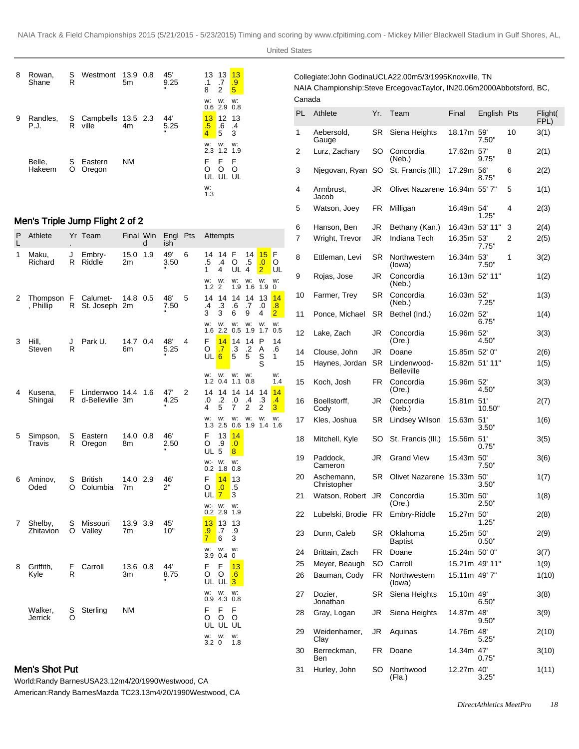| PL | Athlete | Yr. | Team | Final | Wind | English | Pts | Attempts | | | | | |
|---|---|---|---|---|---|---|---|---|---|---|---|---|---|
| 8 | Rowan, Shane | SR | Westmont | 13.95m | 0.8 | 45' 9.25" | | 13.18 | 13.72 | 13.95 | | | |
| | | | | | | | | w: 0.6 | w: 2.9 | w: 0.8 | | | |
| 9 | Randles, P.J. | SR | Campbellsville | 13.54m | 2.3 | 44' 5.25" | | 13.54 | 12.65 | 13.43 | | | |
| | | | | | | | | w: 2.3 | w: 1.2 | w: 1.9 | | | |
| | Belle, Hakeem | SO | Eastern Oregon | NM | | | | FOUL | FOUL | FOUL | | | |
| | | | | | | | | w: 1.3 | | | | | |

## Men's Triple Jump Flight 2 of 2

| PL | Athlete | Yr. | Team | Final | Wind | English | Pts | Attempts | | | | | |
|---|---|---|---|---|---|---|---|---|---|---|---|---|---|
| 1 | Maku, Richard | JR | Embry-Riddle | 15.02m | 1.9 | 49' 3.50" | 6 | 14.51 | 14.44 | FOUL | 14.54 | 15.02 | FOUL |
| | | | | | | | | w: 1.2 | w: 2 | w: 1.9 | w: 1.6 | w: 1.9 | w: 0 |
| 2 | Thompson, Phillip | FR | Calumet-St. Joseph | 14.82m | 0.5 | 48' 7.50" | 5 | 14.43 | 14.33 | 14.66 | 14.79 | 13.04 | 14.82 |
| | | | | | | | | w: 1.6 | w: 2.2 | w: 0.5 | w: 1.9 | w: 1.7 | w: 0.5 |
| 3 | Hill, Steven | JR | Park U. | 14.76m | 0.4 | 48' 5.25" | 4 | FOUL | 14.76 | 14.35 | 14.25 | PASS | 14.61 |
| | | | | | | | | w: 1.2 | w: 0.4 | w: 1.1 | w: 0.8 | | w: 1.4 |
| 4 | Kusena, Shingai | FR | Lindenwood-Belleville | 14.43m | 1.6 | 47' 4.25" | 2 | 14.04 | 14.25 | 14.07 | 14.42 | 14.32 | 14.43 |
| | | | | | | | | w: 1.3 | w: 2.5 | w: 0.6 | w: 1.9 | w: 1.4 | w: 1.6 |
| 5 | Simpson, Travis | SR | Eastern Oregon | 14.08m | 0.8 | 46' 2.50" | | FOUL | 13.95 | 14.08 | | | |
| | | | | | | | | w:- 0.2 | w: 1.8 | w: 0.8 | | | |
| 6 | Aminov, Oded | SO | British Columbia | 14.07m | 2.9 | 46' 2" | | FOUL | 14.07 | 13.53 | | | |
| | | | | | | | | w:- 0.2 | w: 2.9 | w: 1.9 | | | |
| 7 | Shelby, Zhitavion | SO | Missouri Valley | 13.97m | 3.9 | 45' 10" | | 13.97 | 13.76 | 13.93 | | | |
| | | | | | | | | w: 3.9 | w: 0.4 | w: 0 | | | |
| 8 | Griffith, Kyle | FR | Carroll | 13.63m | 0.8 | 44' 8.75" | | FOUL | FOUL | 13.63 | | | |
| | | | | | | | | w: 0.9 | w: 4.3 | w: 0.8 | | | |
| | Walker, Jerrick | SO | Sterling | NM | | | | FOUL | FOUL | FOUL | | | |
| | | | | | | | | w: 3.2 | w: 0 | w: 1.8 | | | |

## Men's Shot Put

World:Randy BarnesUSA23.12m4/20/1990Westwood, CA

American:Randy BarnesMazda TC23.13m4/20/1990Westwood, CA

Collegiate:John GodinaUCLA22.00m5/3/1995Knoxville, TN

NAIA Championship:Steve ErcegovacTaylor, IN20.06m2000Abbotsford, BC, Canada

| PL | Athlete | Yr. | Team | Final | English | Pts | Flight(FPL) |
|---|---|---|---|---|---|---|---|
| 1 | Aebersold, Gauge | SR | Siena Heights | 18.17m | 59' 7.50" | 10 | 3(1) |
| 2 | Lurz, Zachary | SO | Concordia (Neb.) | 17.62m | 57' 9.75" | 8 | 2(1) |
| 3 | Njegovan, Ryan | SO | St. Francis (Ill.) | 17.29m | 56' 8.75" | 6 | 2(2) |
| 4 | Armbrust, Jacob | JR | Olivet Nazarene | 16.94m | 55' 7" | 5 | 1(1) |
| 5 | Watson, Joey | FR | Milligan | 16.49m | 54' 1.25" | 4 | 2(3) |
| 6 | Hanson, Ben | JR | Bethany (Kan.) | 16.43m | 53' 11" | 3 | 2(4) |
| 7 | Wright, Trevor | JR | Indiana Tech | 16.35m | 53' 7.75" | 2 | 2(5) |
| 8 | Ettleman, Levi | SR | Northwestern (Iowa) | 16.34m | 53' 7.50" | 1 | 3(2) |
| 9 | Rojas, Jose | JR | Concordia (Neb.) | 16.13m | 52' 11" | | 1(2) |
| 10 | Farmer, Trey | SR | Concordia (Neb.) | 16.03m | 52' 7.25" | | 1(3) |
| 11 | Ponce, Michael | SR | Bethel (Ind.) | 16.02m | 52' 6.75" | | 1(4) |
| 12 | Lake, Zach | JR | Concordia (Ore.) | 15.96m | 52' 4.50" | | 3(3) |
| 14 | Clouse, John | JR | Doane | 15.85m | 52' 0" | | 2(6) |
| 15 | Haynes, Jordan | SR | Lindenwood-Belleville | 15.82m | 51' 11" | | 1(5) |
| 15 | Koch, Josh | FR | Concordia (Ore.) | 15.96m | 52' 4.50" | | 3(3) |
| 16 | Boellstorff, Cody | JR | Concordia (Neb.) | 15.81m | 51' 10.50" | | 2(7) |
| 17 | Kles, Joshua | SR | Lindsey Wilson | 15.63m | 51' 3.50" | | 1(6) |
| 18 | Mitchell, Kyle | SO | St. Francis (Ill.) | 15.56m | 51' 0.75" | | 3(5) |
| 19 | Paddock, Cameron | JR | Grand View | 15.43m | 50' 7.50" | | 3(6) |
| 20 | Aschemann, Christopher | SR | Olivet Nazarene | 15.33m | 50' 3.50" | | 1(7) |
| 21 | Watson, Robert | JR | Concordia (Ore.) | 15.30m | 50' 2.50" | | 1(8) |
| 22 | Lubelski, Brodie | FR | Embry-Riddle | 15.27m | 50' 1.25" | | 2(8) |
| 23 | Dunn, Caleb | SR | Oklahoma Baptist | 15.25m | 50' 0.50" | | 2(9) |
| 24 | Brittain, Zach | FR | Doane | 15.24m | 50' 0" | | 3(7) |
| 25 | Meyer, Beaugh | SO | Carroll | 15.21m | 49' 11" | | 1(9) |
| 26 | Bauman, Cody | FR | Northwestern (Iowa) | 15.11m | 49' 7" | | 1(10) |
| 27 | Dozier, Jonathan | SR | Siena Heights | 15.10m | 49' 6.50" | | 3(8) |
| 28 | Gray, Logan | JR | Siena Heights | 14.87m | 48' 9.50" | | 3(9) |
| 29 | Weidenhamer, Clay | JR | Aquinas | 14.76m | 48' 5.25" | | 2(10) |
| 30 | Berreckman, Ben | FR | Doane | 14.34m | 47' 0.75" | | 3(10) |
| 31 | Hurley, John | SO | Northwood (Fla.) | 12.27m | 40' 3.25" | | 1(11) |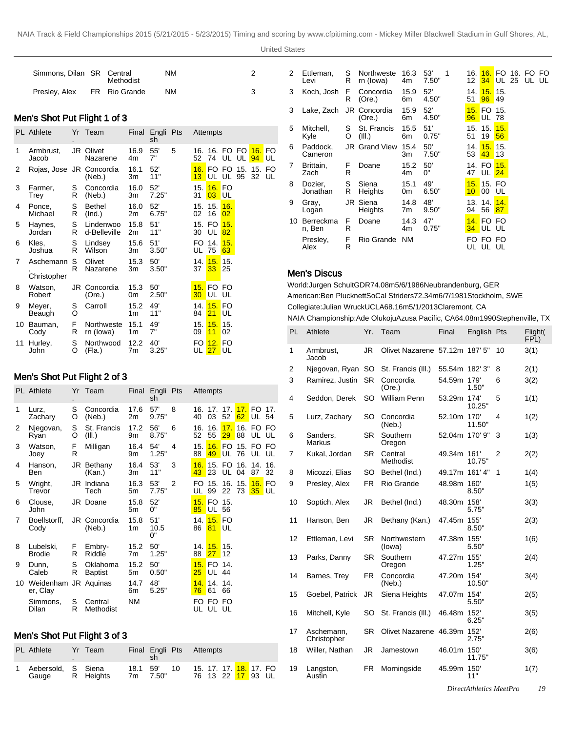| | Athlete | Yr | Team | Final | | Pts |
|---|---|---|---|---|---|---|
| | Simmons, Dilan | SR | Central Methodist | NM | | 2 |
| | Presley, Alex | FR | Rio Grande | NM | | 3 |

## Men's Shot Put Flight 1 of 3

| PL | Athlete | Yr. | Team | Final | English | Pts | Attempts | | | | | |
|---|---|---|---|---|---|---|---|---|---|---|---|---|
| 1 | Armbrust, Jacob | JR | Olivet Nazarene | 16.94m | 55' 7" | 5 | 16.52 | 16.74 | FOUL | FOUL | 16.94 | FOUL |
| 2 | Rojas, Jose | JR | Concordia (Neb.) | 16.13m | 52' 11" | | 16.13 | FOUL | FOUL | 15.95 | 15.32 | FOUL |
| 3 | Farmer, Trey | SR | Concordia (Neb.) | 16.03m | 52' 7.25" | | 15.31 | 16.03 | FOUL | | | |
| 4 | Ponce, Michael | SR | Bethel (Ind.) | 16.02m | 52' 6.75" | | 15.02 | 15.16 | 16.02 | | | |
| 5 | Haynes, Jordan | SR | Lindenwood-Belleville | 15.82m | 51' 11" | | 15.30 | FOUL | 15.82 | | | |
| 6 | Kles, Joshua | SR | Lindsey Wilson | 15.63m | 51' 3.50" | | FOUL | 14.75 | 15.63 | | | |
| 7 | Aschemann, Christopher | SR | Olivet Nazarene | 15.33m | 50' 3.50" | | 14.37 | 15.33 | 15.25 | | | |
| 8 | Watson, Robert | JR | Concordia (Ore.) | 15.30m | 50' 2.50" | | 15.30 | FOUL | FOUL | | | |
| 9 | Meyer, Beaugh | SO | Carroll | 15.21m | 49' 11" | | 14.84 | 15.21 | FOUL | | | |
| 10 | Bauman, Cody | FR | Northwestern (Iowa) | 15.11m | 49' 7" | | 15.09 | 15.11 | 15.02 | | | |
| 11 | Hurley, John | SO | Northwood (Fla.) | 12.27m | 40' 3.25" | | FOUL | 12.27 | FOUL | | | |

## Men's Shot Put Flight 2 of 3

| PL | Athlete | Yr. | Team | Final | English | Pts | Attempts | | | | | |
|---|---|---|---|---|---|---|---|---|---|---|---|---|
| 1 | Lurz, Zachary | SO | Concordia (Neb.) | 17.62m | 57' 9.75" | 8 | 16.40 | 17.03 | 17.52 | 17.62 | FOUL | 17.54 |
| 2 | Njegovan, Ryan | SO | St. Francis (Ill.) | 17.29m | 56' 8.75" | 6 | 16.52 | 16.55 | 17.29 | 16.88 | FOUL | FOUL |
| 3 | Watson, Joey | FR | Milligan | 16.49m | 54' 1.25" | 4 | 15.88 | 16.49 | FOUL | 15.76 | FOUL | FOUL |
| 4 | Hanson, Ben | JR | Bethany (Kan.) | 16.43m | 53' 11" | 3 | 16.43 | 15.23 | FOUL | 16.04 | 14.87 | 16.32 |
| 5 | Wright, Trevor | JR | Indiana Tech | 16.35m | 53' 7.75" | 2 | FOUL | 15.99 | 16.22 | 15.73 | 16.35 | FOUL |
| 6 | Clouse, John | JR | Doane | 15.85m | 52' 0" | | 15.85 | FOUL | 15.56 | | | |
| 7 | Boellstorff, Cody | JR | Concordia (Neb.) | 15.81m | 51' 10.50" | | 14.86 | 15.81 | FOUL | | | |
| 8 | Lubelski, Brodie | FR | Embry-Riddle | 15.27m | 50' 1.25" | | 14.88 | 15.27 | 15.12 | | | |
| 9 | Dunn, Caleb | SR | Oklahoma Baptist | 15.25m | 50' 0.50" | | 15.25 | FOUL | 14.44 | | | |
| 10 | Weidenhammer, Clay | JR | Aquinas | 14.76m | 48' 5.25" | | 14.76 | 14.61 | 14.66 | | | |
| | Simmons, Dilan | SR | Central Methodist | NM | | | FOUL | FOUL | FOUL | | | |

## Men's Shot Put Flight 3 of 3

| PL | Athlete | Yr. | Team | Final | English | Pts | Attempts | | | | | |
|---|---|---|---|---|---|---|---|---|---|---|---|---|
| 1 | Aebersold, Gauge | SR | Siena Heights | 18.17m | 59' 7.50" | 10 | 15.76 | 17.13 | 17.22 | 18.17 | 17.93 | FOUL |
| 2 | Ettleman, Levi | SR | Northwestern (Iowa) | 16.34m | 53' 7.50" | 1 | 16.12 | 16.34 | FOUL | 16.25 | FOUL | FOUL |
| 3 | Koch, Josh | FR | Concordia (Ore.) | 15.96m | 52' 4.50" | | 14.51 | 15.96 | 15.49 | | | |
| 3 | Lake, Zach | JR | Concordia (Ore.) | 15.96m | 52' 4.50" | | 15.96 | FOUL | 15.78 | | | |
| 5 | Mitchell, Kyle | SO | St. Francis (Ill.) | 15.56m | 51' 0.75" | | 15.51 | 15.19 | 15.56 | | | |
| 6 | Paddock, Cameron | JR | Grand View | 15.43m | 50' 7.50" | | 14.53 | 15.43 | 15.13 | | | |
| 7 | Brittain, Zach | FR | Doane | 15.24m | 50' 0" | | 14.47 | FOUL | 15.24 | | | |
| 8 | Dozier, Jonathan | SR | Siena Heights | 15.10m | 49' 6.50" | | 15.10 | 15.00 | FOUL | | | |
| 9 | Gray, Logan | JR | Siena Heights | 14.87m | 48' 9.50" | | 13.94 | 14.56 | 14.87 | | | |
| 10 | Berreckman, Ben | FR | Doane | 14.34m | 47' 0.75" | | 14.34 | FOUL | FOUL | | | |
| | Presley, Alex | FR | Rio Grande | NM | | | FOUL | FOUL | FOUL | | | |

## Men's Discus

World:Jurgen SchultGDR74.08m5/6/1986Neubrandenburg, GER

American:Ben PlucknettSoCal Striders72.34m6/7/1981Stockholm, SWE

Collegiate:Julian WruckUCLA68.16m5/1/2013Claremont, CA

NAIA Championship:Ade OlukojuAzusa Pacific, CA64.08m1990Stephenville, TX

| PL | Athlete | Yr. | Team | Final | English | Pts | Flight(FPL) |
|---|---|---|---|---|---|---|---|
| 1 | Armbrust, Jacob | JR | Olivet Nazarene | 57.12m | 187' 5" | 10 | 3(1) |
| 2 | Njegovan, Ryan | SO | St. Francis (Ill.) | 55.54m | 182' 3" | 8 | 2(1) |
| 3 | Ramirez, Justin | SR | Concordia (Ore.) | 54.59m | 179' 1.50" | 6 | 3(2) |
| 4 | Seddon, Derek | SO | William Penn | 53.29m | 174' 10.25" | 5 | 1(1) |
| 5 | Lurz, Zachary | SO | Concordia (Neb.) | 52.10m | 170' 11.50" | 4 | 1(2) |
| 6 | Sanders, Markus | SR | Southern Oregon | 52.04m | 170' 9" | 3 | 1(3) |
| 7 | Kukal, Jordan | SR | Central Methodist | 49.34m | 161' 10.75" | 2 | 2(2) |
| 8 | Micozzi, Elias | SO | Bethel (Ind.) | 49.17m | 161' 4" | 1 | 1(4) |
| 9 | Presley, Alex | FR | Rio Grande | 48.98m | 160' 8.50" | | 1(5) |
| 10 | Soptich, Alex | JR | Bethel (Ind.) | 48.30m | 158' 5.75" | | 3(3) |
| 11 | Hanson, Ben | JR | Bethany (Kan.) | 47.45m | 155' 8.50" | | 2(3) |
| 12 | Ettleman, Levi | SR | Northwestern (Iowa) | 47.38m | 155' 5.50" | | 1(6) |
| 13 | Parks, Danny | SR | Southern Oregon | 47.27m | 155' 1.25" | | 2(4) |
| 14 | Barnes, Trey | FR | Concordia (Neb.) | 47.20m | 154' 10.50" | | 3(4) |
| 15 | Goebel, Patrick | JR | Siena Heights | 47.07m | 154' 5.50" | | 2(5) |
| 16 | Mitchell, Kyle | SO | St. Francis (Ill.) | 46.48m | 152' 6.25" | | 3(5) |
| 17 | Aschemann, Christopher | SR | Olivet Nazarene | 46.39m | 152' 2.75" | | 2(6) |
| 18 | Willer, Nathan | JR | Jamestown | 46.01m | 150' 11.75" | | 3(6) |
| 19 | Langston, Austin | FR | Morningside | 45.99m | 150' 11" | | 1(7) |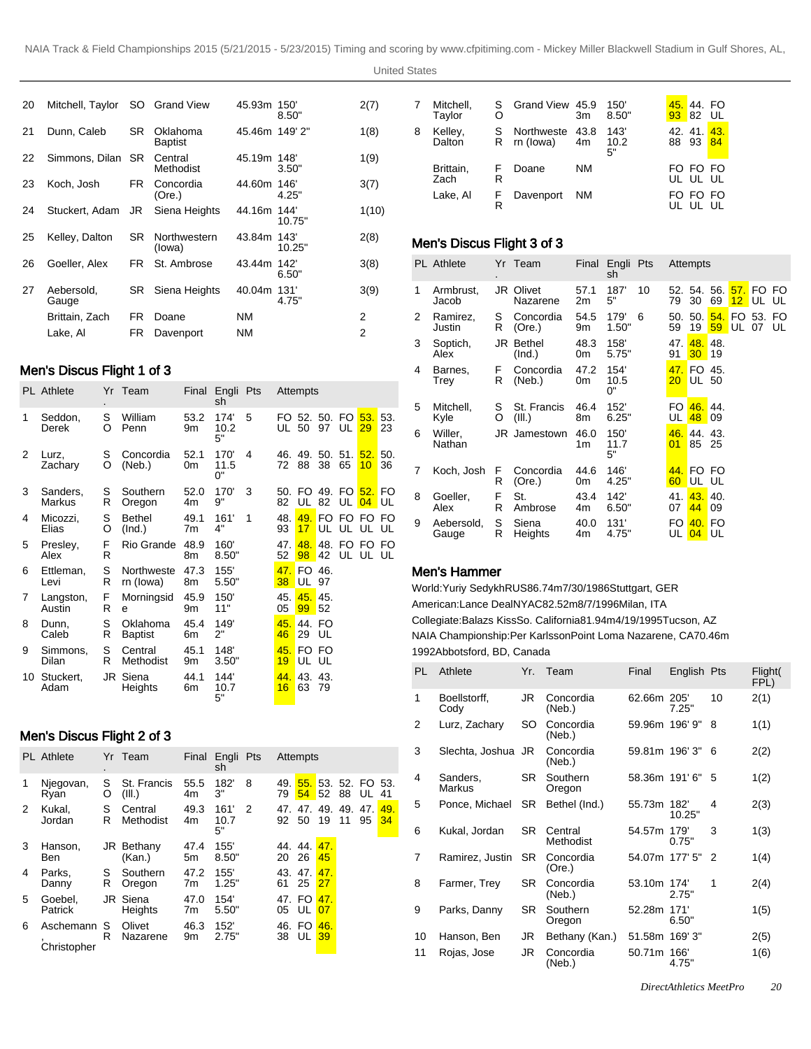| PL | Athlete | Yr | Team | Final | English | Pts | Flight(FPL) |
|---|---|---|---|---|---|---|---|
| 20 | Mitchell, Taylor | SO | Grand View | 45.93m | 150' 8.50" | | 2(7) |
| 21 | Dunn, Caleb | SR | Oklahoma Baptist | 45.46m | 149' 2" | | 1(8) |
| 22 | Simmons, Dilan | SR | Central Methodist | 45.19m | 148' 3.50" | | 1(9) |
| 23 | Koch, Josh | FR | Concordia (Ore.) | 44.60m | 146' 4.25" | | 3(7) |
| 24 | Stuckert, Adam | JR | Siena Heights | 44.16m | 144' 10.75" | | 1(10) |
| 25 | Kelley, Dalton | SR | Northwestern (Iowa) | 43.84m | 143' 10.25" | | 2(8) |
| 26 | Goeller, Alex | FR | St. Ambrose | 43.44m | 142' 6.50" | | 3(8) |
| 27 | Aebersold, Gauge | SR | Siena Heights | 40.04m | 131' 4.75" | | 3(9) |
| | Brittain, Zach | FR | Doane | NM | | | 2 |
| | Lake, Al | FR | Davenport | NM | | | 2 |

## Men's Discus Flight 1 of 3

| PL | Athlete | Yr. | Team | Final | English | Pts | Attempts | | | | | |
|---|---|---|---|---|---|---|---|---|---|---|---|---|
| 1 | Seddon, Derek | SO | William Penn | 53.29m | 174' 10.25" | 5 | FOUL | 52.50 | 50.97 | FOUL | 53.29 | 53.23 |
| 2 | Lurz, Zachary | SO | Concordia (Neb.) | 52.10m | 170' 11.50" | 4 | 46.72 | 49.88 | 50.38 | 51.65 | 52.10 | 50.36 |
| 3 | Sanders, Markus | SR | Southern Oregon | 52.04m | 170' 9" | 3 | 50.82 | FOUL | 49.82 | FOUL | 52.04 | FOUL |
| 4 | Micozzi, Elias | SO | Bethel (Ind.) | 49.17m | 161' 4" | 1 | 48.93 | 49.17 | FOUL | FOUL | FOUL | FOUL |
| 5 | Presley, Alex | FR | Rio Grande | 48.98m | 160' 8.50" | | 47.52 | 48.98 | 48.42 | FOUL | FOUL | FOUL |
| 6 | Ettleman, Levi | SR | Northwestern (Iowa) | 47.38m | 155' 5.50" | | 47.38 | FOUL | 46.97 | | | |
| 7 | Langston, Austin | FR | Morningside | 45.99m | 150' 11" | | 45.05 | 45.99 | 45.52 | | | |
| 8 | Dunn, Caleb | SR | Oklahoma Baptist | 45.46m | 149' 2" | | 45.46 | 44.29 | FOUL | | | |
| 9 | Simmons, Dilan | SR | Central Methodist | 45.19m | 148' 3.50" | | 45.19 | FOUL | FOUL | | | |
| 10 | Stuckert, Adam | JR | Siena Heights | 44.16m | 144' 10.75" | | 44.16 | 43.63 | 43.79 | | | |

## Men's Discus Flight 2 of 3

| PL | Athlete | Yr. | Team | Final | English | Pts | Attempts | | | | | |
|---|---|---|---|---|---|---|---|---|---|---|---|---|
| 1 | Njegovan, Ryan | SO | St. Francis (Ill.) | 55.54m | 182' 3" | 8 | 49.79 | 55.54 | 53.52 | 52.88 | FOUL | 53.41 |
| 2 | Kukal, Jordan | SR | Central Methodist | 49.34m | 161' 10.75" | 2 | 47.92 | 47.50 | 49.19 | 49.11 | 47.95 | 49.34 |
| 3 | Hanson, Ben | JR | Bethany (Kan.) | 47.45m | 155' 8.50" | | 44.20 | 44.26 | 47.45 | | | |
| 4 | Parks, Danny | SR | Southern Oregon | 47.27m | 155' 1.25" | | 43.61 | 47.25 | 47.27 | | | |
| 5 | Goebel, Patrick | JR | Siena Heights | 47.07m | 154' 5.50" | | 47.05 | FOUL | 47.07 | | | |
| 6 | Aschemann, Christopher | SR | Olivet Nazarene | 46.39m | 152' 2.75" | | 46.38 | FOUL | 46.39 | | | |
| 7 | Mitchell, Taylor | SO | Grand View | 45.93m | 150' 8.50" | | 45.93 | 44.82 | FOUL | | | |
| 8 | Kelley, Dalton | SR | Northwestern (Iowa) | 43.84m | 143' 10.25" | | 42.88 | 41.93 | 43.84 | | | |
| | Brittain, Zach | FR | Doane | NM | | | FOUL | FOUL | FOUL | | | |
| | Lake, Al | FR | Davenport | NM | | | FOUL | FOUL | FOUL | | | |

## Men's Discus Flight 3 of 3

| PL | Athlete | Yr. | Team | Final | English | Pts | Attempts | | | | | |
|---|---|---|---|---|---|---|---|---|---|---|---|---|
| 1 | Armbrust, Jacob | JR | Olivet Nazarene | 57.12m | 187' 5" | 10 | 52.79 | 54.30 | 56.69 | 57.12 | FOUL | FOUL |
| 2 | Ramirez, Justin | SR | Concordia (Ore.) | 54.59m | 179' 1.50" | 6 | 50.59 | 50.19 | 54.59 | FOUL | 53.07 | FOUL |
| 3 | Soptich, Alex | JR | Bethel (Ind.) | 48.30m | 158' 5.75" | | 47.91 | 48.30 | 48.19 | | | |
| 4 | Barnes, Trey | FR | Concordia (Neb.) | 47.20m | 154' 10.50" | | 47.20 | FOUL | 45.50 | | | |
| 5 | Mitchell, Kyle | SO | St. Francis (Ill.) | 46.48m | 152' 6.25" | | FOUL | 46.48 | 44.09 | | | |
| 6 | Willer, Nathan | JR | Jamestown | 46.01m | 150' 11.75" | | 46.01 | 44.85 | 43.25 | | | |
| 7 | Koch, Josh | FR | Concordia (Ore.) | 44.60m | 146' 4.25" | | 44.60 | FOUL | FOUL | | | |
| 8 | Goeller, Alex | FR | St. Ambrose | 43.44m | 142' 6.50" | | 41.07 | 43.44 | 40.09 | | | |
| 9 | Aebersold, Gauge | SR | Siena Heights | 40.04m | 131' 4.75" | | FOUL | 40.04 | FOUL | | | |

## Men's Hammer

World:Yuriy SedykhRUS86.74m7/30/1986Stuttgart, GER

American:Lance DealNYAC82.52m8/7/1996Milan, ITA

Collegiate:Balazs KissSo. California81.94m4/19/1995Tucson, AZ

NAIA Championship:Per KarlssonPoint Loma Nazarene, CA70.46m 1992Abbotsford, BD, Canada

| PL | Athlete | Yr. | Team | Final | English | Pts | Flight(FPL) |
|---|---|---|---|---|---|---|---|
| 1 | Boellstorff, Cody | JR | Concordia (Neb.) | 62.66m | 205' 7.25" | 10 | 2(1) |
| 2 | Lurz, Zachary | SO | Concordia (Neb.) | 59.96m | 196' 9" | 8 | 1(1) |
| 3 | Slechta, Joshua | JR | Concordia (Neb.) | 59.81m | 196' 3" | 6 | 2(2) |
| 4 | Sanders, Markus | SR | Southern Oregon | 58.36m | 191' 6" | 5 | 1(2) |
| 5 | Ponce, Michael | SR | Bethel (Ind.) | 55.73m | 182' 10.25" | 4 | 2(3) |
| 6 | Kukal, Jordan | SR | Central Methodist | 54.57m | 179' 0.75" | 3 | 1(3) |
| 7 | Ramirez, Justin | SR | Concordia (Ore.) | 54.07m | 177' 5" | 2 | 1(4) |
| 8 | Farmer, Trey | SR | Concordia (Neb.) | 53.10m | 174' 2.75" | 1 | 2(4) |
| 9 | Parks, Danny | SR | Southern Oregon | 52.28m | 171' 6.50" | | 1(5) |
| 10 | Hanson, Ben | JR | Bethany (Kan.) | 51.58m | 169' 3" | | 2(5) |
| 11 | Rojas, Jose | JR | Concordia (Neb.) | 50.71m | 166' 4.75" | | 1(6) |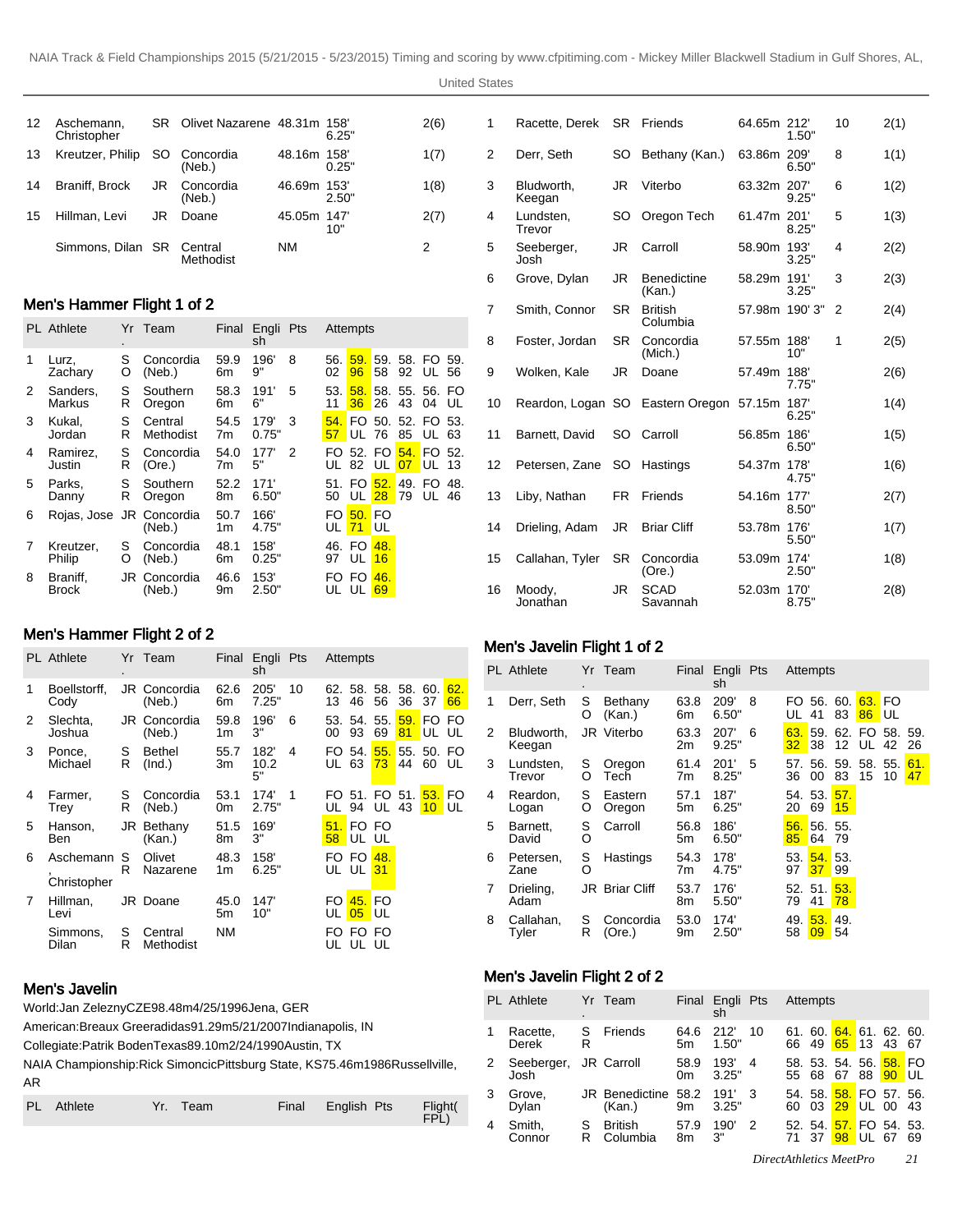| PL | Athlete | Yr. | Team | Final | English | Pts | Flight(FPL) |
|---|---|---|---|---|---|---|---|
| 12 | Aschemann, Christopher | SR | Olivet Nazarene | 48.31m | 158' 6.25" | | 2(6) |
| 13 | Kreutzer, Philip | SO | Concordia (Neb.) | 48.16m | 158' 0.25" | | 1(7) |
| 14 | Braniff, Brock | JR | Concordia (Neb.) | 46.69m | 153' 2.50" | | 1(8) |
| 15 | Hillman, Levi | JR | Doane | 45.05m | 147' 10" | | 2(7) |
| | Simmons, Dilan | SR | Central Methodist | NM | | | 2 |

## Men's Hammer Flight 1 of 2

| PL | Athlete | Yr. | Team | Final | English | Pts | Attempts | | | | | |
|---|---|---|---|---|---|---|---|---|---|---|---|---|
| 1 | Lurz, Zachary | SO | Concordia (Neb.) | 59.96m | 196' 9" | 8 | 56.02 | 59.96 | 59.58 | 58.92 | FOUL | 59.56 |
| 2 | Sanders, Markus | SR | Southern Oregon | 58.36m | 191' 6" | 5 | 53.11 | 58.36 | 58.26 | 55.43 | 56.04 | FOUL |
| 3 | Kukal, Jordan | SR | Central Methodist | 54.57m | 179' 0.75" | 3 | 54.57 | FOUL | 50.76 | 52.85 | FOUL | 53.63 |
| 4 | Ramirez, Justin | SR | Concordia (Ore.) | 54.07m | 177' 5" | 2 | FOUL | 52.82 | FOUL | 54.07 | FOUL | 52.13 |
| 5 | Parks, Danny | SR | Southern Oregon | 52.28m | 171' 6.50" | | 51.50 | FOUL | 52.28 | 49.79 | FOUL | 48.46 |
| 6 | Rojas, Jose | JR | Concordia (Neb.) | 50.71m | 166' 4.75" | | FOUL | 50.71 | FOUL | | | |
| 7 | Kreutzer, Philip | SO | Concordia (Neb.) | 48.16m | 158' 0.25" | | 46.97 | FOUL | 48.16 | | | |
| 8 | Braniff, Brock | JR | Concordia (Neb.) | 46.69m | 153' 2.50" | | FOUL | FOUL | 46.69 | | | |

## Men's Hammer Flight 2 of 2

| PL | Athlete | Yr. | Team | Final | English | Pts | Attempts | | | | | |
|---|---|---|---|---|---|---|---|---|---|---|---|---|
| 1 | Boellstorff, Cody | JR | Concordia (Neb.) | 62.66m | 205' 7.25" | 10 | 62.13 | 58.46 | 58.56 | 58.36 | 60.37 | 62.66 |
| 2 | Slechta, Joshua | JR | Concordia (Neb.) | 59.81m | 196' 3" | 6 | 53.00 | 54.93 | 55.69 | 59.81 | FOUL | FOUL |
| 3 | Ponce, Michael | SR | Bethel (Ind.) | 55.73m | 182' 10.25" | 4 | FOUL | 54.63 | 55.73 | 55.44 | 50.60 | FOUL |
| 4 | Farmer, Trey | SR | Concordia (Neb.) | 53.10m | 174' 2.75" | 1 | FOUL | 51.94 | FOUL | 51.43 | 53.10 | FOUL |
| 5 | Hanson, Ben | JR | Bethany (Kan.) | 51.58m | 169' 3" | | 51.58 | FOUL | FOUL | | | |
| 6 | Aschemann, Christopher | SR | Olivet Nazarene | 48.31m | 158' 6.25" | | FOUL | FOUL | 48.31 | | | |
| 7 | Hillman, Levi | JR | Doane | 45.05m | 147' 10" | | FOUL | 45.05 | FOUL | | | |
| | Simmons, Dilan | SR | Central Methodist | NM | | | FOUL | FOUL | FOUL | | | |

## Men's Javelin

World: Jan Zelezny CZE 98.48m 4/25/1996 Jena, GER

American: Breaux Greer adidas 91.29m 5/21/2007 Indianapolis, IN

Collegiate: Patrik Boden Texas 89.10m 2/24/1990 Austin, TX

NAIA Championship: Rick Simoncic Pittsburg State, KS 75.46m 1986 Russellville, AR

| PL | Athlete | Yr. | Team | Final | English | Pts | Flight(FPL) |
|---|---|---|---|---|---|---|---|
| 1 | Racette, Derek | SR | Friends | 64.65m | 212' 1.50" | 10 | 2(1) |
| 2 | Derr, Seth | SO | Bethany (Kan.) | 63.86m | 209' 6.50" | 8 | 1(1) |
| 3 | Bludworth, Keegan | JR | Viterbo | 63.32m | 207' 9.25" | 6 | 1(2) |
| 4 | Lundsten, Trevor | SO | Oregon Tech | 61.47m | 201' 8.25" | 5 | 1(3) |
| 5 | Seeberger, Josh | JR | Carroll | 58.90m | 193' 3.25" | 4 | 2(2) |
| 6 | Grove, Dylan | JR | Benedictine (Kan.) | 58.29m | 191' 3.25" | 3 | 2(3) |
| 7 | Smith, Connor | SR | British Columbia | 57.98m | 190' 3" | 2 | 2(4) |
| 8 | Foster, Jordan | SR | Concordia (Mich.) | 57.55m | 188' 10" | 1 | 2(5) |
| 9 | Wolken, Kale | JR | Doane | 57.49m | 188' 7.75" | | 2(6) |
| 10 | Reardon, Logan | SO | Eastern Oregon | 57.15m | 187' 6.25" | | 1(4) |
| 11 | Barnett, David | SO | Carroll | 56.85m | 186' 6.50" | | 1(5) |
| 12 | Petersen, Zane | SO | Hastings | 54.37m | 178' 4.75" | | 1(6) |
| 13 | Liby, Nathan | FR | Friends | 54.16m | 177' 8.50" | | 2(7) |
| 14 | Drieling, Adam | JR | Briar Cliff | 53.78m | 176' 5.50" | | 1(7) |
| 15 | Callahan, Tyler | SR | Concordia (Ore.) | 53.09m | 174' 2.50" | | 1(8) |
| 16 | Moody, Jonathan | JR | SCAD Savannah | 52.03m | 170' 8.75" | | 2(8) |

## Men's Javelin Flight 1 of 2

| PL | Athlete | Yr. | Team | Final | English | Pts | Attempts | | | | | |
|---|---|---|---|---|---|---|---|---|---|---|---|---|
| 1 | Derr, Seth | SO | Bethany (Kan.) | 63.86m | 209' 6.50" | 8 | FOUL | 56.41 | 60.83 | 63.86 | FOUL | |
| 2 | Bludworth, Keegan | JR | Viterbo | 63.32m | 207' 9.25" | 6 | 63.32 | 59.38 | 62.12 | FOUL | 58.42 | 59.26 |
| 3 | Lundsten, Trevor | SO | Oregon Tech | 61.47m | 201' 8.25" | 5 | 57.36 | 56.00 | 59.83 | 58.15 | 55.10 | 61.47 |
| 4 | Reardon, Logan | SO | Eastern Oregon | 57.15m | 187' 6.25" | | 54.20 | 53.69 | 57.15 | | | |
| 5 | Barnett, David | SO | Carroll | 56.85m | 186' 6.50" | | 56.85 | 56.64 | 55.79 | | | |
| 6 | Petersen, Zane | SO | Hastings | 54.37m | 178' 4.75" | | 53.97 | 54.37 | 53.99 | | | |
| 7 | Drieling, Adam | JR | Briar Cliff | 53.78m | 176' 5.50" | | 52.79 | 51.41 | 53.78 | | | |
| 8 | Callahan, Tyler | SR | Concordia (Ore.) | 53.09m | 174' 2.50" | | 49.58 | 53.09 | 49.54 | | | |

## Men's Javelin Flight 2 of 2

| PL | Athlete | Yr. | Team | Final | English | Pts | Attempts | | | | | |
|---|---|---|---|---|---|---|---|---|---|---|---|---|
| 1 | Racette, Derek | SR | Friends | 64.65m | 212' 1.50" | 10 | 61.66 | 60.49 | 64.65 | 61.13 | 62.43 | 60.67 |
| 2 | Seeberger, Josh | JR | Carroll | 58.90m | 193' 3.25" | 4 | 58.55 | 53.68 | 54.67 | 56.88 | 58.90 | FOUL |
| 3 | Grove, Dylan | JR | Benedictine (Kan.) | 58.29m | 191' 3.25" | 3 | 54.60 | 58.03 | 58.29 | FOUL | 57.00 | 56.43 |
| 4 | Smith, Connor | SR | British Columbia | 57.98m | 190' 3" | 2 | 52.71 | 54.37 | 57.98 | FOUL | 54.67 | 53.69 |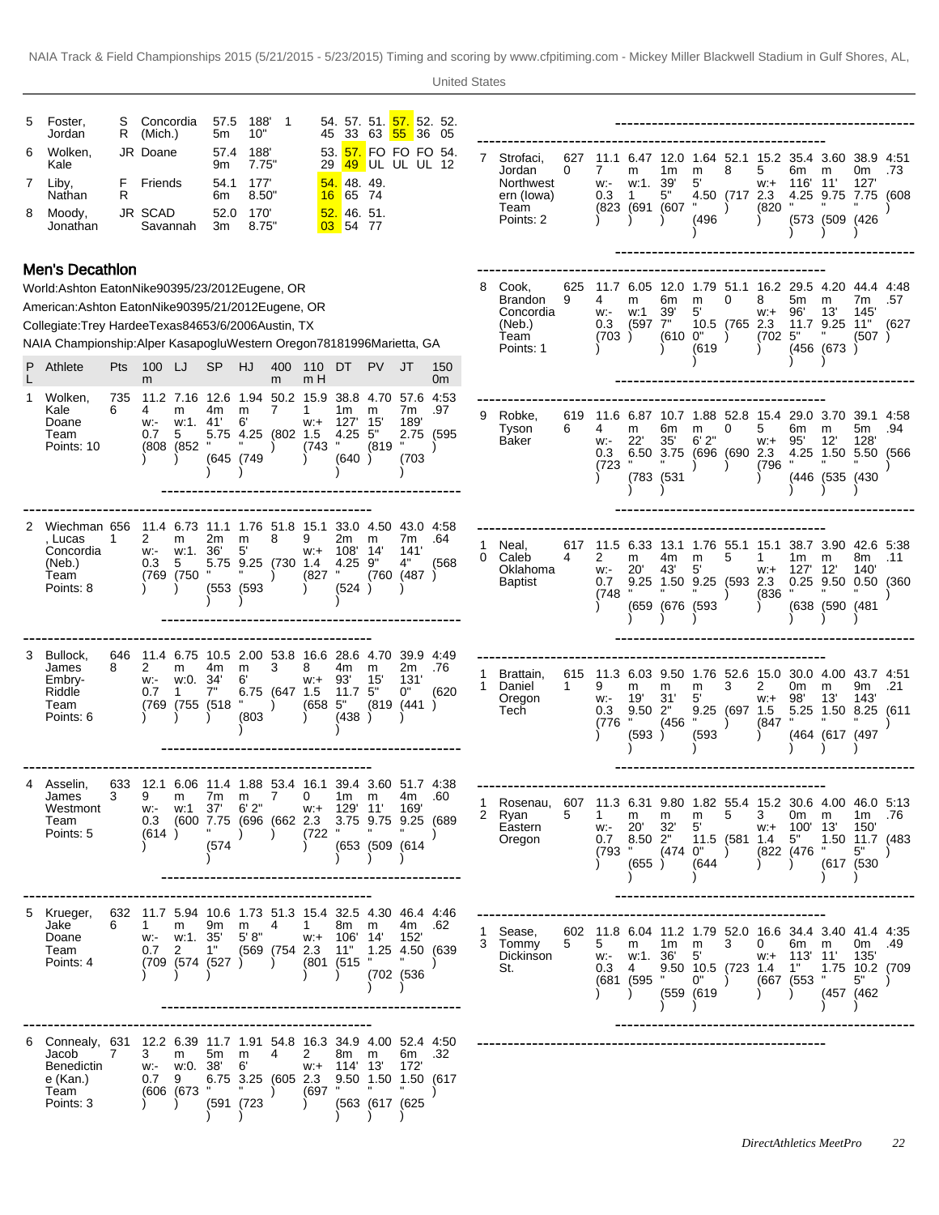| Pl | Athlete | Yr | School | Mark | | Pts | Attempts | | | | | |
|---|---|---|---|---|---|---|---|---|---|---|---|---|
| 5 | Foster, Jordan | SR | Concordia (Mich.) | 57.55m | 188' 10" | 1 | 54.45 | 57.33 | 51.63 | 57.55 | 52.36 | 52.05 |
| 6 | Wolken, Kale | JR | Doane | 57.49m | 188' 7.75" | | 53.29 | 57.49 | FOUL | FOUL | FOUL | 54.12 |
| 7 | Liby, Nathan | FR | Friends | 54.16m | 177' 8.50" | | 54.16 | 48.65 | 49.74 | | | |
| 8 | Moody, Jonathan | JR | SCAD Savannah | 52.03m | 170' 8.75" | | 52.03 | 46.54 | 51.77 | | | |

## Men's Decathlon

World: Ashton Eaton Nike 9039 5/23/2012 Eugene, OR

American: Ashton Eaton Nike 9039 5/21/2012 Eugene, OR

Collegiate: Trey Hardee Texas 8465 3/6/2006 Austin, TX

NAIA Championship: Alper Kasapoglu Western Oregon 7818 1996 Marietta, GA

| PL | Athlete | Pts | 100m | LJ | SP | HJ | 400m | 110mH | DT | PV | JT | 1500m |
|---|---|---|---|---|---|---|---|---|---|---|---|---|
| 1 | Wolken, Kale Doane Team Points: 10 | 7356 | 11.24 w:-0.7 (808) | 7.16m w:1.5 (852) | 12.64m 41' 5.75" (645) | 1.94m 6' 4.25" (749) | 50.27 (802) | 15.91 w:+1.5 (743) | 38.81m 127' 4.25" (640) | 4.70m 15' 5" (819) | 57.67m 189' 2.75" (703) | 4:53.97 (595) |
| 2 | Wiechman, Lucas Concordia (Neb.) Team Points: 8 | 6561 | 11.42 w:-0.3 (769) | 6.73m w:1.5 (750) | 11.12m 36' 5.75" (553) | 1.76m 5' 9.25" (593) | 51.88 (730) | 15.19 w:+1.4 (827) | 33.02m 108' 4.25" (524) | 4.50m 14' 9" (760) | 43.07m 141' 4" (487) | 4:58.64 (568) |
| 3 | Bullock, James Embry-Riddle Team Points: 6 | 6468 | 11.42 w:-0.7 (769) | 6.75m w:0.1 (755) | 10.53m 34' 7" (518) | 2.00m 6' 6.75" (803) | 53.83 (647) | 16.68 w:+1.5 (658) | 28.64m 93' 11.75" (438) | 4.70m 15' 5" (819) | 39.92m 131' 0" (441) | 4:49.76 (620) |
| 4 | Asselin, James Westmont Team Points: 5 | 6333 | 12.19 w:-0.3 (614) | 6.06m w:1 (600) | 11.47m 37' 7.75" (574) | 1.88m 6' 2" (696) | 53.47 (662) | 16.10 w:+2.3 (722) | 39.41m 129' 3.75" (653) | 3.60m 11' 9.75" (509) | 51.74m 169' 9.25" (614) | 4:38.60 (689) |
| 5 | Krueger, Jake Doane Team Points: 4 | 6326 | 11.71 w:-0.7 (709) | 5.94m w:1.2 (574) | 10.69m 35' 1" (527) | 1.73m 5' 8" (569) | 51.34 (754) | 15.41 w:+2.3 (801) | 32.58m 106' 11" (515) | 4.30m 14' 1.25" (702) | 46.44m 152' 4.50" (536) | 4:46.62 (639) |
| 6 | Connealy, Jacob Benedictine (Kan.) Team Points: 3 | 6317 | 12.23 w:-0.7 (606) | 6.39m w:0.9 (673) | 11.75m 38' 6.75" (591) | 1.91m 6' 3.25" (723) | 54.84 (605) | 16.32 w:+2.3 (697) | 34.98m 114' 9.50" (563) | 4.00m 13' 1.50" (617) | 52.46m 172' 1.50" (625) | 4:50.32 (617) |
| 7 | Strofaci, Jordan Northwestern (Iowa) Team Points: 2 | 6270 | 11.17 w:-0.3 (823) | 6.47m w:1.1 (691) | 12.01m 39' 5" (607) | 1.64m 5' 4.50" (496) | 52.18 (717) | 15.25 w:+2.3 (820) | 35.46m 116' 4.25" (573) | 3.60m 11' 9.75" (509) | 38.90m 127' 7.75" (426) | 4:51.73 (608) |
| 8 | Cook, Brandon Concordia (Neb.) Team Points: 1 | 6259 | 11.74 w:-0.3 (703) | 6.05m w:1 (597) | 12.06m 39' 7" (610) | 1.79m 5' 10.50" (619) | 51.10 (765) | 16.28 w:+2.3 (702) | 29.55m 96' 11.75" (456) | 4.20m 13' 9.25" (673) | 44.47m 145' 11" (507) | 4:48.57 (627) |
| 9 | Robke, Tyson Baker | 6196 | 11.64 w:-0.3 (723) | 6.87m 22' 6.50" (783) | 10.76m 35' 3.75" (531) | 1.88m 6' 2" (696) | 52.80 (690) | 15.45 w:+2.3 (796) | 29.06m 95' 4.25" (446) | 3.70m 12' 1.50" (535) | 39.15m 128' 5.50" (430) | 4:58.94 (566) |
| 10 | Neal, Caleb Oklahoma Baptist | 6174 | 11.52 w:-0.7 (748) | 6.33m 20' 9.25" (659) | 13.14m 43' 1.50" (676) | 1.76m 5' 9.25" (593) | 55.15 (593) | 15.11 w:+2.3 (836) | 38.71m 127' 0.25" (638) | 3.90m 12' 9.50" (590) | 42.68m 140' 0.50" (481) | 5:38.11 (360) |
| 11 | Brattain, Daniel Oregon Tech | 6151 | 11.39 w:-0.3 (776) | 6.03m 19' 9.50" (593) | 9.50m 31' 2" (456) | 1.76m 5' 9.25" (593) | 52.63 (697) | 15.02 w:+1.5 (847) | 30.00m 98' 5.25" (464) | 4.00m 13' 1.50" (617) | 43.79m 143' 8.25" (497) | 4:51.21 (611) |
| 12 | Rosenau, Ryan Eastern Oregon | 6075 | 11.31 w:-0.7 (793) | 6.31m 20' 8.50" (655) | 9.80m 32' 2" (474) | 1.82m 5' 11.50" (644) | 55.45 (581) | 15.23 w:+1.4 (822) | 30.60m 100' 5" (476) | 4.00m 13' 1.50" (617) | 46.01m 150' 11.75" (530) | 5:13.76 (483) |
| 13 | Sease, Tommy Dickinson St. | 6025 | 11.85 w:-0.3 (681) | 6.04m w:1.4 (595) | 11.21m 36' 9.50" (559) | 1.79m 5' 10.50" (619) | 52.03 (723) | 16.60 w:+1.4 (667) | 34.46m 113' 1" (553) | 3.40m 11' 1.75" (457) | 41.40m 135' 10.25" (462) | 4:35.49 (709) |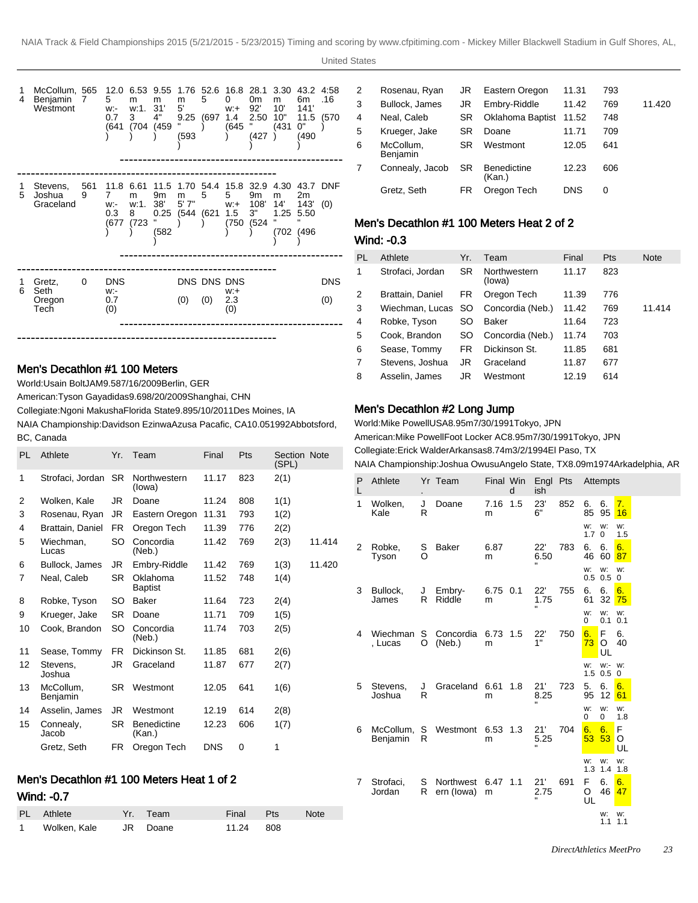| | | | | | | | | | | | | | |
|---|---|---|---|---|---|---|---|---|---|---|---|---|---|
| 14 | McCollum, Benjamin Westmont | 5657 | 12.05 w:-0.7 (641) | 6.53m w:1.3 (704) | 9.55m 31' 4" (459) | 1.76m 5' 9.25" (593) | 52.65 (697) | 16.80 w:+1.4 (645) | 28.10m 92' 2.50" (427) | 3.30m 10' 10" (431) | 43.26m 141' 11.50" (490) | 4:58.16 (570) |
| 15 | Stevens, Joshua Graceland | 5619 | 11.87 w:-0.3 (677) | 6.61m w:1.8 (723) | 11.59m 38' 0.25" (582) | 1.70m 5' 7" (544) | 54.45 (621) | 15.85 w:+1.5 (750) | 32.99m 108' 3" (524) | 4.30m 14' 1.25" (702) | 43.72m 143' 5.50" (496) | DNF (0) |
| 16 | Gretz, Seth Oregon Tech | 0 | DNS w:-0.7 (0) | | | DNS (0) | DNS (0) | DNS w:+2.3 (0) | | | | DNS (0) |

## Men's Decathlon #1 100 Meters

World:Usain BoltJAM9.587/16/2009Berlin, GER

American:Tyson Gayadidas9.698/20/2009Shanghai, CHN

Collegiate:Ngoni MakushaFlorida State9.895/10/2011Des Moines, IA

NAIA Championship:Davidson EzinwaAzusa Pacafic, CA10.051992Abbotsford, BC, Canada

| PL | Athlete | Yr. | Team | Final | Pts | Section (SPL) | Note |
|---|---|---|---|---|---|---|---|
| 1 | Strofaci, Jordan | SR | Northwestern (Iowa) | 11.17 | 823 | 2(1) | |
| 2 | Wolken, Kale | JR | Doane | 11.24 | 808 | 1(1) | |
| 3 | Rosenau, Ryan | JR | Eastern Oregon | 11.31 | 793 | 1(2) | |
| 4 | Brattain, Daniel | FR | Oregon Tech | 11.39 | 776 | 2(2) | |
| 5 | Wiechman, Lucas | SO | Concordia (Neb.) | 11.42 | 769 | 2(3) | 11.414 |
| 6 | Bullock, James | JR | Embry-Riddle | 11.42 | 769 | 1(3) | 11.420 |
| 7 | Neal, Caleb | SR | Oklahoma Baptist | 11.52 | 748 | 1(4) | |
| 8 | Robke, Tyson | SO | Baker | 11.64 | 723 | 2(4) | |
| 9 | Krueger, Jake | SR | Doane | 11.71 | 709 | 1(5) | |
| 10 | Cook, Brandon | SO | Concordia (Neb.) | 11.74 | 703 | 2(5) | |
| 11 | Sease, Tommy | FR | Dickinson St. | 11.85 | 681 | 2(6) | |
| 12 | Stevens, Joshua | JR | Graceland | 11.87 | 677 | 2(7) | |
| 13 | McCollum, Benjamin | SR | Westmont | 12.05 | 641 | 1(6) | |
| 14 | Asselin, James | JR | Westmont | 12.19 | 614 | 2(8) | |
| 15 | Connealy, Jacob | SR | Benedictine (Kan.) | 12.23 | 606 | 1(7) | |
| | Gretz, Seth | FR | Oregon Tech | DNS | 0 | 1 | |

## Men's Decathlon #1 100 Meters Heat 1 of 2

**Wind: -0.7**

| PL | Athlete | Yr. | Team | Final | Pts | Note |
|---|---|---|---|---|---|---|
| 1 | Wolken, Kale | JR | Doane | 11.24 | 808 | |
| 2 | Rosenau, Ryan | JR | Eastern Oregon | 11.31 | 793 | |
| 3 | Bullock, James | JR | Embry-Riddle | 11.42 | 769 | 11.420 |
| 4 | Neal, Caleb | SR | Oklahoma Baptist | 11.52 | 748 | |
| 5 | Krueger, Jake | SR | Doane | 11.71 | 709 | |
| 6 | McCollum, Benjamin | SR | Westmont | 12.05 | 641 | |
| 7 | Connealy, Jacob | SR | Benedictine (Kan.) | 12.23 | 606 | |
| | Gretz, Seth | FR | Oregon Tech | DNS | 0 | |

## Men's Decathlon #1 100 Meters Heat 2 of 2

**Wind: -0.3**

| PL | Athlete | Yr. | Team | Final | Pts | Note |
|---|---|---|---|---|---|---|
| 1 | Strofaci, Jordan | SR | Northwestern (Iowa) | 11.17 | 823 | |
| 2 | Brattain, Daniel | FR | Oregon Tech | 11.39 | 776 | |
| 3 | Wiechman, Lucas | SO | Concordia (Neb.) | 11.42 | 769 | 11.414 |
| 4 | Robke, Tyson | SO | Baker | 11.64 | 723 | |
| 5 | Cook, Brandon | SO | Concordia (Neb.) | 11.74 | 703 | |
| 6 | Sease, Tommy | FR | Dickinson St. | 11.85 | 681 | |
| 7 | Stevens, Joshua | JR | Graceland | 11.87 | 677 | |
| 8 | Asselin, James | JR | Westmont | 12.19 | 614 | |

## Men's Decathlon #2 Long Jump

World:Mike PowellUSA8.95m7/30/1991Tokyo, JPN

American:Mike PowellFoot Locker AC8.95m7/30/1991Tokyo, JPN

Collegiate:Erick WalderArkansas8.74m3/2/1994El Paso, TX

NAIA Championship:Joshua OwusuAngelo State, TX8.09m1974Arkadelphia, AR

| PL | Athlete | Yr. | Team | Final | Wind | English | Pts | Attempts | | |
|---|---|---|---|---|---|---|---|---|---|---|
| 1 | Wolken, Kale | JR | Doane | 7.16m | 1.5 | 23' 6" | 852 | 6.85 w: 1.7 | 6.95 w: 0 | 7.16 w: 1.5 |
| 2 | Robke, Tyson | SO | Baker | 6.87m | | 22' 6.50" | 783 | 6.46 w: 0.5 | 6.60 w: 0.5 | 6.87 w: 0 |
| 3 | Bullock, James | JR | Embry-Riddle | 6.75m | 0.1 | 22' 1.75" | 755 | 6.61 w: 0 | 6.32 w: 0.1 | 6.75 w: 0.1 |
| 4 | Wiechman, Lucas | SO | Concordia (Neb.) | 6.73m | 1.5 | 22' 1" | 750 | 6.73 w: 1.5 | FOUL w:-0.5 | 6.40 w: 0 |
| 5 | Stevens, Joshua | JR | Graceland | 6.61m | 1.8 | 21' 8.25" | 723 | 5.95 w: 0 | 6.12 w: 0 | 6.61 w: 1.8 |
| 6 | McCollum, Benjamin | SR | Westmont | 6.53m | 1.3 | 21' 5.25" | 704 | 6.53 w: 1.3 | 6.53 w: 1.4 | FOUL w: 1.8 |
| 7 | Strofaci, Jordan | SR | Northwestern (Iowa) | 6.47m | 1.1 | 21' 2.75" | 691 | FOUL | 6.46 w: 1.1 | 6.47 w: 1.1 |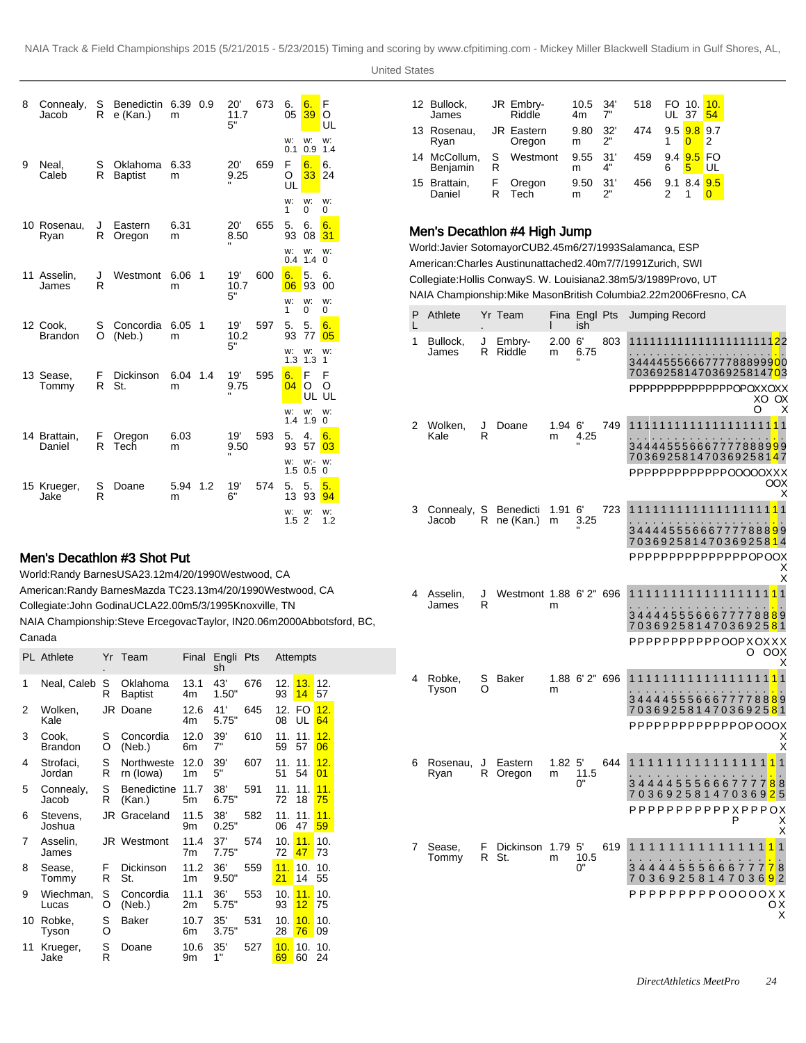| PL | Athlete | Yr | Team | Final | Wind | English | Pts | Attempts | | |
|---|---|---|---|---|---|---|---|---|---|---|
| 8 | Connealy, Jacob | SR | Benedictine (Kan.) | 6.39m | 0.9 | 20' 11.75" | 673 | 6.05<br>w: 0.1 | 6.39<br>w: 0.9 | FOUL<br>w: 1.4 |
| 9 | Neal, Caleb | SR | Oklahoma Baptist | 6.33m | | 20' 9.25" | 659 | FOUL<br>w: 1 | 6.33<br>w: 0 | 6.24<br>w: 0 |
| 10 | Rosenau, Ryan | JR | Eastern Oregon | 6.31m | | 20' 8.50" | 655 | 5.93<br>w: 0.4 | 6.08<br>w: 1.4 | 6.31<br>w: 0 |
| 11 | Asselin, James | JR | Westmont | 6.06m | 1 | 19' 10.75" | 600 | 6.06<br>w: 1 | 5.93<br>w: 0 | 6.00<br>w: 0 |
| 12 | Cook, Brandon | SO | Concordia (Neb.) | 6.05m | 1 | 19' 10.25" | 597 | 5.93<br>w: 1.3 | 5.77<br>w: 1.3 | 6.05<br>w: 1 |
| 13 | Sease, Tommy | FR | Dickinson St. | 6.04m | 1.4 | 19' 9.75" | 595 | 6.04<br>w: 1.4 | FOUL<br>w: 1.9 | FOUL<br>w: 0 |
| 14 | Brattain, Daniel | FR | Oregon Tech | 6.03m | | 19' 9.50" | 593 | 5.93<br>w: 1.5 | 4.57<br>w: -0.5 | 6.03<br>w: 0 |
| 15 | Krueger, Jake | SR | Doane | 5.94m | 1.2 | 19' 6" | 574 | 5.13<br>w: 1.5 | 5.93<br>w: 2 | 5.94<br>w: 1.2 |

## Men's Decathlon #3 Shot Put

World:Randy BarnesUSA23.12m4/20/1990Westwood, CA

American:Randy BarnesMazda TC23.13m4/20/1990Westwood, CA

Collegiate:John GodinaUCLA22.00m5/3/1995Knoxville, TN

NAIA Championship:Steve ErcegovacTaylor, IN20.06m2000Abbotsford, BC, Canada

| PL | Athlete | Yr. | Team | Final | English | Pts | Attempts | | |
|---|---|---|---|---|---|---|---|---|---|
| 1 | Neal, Caleb | SR | Oklahoma Baptist | 13.14m | 43' 1.50" | 676 | 12.93 | 13.14 | 12.57 |
| 2 | Wolken, Kale | JR | Doane | 12.64m | 41' 5.75" | 645 | 12.08 | FOUL | 12.64 |
| 3 | Cook, Brandon | SO | Concordia (Neb.) | 12.06m | 39' 7" | 610 | 11.59 | 11.57 | 12.06 |
| 4 | Strofaci, Jordan | SR | Northwestern (Iowa) | 12.01m | 39' 5" | 607 | 11.51 | 11.54 | 12.01 |
| 5 | Connealy, Jacob | SR | Benedictine (Kan.) | 11.75m | 38' 6.75" | 591 | 11.72 | 11.18 | 11.75 |
| 6 | Stevens, Joshua | JR | Graceland | 11.59m | 38' 0.25" | 582 | 11.06 | 11.47 | 11.59 |
| 7 | Asselin, James | JR | Westmont | 11.47m | 37' 7.75" | 574 | 10.72 | 11.47 | 10.73 |
| 8 | Sease, Tommy | FR | Dickinson St. | 11.21m | 36' 9.50" | 559 | 11.21 | 10.14 | 10.55 |
| 9 | Wiechman, Lucas | SO | Concordia (Neb.) | 11.12m | 36' 5.75" | 553 | 10.93 | 11.12 | 10.75 |
| 10 | Robke, Tyson | SO | Baker | 10.76m | 35' 3.75" | 531 | 10.28 | 10.76 | 10.09 |
| 11 | Krueger, Jake | SR | Doane | 10.69m | 35' 1" | 527 | 10.69 | 10.60 | 10.24 |
| 12 | Bullock, James | JR | Embry-Riddle | 10.54m | 34' 7" | 518 | FOUL | 10.37 | 10.54 |
| 13 | Rosenau, Ryan | JR | Eastern Oregon | 9.80m | 32' 2" | 474 | 9.51 | 9.80 | 9.72 |
| 14 | McCollum, Benjamin | SR | Westmont | 9.55m | 31' 4" | 459 | 9.46 | 9.55 | FOUL |
| 15 | Brattain, Daniel | FR | Oregon Tech | 9.50m | 31' 2" | 456 | 9.12 | 8.41 | 9.50 |

## Men's Decathlon #4 High Jump

World:Javier SotomayorCUB2.45m6/27/1993Salamanca, ESP

American:Charles Austinunattached2.40m7/7/1991Zurich, SWI

Collegiate:Hollis ConwayS. W. Louisiana2.38m5/3/1989Provo, UT

NAIA Championship:Mike MasonBritish Columbia2.22m2006Fresno, CA

| PL | Athlete | Yr. | Team | Final | English | Pts | Jumping Record |
|---|---|---|---|---|---|---|---|
| 1 | Bullock, James | JR | Embry-Riddle | 2.00m | 6' 6.75" | 803 | 1.37 1.40 1.43 1.46 1.49 1.52 1.55 1.58 1.61 1.64 1.67 1.70 1.73 1.76 1.79 1.82 1.85 1.88 1.91 1.94 1.97 2.00 2.03<br>PPPPPPPPPPPPPPOPOXXOXX<br>XO OX<br>O X |
| 2 | Wolken, Kale | JR | Doane | 1.94m | 6' 4.25" | 749 | 1.37 1.40 1.43 1.46 1.49 1.52 1.55 1.58 1.61 1.64 1.67 1.70 1.73 1.76 1.79 1.82 1.85 1.88 1.91 1.94 1.97<br>PPPPPPPPPPPPOOOOOXXX<br>OOX<br>X |
| 3 | Connealy, Jacob | SR | Benedictine (Kan.) | 1.91m | 6' 3.25" | 723 | 1.37 1.40 1.43 1.46 1.49 1.52 1.55 1.58 1.61 1.64 1.67 1.70 1.73 1.76 1.79 1.82 1.85 1.88 1.91 1.94<br>PPPPPPPPPPPPPPPOPOOX<br>X<br>X |
| 4 | Asselin, James | JR | Westmont | 1.88m | 6' 2" | 696 | 1.37 1.40 1.43 1.46 1.49 1.52 1.55 1.58 1.61 1.64 1.67 1.70 1.73 1.76 1.79 1.82 1.85 1.88 1.91<br>PPPPPPPPPPPOOPXOXXX<br>O OOX<br>X |
| 4 | Robke, Tyson | SO | Baker | 1.88m | 6' 2" | 696 | 1.37 1.40 1.43 1.46 1.49 1.52 1.55 1.58 1.61 1.64 1.67 1.70 1.73 1.76 1.79 1.82 1.85 1.88 1.91<br>PPPPPPPPPPPPOPOOOX<br>X<br>X |
| 6 | Rosenau, Ryan | JR | Eastern Oregon | 1.82m | 5' 11.50" | 644 | 1.37 1.40 1.43 1.46 1.49 1.52 1.55 1.58 1.61 1.64 1.67 1.70 1.73 1.76 1.79 1.82 1.85<br>PPPPPPPPPPXPPPOX<br>P X<br>X |
| 7 | Sease, Tommy | FR | Dickinson St. | 1.79m | 5' 10.50" | 619 | 1.37 1.40 1.43 1.46 1.49 1.52 1.55 1.58 1.61 1.64 1.67 1.70 1.73 1.76 1.79 1.82<br>PPPPPPPPPOOOOOXX<br>OX<br>X |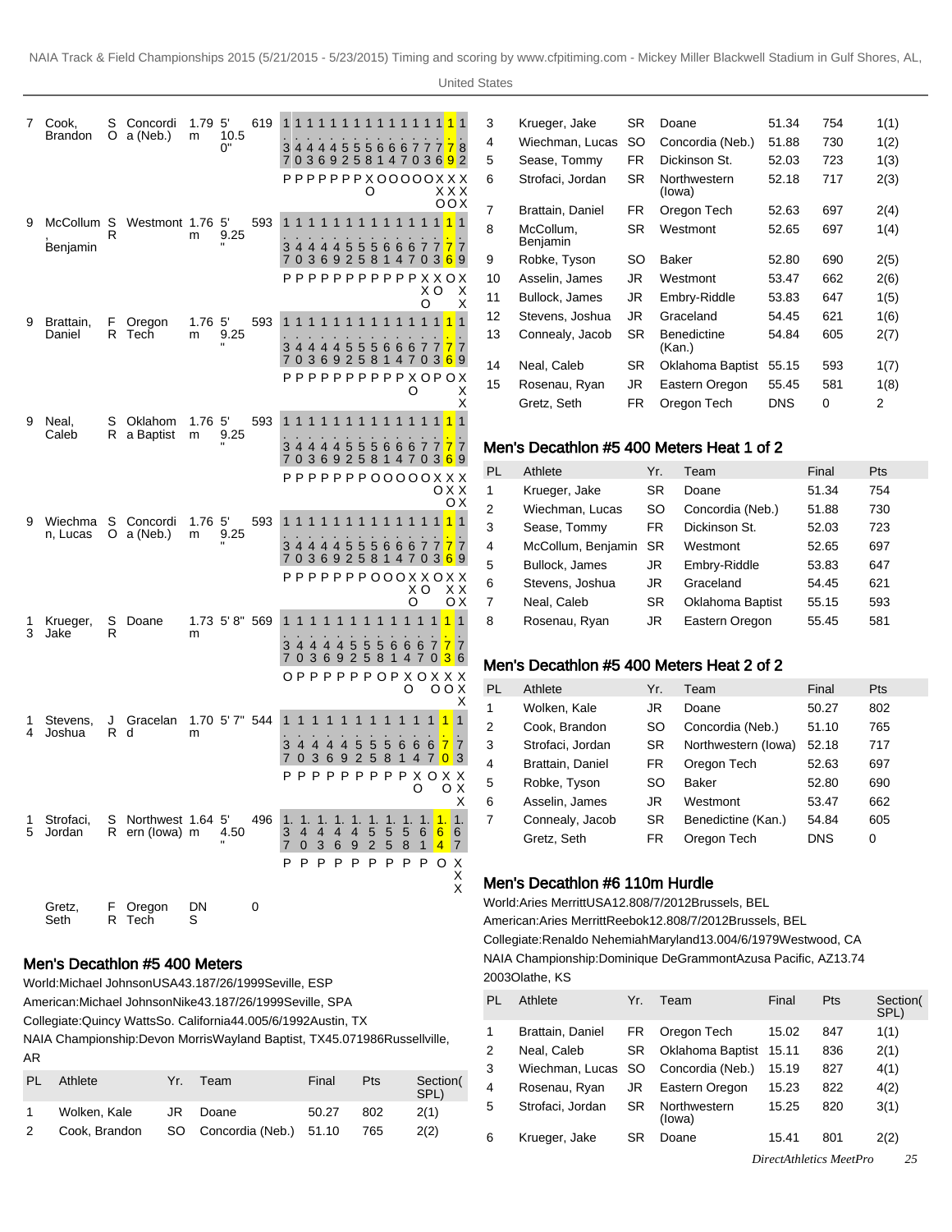| PL | Athlete | Yr. | Team | Final | | Pts | Attempts |
|---|---|---|---|---|---|---|---|
| 7 | Cook, Brandon | SO | Concordia (Neb.) | 1.79m | 5' 10.50" | 619 | 1.37 P, 1.40 P, 1.43 P, 1.46 P, 1.49 P, 1.52 P, 1.55 P, 1.58 XO, 1.61 O, 1.64 O, 1.67 O, 1.70 O, 1.73 XXO, 1.76 XXO, 1.79 XXO, 1.82 XXX |
| 9 | McCollum, Benjamin | SR | Westmont | 1.76m | 5' 9.25" | 593 | 1.37 P, 1.40 P, 1.43 P, 1.46 P, 1.49 P, 1.52 P, 1.55 P, 1.58 P, 1.61 P, 1.64 P, 1.67 P, 1.70 XXO, 1.73 XO, 1.76 O, 1.79 XXX |
| 9 | Brattain, Daniel | FR | Oregon Tech | 1.76m | 5' 9.25" | 593 | 1.37 P, 1.40 P, 1.43 P, 1.46 P, 1.49 P, 1.52 P, 1.55 P, 1.58 P, 1.61 P, 1.64 P, 1.67 XO, 1.70 O, 1.73 P, 1.76 O, 1.79 XXX |
| 9 | Neal, Caleb | SR | Oklahoma Baptist | 1.76m | 5' 9.25" | 593 | 1.37 P, 1.40 P, 1.43 P, 1.46 P, 1.49 P, 1.52 P, 1.55 P, 1.58 O, 1.61 O, 1.64 O, 1.67 O, 1.70 O, 1.73 XO, 1.76 XXO, 1.79 XXX |
| 9 | Wiechman, Lucas | SO | Concordia (Neb.) | 1.76m | 5' 9.25" | 593 | 1.37 P, 1.40 P, 1.43 P, 1.46 P, 1.49 P, 1.52 P, 1.55 P, 1.58 O, 1.61 O, 1.64 O, 1.67 XXO, 1.70 XO, 1.73 O, 1.76 XXO, 1.79 XXX |
| 13 | Krueger, Jake | SR | Doane | 1.73m | 5' 8" | 569 | 1.37 O, 1.40 P, 1.43 P, 1.46 P, 1.49 P, 1.52 P, 1.55 P, 1.58 O, 1.61 P, 1.64 XO, 1.67 O, 1.70 XO, 1.73 XO, 1.76 XXX |
| 14 | Stevens, Joshua | JR | Graceland | 1.70m | 5' 7" | 544 | 1.37 P, 1.40 P, 1.43 P, 1.46 P, 1.49 P, 1.52 P, 1.55 P, 1.58 P, 1.61 P, 1.64 XO, 1.67 O, 1.70 XO, 1.73 XXX |
| 15 | Strofaci, Jordan | SR | Northwestern (Iowa) | 1.64m | 5' 4.50" | 496 | 1.37 P, 1.40 P, 1.43 P, 1.46 P, 1.49 P, 1.52 P, 1.55 P, 1.58 P, 1.61 P, 1.64 O, 1.67 XXX |
| | Gretz, Seth | FR | Oregon Tech | DNS | | 0 | |

## Men's Decathlon #5 400 Meters

World:Michael JohnsonUSA43.187/26/1999Seville, ESP

American:Michael JohnsonNike43.187/26/1999Seville, SPA

Collegiate:Quincy WattsSo. California44.005/6/1992Austin, TX

NAIA Championship:Devon MorrisWayland Baptist, TX45.071986Russellville, AR

| PL | Athlete | Yr. | Team | Final | Pts | Section(SPL) |
|---|---|---|---|---|---|---|
| 1 | Wolken, Kale | JR | Doane | 50.27 | 802 | 2(1) |
| 2 | Cook, Brandon | SO | Concordia (Neb.) | 51.10 | 765 | 2(2) |
| 3 | Krueger, Jake | SR | Doane | 51.34 | 754 | 1(1) |
| 4 | Wiechman, Lucas | SO | Concordia (Neb.) | 51.88 | 730 | 1(2) |
| 5 | Sease, Tommy | FR | Dickinson St. | 52.03 | 723 | 1(3) |
| 6 | Strofaci, Jordan | SR | Northwestern (Iowa) | 52.18 | 717 | 2(3) |
| 7 | Brattain, Daniel | FR | Oregon Tech | 52.63 | 697 | 2(4) |
| 8 | McCollum, Benjamin | SR | Westmont | 52.65 | 697 | 1(4) |
| 9 | Robke, Tyson | SO | Baker | 52.80 | 690 | 2(5) |
| 10 | Asselin, James | JR | Westmont | 53.47 | 662 | 2(6) |
| 11 | Bullock, James | JR | Embry-Riddle | 53.83 | 647 | 1(5) |
| 12 | Stevens, Joshua | JR | Graceland | 54.45 | 621 | 1(6) |
| 13 | Connealy, Jacob | SR | Benedictine (Kan.) | 54.84 | 605 | 2(7) |
| 14 | Neal, Caleb | SR | Oklahoma Baptist | 55.15 | 593 | 1(7) |
| 15 | Rosenau, Ryan | JR | Eastern Oregon | 55.45 | 581 | 1(8) |
| | Gretz, Seth | FR | Oregon Tech | DNS | 0 | 2 |

## Men's Decathlon #5 400 Meters Heat 1 of 2

| PL | Athlete | Yr. | Team | Final | Pts |
|---|---|---|---|---|---|
| 1 | Krueger, Jake | SR | Doane | 51.34 | 754 |
| 2 | Wiechman, Lucas | SO | Concordia (Neb.) | 51.88 | 730 |
| 3 | Sease, Tommy | FR | Dickinson St. | 52.03 | 723 |
| 4 | McCollum, Benjamin | SR | Westmont | 52.65 | 697 |
| 5 | Bullock, James | JR | Embry-Riddle | 53.83 | 647 |
| 6 | Stevens, Joshua | JR | Graceland | 54.45 | 621 |
| 7 | Neal, Caleb | SR | Oklahoma Baptist | 55.15 | 593 |
| 8 | Rosenau, Ryan | JR | Eastern Oregon | 55.45 | 581 |

## Men's Decathlon #5 400 Meters Heat 2 of 2

| PL | Athlete | Yr. | Team | Final | Pts |
|---|---|---|---|---|---|
| 1 | Wolken, Kale | JR | Doane | 50.27 | 802 |
| 2 | Cook, Brandon | SO | Concordia (Neb.) | 51.10 | 765 |
| 3 | Strofaci, Jordan | SR | Northwestern (Iowa) | 52.18 | 717 |
| 4 | Brattain, Daniel | FR | Oregon Tech | 52.63 | 697 |
| 5 | Robke, Tyson | SO | Baker | 52.80 | 690 |
| 6 | Asselin, James | JR | Westmont | 53.47 | 662 |
| 7 | Connealy, Jacob | SR | Benedictine (Kan.) | 54.84 | 605 |
| | Gretz, Seth | FR | Oregon Tech | DNS | 0 |

## Men's Decathlon #6 110m Hurdle

World:Aries MerrittUSA12.808/7/2012Brussels, BEL

American:Aries MerrittReebok12.808/7/2012Brussels, BEL

Collegiate:Renaldo NehemiahMaryland13.004/6/1979Westwood, CA

NAIA Championship:Dominique DeGrammontAzusa Pacific, AZ13.74 2003Olathe, KS

| PL | Athlete | Yr. | Team | Final | Pts | Section(SPL) |
|---|---|---|---|---|---|---|
| 1 | Brattain, Daniel | FR | Oregon Tech | 15.02 | 847 | 1(1) |
| 2 | Neal, Caleb | SR | Oklahoma Baptist | 15.11 | 836 | 2(1) |
| 3 | Wiechman, Lucas | SO | Concordia (Neb.) | 15.19 | 827 | 4(1) |
| 4 | Rosenau, Ryan | JR | Eastern Oregon | 15.23 | 822 | 4(2) |
| 5 | Strofaci, Jordan | SR | Northwestern (Iowa) | 15.25 | 820 | 3(1) |
| 6 | Krueger, Jake | SR | Doane | 15.41 | 801 | 2(2) |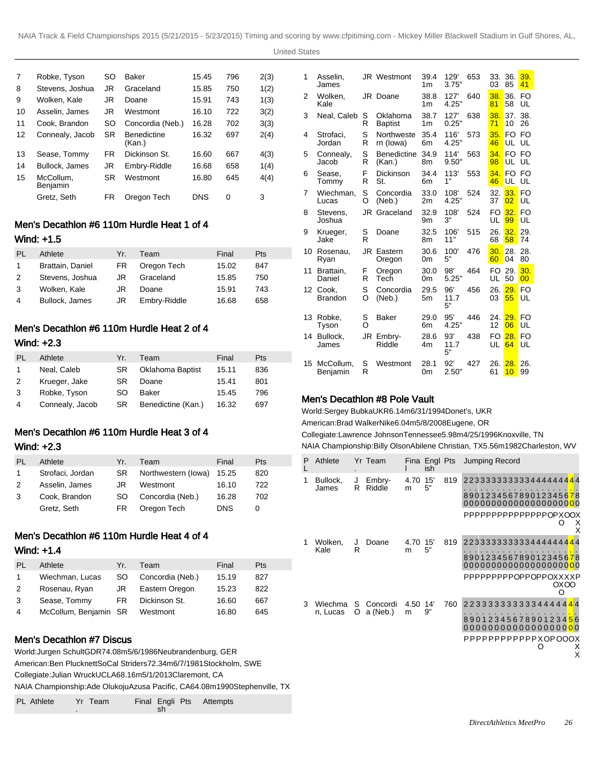| | | | | | | |
|---|---|---|---|---|---|---|
| 7 | Robke, Tyson | SO | Baker | 15.45 | 796 | 2(3) |
| 8 | Stevens, Joshua | JR | Graceland | 15.85 | 750 | 1(2) |
| 9 | Wolken, Kale | JR | Doane | 15.91 | 743 | 1(3) |
| 10 | Asselin, James | JR | Westmont | 16.10 | 722 | 3(2) |
| 11 | Cook, Brandon | SO | Concordia (Neb.) | 16.28 | 702 | 3(3) |
| 12 | Connealy, Jacob | SR | Benedictine (Kan.) | 16.32 | 697 | 2(4) |
| 13 | Sease, Tommy | FR | Dickinson St. | 16.60 | 667 | 4(3) |
| 14 | Bullock, James | JR | Embry-Riddle | 16.68 | 658 | 1(4) |
| 15 | McCollum, Benjamin | SR | Westmont | 16.80 | 645 | 4(4) |
| | Gretz, Seth | FR | Oregon Tech | DNS | 0 | 3 |

## Men's Decathlon #6 110m Hurdle Heat 1 of 4

Wind: +1.5

| PL | Athlete | Yr. | Team | Final | Pts |
|---|---|---|---|---|---|
| 1 | Brattain, Daniel | FR | Oregon Tech | 15.02 | 847 |
| 2 | Stevens, Joshua | JR | Graceland | 15.85 | 750 |
| 3 | Wolken, Kale | JR | Doane | 15.91 | 743 |
| 4 | Bullock, James | JR | Embry-Riddle | 16.68 | 658 |

## Men's Decathlon #6 110m Hurdle Heat 2 of 4

Wind: +2.3

| PL | Athlete | Yr. | Team | Final | Pts |
|---|---|---|---|---|---|
| 1 | Neal, Caleb | SR | Oklahoma Baptist | 15.11 | 836 |
| 2 | Krueger, Jake | SR | Doane | 15.41 | 801 |
| 3 | Robke, Tyson | SO | Baker | 15.45 | 796 |
| 4 | Connealy, Jacob | SR | Benedictine (Kan.) | 16.32 | 697 |

## Men's Decathlon #6 110m Hurdle Heat 3 of 4

Wind: +2.3

| PL | Athlete | Yr. | Team | Final | Pts |
|---|---|---|---|---|---|
| 1 | Strofaci, Jordan | SR | Northwestern (Iowa) | 15.25 | 820 |
| 2 | Asselin, James | JR | Westmont | 16.10 | 722 |
| 3 | Cook, Brandon | SO | Concordia (Neb.) | 16.28 | 702 |
| | Gretz, Seth | FR | Oregon Tech | DNS | 0 |

## Men's Decathlon #6 110m Hurdle Heat 4 of 4

Wind: +1.4

| PL | Athlete | Yr. | Team | Final | Pts |
|---|---|---|---|---|---|
| 1 | Wiechman, Lucas | SO | Concordia (Neb.) | 15.19 | 827 |
| 2 | Rosenau, Ryan | JR | Eastern Oregon | 15.23 | 822 |
| 3 | Sease, Tommy | FR | Dickinson St. | 16.60 | 667 |
| 4 | McCollum, Benjamin | SR | Westmont | 16.80 | 645 |

## Men's Decathlon #7 Discus

World:Jurgen SchultGDR74.08m5/6/1986Neubrandenburg, GER

American:Ben PlucknettSoCal Striders72.34m6/7/1981Stockholm, SWE

Collegiate:Julian WruckUCLA68.16m5/1/2013Claremont, CA

NAIA Championship:Ade OlukojuAzusa Pacific, CA64.08m1990Stephenville, TX

| PL | Athlete | Yr. | Team | Final | English | Pts | Attempts | | |
|---|---|---|---|---|---|---|---|---|---|
| 1 | Asselin, James | JR | Westmont | 39.41m | 129' 3.75" | 653 | 33.03 | 36.85 | 39.41 |
| 2 | Wolken, Kale | JR | Doane | 38.81m | 127' 4.25" | 640 | 38.81 | 36.58 | FOUL |
| 3 | Neal, Caleb | SR | Oklahoma Baptist | 38.71m | 127' 0.25" | 638 | 38.71 | 37.10 | 38.26 |
| 4 | Strofaci, Jordan | SR | Northwestern (Iowa) | 35.46m | 116' 4.25" | 573 | 35.46 | FOUL | FOUL |
| 5 | Connealy, Jacob | SR | Benedictine (Kan.) | 34.98m | 114' 9.50" | 563 | 34.98 | FOUL | FOUL |
| 6 | Sease, Tommy | FR | Dickinson St. | 34.46m | 113' 1" | 553 | 34.46 | FOUL | FOUL |
| 7 | Wiechman, Lucas | SO | Concordia (Neb.) | 33.02m | 108' 4.25" | 524 | 32.37 | 33.02 | FOUL |
| 8 | Stevens, Joshua | JR | Graceland | 32.99m | 108' 3" | 524 | FOUL | 32.99 | FOUL |
| 9 | Krueger, Jake | SR | Doane | 32.58m | 106' 11" | 515 | 26.68 | 32.58 | 29.74 |
| 10 | Rosenau, Ryan | JR | Eastern Oregon | 30.60m | 100' 5" | 476 | 30.60 | 28.04 | 28.80 |
| 11 | Brattain, Daniel | FR | Oregon Tech | 30.00m | 98' 5.25" | 464 | FOUL | 29.50 | 30.00 |
| 12 | Cook, Brandon | SO | Concordia (Neb.) | 29.55m | 96' 11.75" | 456 | 26.03 | 29.55 | FOUL |
| 13 | Robke, Tyson | SO | Baker | 29.06m | 95' 4.25" | 446 | 24.12 | 29.06 | FOUL |
| 14 | Bullock, James | JR | Embry-Riddle | 28.64m | 93' 11.75" | 438 | FOUL | 28.64 | FOUL |
| 15 | McCollum, Benjamin | SR | Westmont | 28.10m | 92' 2.50" | 427 | 26.61 | 28.10 | 26.99 |

## Men's Decathlon #8 Pole Vault

World:Sergey BubkaUKR6.14m6/31/1994Donet's, UKR

American:Brad WalkerNike6.04m5/8/2008Eugene, OR

Collegiate:Lawrence JohnsonTennessee5.98m4/25/1996Knoxville, TN

NAIA Championship:Billy OlsonAbilene Christian, TX5.56m1982Charleston, WV

| PL | Athlete | Yr. | Team | Final | English | Pts | Jumping Record |
|---|---|---|---|---|---|---|---|
| 1 | Bullock, James | JR | Embry-Riddle | 4.70m | 15' 5" | 819 | 2.80 P, 2.90 P, 3.00 P, 3.10 P, 3.20 P, 3.30 P, 3.40 P, 3.50 P, 3.60 P, 3.70 P, 3.80 P, 3.90 P, 4.00 P, 4.10 P, 4.20 O, 4.30 P, 4.40 XO, 4.50 O, 4.60 O, 4.70 O, 4.80 XXX |
| 1 | Wolken, Kale | JR | Doane | 4.70m | 15' 5" | 819 | 2.80 P, 2.90 P, 3.00 P, 3.10 P, 3.20 P, 3.30 P, 3.40 P, 3.50 P, 3.60 P, 3.70 O, 3.80 P, 3.90 P, 4.00 O, 4.10 P, 4.20 P, 4.30 O, 4.40 XXO, 4.50 XO, 4.60 XO, 4.70 O, 4.80 P |
| 3 | Wiechman, Lucas | SO | Concordia (Neb.) | 4.50m | 14' 9" | 760 | 2.80 P, 2.90 P, 3.00 P, 3.10 P, 3.20 P, 3.30 P, 3.40 P, 3.50 P, 3.60 P, 3.70 P, 3.80 P, 3.90 XO, 4.00 O, 4.10 P, 4.20 O, 4.30 O, 4.40 O, 4.50 O, 4.60 XXX |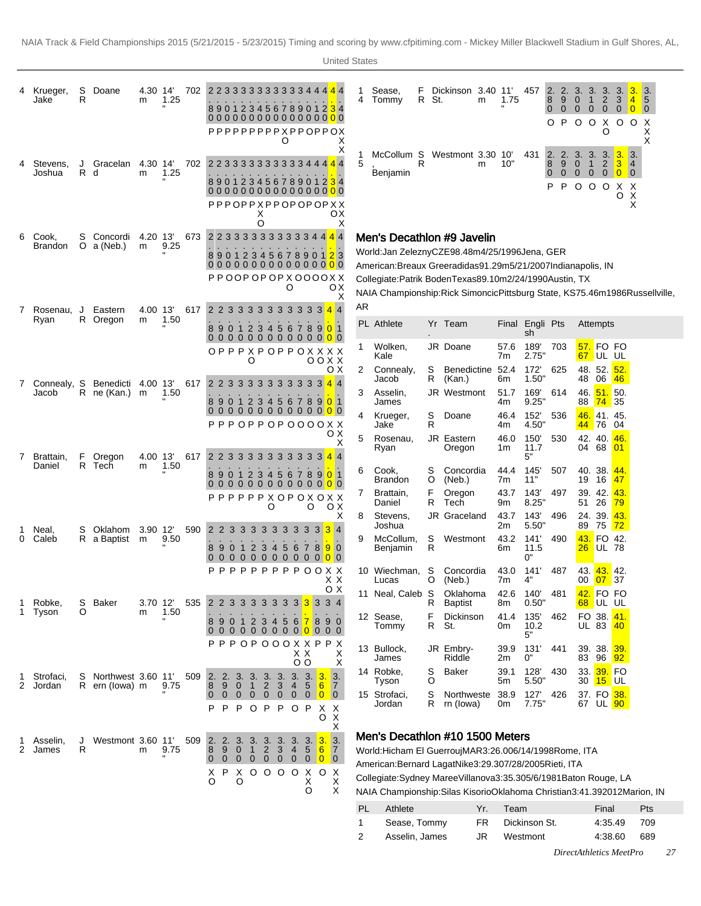NAIA Track & Field Championships 2015 (5/21/2015 - 5/23/2015) Timing and scoring by www.cfpitiming.com - Mickey Miller Blackwell Stadium in Gulf Shores, AL, United States

| PL | Athlete | Yr. | Team | Final | English | Pts | Attempts |
|---|---|---|---|---|---|---|---|
| 4 | Krueger, Jake | SR | Doane | 4.30m | 14' 1.25" | 702 | 2.80 P, 2.90 P, 3.00 P, 3.10 P, 3.20 P, 3.30 P, 3.40 P, 3.50 P, 3.60 P, 3.70 XO, 3.80 P, 3.90 P, 4.00 O, 4.10 P, 4.20 P, 4.30 O, 4.40 XXX |
| 4 | Stevens, Joshua | JR | Graceland | 4.30m | 14' 1.25" | 702 | 2.80 P, 2.90 P, 3.00 P, 3.10 O, 3.20 P, 3.30 P, 3.40 XXO, 3.50 P, 3.60 P, 3.70 O, 3.80 P, 3.90 O, 4.00 P, 4.10 O, 4.20 P, 4.30 XO, 4.40 XXX |
| 6 | Cook, Brandon | SO | Concordia (Neb.) | 4.20m | 13' 9.25" | 673 | 2.80 P, 2.90 P, 3.00 O, 3.10 O, 3.20 P, 3.30 O, 3.40 P, 3.50 O, 3.60 P, 3.70 XO, 3.80 O, 3.90 O, 4.00 O, 4.10 O, 4.20 XO, 4.30 XXX |
| 7 | Rosenau, Ryan | JR | Eastern Oregon | 4.00m | 13' 1.50" | 617 | 2.80 O, 2.90 P, 3.00 P, 3.10 P, 3.20 XO, 3.30 P, 3.40 O, 3.50 P, 3.60 P, 3.70 O, 3.80 XO, 3.90 XO, 4.00 XXO, 4.10 XXX |
| 7 | Connealy, Jacob | SR | Benedictine (Kan.) | 4.00m | 13' 1.50" | 617 | 2.80 P, 2.90 P, 3.00 P, 3.10 O, 3.20 P, 3.30 P, 3.40 O, 3.50 P, 3.60 O, 3.70 O, 3.80 O, 3.90 O, 4.00 XO, 4.10 XXX |
| 7 | Brattain, Daniel | FR | Oregon Tech | 4.00m | 13' 1.50" | 617 | 2.80 P, 2.90 P, 3.00 P, 3.10 P, 3.20 P, 3.30 P, 3.40 XO, 3.50 O, 3.60 P, 3.70 O, 3.80 XO, 3.90 O, 4.00 XO, 4.10 XXX |
| 10 | Neal, Caleb | SR | Oklahoma Baptist | 3.90m | 12' 9.50" | 590 | 2.80 P, 2.90 P, 3.00 P, 3.10 P, 3.20 P, 3.30 P, 3.40 P, 3.50 P, 3.60 P, 3.70 O, 3.80 O, 3.90 XXO, 4.00 XXX |
| 11 | Robke, Tyson | SO | Baker | 3.70m | 12' 1.50" | 535 | 2.80 P, 2.90 P, 3.00 P, 3.10 O, 3.20 P, 3.30 O, 3.40 O, 3.50 O, 3.60 XXO, 3.70 XXO, 3.80 P, 3.90 P, 4.00 XXX |
| 12 | Strofaci, Jordan | SR | Northwestern (Iowa) | 3.60m | 11' 9.75" | 509 | 2.80 P, 2.90 P, 3.00 P, 3.10 O, 3.20 P, 3.30 P, 3.40 O, 3.50 P, 3.60 XO, 3.70 XXX |
| 12 | Asselin, James | JR | Westmont | 3.60m | 11' 9.75" | 509 | 2.80 XO, 2.90 P, 3.00 XO, 3.10 O, 3.20 O, 3.30 O, 3.40 O, 3.50 XXO, 3.60 O, 3.70 XXX |
| 14 | Sease, Tommy | FR | Dickinson St. | 3.40m | 11' 1.75" | 457 | 2.80 O, 2.90 P, 3.00 O, 3.10 O, 3.20 XO, 3.30 O, 3.40 O, 3.50 XXX |
| 15 | McCollum, Benjamin | SR | Westmont | 3.30m | 10' 10" | 431 | 2.80 P, 2.90 P, 3.00 O, 3.10 O, 3.20 O, 3.30 XO, 3.40 XXX |

## Men's Decathlon #9 Javelin

World: Jan Zelezny CZE 98.48m 4/25/1996 Jena, GER

American: Breaux Greer adidas 91.29m 5/21/2007 Indianapolis, IN

Collegiate: Patrik Boden Texas 89.10m 2/24/1990 Austin, TX

NAIA Championship: Rick Simoncic Pittsburg State, KS 75.46m 1986 Russellville, AR

| PL | Athlete | Yr. | Team | Final | English | Pts | Attempts | | |
|---|---|---|---|---|---|---|---|---|---|
| 1 | Wolken, Kale | JR | Doane | 57.67m | 189' 2.75" | 703 | 57.67 | FOUL | FOUL |
| 2 | Connealy, Jacob | SR | Benedictine (Kan.) | 52.46m | 172' 1.50" | 625 | 48.48 | 52.06 | 52.46 |
| 3 | Asselin, James | JR | Westmont | 51.74m | 169' 9.25" | 614 | 46.88 | 51.74 | 50.35 |
| 4 | Krueger, Jake | SR | Doane | 46.44m | 152' 4.50" | 536 | 46.44 | 41.76 | 45.04 |
| 5 | Rosenau, Ryan | JR | Eastern Oregon | 46.01m | 150' 11.75" | 530 | 42.04 | 40.68 | 46.01 |
| 6 | Cook, Brandon | SO | Concordia (Neb.) | 44.47m | 145' 11" | 507 | 40.19 | 38.16 | 44.47 |
| 7 | Brattain, Daniel | FR | Oregon Tech | 43.79m | 143' 8.25" | 497 | 39.51 | 42.26 | 43.79 |
| 8 | Stevens, Joshua | JR | Graceland | 43.72m | 143' 5.50" | 496 | 24.89 | 39.75 | 43.72 |
| 9 | McCollum, Benjamin | SR | Westmont | 43.26m | 141' 11.50" | 490 | 43.26 | FOUL | 42.78 |
| 10 | Wiechman, Lucas | SO | Concordia (Neb.) | 43.07m | 141' 4" | 487 | 43.00 | 43.07 | 42.37 |
| 11 | Neal, Caleb | SR | Oklahoma Baptist | 42.68m | 140' 0.50" | 481 | 42.68 | FOUL | FOUL |
| 12 | Sease, Tommy | FR | Dickinson St. | 41.40m | 135' 10.25" | 462 | FOUL | 38.83 | 41.40 |
| 13 | Bullock, James | JR | Embry-Riddle | 39.92m | 131' 0" | 441 | 39.83 | 38.96 | 39.92 |
| 14 | Robke, Tyson | SO | Baker | 39.15m | 128' 5.50" | 430 | 33.30 | 39.15 | FOUL |
| 15 | Strofaci, Jordan | SR | Northwestern (Iowa) | 38.90m | 127' 7.75" | 426 | 37.67 | FOUL | 38.90 |

## Men's Decathlon #10 1500 Meters

World: Hicham El Guerrouj MAR 3:26.00 6/14/1998 Rome, ITA

American: Bernard Lagat Nike 3:29.30 7/28/2005 Rieti, ITA

Collegiate: Sydney Maree Villanova 3:35.30 5/6/1981 Baton Rouge, LA

NAIA Championship: Silas Kisorio Oklahoma Christian 3:41.39 2012 Marion, IN

| PL | Athlete | Yr. | Team | Final | Pts |
|---|---|---|---|---|---|
| 1 | Sease, Tommy | FR | Dickinson St. | 4:35.49 | 709 |
| 2 | Asselin, James | JR | Westmont | 4:38.60 | 689 |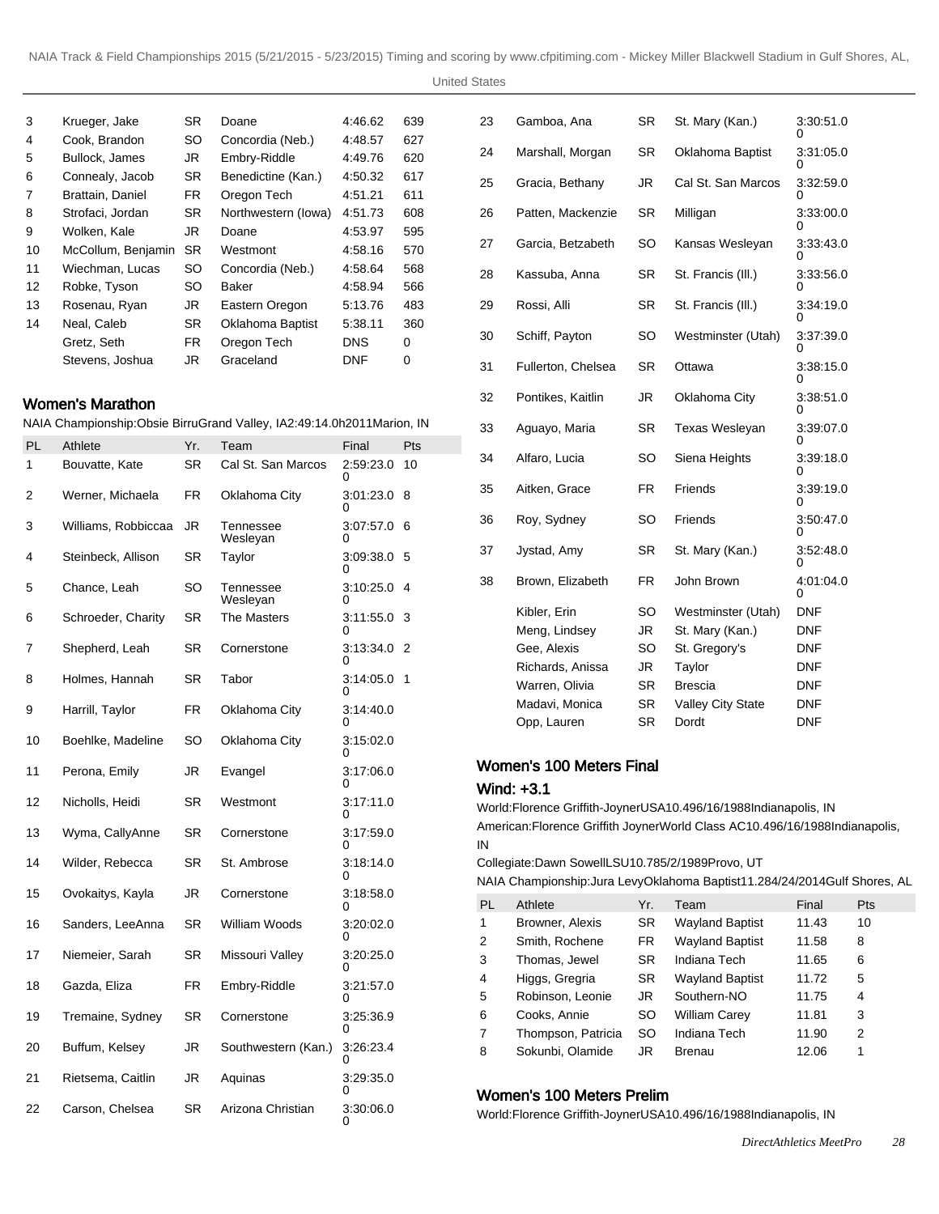| PL | Athlete | Yr. | Team | Final | Pts |
|---|---|---|---|---|---|
| 3 | Krueger, Jake | SR | Doane | 4:46.62 | 639 |
| 4 | Cook, Brandon | SO | Concordia (Neb.) | 4:48.57 | 627 |
| 5 | Bullock, James | JR | Embry-Riddle | 4:49.76 | 620 |
| 6 | Connealy, Jacob | SR | Benedictine (Kan.) | 4:50.32 | 617 |
| 7 | Brattain, Daniel | FR | Oregon Tech | 4:51.21 | 611 |
| 8 | Strofaci, Jordan | SR | Northwestern (Iowa) | 4:51.73 | 608 |
| 9 | Wolken, Kale | JR | Doane | 4:53.97 | 595 |
| 10 | McCollum, Benjamin | SR | Westmont | 4:58.16 | 570 |
| 11 | Wiechman, Lucas | SO | Concordia (Neb.) | 4:58.64 | 568 |
| 12 | Robke, Tyson | SO | Baker | 4:58.94 | 566 |
| 13 | Rosenau, Ryan | JR | Eastern Oregon | 5:13.76 | 483 |
| 14 | Neal, Caleb | SR | Oklahoma Baptist | 5:38.11 | 360 |
| | Gretz, Seth | FR | Oregon Tech | DNS | 0 |
| | Stevens, Joshua | JR | Graceland | DNF | 0 |

## Women's Marathon

NAIA Championship:Obsie BirruGrand Valley, IA2:49:14.0h2011Marion, IN

| PL | Athlete | Yr. | Team | Final | Pts |
|---|---|---|---|---|---|
| 1 | Bouvatte, Kate | SR | Cal St. San Marcos | 2:59:23.00 | 10 |
| 2 | Werner, Michaela | FR | Oklahoma City | 3:01:23.00 | 8 |
| 3 | Williams, Robbiccaa | JR | Tennessee Wesleyan | 3:07:57.00 | 6 |
| 4 | Steinbeck, Allison | SR | Taylor | 3:09:38.00 | 5 |
| 5 | Chance, Leah | SO | Tennessee Wesleyan | 3:10:25.00 | 4 |
| 6 | Schroeder, Charity | SR | The Masters | 3:11:55.00 | 3 |
| 7 | Shepherd, Leah | SR | Cornerstone | 3:13:34.00 | 2 |
| 8 | Holmes, Hannah | SR | Tabor | 3:14:05.00 | 1 |
| 9 | Harrill, Taylor | FR | Oklahoma City | 3:14:40.00 | |
| 10 | Boehlke, Madeline | SO | Oklahoma City | 3:15:02.00 | |
| 11 | Perona, Emily | JR | Evangel | 3:17:06.00 | |
| 12 | Nicholls, Heidi | SR | Westmont | 3:17:11.00 | |
| 13 | Wyma, CallyAnne | SR | Cornerstone | 3:17:59.00 | |
| 14 | Wilder, Rebecca | SR | St. Ambrose | 3:18:14.00 | |
| 15 | Ovokaitys, Kayla | JR | Cornerstone | 3:18:58.00 | |
| 16 | Sanders, LeeAnna | SR | William Woods | 3:20:02.00 | |
| 17 | Niemeier, Sarah | SR | Missouri Valley | 3:20:25.00 | |
| 18 | Gazda, Eliza | FR | Embry-Riddle | 3:21:57.00 | |
| 19 | Tremaine, Sydney | SR | Cornerstone | 3:25:36.90 | |
| 20 | Buffum, Kelsey | JR | Southwestern (Kan.) | 3:26:23.40 | |
| 21 | Rietsema, Caitlin | JR | Aquinas | 3:29:35.00 | |
| 22 | Carson, Chelsea | SR | Arizona Christian | 3:30:06.00 | |
| 23 | Gamboa, Ana | SR | St. Mary (Kan.) | 3:30:51.00 | |
| 24 | Marshall, Morgan | SR | Oklahoma Baptist | 3:31:05.00 | |
| 25 | Gracia, Bethany | JR | Cal St. San Marcos | 3:32:59.00 | |
| 26 | Patten, Mackenzie | SR | Milligan | 3:33:00.00 | |
| 27 | Garcia, Betzabeth | SO | Kansas Wesleyan | 3:33:43.00 | |
| 28 | Kassuba, Anna | SR | St. Francis (Ill.) | 3:33:56.00 | |
| 29 | Rossi, Alli | SR | St. Francis (Ill.) | 3:34:19.00 | |
| 30 | Schiff, Payton | SO | Westminster (Utah) | 3:37:39.00 | |
| 31 | Fullerton, Chelsea | SR | Ottawa | 3:38:15.00 | |
| 32 | Pontikes, Kaitlin | JR | Oklahoma City | 3:38:51.00 | |
| 33 | Aguayo, Maria | SR | Texas Wesleyan | 3:39:07.00 | |
| 34 | Alfaro, Lucia | SO | Siena Heights | 3:39:18.00 | |
| 35 | Aitken, Grace | FR | Friends | 3:39:19.00 | |
| 36 | Roy, Sydney | SO | Friends | 3:50:47.00 | |
| 37 | Jystad, Amy | SR | St. Mary (Kan.) | 3:52:48.00 | |
| 38 | Brown, Elizabeth | FR | John Brown | 4:01:04.00 | |
| | Kibler, Erin | SO | Westminster (Utah) | DNF | |
| | Meng, Lindsey | JR | St. Mary (Kan.) | DNF | |
| | Gee, Alexis | SO | St. Gregory's | DNF | |
| | Richards, Anissa | JR | Taylor | DNF | |
| | Warren, Olivia | SR | Brescia | DNF | |
| | Madavi, Monica | SR | Valley City State | DNF | |
| | Opp, Lauren | SR | Dordt | DNF | |

## Women's 100 Meters Final

### Wind: +3.1

World:Florence Griffith-JoynerUSA10.496/16/1988Indianapolis, IN

American:Florence Griffith JoynerWorld Class AC10.496/16/1988Indianapolis, IN

Collegiate:Dawn SowellLSU10.785/2/1989Provo, UT

NAIA Championship:Jura LevyOklahoma Baptist11.284/24/2014Gulf Shores, AL

| PL | Athlete | Yr. | Team | Final | Pts |
|---|---|---|---|---|---|
| 1 | Browner, Alexis | SR | Wayland Baptist | 11.43 | 10 |
| 2 | Smith, Rochene | FR | Wayland Baptist | 11.58 | 8 |
| 3 | Thomas, Jewel | SR | Indiana Tech | 11.65 | 6 |
| 4 | Higgs, Gregria | SR | Wayland Baptist | 11.72 | 5 |
| 5 | Robinson, Leonie | JR | Southern-NO | 11.75 | 4 |
| 6 | Cooks, Annie | SO | William Carey | 11.81 | 3 |
| 7 | Thompson, Patricia | SO | Indiana Tech | 11.90 | 2 |
| 8 | Sokunbi, Olamide | JR | Brenau | 12.06 | 1 |

## Women's 100 Meters Prelim

World:Florence Griffith-JoynerUSA10.496/16/1988Indianapolis, IN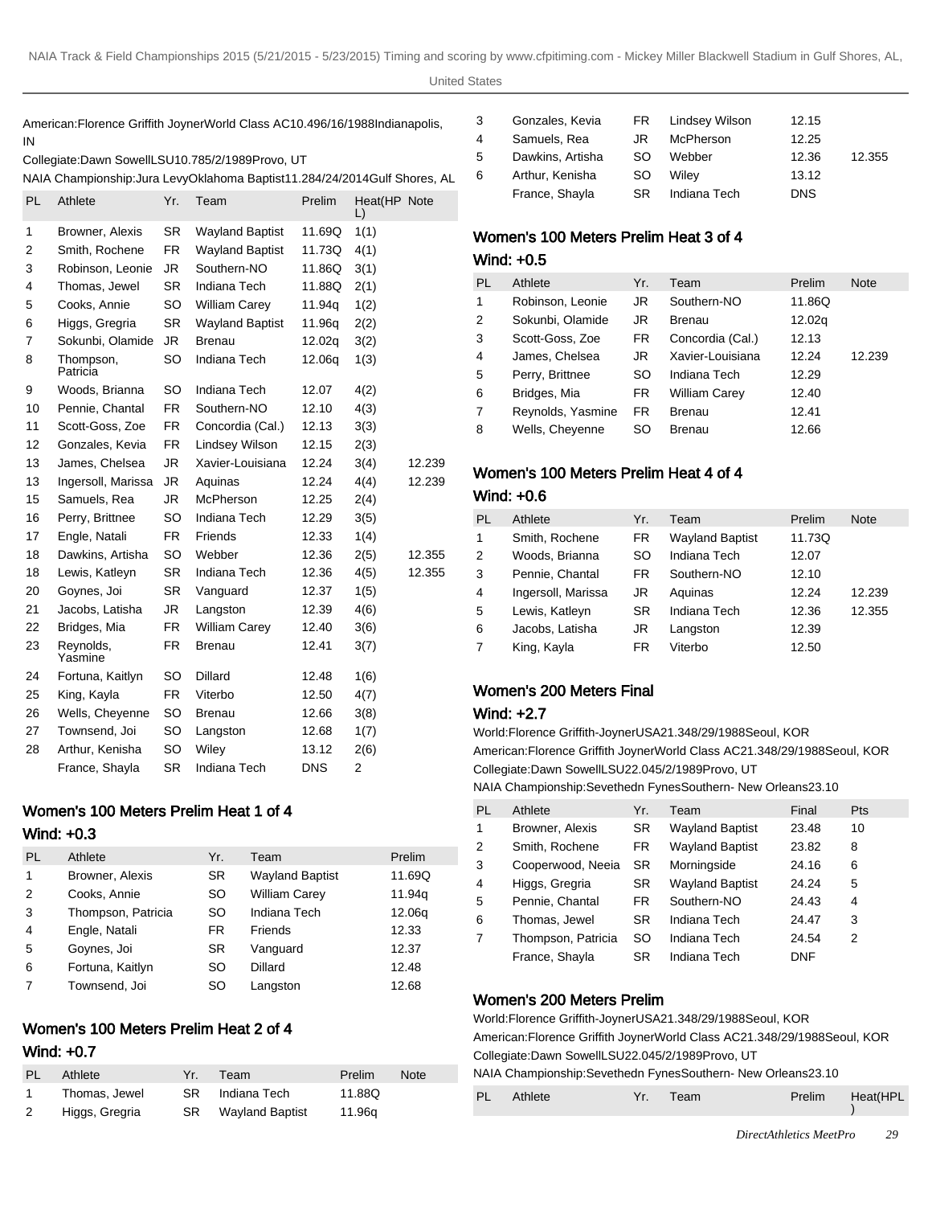American:Florence Griffith JoynerWorld Class AC10.496/16/1988Indianapolis, IN

Collegiate:Dawn SowellLSU10.785/2/1989Provo, UT

NAIA Championship:Jura LevyOklahoma Baptist11.284/24/2014Gulf Shores, AL

| PL | Athlete | Yr. | Team | Prelim | Heat(HPL) | Note |
|---|---|---|---|---|---|---|
| 1 | Browner, Alexis | SR | Wayland Baptist | 11.69Q | 1(1) | |
| 2 | Smith, Rochene | FR | Wayland Baptist | 11.73Q | 4(1) | |
| 3 | Robinson, Leonie | JR | Southern-NO | 11.86Q | 3(1) | |
| 4 | Thomas, Jewel | SR | Indiana Tech | 11.88Q | 2(1) | |
| 5 | Cooks, Annie | SO | William Carey | 11.94q | 1(2) | |
| 6 | Higgs, Gregria | SR | Wayland Baptist | 11.96q | 2(2) | |
| 7 | Sokunbi, Olamide | JR | Brenau | 12.02q | 3(2) | |
| 8 | Thompson, Patricia | SO | Indiana Tech | 12.06q | 1(3) | |
| 9 | Woods, Brianna | SO | Indiana Tech | 12.07 | 4(2) | |
| 10 | Pennie, Chantal | FR | Southern-NO | 12.10 | 4(3) | |
| 11 | Scott-Goss, Zoe | FR | Concordia (Cal.) | 12.13 | 3(3) | |
| 12 | Gonzales, Kevia | FR | Lindsey Wilson | 12.15 | 2(3) | |
| 13 | James, Chelsea | JR | Xavier-Louisiana | 12.24 | 3(4) | 12.239 |
| 13 | Ingersoll, Marissa | JR | Aquinas | 12.24 | 4(4) | 12.239 |
| 15 | Samuels, Rea | JR | McPherson | 12.25 | 2(4) | |
| 16 | Perry, Brittnee | SO | Indiana Tech | 12.29 | 3(5) | |
| 17 | Engle, Natali | FR | Friends | 12.33 | 1(4) | |
| 18 | Dawkins, Artisha | SO | Webber | 12.36 | 2(5) | 12.355 |
| 18 | Lewis, Katleyn | SR | Indiana Tech | 12.36 | 4(5) | 12.355 |
| 20 | Goynes, Joi | SR | Vanguard | 12.37 | 1(5) | |
| 21 | Jacobs, Latisha | JR | Langston | 12.39 | 4(6) | |
| 22 | Bridges, Mia | FR | William Carey | 12.40 | 3(6) | |
| 23 | Reynolds, Yasmine | FR | Brenau | 12.41 | 3(7) | |
| 24 | Fortuna, Kaitlyn | SO | Dillard | 12.48 | 1(6) | |
| 25 | King, Kayla | FR | Viterbo | 12.50 | 4(7) | |
| 26 | Wells, Cheyenne | SO | Brenau | 12.66 | 3(8) | |
| 27 | Townsend, Joi | SO | Langston | 12.68 | 1(7) | |
| 28 | Arthur, Kenisha | SO | Wiley | 13.12 | 2(6) | |
| | France, Shayla | SR | Indiana Tech | DNS | 2 | |

## Women's 100 Meters Prelim Heat 1 of 4

Wind: +0.3

| PL | Athlete | Yr. | Team | Prelim |
|---|---|---|---|---|
| 1 | Browner, Alexis | SR | Wayland Baptist | 11.69Q |
| 2 | Cooks, Annie | SO | William Carey | 11.94q |
| 3 | Thompson, Patricia | SO | Indiana Tech | 12.06q |
| 4 | Engle, Natali | FR | Friends | 12.33 |
| 5 | Goynes, Joi | SR | Vanguard | 12.37 |
| 6 | Fortuna, Kaitlyn | SO | Dillard | 12.48 |
| 7 | Townsend, Joi | SO | Langston | 12.68 |

## Women's 100 Meters Prelim Heat 2 of 4

Wind: +0.7

| PL | Athlete | Yr. | Team | Prelim | Note |
|---|---|---|---|---|---|
| 1 | Thomas, Jewel | SR | Indiana Tech | 11.88Q | |
| 2 | Higgs, Gregria | SR | Wayland Baptist | 11.96q | |
| 3 | Gonzales, Kevia | FR | Lindsey Wilson | 12.15 | |
| 4 | Samuels, Rea | JR | McPherson | 12.25 | |
| 5 | Dawkins, Artisha | SO | Webber | 12.36 | 12.355 |
| 6 | Arthur, Kenisha | SO | Wiley | 13.12 | |
| | France, Shayla | SR | Indiana Tech | DNS | |

## Women's 100 Meters Prelim Heat 3 of 4

Wind: +0.5

| PL | Athlete | Yr. | Team | Prelim | Note |
|---|---|---|---|---|---|
| 1 | Robinson, Leonie | JR | Southern-NO | 11.86Q | |
| 2 | Sokunbi, Olamide | JR | Brenau | 12.02q | |
| 3 | Scott-Goss, Zoe | FR | Concordia (Cal.) | 12.13 | |
| 4 | James, Chelsea | JR | Xavier-Louisiana | 12.24 | 12.239 |
| 5 | Perry, Brittnee | SO | Indiana Tech | 12.29 | |
| 6 | Bridges, Mia | FR | William Carey | 12.40 | |
| 7 | Reynolds, Yasmine | FR | Brenau | 12.41 | |
| 8 | Wells, Cheyenne | SO | Brenau | 12.66 | |

## Women's 100 Meters Prelim Heat 4 of 4

Wind: +0.6

| PL | Athlete | Yr. | Team | Prelim | Note |
|---|---|---|---|---|---|
| 1 | Smith, Rochene | FR | Wayland Baptist | 11.73Q | |
| 2 | Woods, Brianna | SO | Indiana Tech | 12.07 | |
| 3 | Pennie, Chantal | FR | Southern-NO | 12.10 | |
| 4 | Ingersoll, Marissa | JR | Aquinas | 12.24 | 12.239 |
| 5 | Lewis, Katleyn | SR | Indiana Tech | 12.36 | 12.355 |
| 6 | Jacobs, Latisha | JR | Langston | 12.39 | |
| 7 | King, Kayla | FR | Viterbo | 12.50 | |

## Women's 200 Meters Final

Wind: +2.7

World:Florence Griffith-JoynerUSA21.348/29/1988Seoul, KOR

American:Florence Griffith JoynerWorld Class AC21.348/29/1988Seoul, KOR

Collegiate:Dawn SowellLSU22.045/2/1989Provo, UT

NAIA Championship:Sevethedn FynesSouthern- New Orleans23.10

| PL | Athlete | Yr. | Team | Final | Pts |
|---|---|---|---|---|---|
| 1 | Browner, Alexis | SR | Wayland Baptist | 23.48 | 10 |
| 2 | Smith, Rochene | FR | Wayland Baptist | 23.82 | 8 |
| 3 | Cooperwood, Neeia | SR | Morningside | 24.16 | 6 |
| 4 | Higgs, Gregria | SR | Wayland Baptist | 24.24 | 5 |
| 5 | Pennie, Chantal | FR | Southern-NO | 24.43 | 4 |
| 6 | Thomas, Jewel | SR | Indiana Tech | 24.47 | 3 |
| 7 | Thompson, Patricia | SO | Indiana Tech | 24.54 | 2 |
| | France, Shayla | SR | Indiana Tech | DNF | |

## Women's 200 Meters Prelim

World:Florence Griffith-JoynerUSA21.348/29/1988Seoul, KOR

American:Florence Griffith JoynerWorld Class AC21.348/29/1988Seoul, KOR

Collegiate:Dawn SowellLSU22.045/2/1989Provo, UT

NAIA Championship:Sevethedn FynesSouthern- New Orleans23.10

| PL | Athlete | Yr. | Team | Prelim | Heat(HPL) |
|---|---|---|---|---|---|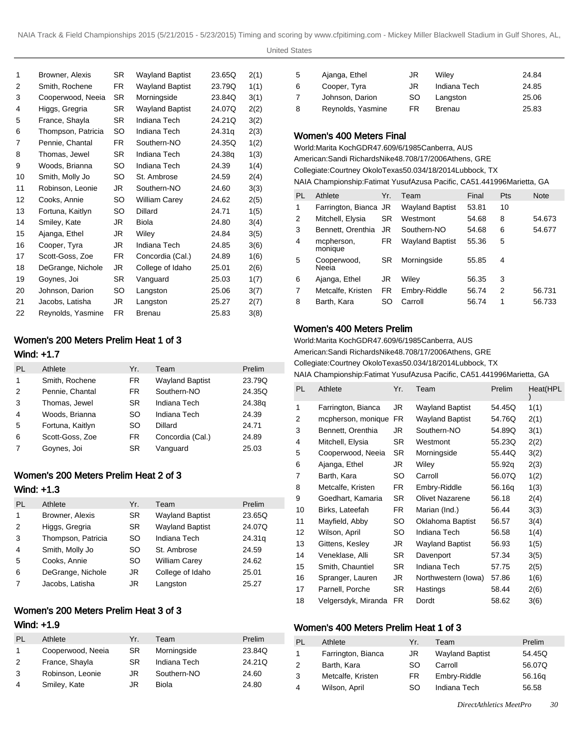| | | | | | |
|---|---|---|---|---|---|
| 1 | Browner, Alexis | SR | Wayland Baptist | 23.65Q | 2(1) |
| 2 | Smith, Rochene | FR | Wayland Baptist | 23.79Q | 1(1) |
| 3 | Cooperwood, Neeia | SR | Morningside | 23.84Q | 3(1) |
| 4 | Higgs, Gregria | SR | Wayland Baptist | 24.07Q | 2(2) |
| 5 | France, Shayla | SR | Indiana Tech | 24.21Q | 3(2) |
| 6 | Thompson, Patricia | SO | Indiana Tech | 24.31q | 2(3) |
| 7 | Pennie, Chantal | FR | Southern-NO | 24.35Q | 1(2) |
| 8 | Thomas, Jewel | SR | Indiana Tech | 24.38q | 1(3) |
| 9 | Woods, Brianna | SO | Indiana Tech | 24.39 | 1(4) |
| 10 | Smith, Molly Jo | SO | St. Ambrose | 24.59 | 2(4) |
| 11 | Robinson, Leonie | JR | Southern-NO | 24.60 | 3(3) |
| 12 | Cooks, Annie | SO | William Carey | 24.62 | 2(5) |
| 13 | Fortuna, Kaitlyn | SO | Dillard | 24.71 | 1(5) |
| 14 | Smiley, Kate | JR | Biola | 24.80 | 3(4) |
| 15 | Ajanga, Ethel | JR | Wiley | 24.84 | 3(5) |
| 16 | Cooper, Tyra | JR | Indiana Tech | 24.85 | 3(6) |
| 17 | Scott-Goss, Zoe | FR | Concordia (Cal.) | 24.89 | 1(6) |
| 18 | DeGrange, Nichole | JR | College of Idaho | 25.01 | 2(6) |
| 19 | Goynes, Joi | SR | Vanguard | 25.03 | 1(7) |
| 20 | Johnson, Darion | SO | Langston | 25.06 | 3(7) |
| 21 | Jacobs, Latisha | JR | Langston | 25.27 | 2(7) |
| 22 | Reynolds, Yasmine | FR | Brenau | 25.83 | 3(8) |

## Women's 200 Meters Prelim Heat 1 of 3

Wind: +1.7

| PL | Athlete | Yr. | Team | Prelim |
|---|---|---|---|---|
| 1 | Smith, Rochene | FR | Wayland Baptist | 23.79Q |
| 2 | Pennie, Chantal | FR | Southern-NO | 24.35Q |
| 3 | Thomas, Jewel | SR | Indiana Tech | 24.38q |
| 4 | Woods, Brianna | SO | Indiana Tech | 24.39 |
| 5 | Fortuna, Kaitlyn | SO | Dillard | 24.71 |
| 6 | Scott-Goss, Zoe | FR | Concordia (Cal.) | 24.89 |
| 7 | Goynes, Joi | SR | Vanguard | 25.03 |

## Women's 200 Meters Prelim Heat 2 of 3

Wind: +1.3

| PL | Athlete | Yr. | Team | Prelim |
|---|---|---|---|---|
| 1 | Browner, Alexis | SR | Wayland Baptist | 23.65Q |
| 2 | Higgs, Gregria | SR | Wayland Baptist | 24.07Q |
| 3 | Thompson, Patricia | SO | Indiana Tech | 24.31q |
| 4 | Smith, Molly Jo | SO | St. Ambrose | 24.59 |
| 5 | Cooks, Annie | SO | William Carey | 24.62 |
| 6 | DeGrange, Nichole | JR | College of Idaho | 25.01 |
| 7 | Jacobs, Latisha | JR | Langston | 25.27 |

## Women's 200 Meters Prelim Heat 3 of 3

Wind: +1.9

| PL | Athlete | Yr. | Team | Prelim |
|---|---|---|---|---|
| 1 | Cooperwood, Neeia | SR | Morningside | 23.84Q |
| 2 | France, Shayla | SR | Indiana Tech | 24.21Q |
| 3 | Robinson, Leonie | JR | Southern-NO | 24.60 |
| 4 | Smiley, Kate | JR | Biola | 24.80 |
| 5 | Ajanga, Ethel | JR | Wiley | 24.84 |
| 6 | Cooper, Tyra | JR | Indiana Tech | 24.85 |
| 7 | Johnson, Darion | SO | Langston | 25.06 |
| 8 | Reynolds, Yasmine | FR | Brenau | 25.83 |

## Women's 400 Meters Final

World:Marita KochGDR47.609/6/1985Canberra, AUS
American:Sandi RichardsNike48.708/17/2006Athens, GRE
Collegiate:Courtney OkoloTexas50.034/18/2014Lubbock, TX
NAIA Championship:Fatimat YusufAzusa Pacific, CA51.441996Marietta, GA

| PL | Athlete | Yr. | Team | Final | Pts | Note |
|---|---|---|---|---|---|---|
| 1 | Farrington, Bianca | JR | Wayland Baptist | 53.81 | 10 | |
| 2 | Mitchell, Elysia | SR | Westmont | 54.68 | 8 | 54.673 |
| 3 | Bennett, Orenthia | JR | Southern-NO | 54.68 | 6 | 54.677 |
| 4 | mcpherson, monique | FR | Wayland Baptist | 55.36 | 5 | |
| 5 | Cooperwood, Neeia | SR | Morningside | 55.85 | 4 | |
| 6 | Ajanga, Ethel | JR | Wiley | 56.35 | 3 | |
| 7 | Metcalfe, Kristen | FR | Embry-Riddle | 56.74 | 2 | 56.731 |
| 8 | Barth, Kara | SO | Carroll | 56.74 | 1 | 56.733 |

## Women's 400 Meters Prelim

World:Marita KochGDR47.609/6/1985Canberra, AUS
American:Sandi RichardsNike48.708/17/2006Athens, GRE
Collegiate:Courtney OkoloTexas50.034/18/2014Lubbock, TX
NAIA Championship:Fatimat YusufAzusa Pacific, CA51.441996Marietta, GA

| PL | Athlete | Yr. | Team | Prelim | Heat(PL) |
|---|---|---|---|---|---|
| 1 | Farrington, Bianca | JR | Wayland Baptist | 54.45Q | 1(1) |
| 2 | mcpherson, monique | FR | Wayland Baptist | 54.76Q | 2(1) |
| 3 | Bennett, Orenthia | JR | Southern-NO | 54.89Q | 3(1) |
| 4 | Mitchell, Elysia | SR | Westmont | 55.23Q | 2(2) |
| 5 | Cooperwood, Neeia | SR | Morningside | 55.44Q | 3(2) |
| 6 | Ajanga, Ethel | JR | Wiley | 55.92q | 2(3) |
| 7 | Barth, Kara | SO | Carroll | 56.07Q | 1(2) |
| 8 | Metcalfe, Kristen | FR | Embry-Riddle | 56.16q | 1(3) |
| 9 | Goedhart, Kamaria | SR | Olivet Nazarene | 56.18 | 2(4) |
| 10 | Birks, Lateefah | FR | Marian (Ind.) | 56.44 | 3(3) |
| 11 | Mayfield, Abby | SO | Oklahoma Baptist | 56.57 | 3(4) |
| 12 | Wilson, April | SO | Indiana Tech | 56.58 | 1(4) |
| 13 | Gittens, Kesley | JR | Wayland Baptist | 56.93 | 1(5) |
| 14 | Veneklase, Alli | SR | Davenport | 57.34 | 3(5) |
| 15 | Smith, Chauntiel | SR | Indiana Tech | 57.75 | 2(5) |
| 16 | Spranger, Lauren | JR | Northwestern (Iowa) | 57.86 | 1(6) |
| 17 | Parnell, Porche | SR | Hastings | 58.44 | 2(6) |
| 18 | Velgersdyk, Miranda | FR | Dordt | 58.62 | 3(6) |

## Women's 400 Meters Prelim Heat 1 of 3

| PL | Athlete | Yr. | Team | Prelim |
|---|---|---|---|---|
| 1 | Farrington, Bianca | JR | Wayland Baptist | 54.45Q |
| 2 | Barth, Kara | SO | Carroll | 56.07Q |
| 3 | Metcalfe, Kristen | FR | Embry-Riddle | 56.16q |
| 4 | Wilson, April | SO | Indiana Tech | 56.58 |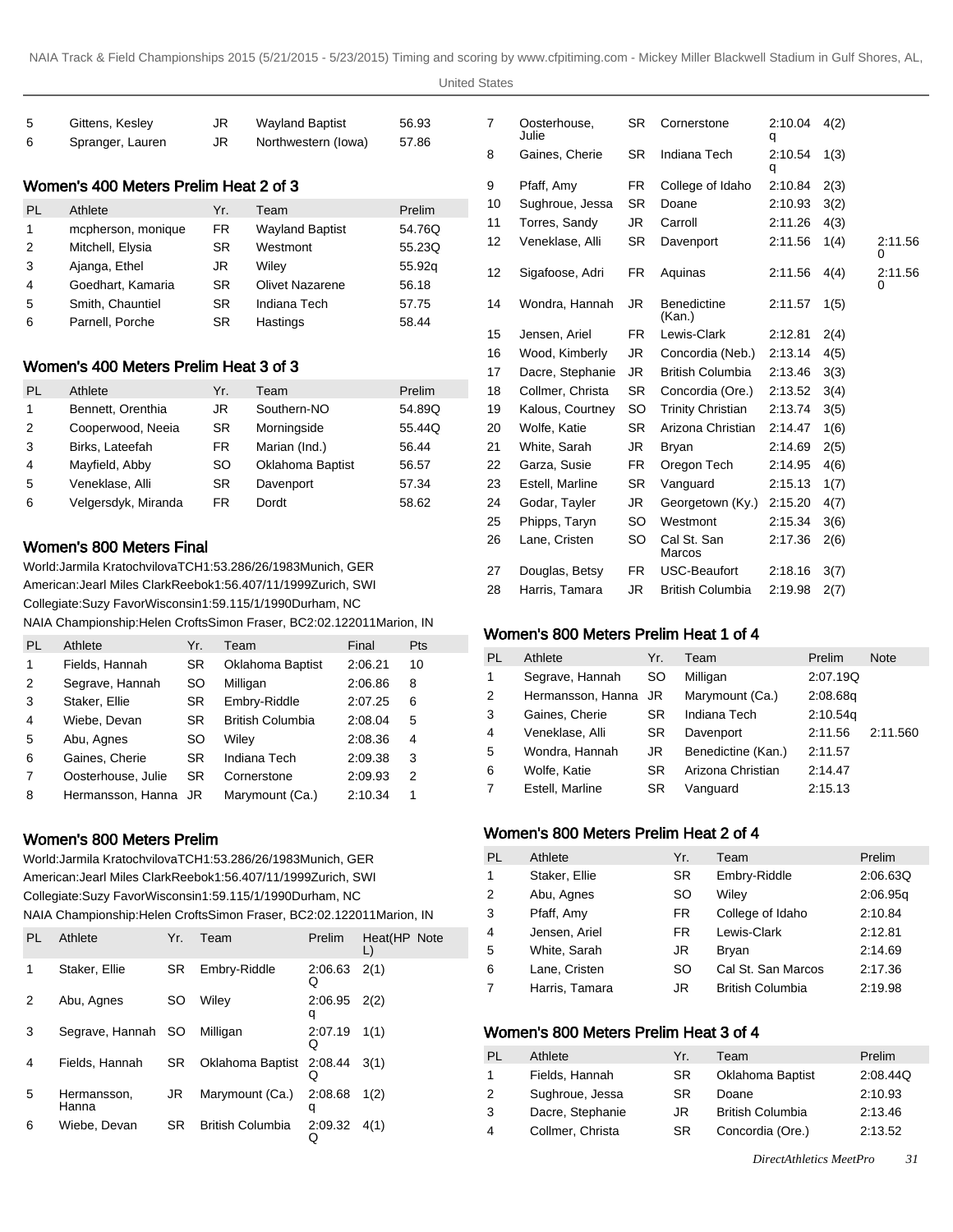| | | | | |
|---|---|---|---|---|
| 5 | Gittens, Kesley | JR | Wayland Baptist | 56.93 |
| 6 | Spranger, Lauren | JR | Northwestern (Iowa) | 57.86 |

## Women's 400 Meters Prelim Heat 2 of 3

| PL | Athlete | Yr. | Team | Prelim |
|---|---|---|---|---|
| 1 | mcpherson, monique | FR | Wayland Baptist | 54.76Q |
| 2 | Mitchell, Elysia | SR | Westmont | 55.23Q |
| 3 | Ajanga, Ethel | JR | Wiley | 55.92q |
| 4 | Goedhart, Kamaria | SR | Olivet Nazarene | 56.18 |
| 5 | Smith, Chauntiel | SR | Indiana Tech | 57.75 |
| 6 | Parnell, Porche | SR | Hastings | 58.44 |

## Women's 400 Meters Prelim Heat 3 of 3

| PL | Athlete | Yr. | Team | Prelim |
|---|---|---|---|---|
| 1 | Bennett, Orenthia | JR | Southern-NO | 54.89Q |
| 2 | Cooperwood, Neeia | SR | Morningside | 55.44Q |
| 3 | Birks, Lateefah | FR | Marian (Ind.) | 56.44 |
| 4 | Mayfield, Abby | SO | Oklahoma Baptist | 56.57 |
| 5 | Veneklase, Alli | SR | Davenport | 57.34 |
| 6 | Velgersdyk, Miranda | FR | Dordt | 58.62 |

## Women's 800 Meters Final

World:Jarmila KratochvilovaTCH1:53.286/26/1983Munich, GER
American:Jearl Miles ClarkReebok1:56.407/11/1999Zurich, SWI
Collegiate:Suzy FavorWisconsin1:59.115/1/1990Durham, NC
NAIA Championship:Helen CroftsSimon Fraser, BC2:02.122011Marion, IN

| PL | Athlete | Yr. | Team | Final | Pts |
|---|---|---|---|---|---|
| 1 | Fields, Hannah | SR | Oklahoma Baptist | 2:06.21 | 10 |
| 2 | Segrave, Hannah | SO | Milligan | 2:06.86 | 8 |
| 3 | Staker, Ellie | SR | Embry-Riddle | 2:07.25 | 6 |
| 4 | Wiebe, Devan | SR | British Columbia | 2:08.04 | 5 |
| 5 | Abu, Agnes | SO | Wiley | 2:08.36 | 4 |
| 6 | Gaines, Cherie | SR | Indiana Tech | 2:09.38 | 3 |
| 7 | Oosterhouse, Julie | SR | Cornerstone | 2:09.93 | 2 |
| 8 | Hermansson, Hanna | JR | Marymount (Ca.) | 2:10.34 | 1 |

## Women's 800 Meters Prelim

World:Jarmila KratochvilovaTCH1:53.286/26/1983Munich, GER
American:Jearl Miles ClarkReebok1:56.407/11/1999Zurich, SWI
Collegiate:Suzy FavorWisconsin1:59.115/1/1990Durham, NC
NAIA Championship:Helen CroftsSimon Fraser, BC2:02.122011Marion, IN

| PL | Athlete | Yr. | Team | Prelim | Heat(HPL) | Note |
|---|---|---|---|---|---|---|
| 1 | Staker, Ellie | SR | Embry-Riddle | 2:06.63Q | 2(1) | |
| 2 | Abu, Agnes | SO | Wiley | 2:06.95q | 2(2) | |
| 3 | Segrave, Hannah | SO | Milligan | 2:07.19Q | 1(1) | |
| 4 | Fields, Hannah | SR | Oklahoma Baptist | 2:08.44Q | 3(1) | |
| 5 | Hermansson, Hanna | JR | Marymount (Ca.) | 2:08.68q | 1(2) | |
| 6 | Wiebe, Devan | SR | British Columbia | 2:09.32Q | 4(1) | |
| 7 | Oosterhouse, Julie | SR | Cornerstone | 2:10.04q | 4(2) | |
| 8 | Gaines, Cherie | SR | Indiana Tech | 2:10.54q | 1(3) | |
| 9 | Pfaff, Amy | FR | College of Idaho | 2:10.84 | 2(3) | |
| 10 | Sughroue, Jessa | SR | Doane | 2:10.93 | 3(2) | |
| 11 | Torres, Sandy | JR | Carroll | 2:11.26 | 4(3) | |
| 12 | Veneklase, Alli | SR | Davenport | 2:11.56 | 1(4) | 2:11.560 |
| 12 | Sigafoose, Adri | FR | Aquinas | 2:11.56 | 4(4) | 2:11.560 |
| 14 | Wondra, Hannah | JR | Benedictine (Kan.) | 2:11.57 | 1(5) | |
| 15 | Jensen, Ariel | FR | Lewis-Clark | 2:12.81 | 2(4) | |
| 16 | Wood, Kimberly | JR | Concordia (Neb.) | 2:13.14 | 4(5) | |
| 17 | Dacre, Stephanie | JR | British Columbia | 2:13.46 | 3(3) | |
| 18 | Collmer, Christa | SR | Concordia (Ore.) | 2:13.52 | 3(4) | |
| 19 | Kalous, Courtney | SO | Trinity Christian | 2:13.74 | 3(5) | |
| 20 | Wolfe, Katie | SR | Arizona Christian | 2:14.47 | 1(6) | |
| 21 | White, Sarah | JR | Bryan | 2:14.69 | 2(5) | |
| 22 | Garza, Susie | FR | Oregon Tech | 2:14.95 | 4(6) | |
| 23 | Estell, Marline | SR | Vanguard | 2:15.13 | 1(7) | |
| 24 | Godar, Tayler | JR | Georgetown (Ky.) | 2:15.20 | 4(7) | |
| 25 | Phipps, Taryn | SO | Westmont | 2:15.34 | 3(6) | |
| 26 | Lane, Cristen | SO | Cal St. San Marcos | 2:17.36 | 2(6) | |
| 27 | Douglas, Betsy | FR | USC-Beaufort | 2:18.16 | 3(7) | |
| 28 | Harris, Tamara | JR | British Columbia | 2:19.98 | 2(7) | |

## Women's 800 Meters Prelim Heat 1 of 4

| PL | Athlete | Yr. | Team | Prelim | Note |
|---|---|---|---|---|---|
| 1 | Segrave, Hannah | SO | Milligan | 2:07.19Q | |
| 2 | Hermansson, Hanna | JR | Marymount (Ca.) | 2:08.68q | |
| 3 | Gaines, Cherie | SR | Indiana Tech | 2:10.54q | |
| 4 | Veneklase, Alli | SR | Davenport | 2:11.56 | 2:11.560 |
| 5 | Wondra, Hannah | JR | Benedictine (Kan.) | 2:11.57 | |
| 6 | Wolfe, Katie | SR | Arizona Christian | 2:14.47 | |
| 7 | Estell, Marline | SR | Vanguard | 2:15.13 | |

## Women's 800 Meters Prelim Heat 2 of 4

| PL | Athlete | Yr. | Team | Prelim |
|---|---|---|---|---|
| 1 | Staker, Ellie | SR | Embry-Riddle | 2:06.63Q |
| 2 | Abu, Agnes | SO | Wiley | 2:06.95q |
| 3 | Pfaff, Amy | FR | College of Idaho | 2:10.84 |
| 4 | Jensen, Ariel | FR | Lewis-Clark | 2:12.81 |
| 5 | White, Sarah | JR | Bryan | 2:14.69 |
| 6 | Lane, Cristen | SO | Cal St. San Marcos | 2:17.36 |
| 7 | Harris, Tamara | JR | British Columbia | 2:19.98 |

## Women's 800 Meters Prelim Heat 3 of 4

| PL | Athlete | Yr. | Team | Prelim |
|---|---|---|---|---|
| 1 | Fields, Hannah | SR | Oklahoma Baptist | 2:08.44Q |
| 2 | Sughroue, Jessa | SR | Doane | 2:10.93 |
| 3 | Dacre, Stephanie | JR | British Columbia | 2:13.46 |
| 4 | Collmer, Christa | SR | Concordia (Ore.) | 2:13.52 |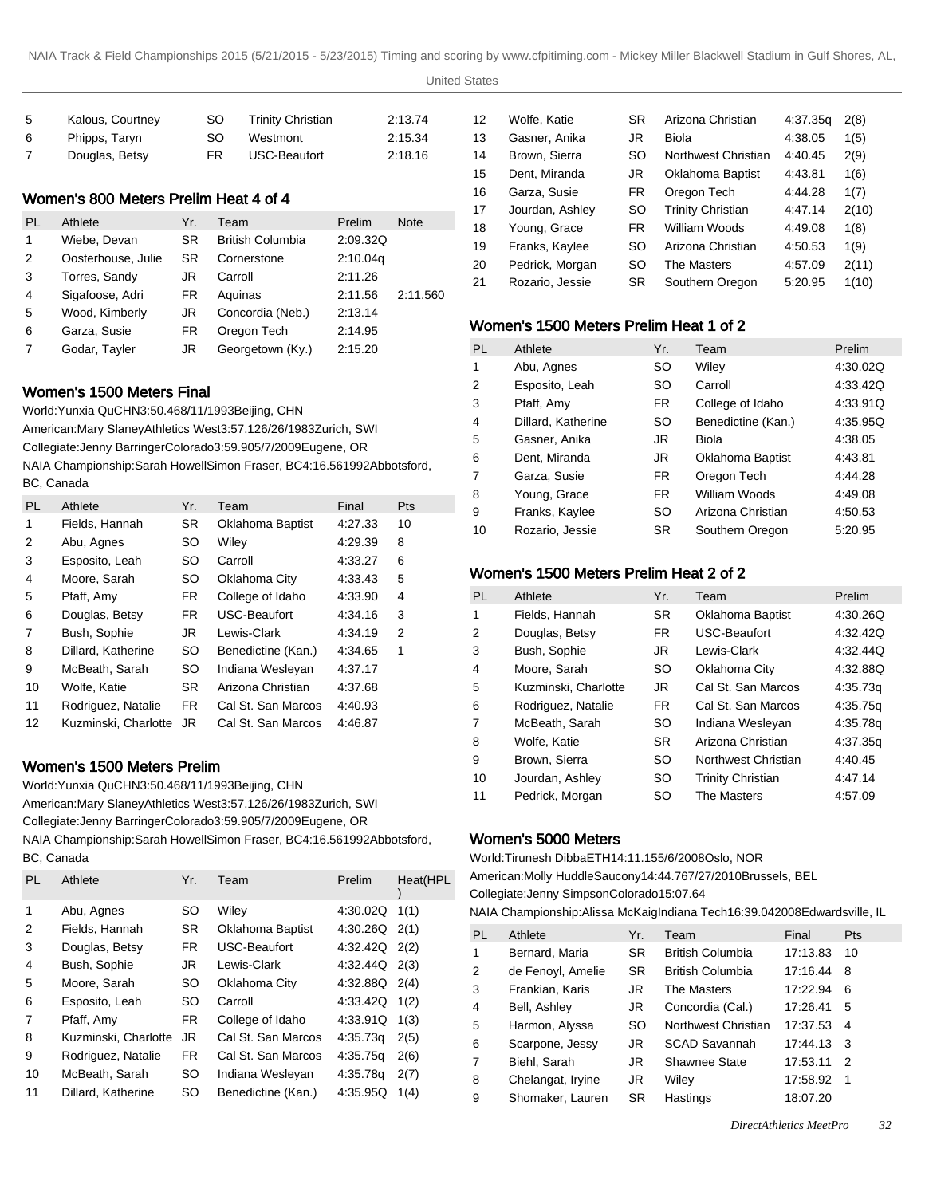| 5 | Kalous, Courtney | SO | Trinity Christian | 2:13.74 |
|---|---|---|---|---|
| 6 | Phipps, Taryn | SO | Westmont | 2:15.34 |
| 7 | Douglas, Betsy | FR | USC-Beaufort | 2:18.16 |

## Women's 800 Meters Prelim Heat 4 of 4

| PL | Athlete | Yr. | Team | Prelim | Note |
|---|---|---|---|---|---|
| 1 | Wiebe, Devan | SR | British Columbia | 2:09.32Q | |
| 2 | Oosterhouse, Julie | SR | Cornerstone | 2:10.04q | |
| 3 | Torres, Sandy | JR | Carroll | 2:11.26 | |
| 4 | Sigafoose, Adri | FR | Aquinas | 2:11.56 | 2:11.560 |
| 5 | Wood, Kimberly | JR | Concordia (Neb.) | 2:13.14 | |
| 6 | Garza, Susie | FR | Oregon Tech | 2:14.95 | |
| 7 | Godar, Tayler | JR | Georgetown (Ky.) | 2:15.20 | |

## Women's 1500 Meters Final

World:Yunxia QuCHN3:50.468/11/1993Beijing, CHN
American:Mary SlaneyAthletics West3:57.126/26/1983Zurich, SWI
Collegiate:Jenny BarringerColorado3:59.905/7/2009Eugene, OR
NAIA Championship:Sarah HowellSimon Fraser, BC4:16.561992Abbotsford, BC, Canada

| PL | Athlete | Yr. | Team | Final | Pts |
|---|---|---|---|---|---|
| 1 | Fields, Hannah | SR | Oklahoma Baptist | 4:27.33 | 10 |
| 2 | Abu, Agnes | SO | Wiley | 4:29.39 | 8 |
| 3 | Esposito, Leah | SO | Carroll | 4:33.27 | 6 |
| 4 | Moore, Sarah | SO | Oklahoma City | 4:33.43 | 5 |
| 5 | Pfaff, Amy | FR | College of Idaho | 4:33.90 | 4 |
| 6 | Douglas, Betsy | FR | USC-Beaufort | 4:34.16 | 3 |
| 7 | Bush, Sophie | JR | Lewis-Clark | 4:34.19 | 2 |
| 8 | Dillard, Katherine | SO | Benedictine (Kan.) | 4:34.65 | 1 |
| 9 | McBeath, Sarah | SO | Indiana Wesleyan | 4:37.17 | |
| 10 | Wolfe, Katie | SR | Arizona Christian | 4:37.68 | |
| 11 | Rodriguez, Natalie | FR | Cal St. San Marcos | 4:40.93 | |
| 12 | Kuzminski, Charlotte | JR | Cal St. San Marcos | 4:46.87 | |

## Women's 1500 Meters Prelim

World:Yunxia QuCHN3:50.468/11/1993Beijing, CHN
American:Mary SlaneyAthletics West3:57.126/26/1983Zurich, SWI
Collegiate:Jenny BarringerColorado3:59.905/7/2009Eugene, OR
NAIA Championship:Sarah HowellSimon Fraser, BC4:16.561992Abbotsford, BC, Canada

| PL | Athlete | Yr. | Team | Prelim | Heat(HPL) |
|---|---|---|---|---|---|
| 1 | Abu, Agnes | SO | Wiley | 4:30.02Q | 1(1) |
| 2 | Fields, Hannah | SR | Oklahoma Baptist | 4:30.26Q | 2(1) |
| 3 | Douglas, Betsy | FR | USC-Beaufort | 4:32.42Q | 2(2) |
| 4 | Bush, Sophie | JR | Lewis-Clark | 4:32.44Q | 2(3) |
| 5 | Moore, Sarah | SO | Oklahoma City | 4:32.88Q | 2(4) |
| 6 | Esposito, Leah | SO | Carroll | 4:33.42Q | 1(2) |
| 7 | Pfaff, Amy | FR | College of Idaho | 4:33.91Q | 1(3) |
| 8 | Kuzminski, Charlotte | JR | Cal St. San Marcos | 4:35.73q | 2(5) |
| 9 | Rodriguez, Natalie | FR | Cal St. San Marcos | 4:35.75q | 2(6) |
| 10 | McBeath, Sarah | SO | Indiana Wesleyan | 4:35.78q | 2(7) |
| 11 | Dillard, Katherine | SO | Benedictine (Kan.) | 4:35.95Q | 1(4) |
| 12 | Wolfe, Katie | SR | Arizona Christian | 4:37.35q | 2(8) |
| 13 | Gasner, Anika | JR | Biola | 4:38.05 | 1(5) |
| 14 | Brown, Sierra | SO | Northwest Christian | 4:40.45 | 2(9) |
| 15 | Dent, Miranda | JR | Oklahoma Baptist | 4:43.81 | 1(6) |
| 16 | Garza, Susie | FR | Oregon Tech | 4:44.28 | 1(7) |
| 17 | Jourdan, Ashley | SO | Trinity Christian | 4:47.14 | 2(10) |
| 18 | Young, Grace | FR | William Woods | 4:49.08 | 1(8) |
| 19 | Franks, Kaylee | SO | Arizona Christian | 4:50.53 | 1(9) |
| 20 | Pedrick, Morgan | SO | The Masters | 4:57.09 | 2(11) |
| 21 | Rozario, Jessie | SR | Southern Oregon | 5:20.95 | 1(10) |

## Women's 1500 Meters Prelim Heat 1 of 2

| PL | Athlete | Yr. | Team | Prelim |
|---|---|---|---|---|
| 1 | Abu, Agnes | SO | Wiley | 4:30.02Q |
| 2 | Esposito, Leah | SO | Carroll | 4:33.42Q |
| 3 | Pfaff, Amy | FR | College of Idaho | 4:33.91Q |
| 4 | Dillard, Katherine | SO | Benedictine (Kan.) | 4:35.95Q |
| 5 | Gasner, Anika | JR | Biola | 4:38.05 |
| 6 | Dent, Miranda | JR | Oklahoma Baptist | 4:43.81 |
| 7 | Garza, Susie | FR | Oregon Tech | 4:44.28 |
| 8 | Young, Grace | FR | William Woods | 4:49.08 |
| 9 | Franks, Kaylee | SO | Arizona Christian | 4:50.53 |
| 10 | Rozario, Jessie | SR | Southern Oregon | 5:20.95 |

## Women's 1500 Meters Prelim Heat 2 of 2

| PL | Athlete | Yr. | Team | Prelim |
|---|---|---|---|---|
| 1 | Fields, Hannah | SR | Oklahoma Baptist | 4:30.26Q |
| 2 | Douglas, Betsy | FR | USC-Beaufort | 4:32.42Q |
| 3 | Bush, Sophie | JR | Lewis-Clark | 4:32.44Q |
| 4 | Moore, Sarah | SO | Oklahoma City | 4:32.88Q |
| 5 | Kuzminski, Charlotte | JR | Cal St. San Marcos | 4:35.73q |
| 6 | Rodriguez, Natalie | FR | Cal St. San Marcos | 4:35.75q |
| 7 | McBeath, Sarah | SO | Indiana Wesleyan | 4:35.78q |
| 8 | Wolfe, Katie | SR | Arizona Christian | 4:37.35q |
| 9 | Brown, Sierra | SO | Northwest Christian | 4:40.45 |
| 10 | Jourdan, Ashley | SO | Trinity Christian | 4:47.14 |
| 11 | Pedrick, Morgan | SO | The Masters | 4:57.09 |

## Women's 5000 Meters

World:Tirunesh DibbaETH14:11.155/6/2008Oslo, NOR
American:Molly HuddleSaucony14:44.767/27/2010Brussels, BEL
Collegiate:Jenny SimpsonColorado15:07.64
NAIA Championship:Alissa McKaigIndiana Tech16:39.042008Edwardsville, IL

| PL | Athlete | Yr. | Team | Final | Pts |
|---|---|---|---|---|---|
| 1 | Bernard, Maria | SR | British Columbia | 17:13.83 | 10 |
| 2 | de Fenoyl, Amelie | SR | British Columbia | 17:16.44 | 8 |
| 3 | Frankian, Karis | JR | The Masters | 17:22.94 | 6 |
| 4 | Bell, Ashley | JR | Concordia (Cal.) | 17:26.41 | 5 |
| 5 | Harmon, Alyssa | SO | Northwest Christian | 17:37.53 | 4 |
| 6 | Scarpone, Jessy | JR | SCAD Savannah | 17:44.13 | 3 |
| 7 | Biehl, Sarah | JR | Shawnee State | 17:53.11 | 2 |
| 8 | Chelangat, Iryine | JR | Wiley | 17:58.92 | 1 |
| 9 | Shomaker, Lauren | SR | Hastings | 18:07.20 | |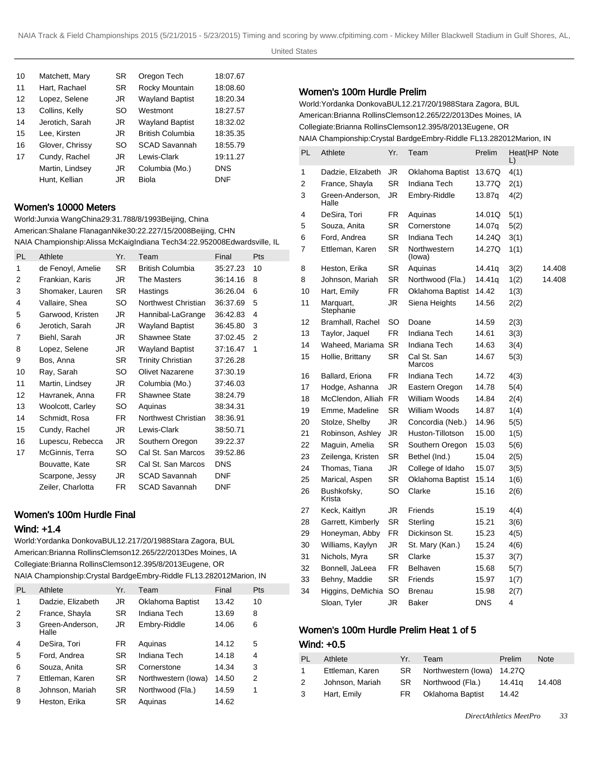| PL | Athlete | Yr. | Team | Final |
|---|---|---|---|---|
| 10 | Matchett, Mary | SR | Oregon Tech | 18:07.67 |
| 11 | Hart, Rachael | SR | Rocky Mountain | 18:08.60 |
| 12 | Lopez, Selene | JR | Wayland Baptist | 18:20.34 |
| 13 | Collins, Kelly | SO | Westmont | 18:27.57 |
| 14 | Jerotich, Sarah | JR | Wayland Baptist | 18:32.02 |
| 15 | Lee, Kirsten | JR | British Columbia | 18:35.35 |
| 16 | Glover, Chrissy | SO | SCAD Savannah | 18:55.79 |
| 17 | Cundy, Rachel | JR | Lewis-Clark | 19:11.27 |
| | Martin, Lindsey | JR | Columbia (Mo.) | DNS |
| | Hunt, Kellian | JR | Biola | DNF |

## Women's 10000 Meters

World:Junxia WangChina29:31.788/8/1993Beijing, China
American:Shalane FlanaganNike30:22.227/15/2008Beijing, CHN
NAIA Championship:Alissa McKaigIndiana Tech34:22.952008Edwardsville, IL

| PL | Athlete | Yr. | Team | Final | Pts |
|---|---|---|---|---|---|
| 1 | de Fenoyl, Amelie | SR | British Columbia | 35:27.23 | 10 |
| 2 | Frankian, Karis | JR | The Masters | 36:14.16 | 8 |
| 3 | Shomaker, Lauren | SR | Hastings | 36:26.04 | 6 |
| 4 | Vallaire, Shea | SO | Northwest Christian | 36:37.69 | 5 |
| 5 | Garwood, Kristen | JR | Hannibal-LaGrange | 36:42.83 | 4 |
| 6 | Jerotich, Sarah | JR | Wayland Baptist | 36:45.80 | 3 |
| 7 | Biehl, Sarah | JR | Shawnee State | 37:02.45 | 2 |
| 8 | Lopez, Selene | JR | Wayland Baptist | 37:16.47 | 1 |
| 9 | Bos, Anna | SR | Trinity Christian | 37:26.28 | |
| 10 | Ray, Sarah | SO | Olivet Nazarene | 37:30.19 | |
| 11 | Martin, Lindsey | JR | Columbia (Mo.) | 37:46.03 | |
| 12 | Havranek, Anna | FR | Shawnee State | 38:24.79 | |
| 13 | Woolcott, Carley | SO | Aquinas | 38:34.31 | |
| 14 | Schmidt, Rosa | FR | Northwest Christian | 38:36.91 | |
| 15 | Cundy, Rachel | JR | Lewis-Clark | 38:50.71 | |
| 16 | Lupescu, Rebecca | JR | Southern Oregon | 39:22.37 | |
| 17 | McGinnis, Terra | SO | Cal St. San Marcos | 39:52.86 | |
| | Bouvatte, Kate | SR | Cal St. San Marcos | DNS | |
| | Scarpone, Jessy | JR | SCAD Savannah | DNF | |
| | Zeiler, Charlotta | FR | SCAD Savannah | DNF | |

## Women's 100m Hurdle Final

### Wind: +1.4

World:Yordanka DonkovaBUL12.217/20/1988Stara Zagora, BUL
American:Brianna RollinsClemson12.265/22/2013Des Moines, IA
Collegiate:Brianna RollinsClemson12.395/8/2013Eugene, OR
NAIA Championship:Crystal BardgeEmbry-Riddle FL13.282012Marion, IN

| PL | Athlete | Yr. | Team | Final | Pts |
|---|---|---|---|---|---|
| 1 | Dadzie, Elizabeth | JR | Oklahoma Baptist | 13.42 | 10 |
| 2 | France, Shayla | SR | Indiana Tech | 13.69 | 8 |
| 3 | Green-Anderson, Halle | JR | Embry-Riddle | 14.06 | 6 |
| 4 | DeSira, Tori | FR | Aquinas | 14.12 | 5 |
| 5 | Ford, Andrea | SR | Indiana Tech | 14.18 | 4 |
| 6 | Souza, Anita | SR | Cornerstone | 14.34 | 3 |
| 7 | Ettleman, Karen | SR | Northwestern (Iowa) | 14.50 | 2 |
| 8 | Johnson, Mariah | SR | Northwood (Fla.) | 14.59 | 1 |
| 9 | Heston, Erika | SR | Aquinas | 14.62 | |

## Women's 100m Hurdle Prelim

World:Yordanka DonkovaBUL12.217/20/1988Stara Zagora, BUL
American:Brianna RollinsClemson12.265/22/2013Des Moines, IA
Collegiate:Brianna RollinsClemson12.395/8/2013Eugene, OR
NAIA Championship:Crystal BardgeEmbry-Riddle FL13.282012Marion, IN

| PL | Athlete | Yr. | Team | Prelim | Heat(HPL) | Note |
|---|---|---|---|---|---|---|
| 1 | Dadzie, Elizabeth | JR | Oklahoma Baptist | 13.67Q | 4(1) | |
| 2 | France, Shayla | SR | Indiana Tech | 13.77Q | 2(1) | |
| 3 | Green-Anderson, Halle | JR | Embry-Riddle | 13.87q | 4(2) | |
| 4 | DeSira, Tori | FR | Aquinas | 14.01Q | 5(1) | |
| 5 | Souza, Anita | SR | Cornerstone | 14.07q | 5(2) | |
| 6 | Ford, Andrea | SR | Indiana Tech | 14.24Q | 3(1) | |
| 7 | Ettleman, Karen | SR | Northwestern (Iowa) | 14.27Q | 1(1) | |
| 8 | Heston, Erika | SR | Aquinas | 14.41q | 3(2) | 14.408 |
| 8 | Johnson, Mariah | SR | Northwood (Fla.) | 14.41q | 1(2) | 14.408 |
| 10 | Hart, Emily | FR | Oklahoma Baptist | 14.42 | 1(3) | |
| 11 | Marquart, Stephanie | JR | Siena Heights | 14.56 | 2(2) | |
| 12 | Bramhall, Rachel | SO | Doane | 14.59 | 2(3) | |
| 13 | Taylor, Jaquel | FR | Indiana Tech | 14.61 | 3(3) | |
| 14 | Waheed, Mariama | SR | Indiana Tech | 14.63 | 3(4) | |
| 15 | Hollie, Brittany | SR | Cal St. San Marcos | 14.67 | 5(3) | |
| 16 | Ballard, Eriona | FR | Indiana Tech | 14.72 | 4(3) | |
| 17 | Hodge, Ashanna | JR | Eastern Oregon | 14.78 | 5(4) | |
| 18 | McClendon, Alliah | FR | William Woods | 14.84 | 2(4) | |
| 19 | Emme, Madeline | SR | William Woods | 14.87 | 1(4) | |
| 20 | Stolze, Shelby | JR | Concordia (Neb.) | 14.96 | 5(5) | |
| 21 | Robinson, Ashley | JR | Huston-Tillotson | 15.00 | 1(5) | |
| 22 | Maguin, Amelia | SR | Southern Oregon | 15.03 | 5(6) | |
| 23 | Zeilenga, Kristen | SR | Bethel (Ind.) | 15.04 | 2(5) | |
| 24 | Thomas, Tiana | JR | College of Idaho | 15.07 | 3(5) | |
| 25 | Marical, Aspen | SR | Oklahoma Baptist | 15.14 | 1(6) | |
| 26 | Bushkofsky, Krista | SO | Clarke | 15.16 | 2(6) | |
| 27 | Keck, Kaitlyn | JR | Friends | 15.19 | 4(4) | |
| 28 | Garrett, Kimberly | SR | Sterling | 15.21 | 3(6) | |
| 29 | Honeyman, Abby | FR | Dickinson St. | 15.23 | 4(5) | |
| 30 | Williams, Kaylyn | JR | St. Mary (Kan.) | 15.24 | 4(6) | |
| 31 | Nichols, Myra | SR | Clarke | 15.37 | 3(7) | |
| 32 | Bonnell, JaLeea | FR | Belhaven | 15.68 | 5(7) | |
| 33 | Behny, Maddie | SR | Friends | 15.97 | 1(7) | |
| 34 | Higgins, DeMichia | SO | Brenau | 15.98 | 2(7) | |
| | Sloan, Tyler | JR | Baker | DNS | 4 | |

## Women's 100m Hurdle Prelim Heat 1 of 5

### Wind: +0.5

| PL | Athlete | Yr. | Team | Prelim | Note |
|---|---|---|---|---|---|
| 1 | Ettleman, Karen | SR | Northwestern (Iowa) | 14.27Q | |
| 2 | Johnson, Mariah | SR | Northwood (Fla.) | 14.41q | 14.408 |
| 3 | Hart, Emily | FR | Oklahoma Baptist | 14.42 | |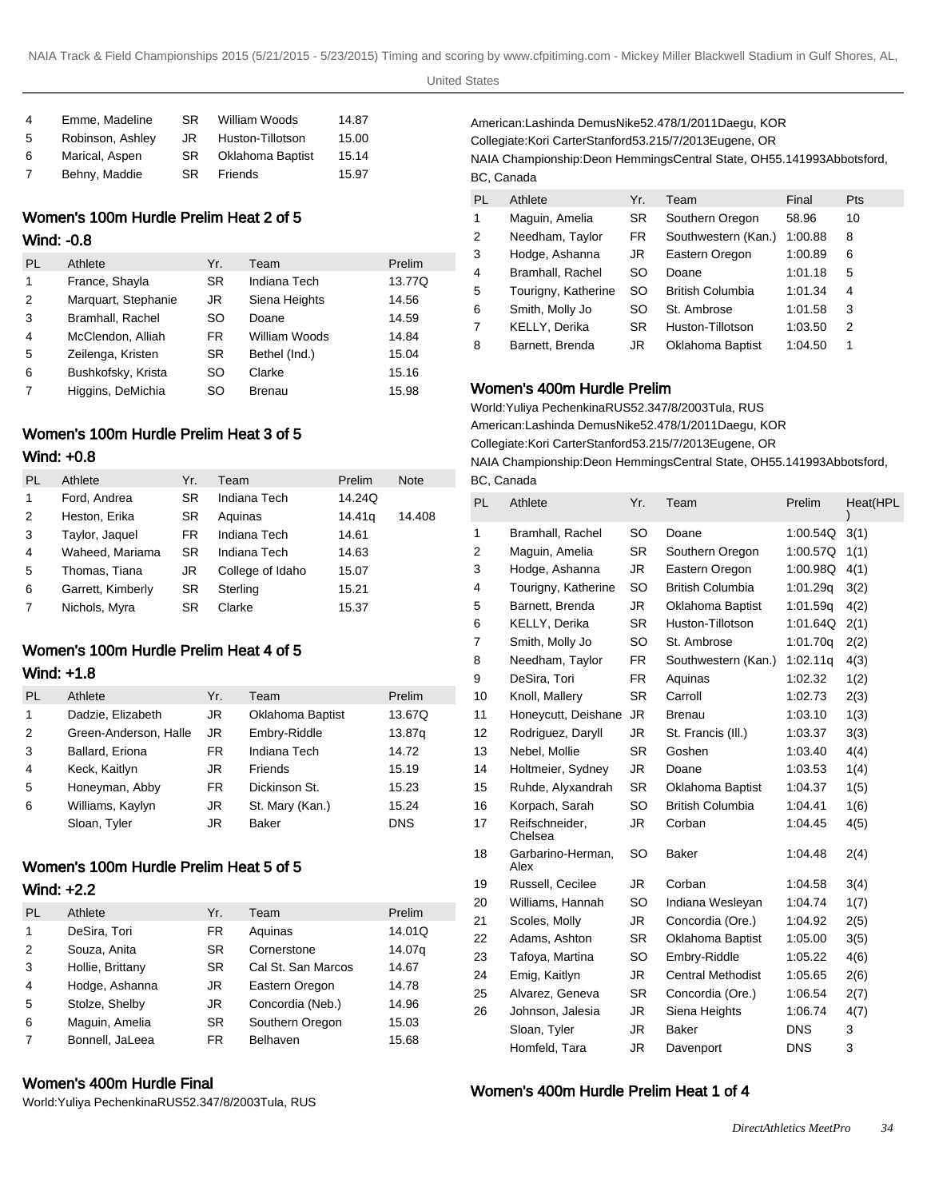| 4 | Emme, Madeline | SR | William Woods | 14.87 |
|---|---|---|---|---|
| 5 | Robinson, Ashley | JR | Huston-Tillotson | 15.00 |
| 6 | Marical, Aspen | SR | Oklahoma Baptist | 15.14 |
| 7 | Behny, Maddie | SR | Friends | 15.97 |

## Women's 100m Hurdle Prelim Heat 2 of 5

### Wind: -0.8

| PL | Athlete | Yr. | Team | Prelim |
|---|---|---|---|---|
| 1 | France, Shayla | SR | Indiana Tech | 13.77Q |
| 2 | Marquart, Stephanie | JR | Siena Heights | 14.56 |
| 3 | Bramhall, Rachel | SO | Doane | 14.59 |
| 4 | McClendon, Alliah | FR | William Woods | 14.84 |
| 5 | Zeilenga, Kristen | SR | Bethel (Ind.) | 15.04 |
| 6 | Bushkofsky, Krista | SO | Clarke | 15.16 |
| 7 | Higgins, DeMichia | SO | Brenau | 15.98 |

## Women's 100m Hurdle Prelim Heat 3 of 5

### Wind: +0.8

| PL | Athlete | Yr. | Team | Prelim | Note |
|---|---|---|---|---|---|
| 1 | Ford, Andrea | SR | Indiana Tech | 14.24Q | |
| 2 | Heston, Erika | SR | Aquinas | 14.41q | 14.408 |
| 3 | Taylor, Jaquel | FR | Indiana Tech | 14.61 | |
| 4 | Waheed, Mariama | SR | Indiana Tech | 14.63 | |
| 5 | Thomas, Tiana | JR | College of Idaho | 15.07 | |
| 6 | Garrett, Kimberly | SR | Sterling | 15.21 | |
| 7 | Nichols, Myra | SR | Clarke | 15.37 | |

## Women's 100m Hurdle Prelim Heat 4 of 5

### Wind: +1.8

| PL | Athlete | Yr. | Team | Prelim |
|---|---|---|---|---|
| 1 | Dadzie, Elizabeth | JR | Oklahoma Baptist | 13.67Q |
| 2 | Green-Anderson, Halle | JR | Embry-Riddle | 13.87q |
| 3 | Ballard, Eriona | FR | Indiana Tech | 14.72 |
| 4 | Keck, Kaitlyn | JR | Friends | 15.19 |
| 5 | Honeyman, Abby | FR | Dickinson St. | 15.23 |
| 6 | Williams, Kaylyn | JR | St. Mary (Kan.) | 15.24 |
| | Sloan, Tyler | JR | Baker | DNS |

## Women's 100m Hurdle Prelim Heat 5 of 5

### Wind: +2.2

| PL | Athlete | Yr. | Team | Prelim |
|---|---|---|---|---|
| 1 | DeSira, Tori | FR | Aquinas | 14.01Q |
| 2 | Souza, Anita | SR | Cornerstone | 14.07q |
| 3 | Hollie, Brittany | SR | Cal St. San Marcos | 14.67 |
| 4 | Hodge, Ashanna | JR | Eastern Oregon | 14.78 |
| 5 | Stolze, Shelby | JR | Concordia (Neb.) | 14.96 |
| 6 | Maguin, Amelia | SR | Southern Oregon | 15.03 |
| 7 | Bonnell, JaLeea | FR | Belhaven | 15.68 |

## Women's 400m Hurdle Final

World:Yuliya PechenkinaRUS52.347/8/2003Tula, RUS
American:Lashinda DemusNike52.478/1/2011Daegu, KOR
Collegiate:Kori CarterStanford53.215/7/2013Eugene, OR
NAIA Championship:Deon HemmingsCentral State, OH55.141993Abbotsford, BC, Canada

| PL | Athlete | Yr. | Team | Final | Pts |
|---|---|---|---|---|---|
| 1 | Maguin, Amelia | SR | Southern Oregon | 58.96 | 10 |
| 2 | Needham, Taylor | FR | Southwestern (Kan.) | 1:00.88 | 8 |
| 3 | Hodge, Ashanna | JR | Eastern Oregon | 1:00.89 | 6 |
| 4 | Bramhall, Rachel | SO | Doane | 1:01.18 | 5 |
| 5 | Tourigny, Katherine | SO | British Columbia | 1:01.34 | 4 |
| 6 | Smith, Molly Jo | SO | St. Ambrose | 1:01.58 | 3 |
| 7 | KELLY, Derika | SR | Huston-Tillotson | 1:03.50 | 2 |
| 8 | Barnett, Brenda | JR | Oklahoma Baptist | 1:04.50 | 1 |

## Women's 400m Hurdle Prelim

World:Yuliya PechenkinaRUS52.347/8/2003Tula, RUS
American:Lashinda DemusNike52.478/1/2011Daegu, KOR
Collegiate:Kori CarterStanford53.215/7/2013Eugene, OR
NAIA Championship:Deon HemmingsCentral State, OH55.141993Abbotsford, BC, Canada

| PL | Athlete | Yr. | Team | Prelim | Heat(PL) |
|---|---|---|---|---|---|
| 1 | Bramhall, Rachel | SO | Doane | 1:00.54Q | 3(1) |
| 2 | Maguin, Amelia | SR | Southern Oregon | 1:00.57Q | 1(1) |
| 3 | Hodge, Ashanna | JR | Eastern Oregon | 1:00.98Q | 4(1) |
| 4 | Tourigny, Katherine | SO | British Columbia | 1:01.29q | 3(2) |
| 5 | Barnett, Brenda | JR | Oklahoma Baptist | 1:01.59q | 4(2) |
| 6 | KELLY, Derika | SR | Huston-Tillotson | 1:01.64Q | 2(1) |
| 7 | Smith, Molly Jo | SO | St. Ambrose | 1:01.70q | 2(2) |
| 8 | Needham, Taylor | FR | Southwestern (Kan.) | 1:02.11q | 4(3) |
| 9 | DeSira, Tori | FR | Aquinas | 1:02.32 | 1(2) |
| 10 | Knoll, Mallery | SR | Carroll | 1:02.73 | 2(3) |
| 11 | Honeycutt, Deishane | JR | Brenau | 1:03.10 | 1(3) |
| 12 | Rodriguez, Daryll | JR | St. Francis (Ill.) | 1:03.37 | 3(3) |
| 13 | Nebel, Mollie | SR | Goshen | 1:03.40 | 4(4) |
| 14 | Holtmeier, Sydney | JR | Doane | 1:03.53 | 1(4) |
| 15 | Ruhde, Alyxandrah | SR | Oklahoma Baptist | 1:04.37 | 1(5) |
| 16 | Korpach, Sarah | SO | British Columbia | 1:04.41 | 1(6) |
| 17 | Reifschneider, Chelsea | JR | Corban | 1:04.45 | 4(5) |
| 18 | Garbarino-Herman, Alex | SO | Baker | 1:04.48 | 2(4) |
| 19 | Russell, Cecilee | JR | Corban | 1:04.58 | 3(4) |
| 20 | Williams, Hannah | SO | Indiana Wesleyan | 1:04.74 | 1(7) |
| 21 | Scoles, Molly | JR | Concordia (Ore.) | 1:04.92 | 2(5) |
| 22 | Adams, Ashton | SR | Oklahoma Baptist | 1:05.00 | 3(5) |
| 23 | Tafoya, Martina | SO | Embry-Riddle | 1:05.22 | 4(6) |
| 24 | Emig, Kaitlyn | JR | Central Methodist | 1:05.65 | 2(6) |
| 25 | Alvarez, Geneva | SR | Concordia (Ore.) | 1:06.54 | 2(7) |
| 26 | Johnson, Jalesia | JR | Siena Heights | 1:06.74 | 4(7) |
| | Sloan, Tyler | JR | Baker | DNS | 3 |
| | Homfeld, Tara | JR | Davenport | DNS | 3 |

## Women's 400m Hurdle Prelim Heat 1 of 4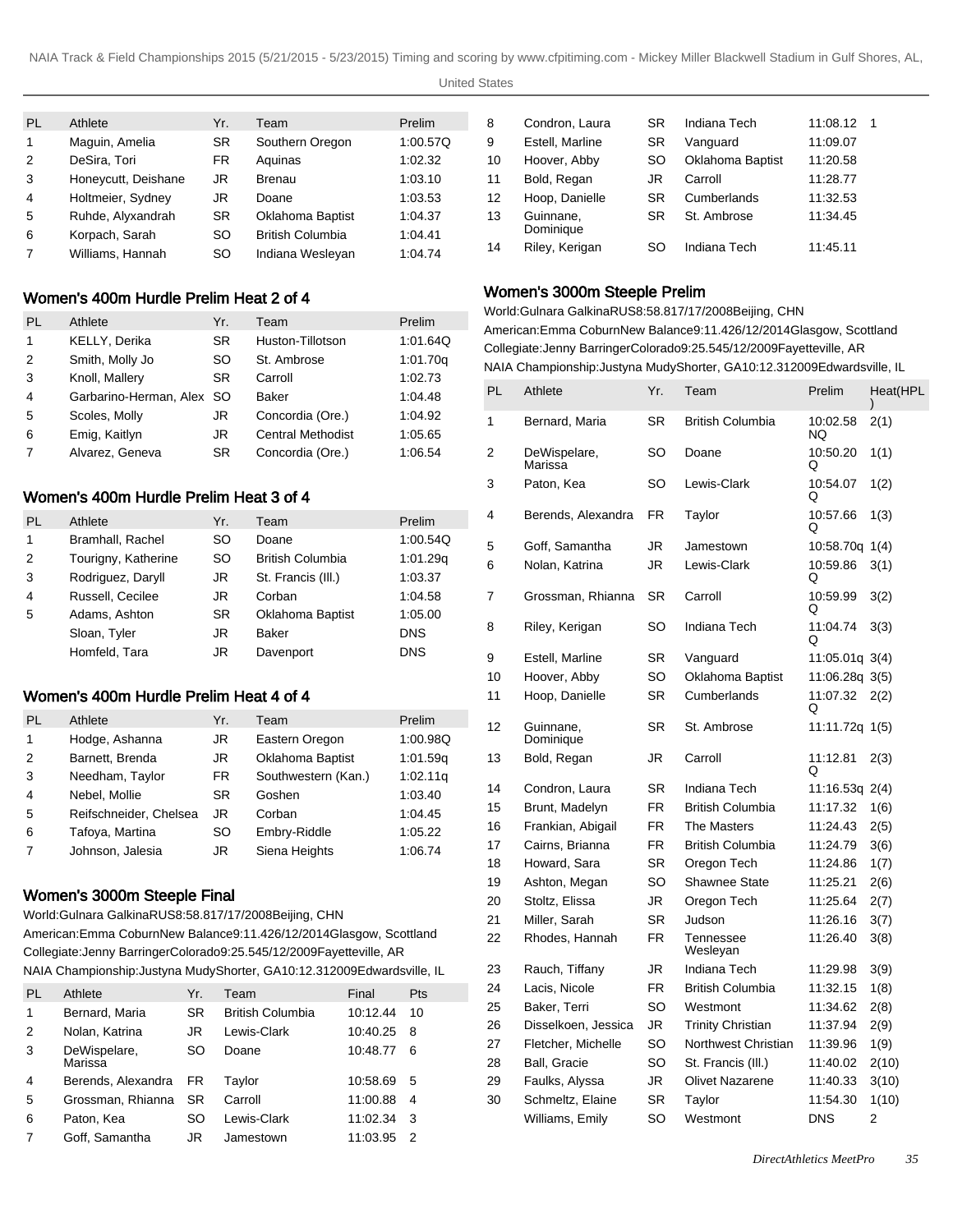| PL | Athlete | Yr. | Team | Prelim |
|---|---|---|---|---|
| 1 | Maguin, Amelia | SR | Southern Oregon | 1:00.57Q |
| 2 | DeSira, Tori | FR | Aquinas | 1:02.32 |
| 3 | Honeycutt, Deishane | JR | Brenau | 1:03.10 |
| 4 | Holtmeier, Sydney | JR | Doane | 1:03.53 |
| 5 | Ruhde, Alyxandrah | SR | Oklahoma Baptist | 1:04.37 |
| 6 | Korpach, Sarah | SO | British Columbia | 1:04.41 |
| 7 | Williams, Hannah | SO | Indiana Wesleyan | 1:04.74 |

## Women's 400m Hurdle Prelim Heat 2 of 4

| PL | Athlete | Yr. | Team | Prelim |
|---|---|---|---|---|
| 1 | KELLY, Derika | SR | Huston-Tillotson | 1:01.64Q |
| 2 | Smith, Molly Jo | SO | St. Ambrose | 1:01.70q |
| 3 | Knoll, Mallery | SR | Carroll | 1:02.73 |
| 4 | Garbarino-Herman, Alex | SO | Baker | 1:04.48 |
| 5 | Scoles, Molly | JR | Concordia (Ore.) | 1:04.92 |
| 6 | Emig, Kaitlyn | JR | Central Methodist | 1:05.65 |
| 7 | Alvarez, Geneva | SR | Concordia (Ore.) | 1:06.54 |

## Women's 400m Hurdle Prelim Heat 3 of 4

| PL | Athlete | Yr. | Team | Prelim |
|---|---|---|---|---|
| 1 | Bramhall, Rachel | SO | Doane | 1:00.54Q |
| 2 | Tourigny, Katherine | SO | British Columbia | 1:01.29q |
| 3 | Rodriguez, Daryll | JR | St. Francis (Ill.) | 1:03.37 |
| 4 | Russell, Cecilee | JR | Corban | 1:04.58 |
| 5 | Adams, Ashton | SR | Oklahoma Baptist | 1:05.00 |
| | Sloan, Tyler | JR | Baker | DNS |
| | Homfeld, Tara | JR | Davenport | DNS |

## Women's 400m Hurdle Prelim Heat 4 of 4

| PL | Athlete | Yr. | Team | Prelim |
|---|---|---|---|---|
| 1 | Hodge, Ashanna | JR | Eastern Oregon | 1:00.98Q |
| 2 | Barnett, Brenda | JR | Oklahoma Baptist | 1:01.59q |
| 3 | Needham, Taylor | FR | Southwestern (Kan.) | 1:02.11q |
| 4 | Nebel, Mollie | SR | Goshen | 1:03.40 |
| 5 | Reifschneider, Chelsea | JR | Corban | 1:04.45 |
| 6 | Tafoya, Martina | SO | Embry-Riddle | 1:05.22 |
| 7 | Johnson, Jalesia | JR | Siena Heights | 1:06.74 |

## Women's 3000m Steeple Final

World:Gulnara GalkinaRUS8:58.817/17/2008Beijing, CHN
American:Emma CoburnNew Balance9:11.426/12/2014Glasgow, Scotland
Collegiate:Jenny BarringerColorado9:25.545/12/2009Fayetteville, AR
NAIA Championship:Justyna MudyShorter, GA10:12.312009Edwardsville, IL

| PL | Athlete | Yr. | Team | Final | Pts |
|---|---|---|---|---|---|
| 1 | Bernard, Maria | SR | British Columbia | 10:12.44 | 10 |
| 2 | Nolan, Katrina | JR | Lewis-Clark | 10:40.25 | 8 |
| 3 | DeWispelare, Marissa | SO | Doane | 10:48.77 | 6 |
| 4 | Berends, Alexandra | FR | Taylor | 10:58.69 | 5 |
| 5 | Grossman, Rhianna | SR | Carroll | 11:00.88 | 4 |
| 6 | Paton, Kea | SO | Lewis-Clark | 11:02.34 | 3 |
| 7 | Goff, Samantha | JR | Jamestown | 11:03.95 | 2 |
| 8 | Condron, Laura | SR | Indiana Tech | 11:08.12 | 1 |
| 9 | Estell, Marline | SR | Vanguard | 11:09.07 | |
| 10 | Hoover, Abby | SO | Oklahoma Baptist | 11:20.58 | |
| 11 | Bold, Regan | JR | Carroll | 11:28.77 | |
| 12 | Hoop, Danielle | SR | Cumberlands | 11:32.53 | |
| 13 | Guinnane, Dominique | SR | St. Ambrose | 11:34.45 | |
| 14 | Riley, Kerigan | SO | Indiana Tech | 11:45.11 | |

## Women's 3000m Steeple Prelim

World:Gulnara GalkinaRUS8:58.817/17/2008Beijing, CHN
American:Emma CoburnNew Balance9:11.426/12/2014Glasgow, Scotland
Collegiate:Jenny BarringerColorado9:25.545/12/2009Fayetteville, AR
NAIA Championship:Justyna MudyShorter, GA10:12.312009Edwardsville, IL

| PL | Athlete | Yr. | Team | Prelim | Heat(HPL) |
|---|---|---|---|---|---|
| 1 | Bernard, Maria | SR | British Columbia | 10:02.58 NQ | 2(1) |
| 2 | DeWispelare, Marissa | SO | Doane | 10:50.20 Q | 1(1) |
| 3 | Paton, Kea | SO | Lewis-Clark | 10:54.07 Q | 1(2) |
| 4 | Berends, Alexandra | FR | Taylor | 10:57.66 Q | 1(3) |
| 5 | Goff, Samantha | JR | Jamestown | 10:58.70q | 1(4) |
| 6 | Nolan, Katrina | JR | Lewis-Clark | 10:59.86 Q | 3(1) |
| 7 | Grossman, Rhianna | SR | Carroll | 10:59.99 Q | 3(2) |
| 8 | Riley, Kerigan | SO | Indiana Tech | 11:04.74 Q | 3(3) |
| 9 | Estell, Marline | SR | Vanguard | 11:05.01q | 3(4) |
| 10 | Hoover, Abby | SO | Oklahoma Baptist | 11:06.28q | 3(5) |
| 11 | Hoop, Danielle | SR | Cumberlands | 11:07.32 Q | 2(2) |
| 12 | Guinnane, Dominique | SR | St. Ambrose | 11:11.72q | 1(5) |
| 13 | Bold, Regan | JR | Carroll | 11:12.81 Q | 2(3) |
| 14 | Condron, Laura | SR | Indiana Tech | 11:16.53q | 2(4) |
| 15 | Brunt, Madelyn | FR | British Columbia | 11:17.32 | 1(6) |
| 16 | Frankian, Abigail | FR | The Masters | 11:24.43 | 2(5) |
| 17 | Cairns, Brianna | FR | British Columbia | 11:24.79 | 3(6) |
| 18 | Howard, Sara | SR | Oregon Tech | 11:24.86 | 1(7) |
| 19 | Ashton, Megan | SO | Shawnee State | 11:25.21 | 2(6) |
| 20 | Stoltz, Elissa | JR | Oregon Tech | 11:25.64 | 2(7) |
| 21 | Miller, Sarah | SR | Judson | 11:26.16 | 3(7) |
| 22 | Rhodes, Hannah | FR | Tennessee Wesleyan | 11:26.40 | 3(8) |
| 23 | Rauch, Tiffany | JR | Indiana Tech | 11:29.98 | 3(9) |
| 24 | Lacis, Nicole | FR | British Columbia | 11:32.15 | 1(8) |
| 25 | Baker, Terri | SO | Westmont | 11:34.62 | 2(8) |
| 26 | Disselkoen, Jessica | JR | Trinity Christian | 11:37.94 | 2(9) |
| 27 | Fletcher, Michelle | SO | Northwest Christian | 11:39.96 | 1(9) |
| 28 | Ball, Gracie | SO | St. Francis (Ill.) | 11:40.02 | 2(10) |
| 29 | Faulks, Alyssa | JR | Olivet Nazarene | 11:40.33 | 3(10) |
| 30 | Schmeltz, Elaine | SR | Taylor | 11:54.30 | 1(10) |
| | Williams, Emily | SO | Westmont | DNS | 2 |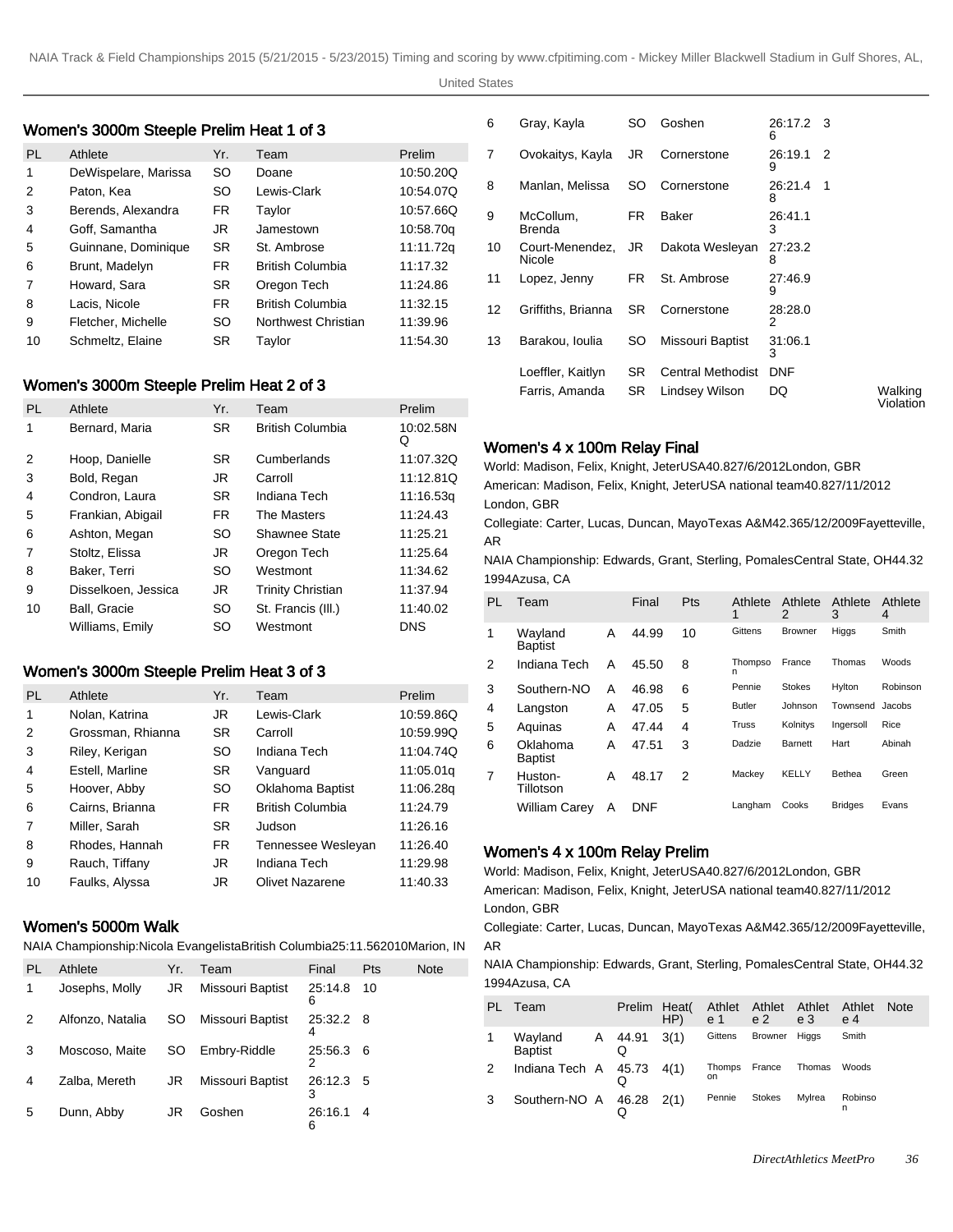## Women's 3000m Steeple Prelim Heat 1 of 3

| PL | Athlete | Yr. | Team | Prelim |
|---|---|---|---|---|
| 1 | DeWispelare, Marissa | SO | Doane | 10:50.20Q |
| 2 | Paton, Kea | SO | Lewis-Clark | 10:54.07Q |
| 3 | Berends, Alexandra | FR | Taylor | 10:57.66Q |
| 4 | Goff, Samantha | JR | Jamestown | 10:58.70q |
| 5 | Guinnane, Dominique | SR | St. Ambrose | 11:11.72q |
| 6 | Brunt, Madelyn | FR | British Columbia | 11:17.32 |
| 7 | Howard, Sara | SR | Oregon Tech | 11:24.86 |
| 8 | Lacis, Nicole | FR | British Columbia | 11:32.15 |
| 9 | Fletcher, Michelle | SO | Northwest Christian | 11:39.96 |
| 10 | Schmeltz, Elaine | SR | Taylor | 11:54.30 |

## Women's 3000m Steeple Prelim Heat 2 of 3

| PL | Athlete | Yr. | Team | Prelim |
|---|---|---|---|---|
| 1 | Bernard, Maria | SR | British Columbia | 10:02.58NQ |
| 2 | Hoop, Danielle | SR | Cumberlands | 11:07.32Q |
| 3 | Bold, Regan | JR | Carroll | 11:12.81Q |
| 4 | Condron, Laura | SR | Indiana Tech | 11:16.53q |
| 5 | Frankian, Abigail | FR | The Masters | 11:24.43 |
| 6 | Ashton, Megan | SO | Shawnee State | 11:25.21 |
| 7 | Stoltz, Elissa | JR | Oregon Tech | 11:25.64 |
| 8 | Baker, Terri | SO | Westmont | 11:34.62 |
| 9 | Disselkoen, Jessica | JR | Trinity Christian | 11:37.94 |
| 10 | Ball, Gracie | SO | St. Francis (Ill.) | 11:40.02 |
| | Williams, Emily | SO | Westmont | DNS |

## Women's 3000m Steeple Prelim Heat 3 of 3

| PL | Athlete | Yr. | Team | Prelim |
|---|---|---|---|---|
| 1 | Nolan, Katrina | JR | Lewis-Clark | 10:59.86Q |
| 2 | Grossman, Rhianna | SR | Carroll | 10:59.99Q |
| 3 | Riley, Kerigan | SO | Indiana Tech | 11:04.74Q |
| 4 | Estell, Marline | SR | Vanguard | 11:05.01q |
| 5 | Hoover, Abby | SO | Oklahoma Baptist | 11:06.28q |
| 6 | Cairns, Brianna | FR | British Columbia | 11:24.79 |
| 7 | Miller, Sarah | SR | Judson | 11:26.16 |
| 8 | Rhodes, Hannah | FR | Tennessee Wesleyan | 11:26.40 |
| 9 | Rauch, Tiffany | JR | Indiana Tech | 11:29.98 |
| 10 | Faulks, Alyssa | JR | Olivet Nazarene | 11:40.33 |

## Women's 5000m Walk

NAIA Championship:Nicola EvangelistaBritish Columbia25:11.562010Marion, IN

| PL | Athlete | Yr. | Team | Final | Pts | Note |
|---|---|---|---|---|---|---|
| 1 | Josephs, Molly | JR | Missouri Baptist | 25:14.86 | 10 | |
| 2 | Alfonzo, Natalia | SO | Missouri Baptist | 25:32.24 | 8 | |
| 3 | Moscoso, Maite | SO | Embry-Riddle | 25:56.32 | 6 | |
| 4 | Zalba, Mereth | JR | Missouri Baptist | 26:12.33 | 5 | |
| 5 | Dunn, Abby | JR | Goshen | 26:16.16 | 4 | |
| 6 | Gray, Kayla | SO | Goshen | 26:17.26 | 3 | |
| 7 | Ovokaitys, Kayla | JR | Cornerstone | 26:19.19 | 2 | |
| 8 | Manlan, Melissa | SO | Cornerstone | 26:21.48 | 1 | |
| 9 | McCollum, Brenda | FR | Baker | 26:41.13 | | |
| 10 | Court-Menendez, Nicole | JR | Dakota Wesleyan | 27:23.28 | | |
| 11 | Lopez, Jenny | FR | St. Ambrose | 27:46.99 | | |
| 12 | Griffiths, Brianna | SR | Cornerstone | 28:28.02 | | |
| 13 | Barakou, Ioulia | SO | Missouri Baptist | 31:06.13 | | |
| | Loeffler, Kaitlyn | SR | Central Methodist | DNF | | |
| | Farris, Amanda | SR | Lindsey Wilson | DQ | | Walking Violation |

## Women's 4 x 100m Relay Final

World: Madison, Felix, Knight, JeterUSA40.827/6/2012London, GBR

American: Madison, Felix, Knight, JeterUSA national team40.827/11/2012 London, GBR

Collegiate: Carter, Lucas, Duncan, MayoTexas A&M42.365/12/2009Fayetteville, AR

NAIA Championship: Edwards, Grant, Sterling, PomalesCentral State, OH44.32 1994Azusa, CA

| PL | Team | | Final | Pts | Athlete 1 | Athlete 2 | Athlete 3 | Athlete 4 |
|---|---|---|---|---|---|---|---|---|
| 1 | Wayland Baptist | A | 44.99 | 10 | Gittens | Browner | Higgs | Smith |
| 2 | Indiana Tech | A | 45.50 | 8 | Thompson | France | Thomas | Woods |
| 3 | Southern-NO | A | 46.98 | 6 | Pennie | Stokes | Hylton | Robinson |
| 4 | Langston | A | 47.05 | 5 | Butler | Johnson | Townsend | Jacobs |
| 5 | Aquinas | A | 47.44 | 4 | Truss | Kolnitys | Ingersoll | Rice |
| 6 | Oklahoma Baptist | A | 47.51 | 3 | Dadzie | Barnett | Hart | Abinah |
| 7 | Huston-Tillotson | A | 48.17 | 2 | Mackey | KELLY | Bethea | Green |
| | William Carey | A | DNF | | Langham | Cooks | Bridges | Evans |

## Women's 4 x 100m Relay Prelim

World: Madison, Felix, Knight, JeterUSA40.827/6/2012London, GBR

American: Madison, Felix, Knight, JeterUSA national team40.827/11/2012 London, GBR

Collegiate: Carter, Lucas, Duncan, MayoTexas A&M42.365/12/2009Fayetteville, AR

NAIA Championship: Edwards, Grant, Sterling, PomalesCentral State, OH44.32 1994Azusa, CA

| PL | Team | | Prelim | Heat(HP) | Athlete 1 | Athlete 2 | Athlete 3 | Athlete 4 | Note |
|---|---|---|---|---|---|---|---|---|---|
| 1 | Wayland Baptist | A | 44.91Q | 3(1) | Gittens | Browner | Higgs | Smith | |
| 2 | Indiana Tech | A | 45.73Q | 4(1) | Thompson | France | Thomas | Woods | |
| 3 | Southern-NO | A | 46.28Q | 2(1) | Pennie | Stokes | Mylrea | Robinson | |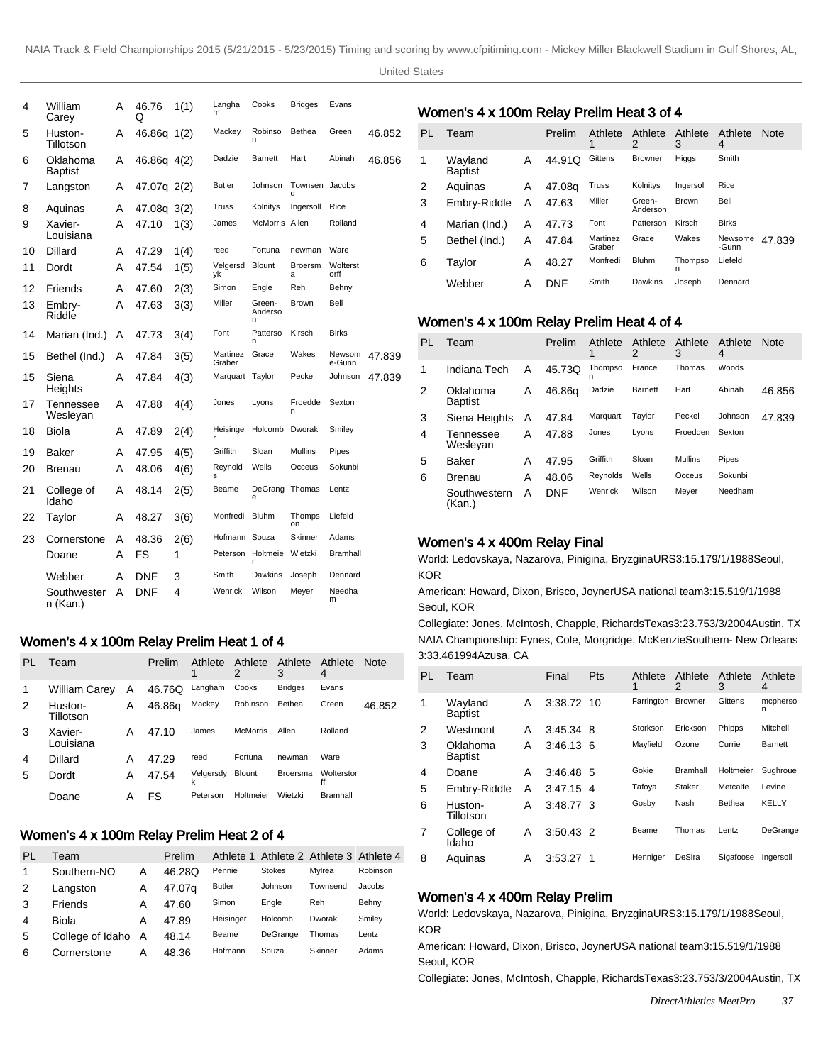| 4 | William Carey | A | 46.76 Q | 1(1) | Langham | Cooks | Bridges | Evans | |
|---|---|---|---|---|---|---|---|---|---|
| 5 | Huston-Tillotson | A | 46.86q | 1(2) | Mackey | Robinson | Bethea | Green | 46.852 |
| 6 | Oklahoma Baptist | A | 46.86q | 4(2) | Dadzie | Barnett | Hart | Abinah | 46.856 |
| 7 | Langston | A | 47.07q | 2(2) | Butler | Johnson | Townsend | Jacobs | |
| 8 | Aquinas | A | 47.08q | 3(2) | Truss | Kolnitys | Ingersoll | Rice | |
| 9 | Xavier-Louisiana | A | 47.10 | 1(3) | James | McMorris | Allen | Rolland | |
| 10 | Dillard | A | 47.29 | 1(4) | reed | Fortuna | newman | Ware | |
| 11 | Dordt | A | 47.54 | 1(5) | Velgersdyk | Blount | Broersma | Wolterstorff | |
| 12 | Friends | A | 47.60 | 2(3) | Simon | Engle | Reh | Behny | |
| 13 | Embry-Riddle | A | 47.63 | 3(3) | Miller | Green-Anderson | Brown | Bell | |
| 14 | Marian (Ind.) | A | 47.73 | 3(4) | Font | Patterson | Kirsch | Birks | |
| 15 | Bethel (Ind.) | A | 47.84 | 3(5) | Martinez Graber | Grace | Wakes | Newsome-Gunn | 47.839 |
| 15 | Siena Heights | A | 47.84 | 4(3) | Marquart | Taylor | Peckel | Johnson | 47.839 |
| 17 | Tennessee Wesleyan | A | 47.88 | 4(4) | Jones | Lyons | Froedden | Sexton | |
| 18 | Biola | A | 47.89 | 2(4) | Heisinger | Holcomb | Dworak | Smiley | |
| 19 | Baker | A | 47.95 | 4(5) | Griffith | Sloan | Mullins | Pipes | |
| 20 | Brenau | A | 48.06 | 4(6) | Reynolds | Wells | Occeus | Sokunbi | |
| 21 | College of Idaho | A | 48.14 | 2(5) | Beame | DeGrange | Thomas | Lentz | |
| 22 | Taylor | A | 48.27 | 3(6) | Monfredi | Bluhm | Thompson | Liefeld | |
| 23 | Cornerstone | A | 48.36 | 2(6) | Hofmann | Souza | Skinner | Adams | |
| | Doane | A | FS | 1 | Peterson | Holtmeier | Wietzki | Bramhall | |
| | Webber | A | DNF | 3 | Smith | Dawkins | Joseph | Dennard | |
| | Southwestern (Kan.) | A | DNF | 4 | Wenrick | Wilson | Meyer | Needham | |

## Women's 4 x 100m Relay Prelim Heat 1 of 4

| PL | Team | | Prelim | Athlete 1 | Athlete 2 | Athlete 3 | Athlete 4 | Note |
|---|---|---|---|---|---|---|---|---|
| 1 | William Carey | A | 46.76Q | Langham | Cooks | Bridges | Evans | |
| 2 | Huston-Tillotson | A | 46.86q | Mackey | Robinson | Bethea | Green | 46.852 |
| 3 | Xavier-Louisiana | A | 47.10 | James | McMorris | Allen | Rolland | |
| 4 | Dillard | A | 47.29 | reed | Fortuna | newman | Ware | |
| 5 | Dordt | A | 47.54 | Velgersdyk | Blount | Broersma | Wolterstorff | |
| | Doane | A | FS | Peterson | Holtmeier | Wietzki | Bramhall | |

## Women's 4 x 100m Relay Prelim Heat 2 of 4

| PL | Team | | Prelim | Athlete 1 | Athlete 2 | Athlete 3 | Athlete 4 |
|---|---|---|---|---|---|---|---|
| 1 | Southern-NO | A | 46.28Q | Pennie | Stokes | Mylrea | Robinson |
| 2 | Langston | A | 47.07q | Butler | Johnson | Townsend | Jacobs |
| 3 | Friends | A | 47.60 | Simon | Engle | Reh | Behny |
| 4 | Biola | A | 47.89 | Heisinger | Holcomb | Dworak | Smiley |
| 5 | College of Idaho | A | 48.14 | Beame | DeGrange | Thomas | Lentz |
| 6 | Cornerstone | A | 48.36 | Hofmann | Souza | Skinner | Adams |

## Women's 4 x 100m Relay Prelim Heat 3 of 4

| PL | Team | | Prelim | Athlete 1 | Athlete 2 | Athlete 3 | Athlete 4 | Note |
|---|---|---|---|---|---|---|---|---|
| 1 | Wayland Baptist | A | 44.91Q | Gittens | Browner | Higgs | Smith | |
| 2 | Aquinas | A | 47.08q | Truss | Kolnitys | Ingersoll | Rice | |
| 3 | Embry-Riddle | A | 47.63 | Miller | Green-Anderson | Brown | Bell | |
| 4 | Marian (Ind.) | A | 47.73 | Font | Patterson | Kirsch | Birks | |
| 5 | Bethel (Ind.) | A | 47.84 | Martinez Graber | Grace | Wakes | Newsome-Gunn | 47.839 |
| 6 | Taylor | A | 48.27 | Monfredi | Bluhm | Thompson | Liefeld | |
| | Webber | A | DNF | Smith | Dawkins | Joseph | Dennard | |

## Women's 4 x 100m Relay Prelim Heat 4 of 4

| PL | Team | | Prelim | Athlete 1 | Athlete 2 | Athlete 3 | Athlete 4 | Note |
|---|---|---|---|---|---|---|---|---|
| 1 | Indiana Tech | A | 45.73Q | Thompson | France | Thomas | Woods | |
| 2 | Oklahoma Baptist | A | 46.86q | Dadzie | Barnett | Hart | Abinah | 46.856 |
| 3 | Siena Heights | A | 47.84 | Marquart | Taylor | Peckel | Johnson | 47.839 |
| 4 | Tennessee Wesleyan | A | 47.88 | Jones | Lyons | Froedden | Sexton | |
| 5 | Baker | A | 47.95 | Griffith | Sloan | Mullins | Pipes | |
| 6 | Brenau | A | 48.06 | Reynolds | Wells | Occeus | Sokunbi | |
| | Southwestern (Kan.) | A | DNF | Wenrick | Wilson | Meyer | Needham | |

## Women's 4 x 400m Relay Final

World: Ledovskaya, Nazarova, Pinigina, BryzginaURS3:15.179/1/1988Seoul, KOR

American: Howard, Dixon, Brisco, JoynerUSA national team3:15.519/1/1988 Seoul, KOR

Collegiate: Jones, McIntosh, Chapple, RichardsTexas3:23.753/3/2004Austin, TX

NAIA Championship: Fynes, Cole, Morgridge, McKenzieSouthern- New Orleans 3:33.461994Azusa, CA

| PL | Team | | Final | Pts | Athlete 1 | Athlete 2 | Athlete 3 | Athlete 4 |
|---|---|---|---|---|---|---|---|---|
| 1 | Wayland Baptist | A | 3:38.72 | 10 | Farrington | Browner | Gittens | mcpherson |
| 2 | Westmont | A | 3:45.34 | 8 | Storkson | Erickson | Phipps | Mitchell |
| 3 | Oklahoma Baptist | A | 3:46.13 | 6 | Mayfield | Ozone | Currie | Barnett |
| 4 | Doane | A | 3:46.48 | 5 | Gokie | Bramhall | Holtmeier | Sughroue |
| 5 | Embry-Riddle | A | 3:47.15 | 4 | Tafoya | Staker | Metcalfe | Levine |
| 6 | Huston-Tillotson | A | 3:48.77 | 3 | Gosby | Nash | Bethea | KELLY |
| 7 | College of Idaho | A | 3:50.43 | 2 | Beame | Thomas | Lentz | DeGrange |
| 8 | Aquinas | A | 3:53.27 | 1 | Henniger | DeSira | Sigafoose | Ingersoll |

## Women's 4 x 400m Relay Prelim

World: Ledovskaya, Nazarova, Pinigina, BryzginaURS3:15.179/1/1988Seoul, KOR

American: Howard, Dixon, Brisco, JoynerUSA national team3:15.519/1/1988 Seoul, KOR

Collegiate: Jones, McIntosh, Chapple, RichardsTexas3:23.753/3/2004Austin, TX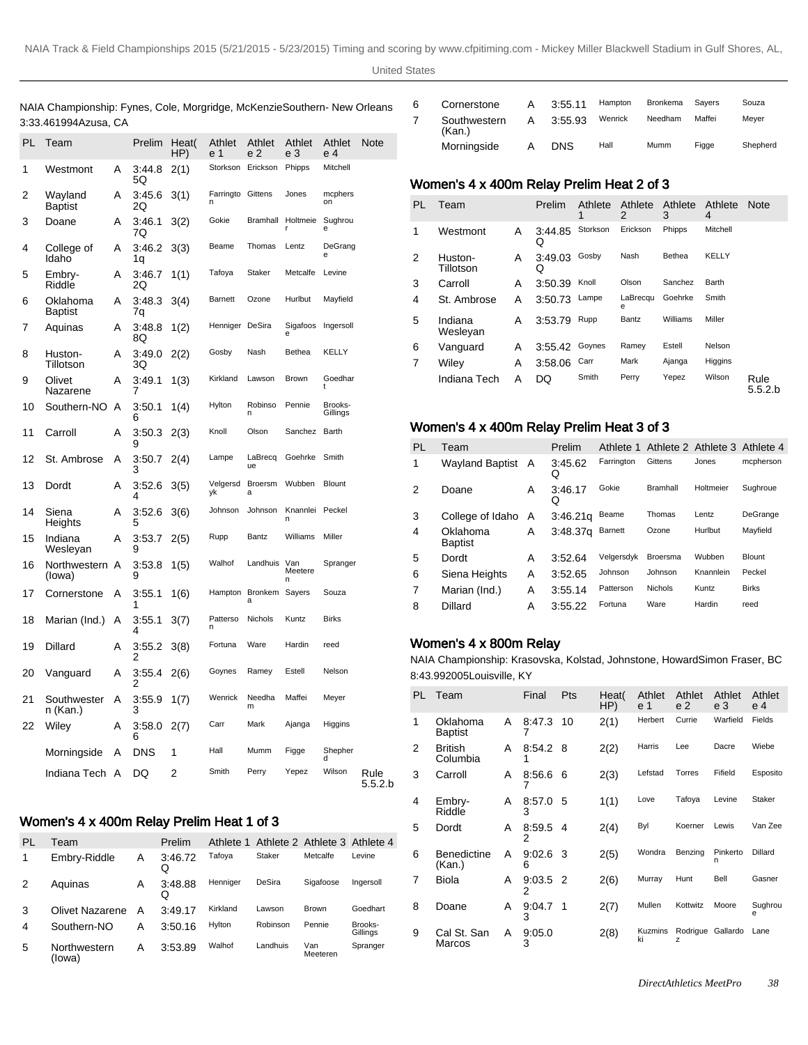NAIA Championship: Fynes, Cole, Morgridge, McKenzieSouthern- New Orleans 3:33.461994Azusa, CA

| PL | Team | | Prelim | Heat(HP) | Athlete 1 | Athlete 2 | Athlete 3 | Athlete 4 | Note |
|---|---|---|---|---|---|---|---|---|---|
| 1 | Westmont | A | 3:44.85Q | 2(1) | Storkson | Erickson | Phipps | Mitchell | |
| 2 | Wayland Baptist | A | 3:45.62Q | 3(1) | Farrington | Gittens | Jones | mcpherson | |
| 3 | Doane | A | 3:46.17Q | 3(2) | Gokie | Bramhall | Holtmeier | Sughroue | |
| 4 | College of Idaho | A | 3:46.21q | 3(3) | Beame | Thomas | Lentz | DeGrange | |
| 5 | Embry-Riddle | A | 3:46.72Q | 1(1) | Tafoya | Staker | Metcalfe | Levine | |
| 6 | Oklahoma Baptist | A | 3:48.37q | 3(4) | Barnett | Ozone | Hurlbut | Mayfield | |
| 7 | Aquinas | A | 3:48.88Q | 1(2) | Henniger | DeSira | Sigafoose | Ingersoll | |
| 8 | Huston-Tillotson | A | 3:49.03Q | 2(2) | Gosby | Nash | Bethea | KELLY | |
| 9 | Olivet Nazarene | A | 3:49.17 | 1(3) | Kirkland | Lawson | Brown | Goedhart | |
| 10 | Southern-NO | A | 3:50.16 | 1(4) | Hylton | Robinson | Pennie | Brooks-Gillings | |
| 11 | Carroll | A | 3:50.39 | 2(3) | Knoll | Olson | Sanchez | Barth | |
| 12 | St. Ambrose | A | 3:50.73 | 2(4) | Lampe | LaBrecque | Goehrke | Smith | |
| 13 | Dordt | A | 3:52.64 | 3(5) | Velgersdyk | Broersma | Wubben | Blount | |
| 14 | Siena Heights | A | 3:52.65 | 3(6) | Johnson | Johnson | Knannlein | Peckel | |
| 15 | Indiana Wesleyan | A | 3:53.79 | 2(5) | Rupp | Bantz | Williams | Miller | |
| 16 | Northwestern (Iowa) | A | 3:53.89 | 1(5) | Walhof | Landhuis | Van Meeteren | Spranger | |
| 17 | Cornerstone | A | 3:55.11 | 1(6) | Hampton | Bronkema | Sayers | Souza | |
| 18 | Marian (Ind.) | A | 3:55.14 | 3(7) | Patterson | Nichols | Kuntz | Birks | |
| 19 | Dillard | A | 3:55.22 | 3(8) | Fortuna | Ware | Hardin | reed | |
| 20 | Vanguard | A | 3:55.42 | 2(6) | Goynes | Ramey | Estell | Nelson | |
| 21 | Southwestern (Kan.) | A | 3:55.93 | 1(7) | Wenrick | Needham | Maffei | Meyer | |
| 22 | Wiley | A | 3:58.06 | 2(7) | Carr | Mark | Ajanga | Higgins | |
| | Morningside | A | DNS | 1 | Hall | Mumm | Figge | Shepherd | |
| | Indiana Tech | A | DQ | 2 | Smith | Perry | Yepez | Wilson | Rule 5.5.2.b |

## Women's 4 x 400m Relay Prelim Heat 1 of 3

| PL | Team | | Prelim | Athlete 1 | Athlete 2 | Athlete 3 | Athlete 4 |
|---|---|---|---|---|---|---|---|
| 1 | Embry-Riddle | A | 3:46.72Q | Tafoya | Staker | Metcalfe | Levine |
| 2 | Aquinas | A | 3:48.88Q | Henniger | DeSira | Sigafoose | Ingersoll |
| 3 | Olivet Nazarene | A | 3:49.17 | Kirkland | Lawson | Brown | Goedhart |
| 4 | Southern-NO | A | 3:50.16 | Hylton | Robinson | Pennie | Brooks-Gillings |
| 5 | Northwestern (Iowa) | A | 3:53.89 | Walhof | Landhuis | Van Meeteren | Spranger |
| 6 | Cornerstone | A | 3:55.11 | Hampton | Bronkema | Sayers | Souza |
| 7 | Southwestern (Kan.) | A | 3:55.93 | Wenrick | Needham | Maffei | Meyer |
| | Morningside | A | DNS | Hall | Mumm | Figge | Shepherd |

## Women's 4 x 400m Relay Prelim Heat 2 of 3

| PL | Team | | Prelim | Athlete 1 | Athlete 2 | Athlete 3 | Athlete 4 | Note |
|---|---|---|---|---|---|---|---|---|
| 1 | Westmont | A | 3:44.85Q | Storkson | Erickson | Phipps | Mitchell | |
| 2 | Huston-Tillotson | A | 3:49.03Q | Gosby | Nash | Bethea | KELLY | |
| 3 | Carroll | A | 3:50.39 | Knoll | Olson | Sanchez | Barth | |
| 4 | St. Ambrose | A | 3:50.73 | Lampe | LaBrecque | Goehrke | Smith | |
| 5 | Indiana Wesleyan | A | 3:53.79 | Rupp | Bantz | Williams | Miller | |
| 6 | Vanguard | A | 3:55.42 | Goynes | Ramey | Estell | Nelson | |
| 7 | Wiley | A | 3:58.06 | Carr | Mark | Ajanga | Higgins | |
| | Indiana Tech | A | DQ | Smith | Perry | Yepez | Wilson | Rule 5.5.2.b |

## Women's 4 x 400m Relay Prelim Heat 3 of 3

| PL | Team | | Prelim | Athlete 1 | Athlete 2 | Athlete 3 | Athlete 4 |
|---|---|---|---|---|---|---|---|
| 1 | Wayland Baptist | A | 3:45.62Q | Farrington | Gittens | Jones | mcpherson |
| 2 | Doane | A | 3:46.17Q | Gokie | Bramhall | Holtmeier | Sughroue |
| 3 | College of Idaho | A | 3:46.21q | Beame | Thomas | Lentz | DeGrange |
| 4 | Oklahoma Baptist | A | 3:48.37q | Barnett | Ozone | Hurlbut | Mayfield |
| 5 | Dordt | A | 3:52.64 | Velgersdyk | Broersma | Wubben | Blount |
| 6 | Siena Heights | A | 3:52.65 | Johnson | Johnson | Knannlein | Peckel |
| 7 | Marian (Ind.) | A | 3:55.14 | Patterson | Nichols | Kuntz | Birks |
| 8 | Dillard | A | 3:55.22 | Fortuna | Ware | Hardin | reed |

## Women's 4 x 800m Relay

NAIA Championship: Krasovska, Kolstad, Johnstone, HowardSimon Fraser, BC 8:43.992005Louisville, KY

| PL | Team | | Final | Pts | Heat(HP) | Athlete 1 | Athlete 2 | Athlete 3 | Athlete 4 |
|---|---|---|---|---|---|---|---|---|---|
| 1 | Oklahoma Baptist | A | 8:47.37 | 10 | 2(1) | Herbert | Currie | Warfield | Fields |
| 2 | British Columbia | A | 8:54.21 | 8 | 2(2) | Harris | Lee | Dacre | Wiebe |
| 3 | Carroll | A | 8:56.67 | 6 | 2(3) | Lefstad | Torres | Fifield | Esposito |
| 4 | Embry-Riddle | A | 8:57.03 | 5 | 1(1) | Love | Tafoya | Levine | Staker |
| 5 | Dordt | A | 8:59.52 | 4 | 2(4) | Byl | Koerner | Lewis | Van Zee |
| 6 | Benedictine (Kan.) | A | 9:02.66 | 3 | 2(5) | Wondra | Benzing | Pinkerton | Dillard |
| 7 | Biola | A | 9:03.52 | 2 | 2(6) | Murray | Hunt | Bell | Gasner |
| 8 | Doane | A | 9:04.73 | 1 | 2(7) | Mullen | Kottwitz | Moore | Sughroue |
| 9 | Cal St. San Marcos | A | 9:05.03 | | 2(8) | Kuzminski | Rodriguez | Gallardo | Lane |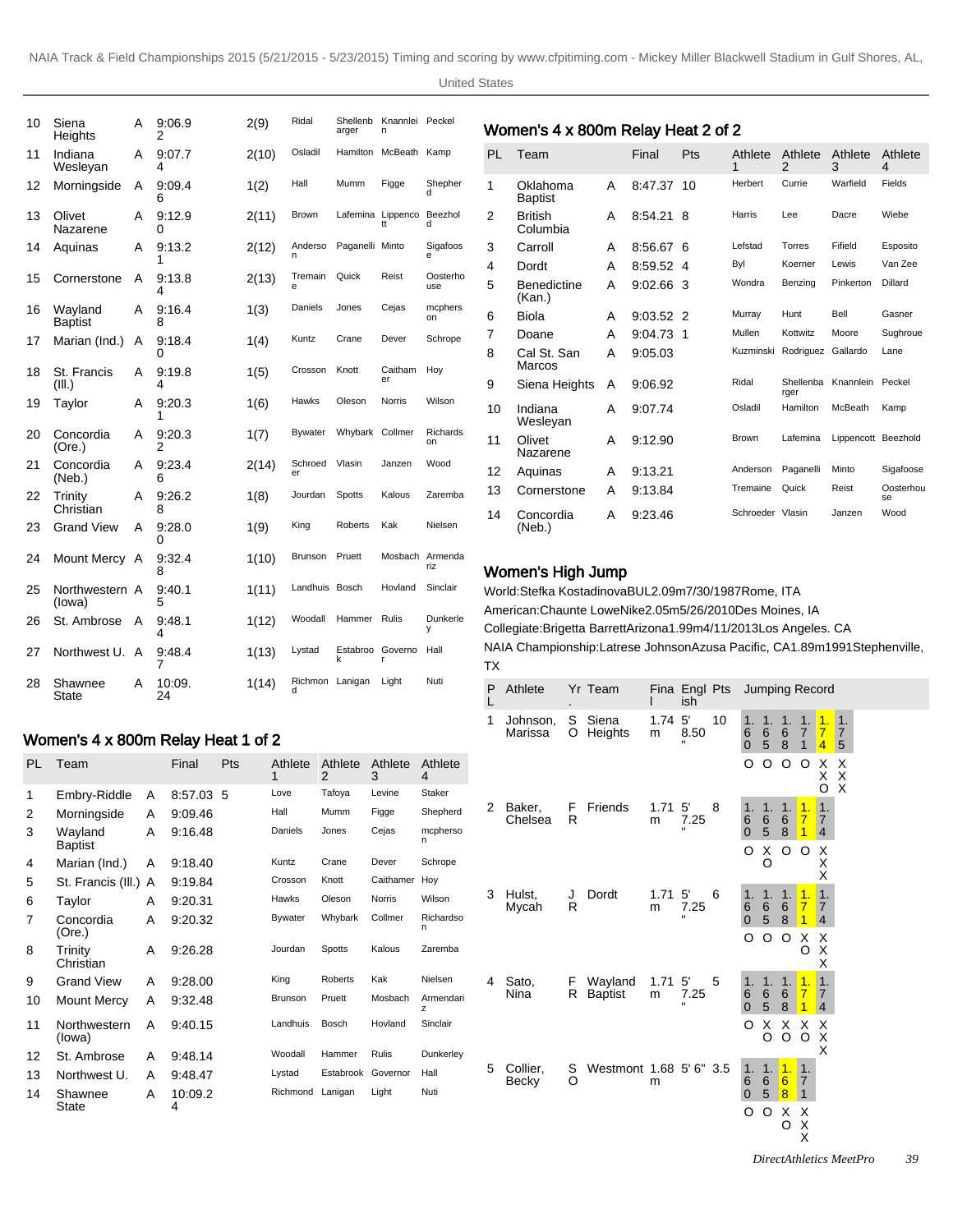| PL | Team | | Final | Heat(PL) | Athlete 1 | Athlete 2 | Athlete 3 | Athlete 4 |
|---|---|---|---|---|---|---|---|---|
| 10 | Siena Heights | A | 9:06.92 | 2(9) | Ridal | Shellenbarger | Knannlein | Peckel |
| 11 | Indiana Wesleyan | A | 9:07.74 | 2(10) | Osladil | Hamilton | McBeath | Kamp |
| 12 | Morningside | A | 9:09.46 | 1(2) | Hall | Mumm | Figge | Shepherd |
| 13 | Olivet Nazarene | A | 9:12.90 | 2(11) | Brown | Lafemina | Lippencott | Beezhold |
| 14 | Aquinas | A | 9:13.21 | 2(12) | Anderson | Paganelli | Minto | Sigafoose |
| 15 | Cornerstone | A | 9:13.84 | 2(13) | Tremaine | Quick | Reist | Oosterhouse |
| 16 | Wayland Baptist | A | 9:16.48 | 1(3) | Daniels | Jones | Cejas | mcphersON |
| 17 | Marian (Ind.) | A | 9:18.40 | 1(4) | Kuntz | Crane | Dever | Schrope |
| 18 | St. Francis (Ill.) | A | 9:19.84 | 1(5) | Crosson | Knott | Caithamer | Hoy |
| 19 | Taylor | A | 9:20.31 | 1(6) | Hawks | Oleson | Norris | Wilson |
| 20 | Concordia (Ore.) | A | 9:20.32 | 1(7) | Bywater | Whybark | Collmer | Richardson |
| 21 | Concordia (Neb.) | A | 9:23.46 | 2(14) | Schroeder | Vlasin | Janzen | Wood |
| 22 | Trinity Christian | A | 9:26.28 | 1(8) | Jourdan | Spotts | Kalous | Zaremba |
| 23 | Grand View | A | 9:28.00 | 1(9) | King | Roberts | Kak | Nielsen |
| 24 | Mount Mercy | A | 9:32.48 | 1(10) | Brunson | Pruett | Mosbach | Armendariz |
| 25 | Northwestern (Iowa) | A | 9:40.15 | 1(11) | Landhuis | Bosch | Hovland | Sinclair |
| 26 | St. Ambrose | A | 9:48.14 | 1(12) | Woodall | Hammer | Rulis | Dunkerley |
| 27 | Northwest U. | A | 9:48.47 | 1(13) | Lystad | Estabrook | Governor | Hall |
| 28 | Shawnee State | A | 10:09.24 | 1(14) | Richmond | Lanigan | Light | Nuti |

## Women's 4 x 800m Relay Heat 1 of 2

| PL | Team | | Final | Pts | Athlete 1 | Athlete 2 | Athlete 3 | Athlete 4 |
|---|---|---|---|---|---|---|---|---|
| 1 | Embry-Riddle | A | 8:57.03 | 5 | Love | Tafoya | Levine | Staker |
| 2 | Morningside | A | 9:09.46 | | Hall | Mumm | Figge | Shepherd |
| 3 | Wayland Baptist | A | 9:16.48 | | Daniels | Jones | Cejas | mcpherson |
| 4 | Marian (Ind.) | A | 9:18.40 | | Kuntz | Crane | Dever | Schrope |
| 5 | St. Francis (Ill.) | A | 9:19.84 | | Crosson | Knott | Caithamer | Hoy |
| 6 | Taylor | A | 9:20.31 | | Hawks | Oleson | Norris | Wilson |
| 7 | Concordia (Ore.) | A | 9:20.32 | | Bywater | Whybark | Collmer | Richardson |
| 8 | Trinity Christian | A | 9:26.28 | | Jourdan | Spotts | Kalous | Zaremba |
| 9 | Grand View | A | 9:28.00 | | King | Roberts | Kak | Nielsen |
| 10 | Mount Mercy | A | 9:32.48 | | Brunson | Pruett | Mosbach | Armendariz |
| 11 | Northwestern (Iowa) | A | 9:40.15 | | Landhuis | Bosch | Hovland | Sinclair |
| 12 | St. Ambrose | A | 9:48.14 | | Woodall | Hammer | Rulis | Dunkerley |
| 13 | Northwest U. | A | 9:48.47 | | Lystad | Estabrook | Governor | Hall |
| 14 | Shawnee State | A | 10:09.24 | | Richmond | Lanigan | Light | Nuti |

## Women's 4 x 800m Relay Heat 2 of 2

| PL | Team | | Final | Pts | Athlete 1 | Athlete 2 | Athlete 3 | Athlete 4 |
|---|---|---|---|---|---|---|---|---|
| 1 | Oklahoma Baptist | A | 8:47.37 | 10 | Herbert | Currie | Warfield | Fields |
| 2 | British Columbia | A | 8:54.21 | 8 | Harris | Lee | Dacre | Wiebe |
| 3 | Carroll | A | 8:56.67 | 6 | Lefstad | Torres | Fifield | Esposito |
| 4 | Dordt | A | 8:59.52 | 4 | Byl | Koerner | Lewis | Van Zee |
| 5 | Benedictine (Kan.) | A | 9:02.66 | 3 | Wondra | Benzing | Pinkerton | Dillard |
| 6 | Biola | A | 9:03.52 | 2 | Murray | Hunt | Bell | Gasner |
| 7 | Doane | A | 9:04.73 | 1 | Mullen | Kottwitz | Moore | Sughroue |
| 8 | Cal St. San Marcos | A | 9:05.03 | | Kuzminski | Rodriguez | Gallardo | Lane |
| 9 | Siena Heights | A | 9:06.92 | | Ridal | Shellenbarger | Knannlein | Peckel |
| 10 | Indiana Wesleyan | A | 9:07.74 | | Osladil | Hamilton | McBeath | Kamp |
| 11 | Olivet Nazarene | A | 9:12.90 | | Brown | Lafemina | Lippencott | Beezhold |
| 12 | Aquinas | A | 9:13.21 | | Anderson | Paganelli | Minto | Sigafoose |
| 13 | Cornerstone | A | 9:13.84 | | Tremaine | Quick | Reist | Oosterhouse |
| 14 | Concordia (Neb.) | A | 9:23.46 | | Schroeder | Vlasin | Janzen | Wood |

## Women's High Jump

World:Stefka KostadinovaBUL2.09m7/30/1987Rome, ITA

American:Chaunte LoweNike2.05m5/26/2010Des Moines, IA

Collegiate:Brigetta BarrettArizona1.99m4/11/2013Los Angeles. CA

NAIA Championship:Latrese JohnsonAzusa Pacific, CA1.89m1991Stephenville, TX

| PL | Athlete | Yr. | Team | Final | English | Pts | Jumping Record |
|---|---|---|---|---|---|---|---|
| 1 | Johnson, Marissa | SO | Siena Heights | 1.74m | 5' 8.50" | 10 | 1.60 O, 1.65 O, 1.68 O, 1.71 O, 1.74 XXO, 1.75 XXX |
| 2 | Baker, Chelsea | FR | Friends | 1.71m | 5' 7.25" | 8 | 1.60 O, 1.65 XO, 1.68 O, 1.71 O, 1.74 XXX |
| 3 | Hulst, Mycah | JR | Dordt | 1.71m | 5' 7.25" | 6 | 1.60 O, 1.65 O, 1.68 O, 1.71 XO, 1.74 XXX |
| 4 | Sato, Nina | FR | Wayland Baptist | 1.71m | 5' 7.25" | 5 | 1.60 O, 1.65 XO, 1.68 XO, 1.71 XO, 1.74 XXX |
| 5 | Collier, Becky | SO | Westmont | 1.68m | 5' 6" | 3.5 | 1.60 O, 1.65 O, 1.68 XO, 1.71 XXX |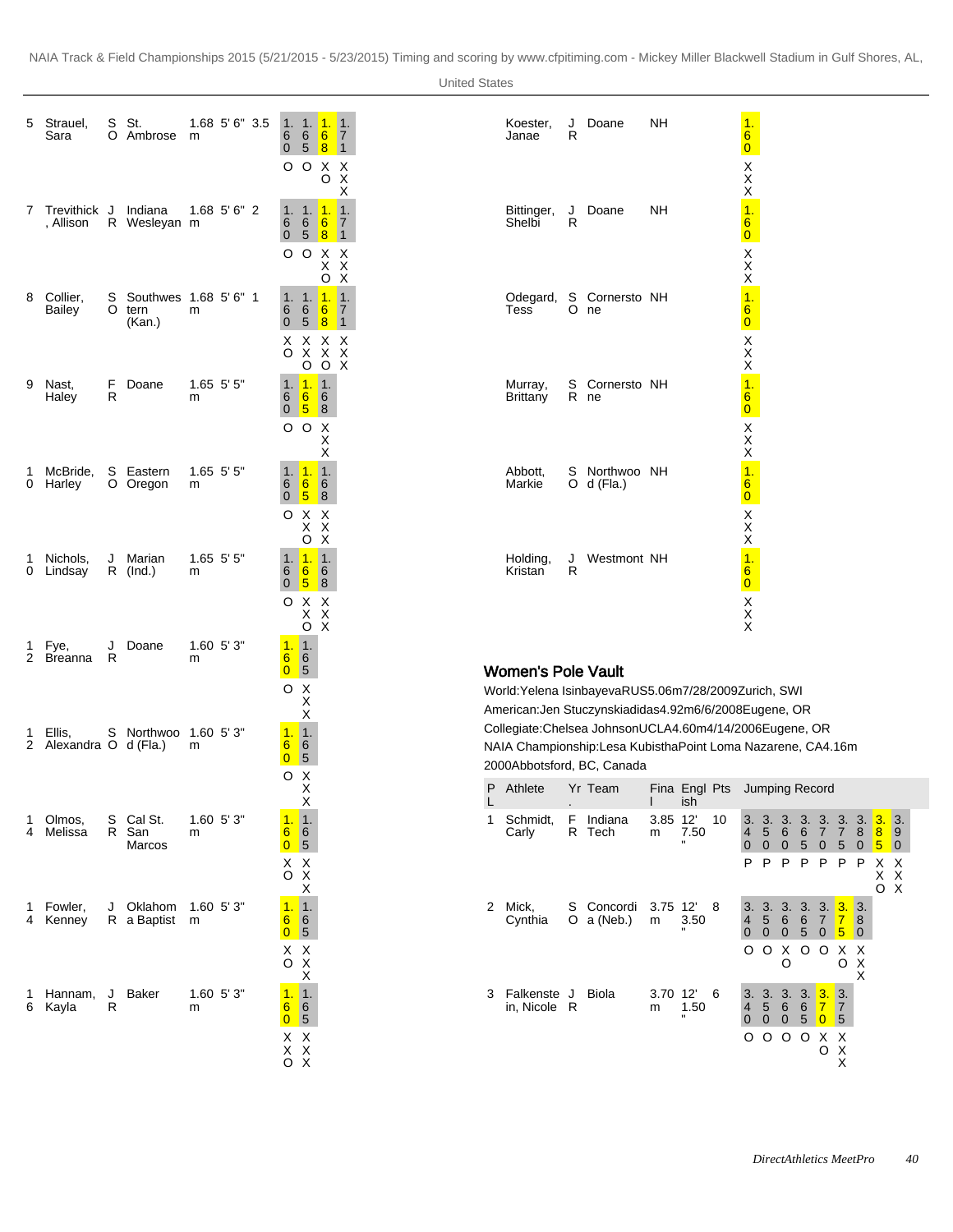| Pl | Athlete | Yr. | Team | Final | English | Pts | Jumping Record |
|---|---|---|---|---|---|---|---|
| 5 | Strauel, Sara | SO | St. Ambrose | 1.68 m | 5' 6" | 3.5 | 1.60: O; 1.65: O; 1.68: XO; 1.71: XXX |
| 7 | Trevithick, Allison | JR | Indiana Wesleyan | 1.68 m | 5' 6" | 2 | 1.60: O; 1.65: O; 1.68: XXO; 1.71: XXX |
| 8 | Collier, Bailey | SO | Southwestern (Kan.) | 1.68 m | 5' 6" | 1 | 1.60: XO; 1.65: XXO; 1.68: XXO; 1.71: XXX |
| 9 | Nast, Haley | FR | Doane | 1.65 m | 5' 5" | | 1.60: O; 1.65: O; 1.68: XXX |
| 10 | McBride, Harley | SO | Eastern Oregon | 1.65 m | 5' 5" | | 1.60: O; 1.65: XXO; 1.68: XXX |
| 10 | Nichols, Lindsay | JR | Marian (Ind.) | 1.65 m | 5' 5" | | 1.60: O; 1.65: XXO; 1.68: XXX |
| 12 | Fye, Breanna | JR | Doane | 1.60 m | 5' 3" | | 1.60: O; 1.65: XXX |
| 12 | Ellis, Alexandra | SO | Northwood (Fla.) | 1.60 m | 5' 3" | | 1.60: O; 1.65: XXX |
| 14 | Olmos, Melissa | SR | Cal St. San Marcos | 1.60 m | 5' 3" | | 1.60: XO; 1.65: XXX |
| 14 | Fowler, Kenney | JR | Oklahoma Baptist | 1.60 m | 5' 3" | | 1.60: XO; 1.65: XXX |
| 16 | Hannam, Kayla | JR | Baker | 1.60 m | 5' 3" | | 1.60: XXO; 1.65: XXX |
| | Koester, Janae | JR | Doane | NH | | | 1.60: XXX |
| | Bittinger, Shelbi | JR | Doane | NH | | | 1.60: XXX |
| | Odegard, Tess | SO | Cornerstone | NH | | | 1.60: XXX |
| | Murray, Brittany | SR | Cornerstone | NH | | | 1.60: XXX |
| | Abbott, Markie | SO | Northwood (Fla.) | NH | | | 1.60: XXX |
| | Holding, Kristan | JR | Westmont | NH | | | 1.60: XXX |

## Women's Pole Vault

World: Yelena Isinbayeva RUS 5.06m 7/28/2009 Zurich, SWI
American: Jen Stuczynski adidas 4.92m 6/6/2008 Eugene, OR
Collegiate: Chelsea Johnson UCLA 4.60m 4/14/2006 Eugene, OR
NAIA Championship: Lesa Kubistha Point Loma Nazarene, CA 4.16m 2000 Abbotsford, BC, Canada

| PL | Athlete | Yr. | Team | Final | English | Pts | Jumping Record |
|---|---|---|---|---|---|---|---|
| 1 | Schmidt, Carly | FR | Indiana Tech | 3.85 m | 12' 7.50" | 10 | 3.40: P; 3.50: P; 3.60: P; 3.65: P; 3.70: P; 3.75: P; 3.80: P; 3.85: XXO; 3.90: XXX |
| 2 | Mick, Cynthia | SO | Concordia (Neb.) | 3.75 m | 12' 3.50" | 8 | 3.40: O; 3.50: O; 3.60: XO; 3.65: O; 3.70: O; 3.75: XO; 3.80: XXX |
| 3 | Falkenstein, Nicole | JR | Biola | 3.70 m | 12' 1.50" | 6 | 3.40: O; 3.50: O; 3.60: O; 3.65: O; 3.70: XO; 3.75: XXX |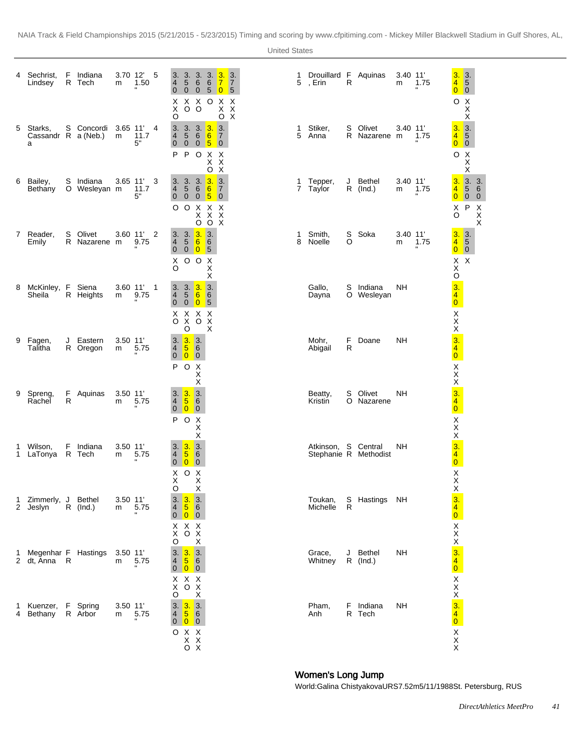| Pl | Name | Yr | School | Mark | Imperial | Pts | Attempts |
|---|---|---|---|---|---|---|---|
| 4 | Sechrist, Lindsey | FR | Indiana Tech | 3.70m | 12' 1.50" | 5 | 3.40 XXO, 3.50 XO, 3.60 XO, 3.65 O, 3.70 XXO, 3.75 XXX |
| 5 | Starks, Cassandra | SR | Concordia (Neb.) | 3.65m | 11' 11.75" | 4 | 3.40 P, 3.50 P, 3.60 O, 3.65 XXO, 3.70 XXX |
| 6 | Bailey, Bethany | SO | Indiana Wesleyan | 3.65m | 11' 11.75" | 3 | 3.40 O, 3.50 O, 3.60 XXO, 3.65 XXO, 3.70 XXX |
| 7 | Reader, Emily | SR | Olivet Nazarene | 3.60m | 11' 9.75" | 2 | 3.40 XO, 3.50 O, 3.60 O, 3.65 XXX |
| 8 | McKinley, Sheila | FR | Siena Heights | 3.60m | 11' 9.75" | 1 | 3.40 XO, 3.50 XXO, 3.60 XO, 3.65 XXX |
| 9 | Fagen, Talitha | JR | Eastern Oregon | 3.50m | 11' 5.75" | | 3.40 P, 3.50 O, 3.60 XXX |
| 9 | Spreng, Rachel | FR | Aquinas | 3.50m | 11' 5.75" | | 3.40 P, 3.50 O, 3.60 XXX |
| 11 | Wilson, LaTonya | FR | Indiana Tech | 3.50m | 11' 5.75" | | 3.40 XXO, 3.50 O, 3.60 XXX |
| 12 | Zimmerly, Jeslyn | JR | Bethel (Ind.) | 3.50m | 11' 5.75" | | 3.40 XXO, 3.50 XO, 3.60 XXX |
| 12 | Megenhardt, Anna | FR | Hastings | 3.50m | 11' 5.75" | | 3.40 XXO, 3.50 XO, 3.60 XXX |
| 14 | Kuenzer, Bethany | FR | Spring Arbor | 3.50m | 11' 5.75" | | 3.40 O, 3.50 XXO, 3.60 XXX |
| 15 | Drouillard, Erin | FR | Aquinas | 3.40m | 11' 1.75" | | 3.40 O, 3.50 XXX |
| 15 | Stiker, Anna | SR | Olivet Nazarene | 3.40m | 11' 1.75" | | 3.40 O, 3.50 XXX |
| 17 | Tepper, Taylor | JR | Bethel (Ind.) | 3.40m | 11' 1.75" | | 3.40 XO, 3.50 P, 3.60 XXX |
| 18 | Smith, Noelle | SO | Soka | 3.40m | 11' 1.75" | | 3.40 XXO, 3.50 X |
| | Gallo, Dayna | SO | Indiana Wesleyan | NH | | | 3.40 XXX |
| | Mohr, Abigail | FR | Doane | NH | | | 3.40 XXX |
| | Beatty, Kristin | SO | Olivet Nazarene | NH | | | 3.40 XXX |
| | Atkinson, Stephanie | SR | Central Methodist | NH | | | 3.40 XXX |
| | Toukan, Michelle | SR | Hastings | NH | | | 3.40 XXX |
| | Grace, Whitney | JR | Bethel (Ind.) | NH | | | 3.40 XXX |
| | Pham, Anh | FR | Indiana Tech | NH | | | 3.40 XXX |

## Women's Long Jump

World: Galina Chistyakova URS 7.52m 5/11/1988 St. Petersburg, RUS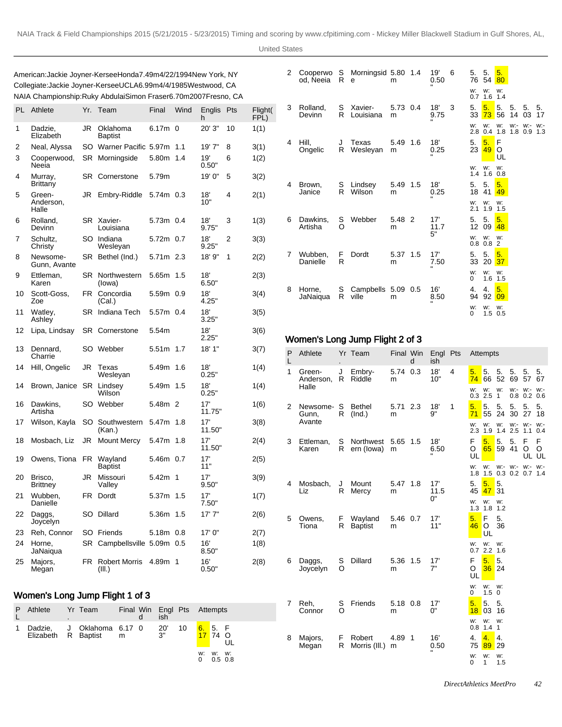American: Jackie Joyner-Kersee Honda 7.49m 4/22/1994 New York, NY
Collegiate: Jackie Joyner-Kersee UCLA 6.99m 4/4/1985 Westwood, CA
NAIA Championship: Ruky Abdulai Simon Fraser 6.70m 2007 Fresno, CA

| PL | Athlete | Yr. | Team | Final | Wind | English | Pts | Flight(FPL) |
|---|---|---|---|---|---|---|---|---|
| 1 | Dadzie, Elizabeth | JR | Oklahoma Baptist | 6.17m | 0 | 20' 3" | 10 | 1(1) |
| 2 | Neal, Alyssa | SO | Warner Pacific | 5.97m | 1.1 | 19' 7" | 8 | 3(1) |
| 3 | Cooperwood, Neeia | SR | Morningside | 5.80m | 1.4 | 19' 0.50" | 6 | 1(2) |
| 4 | Murray, Brittany | SR | Cornerstone | 5.79m | | 19' 0" | 5 | 3(2) |
| 5 | Green-Anderson, Halle | JR | Embry-Riddle | 5.74m | 0.3 | 18' 10" | 4 | 2(1) |
| 6 | Rolland, Devinn | SR | Xavier-Louisiana | 5.73m | 0.4 | 18' 9.75" | 3 | 1(3) |
| 7 | Schultz, Christy | SO | Indiana Wesleyan | 5.72m | 0.7 | 18' 9.25" | 2 | 3(3) |
| 8 | Newsome-Gunn, Avante | SR | Bethel (Ind.) | 5.71m | 2.3 | 18' 9" | 1 | 2(2) |
| 9 | Ettleman, Karen | SR | Northwestern (Iowa) | 5.65m | 1.5 | 18' 6.50" | | 2(3) |
| 10 | Scott-Goss, Zoe | FR | Concordia (Cal.) | 5.59m | 0.9 | 18' 4.25" | | 3(4) |
| 11 | Watley, Ashley | SR | Indiana Tech | 5.57m | 0.4 | 18' 3.25" | | 3(5) |
| 12 | Lipa, Lindsay | SR | Cornerstone | 5.54m | | 18' 2.25" | | 3(6) |
| 13 | Dennard, Charrie | SO | Webber | 5.51m | 1.7 | 18' 1" | | 3(7) |
| 14 | Hill, Ongelic | JR | Texas Wesleyan | 5.49m | 1.6 | 18' 0.25" | | 1(4) |
| 14 | Brown, Janice | SR | Lindsey Wilson | 5.49m | 1.5 | 18' 0.25" | | 1(4) |
| 16 | Dawkins, Artisha | SO | Webber | 5.48m | 2 | 17' 11.75" | | 1(6) |
| 17 | Wilson, Kayla | SO | Southwestern (Kan.) | 5.47m | 1.8 | 17' 11.50" | | 3(8) |
| 18 | Mosbach, Liz | JR | Mount Mercy | 5.47m | 1.8 | 17' 11.50" | | 2(4) |
| 19 | Owens, Tiona | FR | Wayland Baptist | 5.46m | 0.7 | 17' 11" | | 2(5) |
| 20 | Brisco, Brittney | JR | Missouri Valley | 5.42m | 1 | 17' 9.50" | | 3(9) |
| 21 | Wubben, Danielle | FR | Dordt | 5.37m | 1.5 | 17' 7.50" | | 1(7) |
| 22 | Daggs, Joycelyn | SO | Dillard | 5.36m | 1.5 | 17' 7" | | 2(6) |
| 23 | Reh, Connor | SO | Friends | 5.18m | 0.8 | 17' 0" | | 2(7) |
| 24 | Horne, JaNaiqua | SR | Campbellsville | 5.09m | 0.5 | 16' 8.50" | | 1(8) |
| 25 | Majors, Megan | FR | Robert Morris (Ill.) | 4.89m | 1 | 16' 0.50" | | 2(8) |

## Women's Long Jump Flight 1 of 3

| PL | Athlete | Yr. | Team | Final | Wind | English | Pts | Attempts |
|---|---|---|---|---|---|---|---|---|
| 1 | Dadzie, Elizabeth | JR | Oklahoma Baptist | 6.17m | 0 | 20' 3" | 10 | **6.17** (w: 0), 5.74 (w: 0.5), FOUL (w: 0.8) |
| 2 | Cooperwood, Neeia | SR | Morningside | 5.80m | 1.4 | 19' 0.50" | 6 | 5.76 (w: 0.7), 5.54 (w: 1.6), **5.80** (w: 1.4) |
| 3 | Rolland, Devinn | SR | Xavier-Louisiana | 5.73m | 0.4 | 18' 9.75" | 3 | 5.33 (w: 2.8), **5.73** (w: 0.4), 5.56 (w: 1.8), 5.14 (w:-1.8), 5.03 (w:-0.9), 5.17 (w:-1.3) |
| 4 | Hill, Ongelic | JR | Texas Wesleyan | 5.49m | 1.6 | 18' 0.25" | | 5.23 (w: 1.4), **5.49** (w: 1.6), FOUL (w: 0.8) |
| 4 | Brown, Janice | SR | Lindsey Wilson | 5.49m | 1.5 | 18' 0.25" | | 5.18 (w: 2.1), 5.41 (w: 1.9), **5.49** (w: 1.5) |
| 6 | Dawkins, Artisha | SO | Webber | 5.48m | 2 | 17' 11.75" | | 5.12 (w: 0.8), 5.09 (w: 0.8), **5.48** (w: 2) |
| 7 | Wubben, Danielle | FR | Dordt | 5.37m | 1.5 | 17' 7.50" | | 5.33 (w: 0), 5.20 (w: 1.6), **5.37** (w: 1.5) |
| 8 | Horne, JaNaiqua | SR | Campbellsville | 5.09m | 0.5 | 16' 8.50" | | 4.94 (w: 0), 4.92 (w: 1.5), **5.09** (w: 0.5) |

## Women's Long Jump Flight 2 of 3

| PL | Athlete | Yr. | Team | Final | Wind | English | Pts | Attempts |
|---|---|---|---|---|---|---|---|---|
| 1 | Green-Anderson, Halle | JR | Embry-Riddle | 5.74m | 0.3 | 18' 10" | 4 | **5.74** (w: 0.3), 5.66 (w: 2.5), 5.52 (w: 1), 5.69 (w:-0.8), 5.57 (w:-0.2), 5.67 (w:-0.6) |
| 2 | Newsome-Gunn, Avante | SR | Bethel (Ind.) | 5.71m | 2.3 | 18' 9" | 1 | **5.71** (w: 2.3), 5.55 (w: 1.9), 5.24 (w: 1.4), 5.30 (w:-2.5), 5.27 (w:-1.1), 5.18 (w:-0.4) |
| 3 | Ettleman, Karen | SR | Northwestern (Iowa) | 5.65m | 1.5 | 18' 6.50" | | FOUL (w: 1.8), **5.65** (w: 1.5), 5.59 (w:-0.3), 5.41 (w:-0.2), FOUL (w:-0.7), FOUL (w:-1.4) |
| 4 | Mosbach, Liz | JR | Mount Mercy | 5.47m | 1.8 | 17' 11.50" | | 5.45 (w: 1.3), **5.47** (w: 1.8), 5.31 (w: 1.2) |
| 5 | Owens, Tiona | FR | Wayland Baptist | 5.46m | 0.7 | 17' 11" | | **5.46** (w: 0.7), FOUL (w: 2.2), 5.36 (w: 1.6) |
| 6 | Daggs, Joycelyn | SO | Dillard | 5.36m | 1.5 | 17' 7" | | FOUL (w: 0), **5.36** (w: 1.5), 5.24 (w: 0) |
| 7 | Reh, Connor | SO | Friends | 5.18m | 0.8 | 17' 0" | | **5.18** (w: 0.8), 5.03 (w: 1.4), 5.16 (w: 1) |
| 8 | Majors, Megan | FR | Robert Morris (Ill.) | 4.89m | 1 | 16' 0.50" | | 4.75 (w: 0), **4.89** (w: 1), 4.29 (w: 1.5) |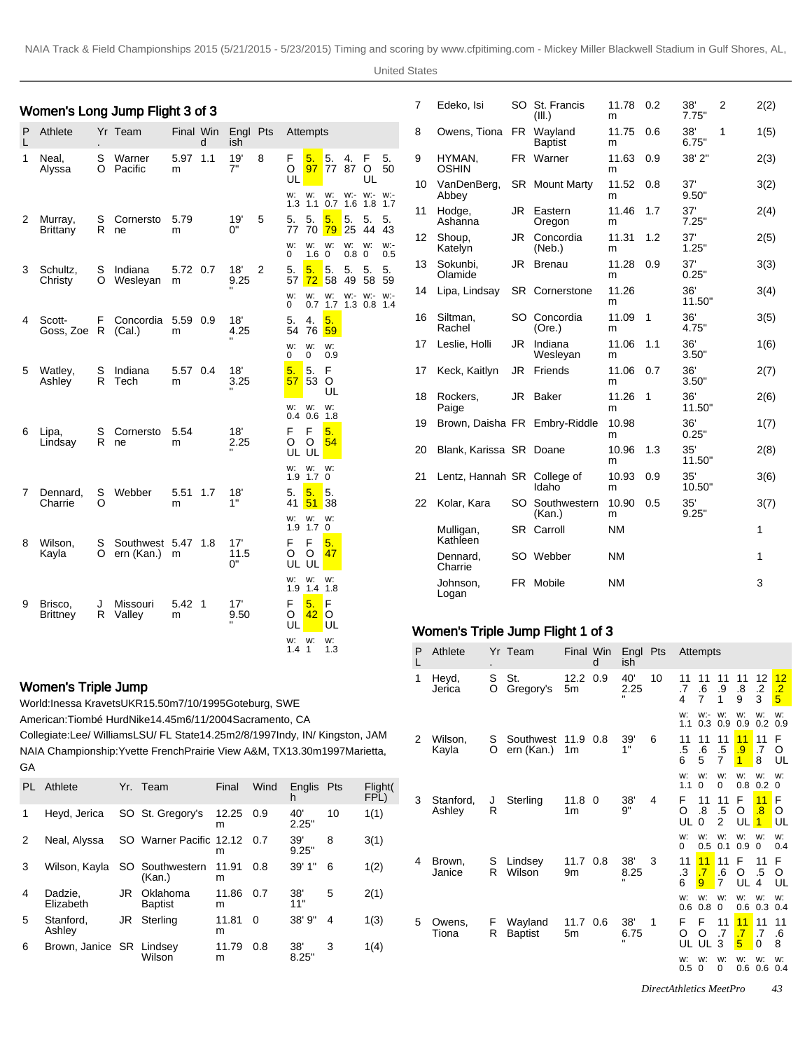## Women's Long Jump Flight 3 of 3

| PL | Athlete | Yr. | Team | Final | Wind | English | Pts | Attempts | | | | | |
|---|---|---|---|---|---|---|---|---|---|---|---|---|---|
| 1 | Neal, Alyssa | SO | Warner Pacific | 5.97m | 1.1 | 19' 7" | 8 | FOUL | 5.97 | 5.77 | 4.87 | FOUL | 5.50 |
| | | | | | | | | w: 1.3 | w: 1.1 | w: 0.7 | w:- 1.6 | w:- 1.8 | w:- 1.7 |
| 2 | Murray, Brittany | SR | Cornerstone | 5.79m | | 19' 0" | 5 | 5.77 | 5.70 | 5.79 | 5.25 | 5.44 | 5.43 |
| | | | | | | | | w: 0 | w: 1.6 | w: 0 | w: 0.8 | w: 0 | w:- 0.5 |
| 3 | Schultz, Christy | SO | Indiana Wesleyan | 5.72m | 0.7 | 18' 9.25" | 2 | 5.57 | 5.72 | 5.58 | 5.49 | 5.58 | 5.59 |
| | | | | | | | | w: 0 | w: 0.7 | w: 1.7 | w:- 1.3 | w:- 0.8 | w:- 1.4 |
| 4 | Scott-Goss, Zoe | FR | Concordia (Cal.) | 5.59m | 0.9 | 18' 4.25" | | 5.54 | 4.76 | 5.59 | | | |
| | | | | | | | | w: 0 | w: 0 | w: 0.9 | | | |
| 5 | Watley, Ashley | SR | Indiana Tech | 5.57m | 0.4 | 18' 3.25" | | 5.57 | 5.53 | FOUL | | | |
| | | | | | | | | w: 0.4 | w: 0.6 | w: 1.8 | | | |
| 6 | Lipa, Lindsay | SR | Cornerstone | 5.54m | | 18' 2.25" | | FOUL | FOUL | 5.54 | | | |
| | | | | | | | | w: 1.9 | w: 1.7 | w: 0 | | | |
| 7 | Dennard, Charrie | SO | Webber | 5.51m | 1.7 | 18' 1" | | 5.41 | 5.51 | 5.38 | | | |
| | | | | | | | | w: 1.9 | w: 1.7 | w: 0 | | | |
| 8 | Wilson, Kayla | SO | Southwestern (Kan.) | 5.47m | 1.8 | 17' 11.50" | | FOUL | FOUL | 5.47 | | | |
| | | | | | | | | w: 1.9 | w: 1.4 | w: 1.8 | | | |
| 9 | Brisco, Brittney | JR | Missouri Valley | 5.42m | 1 | 17' 9.50" | | FOUL | 5.42 | FOUL | | | |
| | | | | | | | | w: 1.4 | w: 1 | w: 1.3 | | | |

## Women's Triple Jump

World:Inessa KravetsUKR15.50m7/10/1995Goteborg, SWE

American:Tiombé HurdNike14.45m6/11/2004Sacramento, CA

Collegiate:Lee/ WilliamsLSU/ FL State14.25m2/8/1997Indy, IN/ Kingston, JAM

NAIA Championship:Yvette FrenchPrairie View A&M, TX13.30m1997Marietta, GA

| PL | Athlete | Yr. | Team | Final | Wind | English | Pts | Flight(FPL) |
|---|---|---|---|---|---|---|---|---|
| 1 | Heyd, Jerica | SO | St. Gregory's | 12.25m | 0.9 | 40' 2.25" | 10 | 1(1) |
| 2 | Neal, Alyssa | SO | Warner Pacific | 12.12m | 0.7 | 39' 9.25" | 8 | 3(1) |
| 3 | Wilson, Kayla | SO | Southwestern (Kan.) | 11.91m | 0.8 | 39' 1" | 6 | 1(2) |
| 4 | Dadzie, Elizabeth | JR | Oklahoma Baptist | 11.86m | 0.7 | 38' 11" | 5 | 2(1) |
| 5 | Stanford, Ashley | JR | Sterling | 11.81m | 0 | 38' 9" | 4 | 1(3) |
| 6 | Brown, Janice | SR | Lindsey Wilson | 11.79m | 0.8 | 38' 8.25" | 3 | 1(4) |
| 7 | Edeko, Isi | SO | St. Francis (Ill.) | 11.78m | 0.2 | 38' 7.75" | 2 | 2(2) |
| 8 | Owens, Tiona | FR | Wayland Baptist | 11.75m | 0.6 | 38' 6.75" | 1 | 1(5) |
| 9 | HYMAN, OSHIN | FR | Warner | 11.63m | 0.9 | 38' 2" | | 2(3) |
| 10 | VanDenBerg, Abbey | SR | Mount Marty | 11.52m | 0.8 | 37' 9.50" | | 3(2) |
| 11 | Hodge, Ashanna | JR | Eastern Oregon | 11.46m | 1.7 | 37' 7.25" | | 2(4) |
| 12 | Shoup, Katelyn | JR | Concordia (Neb.) | 11.31m | 1.2 | 37' 1.25" | | 2(5) |
| 13 | Sokunbi, Olamide | JR | Brenau | 11.28m | 0.9 | 37' 0.25" | | 3(3) |
| 14 | Lipa, Lindsay | SR | Cornerstone | 11.26m | | 36' 11.50" | | 3(4) |
| 16 | Siltman, Rachel | SO | Concordia (Ore.) | 11.09m | 1 | 36' 4.75" | | 3(5) |
| 17 | Leslie, Holli | JR | Indiana Wesleyan | 11.06m | 1.1 | 36' 3.50" | | 1(6) |
| 17 | Keck, Kaitlyn | JR | Friends | 11.06m | 0.7 | 36' 3.50" | | 2(7) |
| 18 | Rockers, Paige | JR | Baker | 11.26m | 1 | 36' 11.50" | | 2(6) |
| 19 | Brown, Daisha | FR | Embry-Riddle | 10.98m | | 36' 0.25" | | 1(7) |
| 20 | Blank, Karissa | SR | Doane | 10.96m | 1.3 | 35' 11.50" | | 2(8) |
| 21 | Lentz, Hannah | SR | College of Idaho | 10.93m | 0.9 | 35' 10.50" | | 3(6) |
| 22 | Kolar, Kara | SO | Southwestern (Kan.) | 10.90m | 0.5 | 35' 9.25" | | 3(7) |
| | Mulligan, Kathleen | SR | Carroll | NM | | | | 1 |
| | Dennard, Charrie | SO | Webber | NM | | | | 1 |
| | Johnson, Logan | FR | Mobile | NM | | | | 3 |

## Women's Triple Jump Flight 1 of 3

| PL | Athlete | Yr. | Team | Final | Wind | English | Pts | Attempts | | | | | |
|---|---|---|---|---|---|---|---|---|---|---|---|---|---|
| 1 | Heyd, Jerica | SO | St. Gregory's | 12.25m | 0.9 | 40' 2.25" | 10 | 11.74 | 11.67 | 11.91 | 11.89 | 12.23 | 12.25 |
| | | | | | | | | w: 1.1 | w:- 0.3 | w: 0.9 | w: 0.9 | w: 0.2 | w: 0.9 |
| 2 | Wilson, Kayla | SO | Southwestern (Kan.) | 11.91m | 0.8 | 39' 1" | 6 | 11.56 | 11.65 | 11.57 | 11.91 | 11.78 | FOUL |
| | | | | | | | | w: 1.1 | w: 0 | w: 0 | w: 0.8 | w: 0.2 | w: 0 |
| 3 | Stanford, Ashley | JR | Sterling | 11.81m | 0 | 38' 9" | 4 | FOUL | 11.80 | 11.52 | FOUL | 11.81 | FOUL |
| | | | | | | | | w: 0 | w: 0.5 | w: 0.1 | w: 0.9 | w: 0 | w: 0.4 |
| 4 | Brown, Janice | SR | Lindsey Wilson | 11.79m | 0.8 | 38' 8.25" | 3 | 11.36 | 11.79 | 11.67 | FOUL | 11.54 | FOUL |
| | | | | | | | | w: 0.6 | w: 0.8 | w: 0 | w: 0.6 | w: 0.3 | w: 0.4 |
| 5 | Owens, Tiona | FR | Wayland Baptist | 11.75m | 0.6 | 38' 6.75" | 1 | FOUL | FOUL | 11.73 | 11.75 | 11.70 | 11.68 |
| | | | | | | | | w: 0.5 | w: 0 | w: 0 | w: 0.6 | w: 0.6 | w: 0.4 |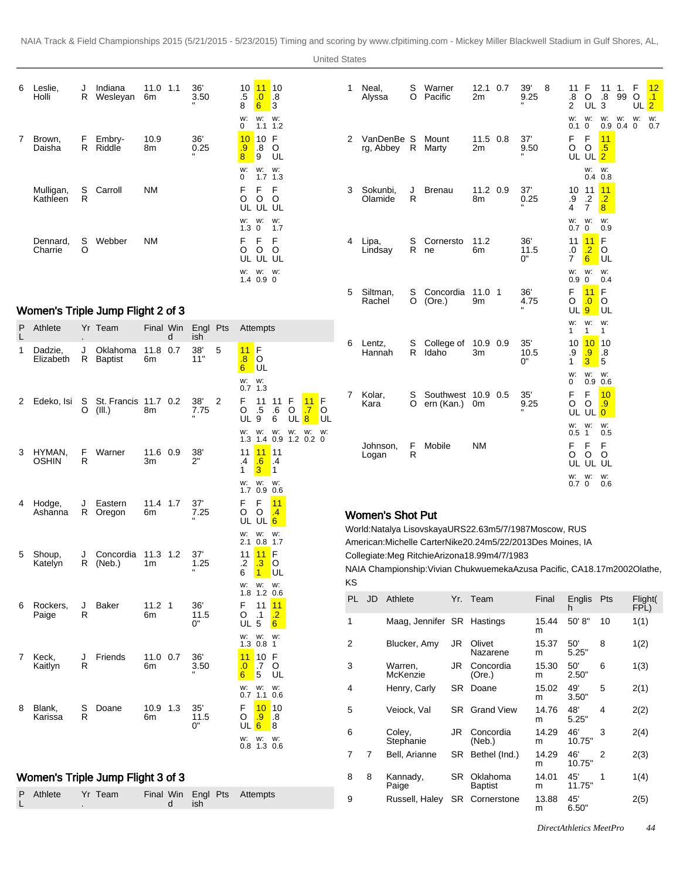| PL | Athlete | Yr. | Team | Final | Wind | English | Pts | Attempts |
|---|---|---|---|---|---|---|---|---|
| 6 | Leslie, Holli | JR | Indiana Wesleyan | 11.06m | 1.1 | 36' 3.50" | | 10.58 (w: 0) 11.06 (w: 1.1) 10.83 (w: 1.2) |
| 7 | Brown, Daisha | FR | Embry-Riddle | 10.98m | | 36' 0.25" | | 10.98 (w: 0) 10.89 (w: 1.7) FOUL (w: 1.3) |
| | Mulligan, Kathleen | SR | Carroll | NM | | | | FOUL (w: 1.3) FOUL (w: 0) FOUL (w: 1.7) |
| | Dennard, Charrie | SO | Webber | NM | | | | FOUL (w: 1.4) FOUL (w: 0.9) FOUL (w: 0) |

## Women's Triple Jump Flight 2 of 3

| PL | Athlete | Yr. | Team | Final | Wind | English | Pts | Attempts |
|---|---|---|---|---|---|---|---|---|
| 1 | Dadzie, Elizabeth | JR | Oklahoma Baptist | 11.86m | 0.7 | 38' 11" | 5 | 11.86 (w: 0.7) FOUL (w: 1.3) |
| 2 | Edeko, Isi | SO | St. Francis (Ill.) | 11.78m | 0.2 | 38' 7.75" | 2 | FOUL (w: 1.3) 11.59 (w: 1.4) 11.66 (w: 0.9) FOUL (w: 1.2) 11.78 (w: 0.2) FOUL (w: 0) |
| 3 | HYMAN, OSHIN | FR | Warner | 11.63m | 0.9 | 38' 2" | | 11.41 (w: 1.7) 11.63 (w: 0.9) 11.41 (w: 0.6) |
| 4 | Hodge, Ashanna | JR | Eastern Oregon | 11.46m | 1.7 | 37' 7.25" | | FOUL (w: 2.1) FOUL (w: 0.8) 11.46 (w: 1.7) |
| 5 | Shoup, Katelyn | JR | Concordia (Neb.) | 11.31m | 1.2 | 37' 1.25" | | 11.26 (w: 1.8) 11.31 (w: 1.2) FOUL (w: 0.6) |
| 6 | Rockers, Paige | JR | Baker | 11.26m | 1 | 36' 11.50" | | FOUL (w: 1.3) 11.15 (w: 0.8) 11.26 (w: 1) |
| 7 | Keck, Kaitlyn | JR | Friends | 11.06m | 0.7 | 36' 3.50" | | 11.06 (w: 0.7) 10.75 (w: 1.1) FOUL (w: 0.6) |
| 8 | Blank, Karissa | SR | Doane | 10.96m | 1.3 | 35' 11.50" | | FOUL (w: 0.8) 10.96 (w: 1.3) 10.88 (w: 0.6) |

## Women's Triple Jump Flight 3 of 3

| PL | Athlete | Yr. | Team | Final | Wind | English | Pts | Attempts |
|---|---|---|---|---|---|---|---|---|
| 1 | Neal, Alyssa | SO | Warner Pacific | 12.12m | 0.7 | 39' 9.25" | 8 | 11.82 (w: 0.1) FOUL (w: 0) 11.83 (w: 0.9) 1.99 (w: 0.4) FOUL (w: 0) 12.12 (w: 0.7) |
| 2 | VanDenBerg, Abbey | SR | Mount Marty | 11.52m | 0.8 | 37' 9.50" | | FOUL FOUL (w: 0.4) 11.52 (w: 0.8) |
| 3 | Sokunbi, Olamide | JR | Brenau | 11.28m | 0.9 | 37' 0.25" | | 10.94 (w: 0.7) 11.27 (w: 0) 11.28 (w: 0.9) |
| 4 | Lipa, Lindsay | SR | Cornerstone | 11.26m | | 36' 11.50" | | 11.07 (w: 0.9) 11.26 (w: 0) FOUL (w: 0.4) |
| 5 | Siltman, Rachel | SO | Concordia (Ore.) | 11.09m | 1 | 36' 4.75" | | FOUL (w: 1) 11.09 (w: 1) FOUL (w: 1) |
| 6 | Lentz, Hannah | SR | College of Idaho | 10.93m | 0.9 | 35' 10.50" | | 10.91 (w: 0) 10.93 (w: 0.9) 10.85 (w: 0.6) |
| 7 | Kolar, Kara | SO | Southwestern (Kan.) | 10.90m | 0.5 | 35' 9.25" | | FOUL (w: 0.5) FOUL (w: 1) 10.90 (w: 0.5) |
| | Johnson, Logan | FR | Mobile | NM | | | | FOUL (w: 0.7) FOUL (w: 0) FOUL (w: 0.6) |

## Women's Shot Put

World:Natalya LisovskayaURS22.63m5/7/1987Moscow, RUS

American:Michelle CarterNike20.24m5/22/2013Des Moines, IA

Collegiate:Meg RitchieArizona18.99m4/7/1983

NAIA Championship:Vivian ChukwuemekaAzusa Pacific, CA18.17m2002Olathe, KS

| PL | JD | Athlete | Yr. | Team | Final | English | Pts | Flight(FPL) |
|---|---|---|---|---|---|---|---|---|
| 1 | | Maag, Jennifer | SR | Hastings | 15.44m | 50' 8" | 10 | 1(1) |
| 2 | | Blucker, Amy | JR | Olivet Nazarene | 15.37m | 50' 5.25" | 8 | 1(2) |
| 3 | | Warren, McKenzie | JR | Concordia (Ore.) | 15.30m | 50' 2.50" | 6 | 1(3) |
| 4 | | Henry, Carly | SR | Doane | 15.02m | 49' 3.50" | 5 | 2(1) |
| 5 | | Veiock, Val | SR | Grand View | 14.76m | 48' 5.25" | 4 | 2(2) |
| 6 | | Coley, Stephanie | JR | Concordia (Neb.) | 14.29m | 46' 10.75" | 3 | 2(4) |
| 7 | 7 | Bell, Arianne | SR | Bethel (Ind.) | 14.29m | 46' 10.75" | 2 | 2(3) |
| 8 | 8 | Kannady, Paige | SR | Oklahoma Baptist | 14.01m | 45' 11.75" | 1 | 1(4) |
| 9 | | Russell, Haley | SR | Cornerstone | 13.88m | 45' 6.50" | | 2(5) |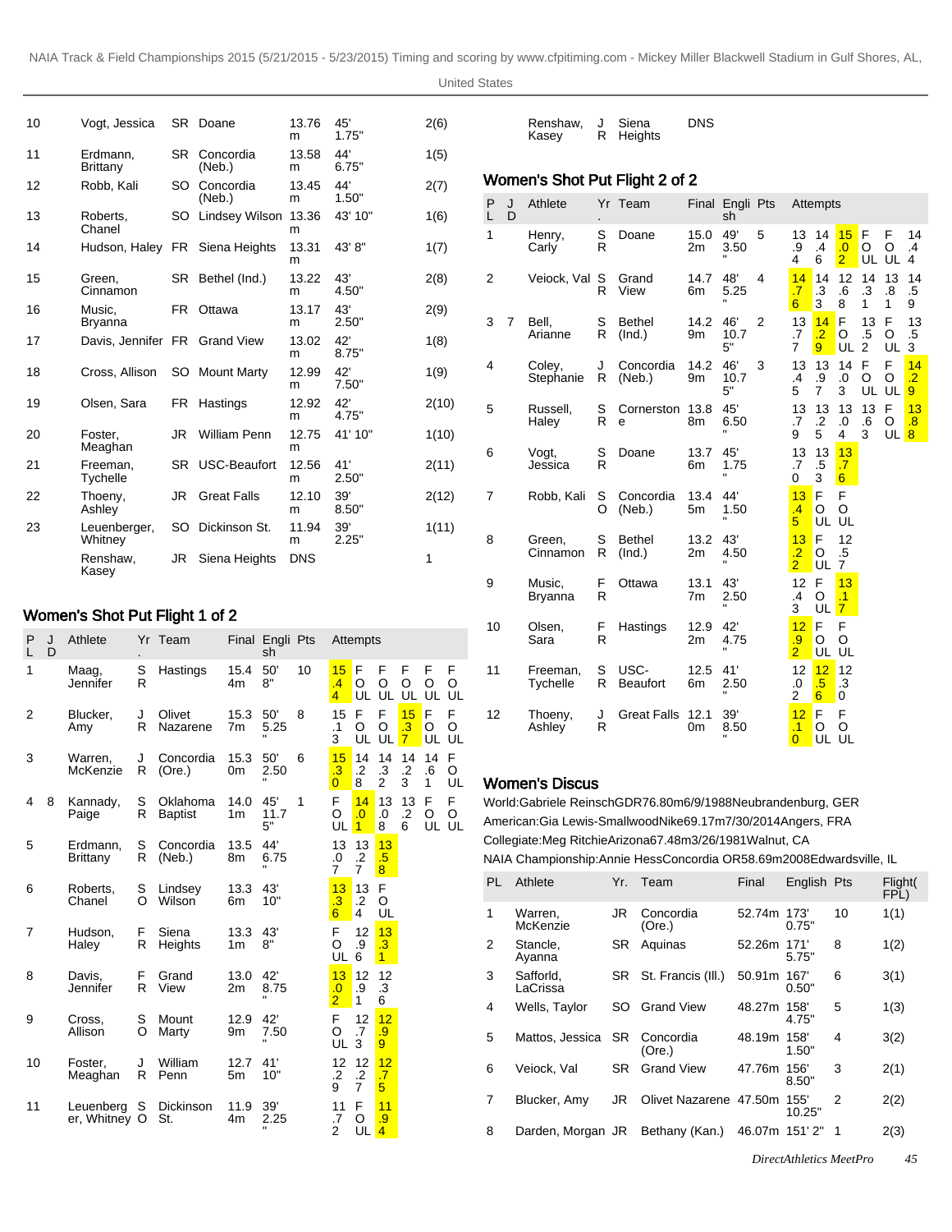| | | | | | | |
|---|---|---|---|---|---|---|
| 10 | Vogt, Jessica | SR | Doane | 13.76m | 45' 1.75" | 2(6) |
| 11 | Erdmann, Brittany | SR | Concordia (Neb.) | 13.58m | 44' 6.75" | 1(5) |
| 12 | Robb, Kali | SO | Concordia (Neb.) | 13.45m | 44' 1.50" | 2(7) |
| 13 | Roberts, Chanel | SO | Lindsey Wilson | 13.36m | 43' 10" | 1(6) |
| 14 | Hudson, Haley | FR | Siena Heights | 13.31m | 43' 8" | 1(7) |
| 15 | Green, Cinnamon | SR | Bethel (Ind.) | 13.22m | 43' 4.50" | 2(8) |
| 16 | Music, Bryanna | FR | Ottawa | 13.17m | 43' 2.50" | 2(9) |
| 17 | Davis, Jennifer | FR | Grand View | 13.02m | 42' 8.75" | 1(8) |
| 18 | Cross, Allison | SO | Mount Marty | 12.99m | 42' 7.50" | 1(9) |
| 19 | Olsen, Sara | FR | Hastings | 12.92m | 42' 4.75" | 2(10) |
| 20 | Foster, Meaghan | JR | William Penn | 12.75m | 41' 10" | 1(10) |
| 21 | Freeman, Tychelle | SR | USC-Beaufort | 12.56m | 41' 2.50" | 2(11) |
| 22 | Thoeny, Ashley | JR | Great Falls | 12.10m | 39' 8.50" | 2(12) |
| 23 | Leuenberger, Whitney | SO | Dickinson St. | 11.94m | 39' 2.25" | 1(11) |
| | Renshaw, Kasey | JR | Siena Heights | DNS | | 1 |

## Women's Shot Put Flight 1 of 2

| PL | JD | Athlete | Yr. | Team | Final | English | Pts | Attempts | | | | | |
|---|---|---|---|---|---|---|---|---|---|---|---|---|---|
| 1 | | Maag, Jennifer | SR | Hastings | 15.44m | 50' 8" | 10 | 15.44 | FOUL | FOUL | FOUL | FOUL | FOUL |
| 2 | | Blucker, Amy | JR | Olivet Nazarene | 15.37m | 50' 5.25" | 8 | 15.13 | FOUL | FOUL | 15.37 | FOUL | FOUL |
| 3 | | Warren, McKenzie | JR | Concordia (Ore.) | 15.30m | 50' 2.50" | 6 | 15.30 | 14.28 | 14.32 | 14.23 | 14.61 | FOUL |
| 4 | 8 | Kannady, Paige | SR | Oklahoma Baptist | 14.01m | 45' 11.75" | 1 | FOUL | 14.01 | 13.08 | 13.26 | FOUL | FOUL |
| 5 | | Erdmann, Brittany | SR | Concordia (Neb.) | 13.58m | 44' 6.75" | | 13.07 | 13.27 | 13.58 | | | |
| 6 | | Roberts, Chanel | SO | Lindsey Wilson | 13.36m | 43' 10" | | 13.36 | 13.24 | FOUL | | | |
| 7 | | Hudson, Haley | FR | Siena Heights | 13.31m | 43' 8" | | FOUL | 12.96 | 13.31 | | | |
| 8 | | Davis, Jennifer | FR | Grand View | 13.02m | 42' 8.75" | | 13.02 | 12.91 | 12.36 | | | |
| 9 | | Cross, Allison | SO | Mount Marty | 12.99m | 42' 7.50" | | FOUL | 12.73 | 12.99 | | | |
| 10 | | Foster, Meaghan | JR | William Penn | 12.75m | 41' 10" | | 12.29 | 12.27 | 12.75 | | | |
| 11 | | Leuenberger, Whitney | SO | Dickinson St. | 11.94m | 39' 2.25" | | 11.72 | FOUL | 11.94 | | | |
| | | Renshaw, Kasey | JR | Siena Heights | DNS | | | | | | | | |

## Women's Shot Put Flight 2 of 2

| PL | JD | Athlete | Yr. | Team | Final | English | Pts | Attempts | | | | | |
|---|---|---|---|---|---|---|---|---|---|---|---|---|---|
| 1 | | Henry, Carly | SR | Doane | 15.02m | 49' 3.50" | 5 | 13.94 | 14.46 | 15.02 | FOUL | FOUL | 14.44 |
| 2 | | Veiock, Val | SR | Grand View | 14.76m | 48' 5.25" | 4 | 14.76 | 14.33 | 12.68 | 14.31 | 13.81 | 14.59 |
| 3 | 7 | Bell, Arianne | SR | Bethel (Ind.) | 14.29m | 46' 10.75" | 2 | 13.77 | 14.29 | FOUL | 13.52 | FOUL | 13.53 |
| 4 | | Coley, Stephanie | JR | Concordia (Neb.) | 14.29m | 46' 10.75" | 3 | 13.45 | 13.97 | 14.03 | FOUL | FOUL | 14.29 |
| 5 | | Russell, Haley | SR | Cornerstone | 13.88m | 45' 6.50" | | 13.79 | 13.25 | 13.04 | 13.63 | FOUL | 13.88 |
| 6 | | Vogt, Jessica | SR | Doane | 13.76m | 45' 1.75" | | 13.70 | 13.53 | 13.76 | | | |
| 7 | | Robb, Kali | SO | Concordia (Neb.) | 13.45m | 44' 1.50" | | 13.45 | FOUL | FOUL | | | |
| 8 | | Green, Cinnamon | SR | Bethel (Ind.) | 13.22m | 43' 4.50" | | 13.22 | FOUL | 12.57 | | | |
| 9 | | Music, Bryanna | FR | Ottawa | 13.17m | 43' 2.50" | | 12.43 | FOUL | 13.17 | | | |
| 10 | | Olsen, Sara | FR | Hastings | 12.92m | 42' 4.75" | | 12.92 | FOUL | FOUL | | | |
| 11 | | Freeman, Tychelle | SR | USC-Beaufort | 12.56m | 41' 2.50" | | 12.02 | 12.56 | 12.30 | | | |
| 12 | | Thoeny, Ashley | JR | Great Falls | 12.10m | 39' 8.50" | | 12.10 | FOUL | FOUL | | | |

## Women's Discus

World:Gabriele ReinschGDR76.80m6/9/1988Neubrandenburg, GER
American:Gia Lewis-SmallwoodNike69.17m7/30/2014Angers, FRA
Collegiate:Meg RitchieArizona67.48m3/26/1981Walnut, CA
NAIA Championship:Annie HessConcordia OR58.69m2008Edwardsville, IL

| PL | Athlete | Yr. | Team | Final | English | Pts | Flight(FPL) |
|---|---|---|---|---|---|---|---|
| 1 | Warren, McKenzie | JR | Concordia (Ore.) | 52.74m | 173' 0.75" | 10 | 1(1) |
| 2 | Stancle, Ayanna | SR | Aquinas | 52.26m | 171' 5.75" | 8 | 1(2) |
| 3 | Safford, LaCrissa | SR | St. Francis (Ill.) | 50.91m | 167' 0.50" | 6 | 3(1) |
| 4 | Wells, Taylor | SO | Grand View | 48.27m | 158' 4.75" | 5 | 1(3) |
| 5 | Mattos, Jessica | SR | Concordia (Ore.) | 48.19m | 158' 1.50" | 4 | 3(2) |
| 6 | Veiock, Val | SR | Grand View | 47.76m | 156' 8.50" | 3 | 2(1) |
| 7 | Blucker, Amy | JR | Olivet Nazarene | 47.50m | 155' 10.25" | 2 | 2(2) |
| 8 | Darden, Morgan | JR | Bethany (Kan.) | 46.07m | 151' 2" | 1 | 2(3) |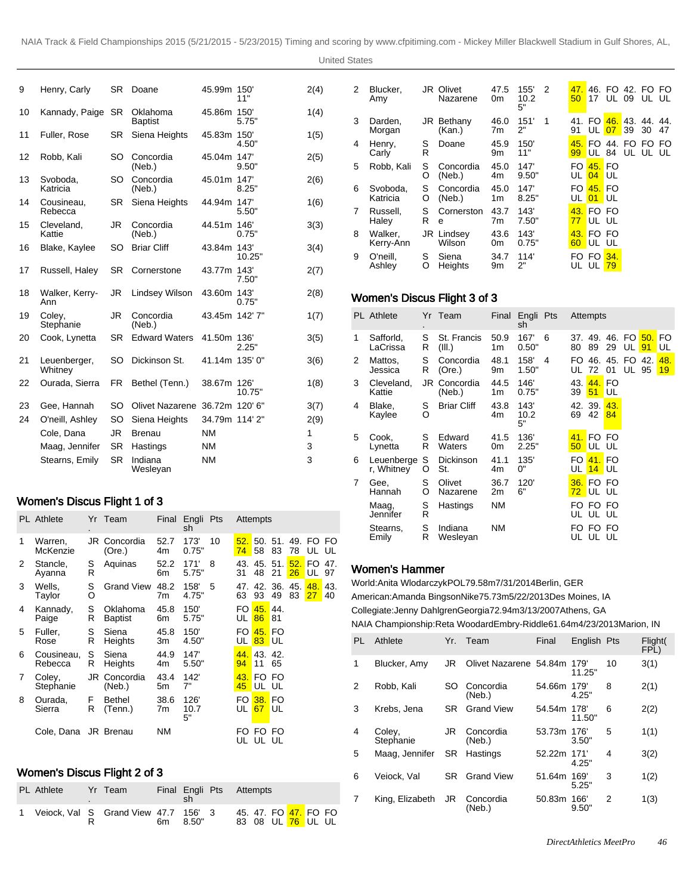| PL | Athlete | Yr | Team | Final | English | Flight(FPL) |
|---|---|---|---|---|---|---|
| 9 | Henry, Carly | SR | Doane | 45.99m | 150' 11" | 2(4) |
| 10 | Kannady, Paige | SR | Oklahoma Baptist | 45.86m | 150' 5.75" | 1(4) |
| 11 | Fuller, Rose | SR | Siena Heights | 45.83m | 150' 4.50" | 1(5) |
| 12 | Robb, Kali | SO | Concordia (Neb.) | 45.04m | 147' 9.50" | 2(5) |
| 13 | Svoboda, Katricia | SO | Concordia (Neb.) | 45.01m | 147' 8.25" | 2(6) |
| 14 | Cousineau, Rebecca | SR | Siena Heights | 44.94m | 147' 5.50" | 1(6) |
| 15 | Cleveland, Kattie | JR | Concordia (Neb.) | 44.51m | 146' 0.75" | 3(3) |
| 16 | Blake, Kaylee | SO | Briar Cliff | 43.84m | 143' 10.25" | 3(4) |
| 17 | Russell, Haley | SR | Cornerstone | 43.77m | 143' 7.50" | 2(7) |
| 18 | Walker, Kerry-Ann | JR | Lindsey Wilson | 43.60m | 143' 0.75" | 2(8) |
| 19 | Coley, Stephanie | JR | Concordia (Neb.) | 43.45m | 142' 7" | 1(7) |
| 20 | Cook, Lynetta | SR | Edward Waters | 41.50m | 136' 2.25" | 3(5) |
| 21 | Leuenberger, Whitney | SO | Dickinson St. | 41.14m | 135' 0" | 3(6) |
| 22 | Ourada, Sierra | FR | Bethel (Tenn.) | 38.67m | 126' 10.75" | 1(8) |
| 23 | Gee, Hannah | SO | Olivet Nazarene | 36.72m | 120' 6" | 3(7) |
| 24 | O'neill, Ashley | SO | Siena Heights | 34.79m | 114' 2" | 2(9) |
| | Cole, Dana | JR | Brenau | NM | | 1 |
| | Maag, Jennifer | SR | Hastings | NM | | 3 |
| | Stearns, Emily | SR | Indiana Wesleyan | NM | | 3 |

## Women's Discus Flight 1 of 3

| PL | Athlete | Yr. | Team | Final | English | Pts | Attempts | | | | | |
|---|---|---|---|---|---|---|---|---|---|---|---|---|
| 1 | Warren, McKenzie | JR | Concordia (Ore.) | 52.74m | 173' 0.75" | 10 | 52.74 | 50.58 | 51.83 | 49.78 | FOUL | FOUL |
| 2 | Stancle, Ayanna | SR | Aquinas | 52.26m | 171' 5.75" | 8 | 43.31 | 45.48 | 51.21 | 52.26 | FOUL | 47.97 |
| 3 | Wells, Taylor | SO | Grand View | 48.27m | 158' 4.75" | 5 | 47.63 | 42.93 | 36.49 | 45.83 | 48.27 | 43.40 |
| 4 | Kannady, Paige | SR | Oklahoma Baptist | 45.86m | 150' 5.75" | | FOUL | 45.86 | 44.81 | | | |
| 5 | Fuller, Rose | SR | Siena Heights | 45.83m | 150' 4.50" | | FOUL | 45.83 | FOUL | | | |
| 6 | Cousineau, Rebecca | SR | Siena Heights | 44.94m | 147' 5.50" | | 44.94 | 43.11 | 42.65 | | | |
| 7 | Coley, Stephanie | JR | Concordia (Neb.) | 43.45m | 142' 7" | | 43.45 | FOUL | FOUL | | | |
| 8 | Ourada, Sierra | FR | Bethel (Tenn.) | 38.67m | 126' 10.75" | | FOUL | 38.67 | FOUL | | | |
| | Cole, Dana | JR | Brenau | NM | | | FOUL | FOUL | FOUL | | | |

## Women's Discus Flight 2 of 3

| PL | Athlete | Yr. | Team | Final | English | Pts | Attempts | | | | | |
|---|---|---|---|---|---|---|---|---|---|---|---|---|
| 1 | Veiock, Val | SR | Grand View | 47.76m | 156' 8.50" | 3 | 45.83 | 47.08 | FOUL | 47.76 | FOUL | FOUL |
| 2 | Blucker, Amy | JR | Olivet Nazarene | 47.50m | 155' 10.25" | 2 | 47.50 | 46.17 | FOUL | 42.09 | FOUL | FOUL |
| 3 | Darden, Morgan | JR | Bethany (Kan.) | 46.07m | 151' 2" | 1 | 41.91 | FOUL | 46.07 | 43.39 | 44.30 | 44.47 |
| 4 | Henry, Carly | SR | Doane | 45.99m | 150' 11" | | 45.99 | FOUL | 44.84 | FOUL | FOUL | FOUL |
| 5 | Robb, Kali | SO | Concordia (Neb.) | 45.04m | 147' 9.50" | | FOUL | 45.04 | FOUL | | | |
| 6 | Svoboda, Katricia | SO | Concordia (Neb.) | 45.01m | 147' 8.25" | | FOUL | 45.01 | FOUL | | | |
| 7 | Russell, Haley | SR | Cornerstone | 43.77m | 143' 7.50" | | 43.77 | FOUL | FOUL | | | |
| 8 | Walker, Kerry-Ann | JR | Lindsey Wilson | 43.60m | 143' 0.75" | | 43.60 | FOUL | FOUL | | | |
| 9 | O'neill, Ashley | SO | Siena Heights | 34.79m | 114' 2" | | FOUL | FOUL | 34.79 | | | |

## Women's Discus Flight 3 of 3

| PL | Athlete | Yr. | Team | Final | English | Pts | Attempts | | | | | |
|---|---|---|---|---|---|---|---|---|---|---|---|---|
| 1 | Safford, LaCrissa | SR | St. Francis (Ill.) | 50.91m | 167' 0.50" | 6 | 37.80 | 49.89 | 46.29 | FOUL | 50.91 | FOUL |
| 2 | Mattos, Jessica | SR | Concordia (Ore.) | 48.19m | 158' 1.50" | 4 | FOUL | 46.72 | 45.01 | FOUL | 42.95 | 48.19 |
| 3 | Cleveland, Kattie | JR | Concordia (Neb.) | 44.51m | 146' 0.75" | | 43.39 | 44.51 | FOUL | | | |
| 4 | Blake, Kaylee | SO | Briar Cliff | 43.84m | 143' 10.25" | | 42.69 | 39.42 | 43.84 | | | |
| 5 | Cook, Lynetta | SR | Edward Waters | 41.50m | 136' 2.25" | | 41.50 | FOUL | FOUL | | | |
| 6 | Leuenberger, Whitney | SO | Dickinson St. | 41.14m | 135' 0" | | FOUL | 41.14 | FOUL | | | |
| 7 | Gee, Hannah | SO | Olivet Nazarene | 36.72m | 120' 6" | | 36.72 | FOUL | FOUL | | | |
| | Maag, Jennifer | SR | Hastings | NM | | | FOUL | FOUL | FOUL | | | |
| | Stearns, Emily | SR | Indiana Wesleyan | NM | | | FOUL | FOUL | FOUL | | | |

## Women's Hammer

World:Anita WlodarczykPOL79.58m7/31/2014Berlin, GER

American:Amanda BingsonNike75.73m5/22/2013Des Moines, IA

Collegiate:Jenny DahlgrenGeorgia72.94m3/13/2007Athens, GA

NAIA Championship:Reta WoodardEmbry-Riddle61.64m4/23/2013Marion, IN

| PL | Athlete | Yr. | Team | Final | English | Pts | Flight(FPL) |
|---|---|---|---|---|---|---|---|
| 1 | Blucker, Amy | JR | Olivet Nazarene | 54.84m | 179' 11.25" | 10 | 3(1) |
| 2 | Robb, Kali | SO | Concordia (Neb.) | 54.66m | 179' 4.25" | 8 | 2(1) |
| 3 | Krebs, Jena | SR | Grand View | 54.54m | 178' 11.50" | 6 | 2(2) |
| 4 | Coley, Stephanie | JR | Concordia (Neb.) | 53.73m | 176' 3.50" | 5 | 1(1) |
| 5 | Maag, Jennifer | SR | Hastings | 52.22m | 171' 4.25" | 4 | 3(2) |
| 6 | Veiock, Val | SR | Grand View | 51.64m | 169' 5.25" | 3 | 1(2) |
| 7 | King, Elizabeth | JR | Concordia (Neb.) | 50.83m | 166' 9.50" | 2 | 1(3) |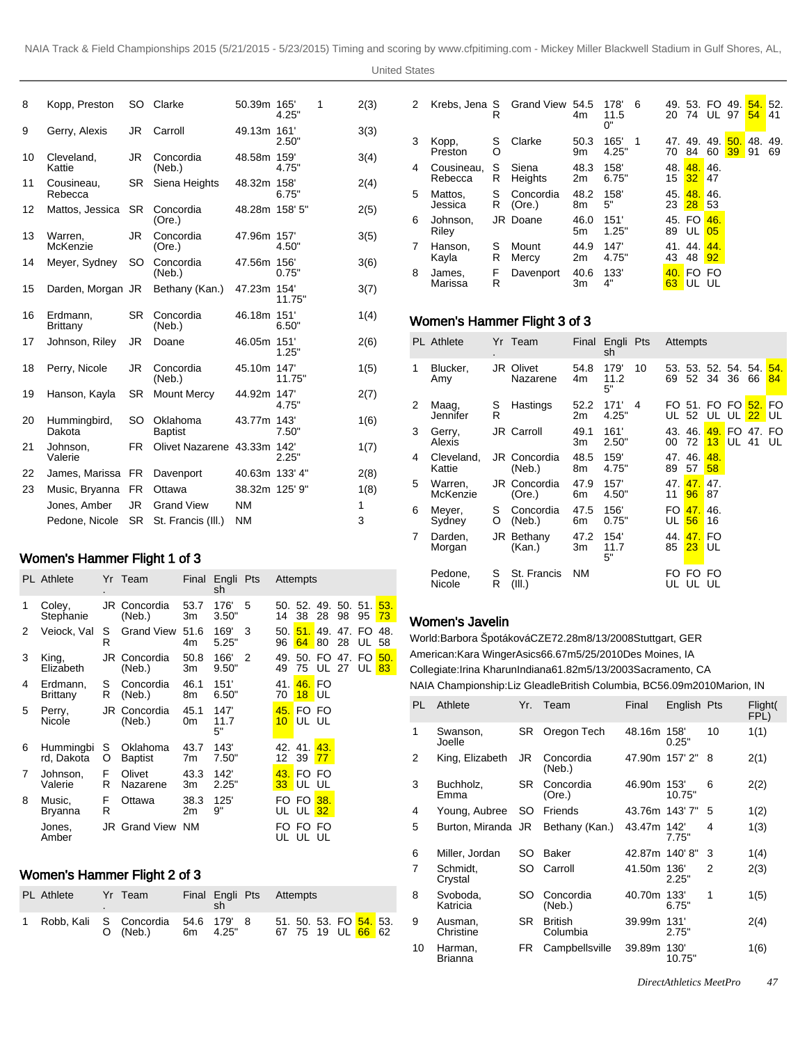| 8 | Kopp, Preston | SO | Clarke | 50.39m | 165' 4.25" | 1 | 2(3) |
|---|---|---|---|---|---|---|---|
| 9 | Gerry, Alexis | JR | Carroll | 49.13m | 161' 2.50" | | 3(3) |
| 10 | Cleveland, Kattie | JR | Concordia (Neb.) | 48.58m | 159' 4.75" | | 3(4) |
| 11 | Cousineau, Rebecca | SR | Siena Heights | 48.32m | 158' 6.75" | | 2(4) |
| 12 | Mattos, Jessica | SR | Concordia (Ore.) | 48.28m | 158' 5" | | 2(5) |
| 13 | Warren, McKenzie | JR | Concordia (Ore.) | 47.96m | 157' 4.50" | | 3(5) |
| 14 | Meyer, Sydney | SO | Concordia (Neb.) | 47.56m | 156' 0.75" | | 3(6) |
| 15 | Darden, Morgan | JR | Bethany (Kan.) | 47.23m | 154' 11.75" | | 3(7) |
| 16 | Erdmann, Brittany | SR | Concordia (Neb.) | 46.18m | 151' 6.50" | | 1(4) |
| 17 | Johnson, Riley | JR | Doane | 46.05m | 151' 1.25" | | 2(6) |
| 18 | Perry, Nicole | JR | Concordia (Neb.) | 45.10m | 147' 11.75" | | 1(5) |
| 19 | Hanson, Kayla | SR | Mount Mercy | 44.92m | 147' 4.75" | | 2(7) |
| 20 | Hummingbird, Dakota | SO | Oklahoma Baptist | 43.77m | 143' 7.50" | | 1(6) |
| 21 | Johnson, Valerie | FR | Olivet Nazarene | 43.33m | 142' 2.25" | | 1(7) |
| 22 | James, Marissa | FR | Davenport | 40.63m | 133' 4" | | 2(8) |
| 23 | Music, Bryanna | FR | Ottawa | 38.32m | 125' 9" | | 1(8) |
| | Jones, Amber | JR | Grand View | NM | | | 1 |
| | Pedone, Nicole | SR | St. Francis (Ill.) | NM | | | 3 |

## Women's Hammer Flight 1 of 3

| PL | Athlete | Yr. | Team | Final | English | Pts | Attempts | | | | | |
|---|---|---|---|---|---|---|---|---|---|---|---|---|
| 1 | Coley, Stephanie | JR | Concordia (Neb.) | 53.73m | 176' 3.50" | 5 | 50.14 | 52.38 | 49.28 | 50.98 | 51.95 | 53.73 |
| 2 | Veiock, Val | SR | Grand View | 51.64m | 169' 5.25" | 3 | 50.96 | 51.64 | 49.80 | 47.28 | FOUL | 48.58 |
| 3 | King, Elizabeth | JR | Concordia (Neb.) | 50.83m | 166' 9.50" | 2 | 49.49 | 50.75 | FOUL | 47.27 | FOUL | 50.83 |
| 4 | Erdmann, Brittany | SR | Concordia (Neb.) | 46.18m | 151' 6.50" | | 41.70 | 46.18 | FOUL | | | |
| 5 | Perry, Nicole | JR | Concordia (Neb.) | 45.10m | 147' 11.75" | | 45.10 | FOUL | FOUL | | | |
| 6 | Hummingbird, Dakota | SO | Oklahoma Baptist | 43.77m | 143' 7.50" | | 42.12 | 41.39 | 43.77 | | | |
| 7 | Johnson, Valerie | FR | Olivet Nazarene | 43.33m | 142' 2.25" | | 43.33 | FOUL | FOUL | | | |
| 8 | Music, Bryanna | FR | Ottawa | 38.32m | 125' 9" | | FOUL | FOUL | 38.32 | | | |
| | Jones, Amber | JR | Grand View | NM | | | FOUL | FOUL | FOUL | | | |

## Women's Hammer Flight 2 of 3

| PL | Athlete | Yr. | Team | Final | English | Pts | Attempts | | | | | |
|---|---|---|---|---|---|---|---|---|---|---|---|---|
| 1 | Robb, Kali | SO | Concordia (Neb.) | 54.66m | 179' 4.25" | 8 | 51.67 | 50.75 | 53.19 | FOUL | 54.66 | 53.62 |
| 2 | Krebs, Jena | SR | Grand View | 54.54m | 178' 11.50" | 6 | 49.20 | 53.74 | FOUL | 49.97 | 54.54 | 52.41 |
| 3 | Kopp, Preston | SO | Clarke | 50.39m | 165' 4.25" | 1 | 47.70 | 49.84 | 49.60 | 50.39 | 48.91 | 49.69 |
| 4 | Cousineau, Rebecca | SR | Siena Heights | 48.32m | 158' 6.75" | | 48.15 | 48.32 | 46.47 | | | |
| 5 | Mattos, Jessica | SR | Concordia (Ore.) | 48.28m | 158' 5" | | 45.23 | 48.28 | 46.53 | | | |
| 6 | Johnson, Riley | JR | Doane | 46.05m | 151' 1.25" | | 45.89 | FOUL | 46.05 | | | |
| 7 | Hanson, Kayla | SR | Mount Mercy | 44.92m | 147' 4.75" | | 41.43 | 44.48 | 44.92 | | | |
| 8 | James, Marissa | FR | Davenport | 40.63m | 133' 4" | | 40.63 | FOUL | FOUL | | | |

## Women's Hammer Flight 3 of 3

| PL | Athlete | Yr. | Team | Final | English | Pts | Attempts | | | | | |
|---|---|---|---|---|---|---|---|---|---|---|---|---|
| 1 | Blucker, Amy | JR | Olivet Nazarene | 54.84m | 179' 11.25" | 10 | 53.69 | 53.52 | 52.34 | 54.36 | 54.66 | 54.84 |
| 2 | Maag, Jennifer | SR | Hastings | 52.22m | 171' 4.25" | 4 | FOUL | 51.52 | FOUL | FOUL | 52.22 | FOUL |
| 3 | Gerry, Alexis | JR | Carroll | 49.13m | 161' 2.50" | | 43.00 | 46.72 | 49.13 | FOUL | 47.41 | FOUL |
| 4 | Cleveland, Kattie | JR | Concordia (Neb.) | 48.58m | 159' 4.75" | | 47.89 | 46.57 | 48.58 | | | |
| 5 | Warren, McKenzie | JR | Concordia (Ore.) | 47.96m | 157' 4.50" | | 47.11 | 47.96 | 47.87 | | | |
| 6 | Meyer, Sydney | SO | Concordia (Neb.) | 47.56m | 156' 0.75" | | FOUL | 47.56 | 46.16 | | | |
| 7 | Darden, Morgan | JR | Bethany (Kan.) | 47.23m | 154' 11.75" | | 44.85 | 47.23 | FOUL | | | |
| | Pedone, Nicole | SR | St. Francis (Ill.) | NM | | | FOUL | FOUL | FOUL | | | |

## Women's Javelin

World:Barbora ŠpotákováCZE72.28m8/13/2008Stuttgart, GER

American:Kara WingerAsics66.67m5/25/2010Des Moines, IA

Collegiate:Irina KharunIndiana61.82m5/13/2003Sacramento, CA

NAIA Championship:Liz GleadleBritish Columbia, BC56.09m2010Marion, IN

| PL | Athlete | Yr. | Team | Final | English | Pts | Flight(FPL) |
|---|---|---|---|---|---|---|---|
| 1 | Swanson, Joelle | SR | Oregon Tech | 48.16m | 158' 0.25" | 10 | 1(1) |
| 2 | King, Elizabeth | JR | Concordia (Neb.) | 47.90m | 157' 2" | 8 | 2(1) |
| 3 | Buchholz, Emma | SR | Concordia (Ore.) | 46.90m | 153' 10.75" | 6 | 2(2) |
| 4 | Young, Aubree | SO | Friends | 43.76m | 143' 7" | 5 | 1(2) |
| 5 | Burton, Miranda | JR | Bethany (Kan.) | 43.47m | 142' 7.75" | 4 | 1(3) |
| 6 | Miller, Jordan | SO | Baker | 42.87m | 140' 8" | 3 | 1(4) |
| 7 | Schmidt, Crystal | SO | Carroll | 41.50m | 136' 2.25" | 2 | 2(3) |
| 8 | Svoboda, Katricia | SO | Concordia (Neb.) | 40.70m | 133' 6.75" | 1 | 1(5) |
| 9 | Ausman, Christine | SR | British Columbia | 39.99m | 131' 2.75" | | 2(4) |
| 10 | Harman, Brianna | FR | Campbellsville | 39.89m | 130' 10.75" | | 1(6) |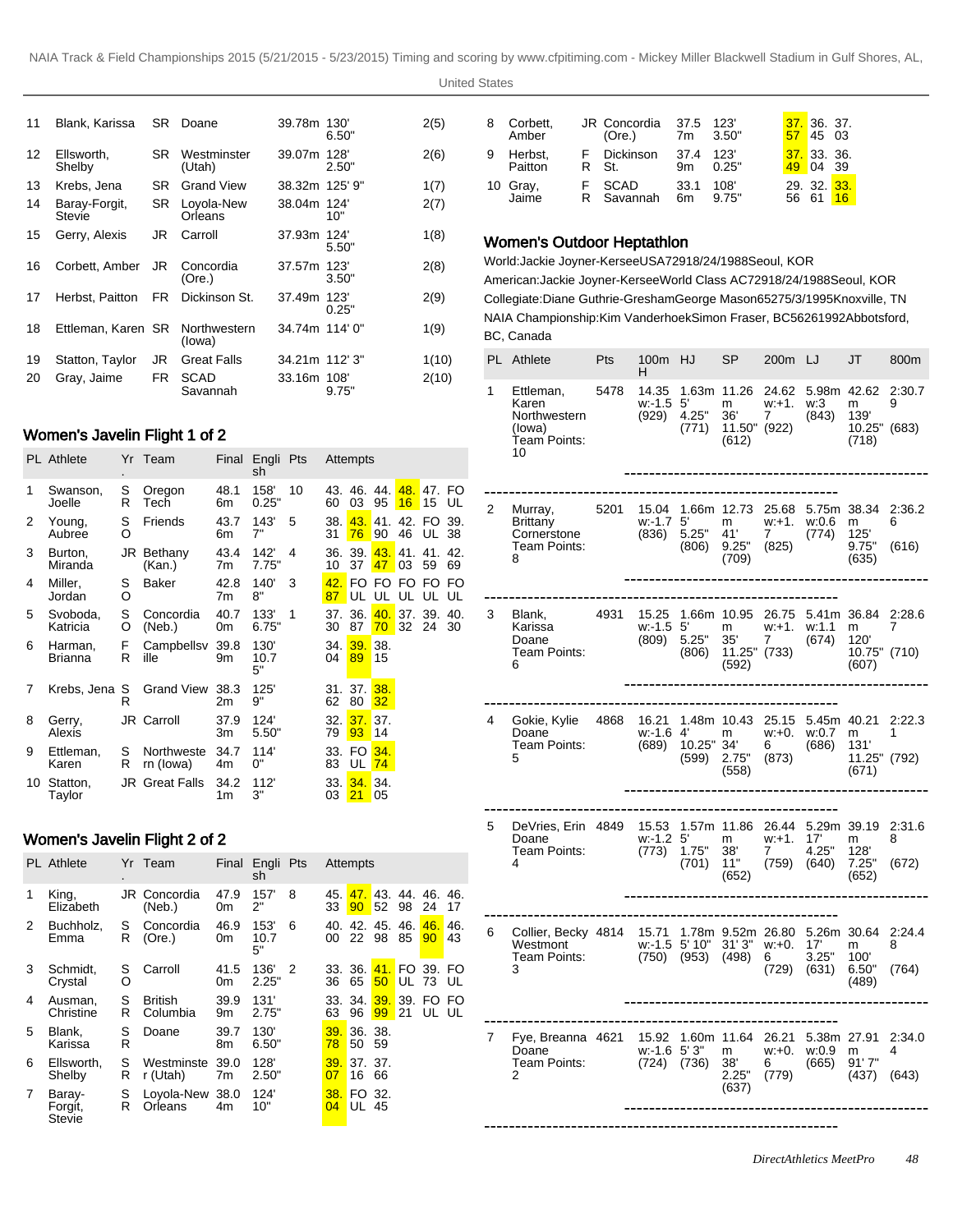| PL | Athlete | Yr | Team | Mark | English | Flight |
|---|---|---|---|---|---|---|
| 11 | Blank, Karissa | SR | Doane | 39.78m | 130' 6.50" | 2(5) |
| 12 | Ellsworth, Shelby | SR | Westminster (Utah) | 39.07m | 128' 2.50" | 2(6) |
| 13 | Krebs, Jena | SR | Grand View | 38.32m | 125' 9" | 1(7) |
| 14 | Baray-Forgit, Stevie | SR | Loyola-New Orleans | 38.04m | 124' 10" | 2(7) |
| 15 | Gerry, Alexis | JR | Carroll | 37.93m | 124' 5.50" | 1(8) |
| 16 | Corbett, Amber | JR | Concordia (Ore.) | 37.57m | 123' 3.50" | 2(8) |
| 17 | Herbst, Paitton | FR | Dickinson St. | 37.49m | 123' 0.25" | 2(9) |
| 18 | Ettleman, Karen | SR | Northwestern (Iowa) | 34.74m | 114' 0" | 1(9) |
| 19 | Statton, Taylor | JR | Great Falls | 34.21m | 112' 3" | 1(10) |
| 20 | Gray, Jaime | FR | SCAD Savannah | 33.16m | 108' 9.75" | 2(10) |

## Women's Javelin Flight 1 of 2

| PL | Athlete | Yr. | Team | Final | English | Pts | Attempts | | | | | |
|---|---|---|---|---|---|---|---|---|---|---|---|---|
| 1 | Swanson, Joelle | SR | Oregon Tech | 48.16m | 158' 0.25" | 10 | 43.60 | 46.03 | 44.95 | 48.16 | 47.15 | FOUL |
| 2 | Young, Aubree | SO | Friends | 43.76m | 143' 7" | 5 | 38.31 | 43.76 | 41.90 | 42.46 | FOUL | 39.38 |
| 3 | Burton, Miranda | JR | Bethany (Kan.) | 43.47m | 142' 7.75" | 4 | 36.10 | 39.37 | 43.47 | 41.03 | 41.59 | 42.69 |
| 4 | Miller, Jordan | SO | Baker | 42.87m | 140' 8" | 3 | 42.87 | FOUL | FOUL | FOUL | FOUL | FOUL |
| 5 | Svoboda, Katricia | SO | Concordia (Neb.) | 40.70m | 133' 6.75" | 1 | 37.30 | 36.87 | 40.70 | 37.32 | 39.24 | 40.30 |
| 6 | Harman, Brianna | FR | Campbellsville | 39.89m | 130' 10.75" | | 34.04 | 39.89 | 38.15 | | | |
| 7 | Krebs, Jena | SR | Grand View | 38.32m | 125' 9" | | 31.62 | 37.80 | 38.32 | | | |
| 8 | Gerry, Alexis | JR | Carroll | 37.93m | 124' 5.50" | | 32.79 | 37.93 | 37.14 | | | |
| 9 | Ettleman, Karen | SR | Northwestern (Iowa) | 34.74m | 114' 0" | | 33.83 | FOUL | 34.74 | | | |
| 10 | Statton, Taylor | JR | Great Falls | 34.21m | 112' 3" | | 33.03 | 34.21 | 34.05 | | | |

## Women's Javelin Flight 2 of 2

| PL | Athlete | Yr. | Team | Final | English | Pts | Attempts | | | | | |
|---|---|---|---|---|---|---|---|---|---|---|---|---|
| 1 | King, Elizabeth | JR | Concordia (Neb.) | 47.90m | 157' 2" | 8 | 45.33 | 47.90 | 43.52 | 44.98 | 46.24 | 46.17 |
| 2 | Buchholz, Emma | SR | Concordia (Ore.) | 46.90m | 153' 10.75" | 6 | 40.00 | 42.22 | 45.98 | 46.85 | 46.90 | 46.43 |
| 3 | Schmidt, Crystal | SO | Carroll | 41.50m | 136' 2.25" | 2 | 33.36 | 36.65 | 41.50 | FOUL | 39.73 | FOUL |
| 4 | Ausman, Christine | SR | British Columbia | 39.99m | 131' 2.75" | | 33.63 | 34.96 | 39.99 | 39.21 | FOUL | FOUL |
| 5 | Blank, Karissa | SR | Doane | 39.78m | 130' 6.50" | | 39.78 | 36.50 | 38.59 | | | |
| 6 | Ellsworth, Shelby | SR | Westminster (Utah) | 39.07m | 128' 2.50" | | 39.07 | 37.16 | 37.66 | | | |
| 7 | Baray-Forgit, Stevie | SR | Loyola-New Orleans | 38.04m | 124' 10" | | 38.04 | FOUL | 32.45 | | | |
| 8 | Corbett, Amber | JR | Concordia (Ore.) | 37.57m | 123' 3.50" | | 37.57 | 36.45 | 37.03 | | | |
| 9 | Herbst, Paitton | FR | Dickinson St. | 37.49m | 123' 0.25" | | 37.49 | 33.04 | 36.39 | | | |
| 10 | Gray, Jaime | FR | SCAD Savannah | 33.16m | 108' 9.75" | | 29.56 | 32.61 | 33.16 | | | |

## Women's Outdoor Heptathlon

World:Jackie Joyner-KerseeUSA72918/24/1988Seoul, KOR

American:Jackie Joyner-KerseeWorld Class AC72918/24/1988Seoul, KOR

Collegiate:Diane Guthrie-GreshamGeorge Mason65275/3/1995Knoxville, TN

NAIA Championship:Kim VanderhoekSimon Fraser, BC56261992Abbotsford, BC, Canada

| PL | Athlete | Pts | 100mH | HJ | SP | 200m | LJ | JT | 800m |
|---|---|---|---|---|---|---|---|---|---|
| 1 | Ettleman, Karen Northwestern (Iowa) Team Points: 10 | 5478 | 14.35 w:-1.5 (929) | 1.63m 5' 4.25" (771) | 11.26m 36' 11.50" (612) | 24.62 w:+1.7 (922) | 5.98m w:3 (843) | 42.62m 139' 10.25" (718) | 2:30.79 (683) |
| 2 | Murray, Brittany Cornerstone Team Points: 8 | 5201 | 15.04 w:-1.7 (836) | 1.66m 5' 5.25" (806) | 12.73m 41' 9.25" (709) | 25.68 w:+1.7 (825) | 5.75m w:0.6 (774) | 38.34m 125' 9.75" (635) | 2:36.26 (616) |
| 3 | Blank, Karissa Doane Team Points: 6 | 4931 | 15.25 w:-1.5 (809) | 1.66m 5' 5.25" (806) | 10.95m 35' 11.25" (592) | 26.75 w:+1.7 (733) | 5.41m w:1.1 (674) | 36.84m 120' 10.75" (607) | 2:28.67 (710) |
| 4 | Gokie, Kylie Doane Team Points: 5 | 4868 | 16.21 w:-1.6 (689) | 1.48m 4' 10.25" (599) | 10.43m 34' 2.75" (558) | 25.15 w:+0.6 (873) | 5.45m w:0.7 (686) | 40.21m 131' 11.25" (671) | 2:22.31 (792) |
| 5 | DeVries, Erin Doane Team Points: 4 | 4849 | 15.53 w:-1.2 (773) | 1.57m 5' 1.75" (701) | 11.86m 38' 11" (652) | 26.44 w:+1.7 (759) | 5.29m 17' 4.25" (640) | 39.19m 128' 7.25" (652) | 2:31.68 (672) |
| 6 | Collier, Becky Westmont Team Points: 3 | 4814 | 15.71 w:-1.5 (750) | 1.78m 5' 10" (953) | 9.52m 31' 3" (498) | 26.80 w:+0.6 (729) | 5.26m 17' 3.25" (631) | 30.64m 100' 6.50" (489) | 2:24.48 (764) |
| 7 | Fye, Breanna Doane Team Points: 2 | 4621 | 15.92 w:-1.6 (724) | 1.60m 5' 3" (736) | 11.64m 38' 2.25" (637) | 26.21 w:+0.6 (779) | 5.38m w:0.9 (665) | 27.91m 91' 7" (437) | 2:34.04 (643) |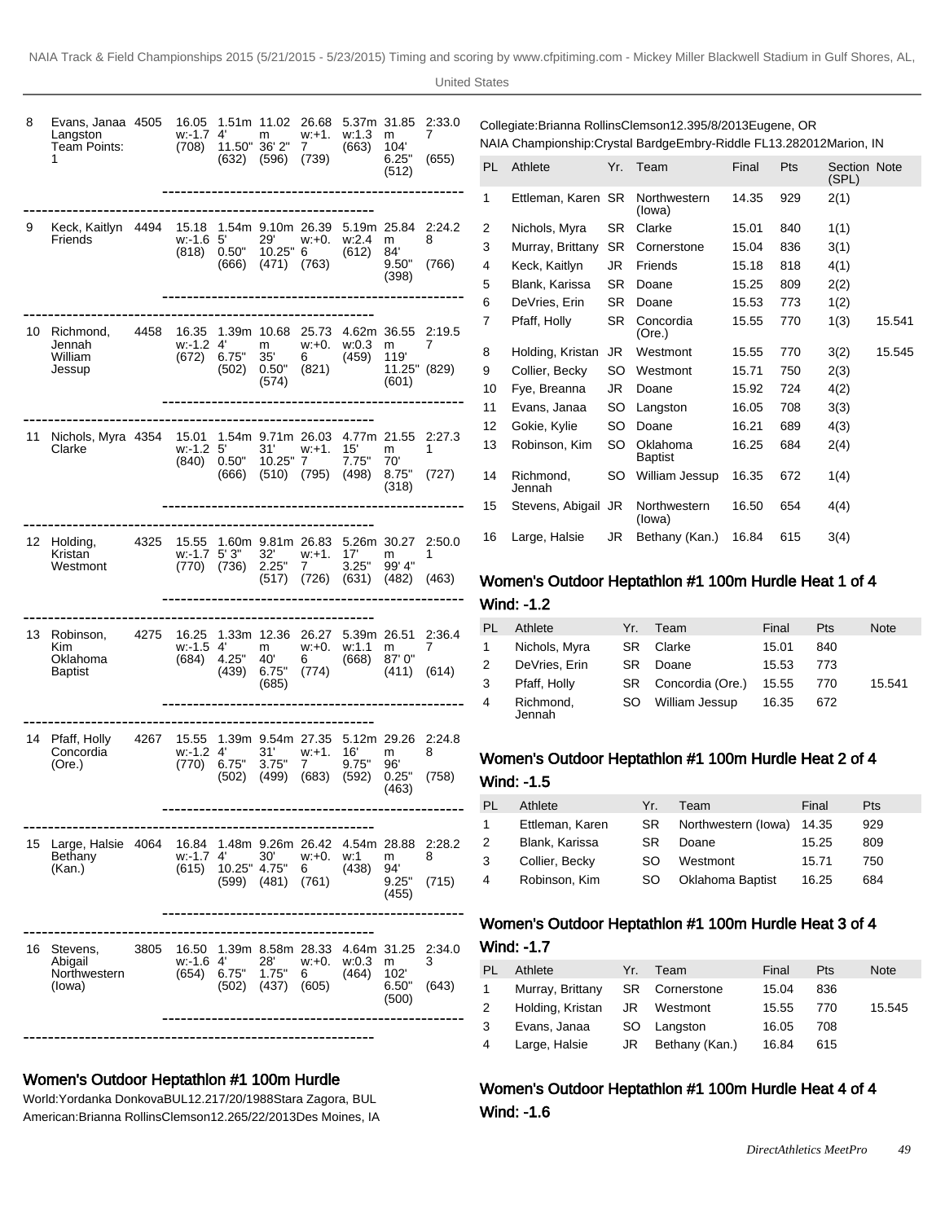| PL | Athlete / Team | Points | 100mH | HJ | SP | 200m | LJ | JT | 800m |
|---|---|---|---|---|---|---|---|---|---|
| 8 | Evans, Janaa Langston Team Points: 1 | 4505 | 16.05 w:-1.7 (708) | 1.51m 4' 11.50" (632) | 11.02 m 36' 2" (596) | 26.68 w:+1.7 (739) | 5.37m w:1.3 (663) | 31.85 m 104' 6.25" (512) | 2:33.07 (655) |
| 9 | Keck, Kaitlyn Friends | 4494 | 15.18 w:-1.6 (818) | 1.54m 5' 0.50" (666) | 9.10m 29' 10.25" (471) | 26.39 w:+0.6 (763) | 5.19m w:2.4 (612) | 25.84 m 84' 9.50" (398) | 2:24.28 (766) |
| 10 | Richmond, Jennah William Jessup | 4458 | 16.35 w:-1.2 (672) | 1.39m 4' 6.75" (502) | 10.68 m 35' 0.50" (574) | 25.73 w:+0.6 (821) | 4.62m w:0.3 (459) | 36.55 m 119' 11.25" (601) | 2:19.57 (829) |
| 11 | Nichols, Myra Clarke | 4354 | 15.01 w:-1.2 (840) | 1.54m 5' 0.50" (666) | 9.71m 31' 10.25" (510) | 26.03 w:+1.7 (795) | 4.77m 15' 7.75" (498) | 21.55 m 70' 8.75" (318) | 2:27.31 (727) |
| 12 | Holding, Kristan Westmont | 4325 | 15.55 w:-1.7 (770) | 1.60m 5' 3" (736) | 9.81m 32' 2.25" (517) | 26.83 w:+1.7 (726) | 5.26m 17' 3.25" (631) | 30.27 m 99' 4" (482) | 2:50.01 (463) |
| 13 | Robinson, Kim Oklahoma Baptist | 4275 | 16.25 w:-1.5 (684) | 1.33m 4' 4.25" (439) | 12.36 m 40' 6.75" (685) | 26.27 w:+0.6 (774) | 5.39m w:1.1 (668) | 26.51 m 87' 0" (411) | 2:36.47 (614) |
| 14 | Pfaff, Holly Concordia (Ore.) | 4267 | 15.55 w:-1.2 (770) | 1.39m 4' 6.75" (502) | 9.54m 31' 3.75" (499) | 27.35 w:+1.7 (683) | 5.12m 16' 9.75" (592) | 29.26 m 96' 0.25" (463) | 2:24.88 (758) |
| 15 | Large, Halsie Bethany (Kan.) | 4064 | 16.84 w:-1.7 (615) | 1.48m 4' 10.25" (599) | 9.26m 30' 4.75" (481) | 26.42 w:+0.6 (761) | 4.54m w:1 (438) | 28.88 m 94' 9.25" (455) | 2:28.28 (715) |
| 16 | Stevens, Abigail Northwestern (Iowa) | 3805 | 16.50 w:-1.6 (654) | 1.39m 4' 6.75" (502) | 8.58m 28' 1.75" (437) | 28.33 w:+0.6 (605) | 4.64m w:0.3 (464) | 31.25 m 102' 6.50" (500) | 2:34.03 (643) |

## Women's Outdoor Heptathlon #1 100m Hurdle

World:Yordanka DonkovaBUL12.217/20/1988Stara Zagora, BUL
American:Brianna RollinsClemson12.265/22/2013Des Moines, IA
Collegiate:Brianna RollinsClemson12.395/8/2013Eugene, OR
NAIA Championship:Crystal BardgeEmbry-Riddle FL13.282012Marion, IN

| PL | Athlete | Yr. | Team | Final | Pts | Section (SPL) | Note |
|---|---|---|---|---|---|---|---|
| 1 | Ettleman, Karen | SR | Northwestern (Iowa) | 14.35 | 929 | 2(1) | |
| 2 | Nichols, Myra | SR | Clarke | 15.01 | 840 | 1(1) | |
| 3 | Murray, Brittany | SR | Cornerstone | 15.04 | 836 | 3(1) | |
| 4 | Keck, Kaitlyn | JR | Friends | 15.18 | 818 | 4(1) | |
| 5 | Blank, Karissa | SR | Doane | 15.25 | 809 | 2(2) | |
| 6 | DeVries, Erin | SR | Doane | 15.53 | 773 | 1(2) | |
| 7 | Pfaff, Holly | SR | Concordia (Ore.) | 15.55 | 770 | 1(3) | 15.541 |
| 8 | Holding, Kristan | JR | Westmont | 15.55 | 770 | 3(2) | 15.545 |
| 9 | Collier, Becky | SO | Westmont | 15.71 | 750 | 2(3) | |
| 10 | Fye, Breanna | JR | Doane | 15.92 | 724 | 4(2) | |
| 11 | Evans, Janaa | SO | Langston | 16.05 | 708 | 3(3) | |
| 12 | Gokie, Kylie | SO | Doane | 16.21 | 689 | 4(3) | |
| 13 | Robinson, Kim | SO | Oklahoma Baptist | 16.25 | 684 | 2(4) | |
| 14 | Richmond, Jennah | SO | William Jessup | 16.35 | 672 | 1(4) | |
| 15 | Stevens, Abigail | JR | Northwestern (Iowa) | 16.50 | 654 | 4(4) | |
| 16 | Large, Halsie | JR | Bethany (Kan.) | 16.84 | 615 | 3(4) | |

## Women's Outdoor Heptathlon #1 100m Hurdle Heat 1 of 4

Wind: -1.2

| PL | Athlete | Yr. | Team | Final | Pts | Note |
|---|---|---|---|---|---|---|
| 1 | Nichols, Myra | SR | Clarke | 15.01 | 840 | |
| 2 | DeVries, Erin | SR | Doane | 15.53 | 773 | |
| 3 | Pfaff, Holly | SR | Concordia (Ore.) | 15.55 | 770 | 15.541 |
| 4 | Richmond, Jennah | SO | William Jessup | 16.35 | 672 | |

## Women's Outdoor Heptathlon #1 100m Hurdle Heat 2 of 4

Wind: -1.5

| PL | Athlete | Yr. | Team | Final | Pts |
|---|---|---|---|---|---|
| 1 | Ettleman, Karen | SR | Northwestern (Iowa) | 14.35 | 929 |
| 2 | Blank, Karissa | SR | Doane | 15.25 | 809 |
| 3 | Collier, Becky | SO | Westmont | 15.71 | 750 |
| 4 | Robinson, Kim | SO | Oklahoma Baptist | 16.25 | 684 |

## Women's Outdoor Heptathlon #1 100m Hurdle Heat 3 of 4

Wind: -1.7

| PL | Athlete | Yr. | Team | Final | Pts | Note |
|---|---|---|---|---|---|---|
| 1 | Murray, Brittany | SR | Cornerstone | 15.04 | 836 | |
| 2 | Holding, Kristan | JR | Westmont | 15.55 | 770 | 15.545 |
| 3 | Evans, Janaa | SO | Langston | 16.05 | 708 | |
| 4 | Large, Halsie | JR | Bethany (Kan.) | 16.84 | 615 | |

## Women's Outdoor Heptathlon #1 100m Hurdle Heat 4 of 4

Wind: -1.6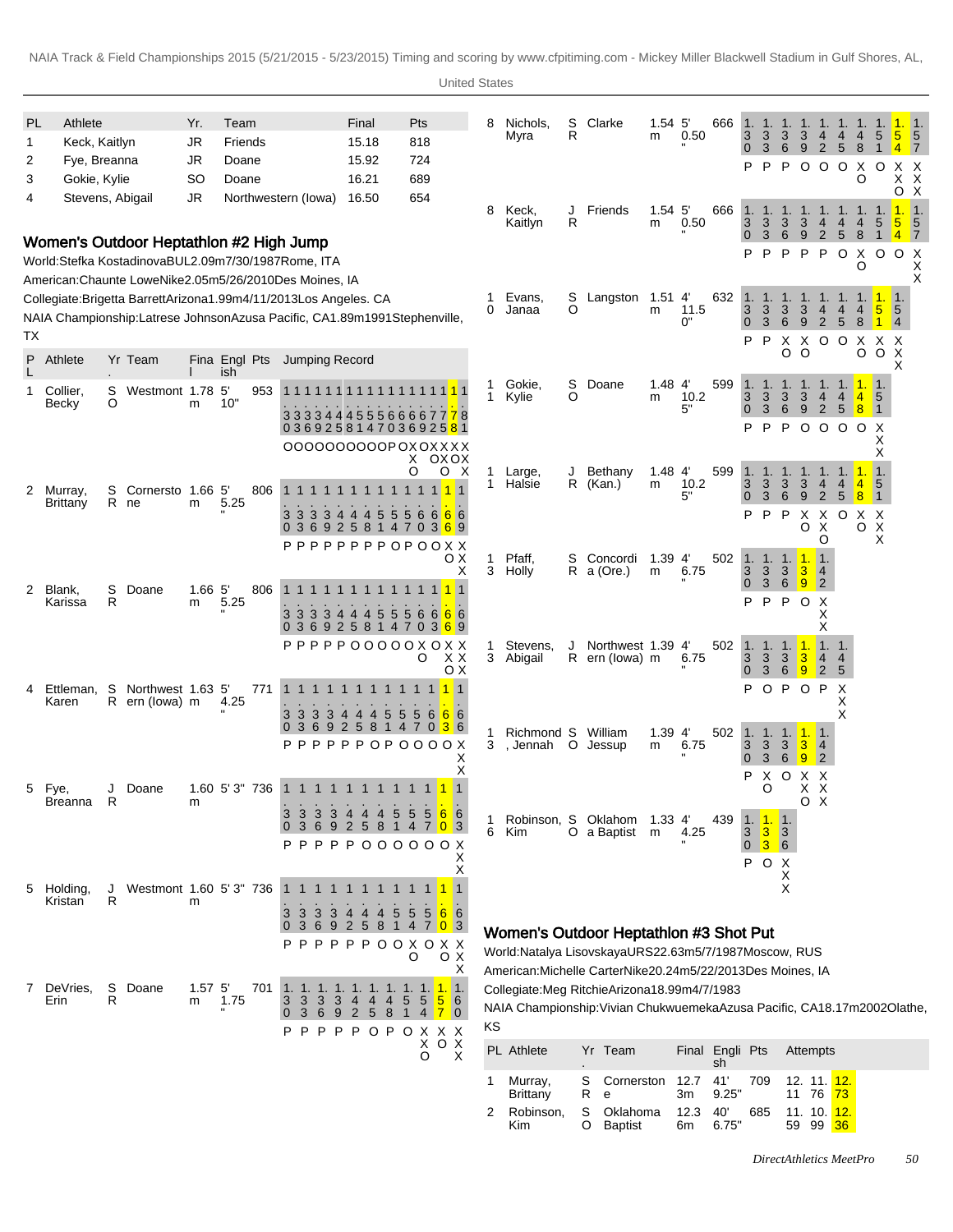| PL | Athlete | Yr. | Team | Final | Pts |
|---|---|---|---|---|---|
| 1 | Keck, Kaitlyn | JR | Friends | 15.18 | 818 |
| 2 | Fye, Breanna | JR | Doane | 15.92 | 724 |
| 3 | Gokie, Kylie | SO | Doane | 16.21 | 689 |
| 4 | Stevens, Abigail | JR | Northwestern (Iowa) | 16.50 | 654 |

## Women's Outdoor Heptathlon #2 High Jump

World:Stefka KostadinovaBUL2.09m7/30/1987Rome, ITA

American:Chaunte LoweNike2.05m5/26/2010Des Moines, IA

Collegiate:Brigetta BarrettArizona1.99m4/11/2013Los Angeles. CA

NAIA Championship:Latrese JohnsonAzusa Pacific, CA1.89m1991Stephenville, TX

| PL | Athlete | Yr. | Team | Final | English | Pts | Jumping Record |
|---|---|---|---|---|---|---|---|
| 1 | Collier, Becky | SO | Westmont | 1.78m | 5' 10" | 953 | 1.30 P, 1.33 O, 1.36 O, 1.39 O, 1.42 O, 1.45 O, 1.48 O, 1.51 O, 1.54 O, 1.57 O, 1.60 O, 1.63 P, 1.66 O, 1.69 XO, 1.72 XXO, 1.75 O, 1.78 XO, 1.81 XXX |
| 2 | Murray, Brittany | SR | Cornerstone | 1.66m | 5' 5.25" | 806 | 1.30 P, 1.33 P, 1.36 P, 1.39 P, 1.42 P, 1.45 P, 1.48 P, 1.51 P, 1.54 O, 1.57 P, 1.60 O, 1.63 O, 1.66 XO, 1.69 XXX |
| 2 | Blank, Karissa | SR | Doane | 1.66m | 5' 5.25" | 806 | 1.30 P, 1.33 P, 1.36 P, 1.39 P, 1.42 P, 1.45 O, 1.48 O, 1.51 O, 1.54 O, 1.57 O, 1.60 XO, 1.63 O, 1.66 XXO, 1.69 XXX |
| 4 | Ettleman, Karen | SR | Northwestern (Iowa) | 1.63m | 5' 4.25" | 771 | 1.30 P, 1.33 P, 1.36 P, 1.39 P, 1.42 P, 1.45 P, 1.48 O, 1.51 P, 1.54 O, 1.57 O, 1.60 O, 1.63 O, 1.66 XXX |
| 5 | Fye, Breanna | JR | Doane | 1.60m | 5' 3" | 736 | 1.30 P, 1.33 P, 1.36 P, 1.39 P, 1.42 P, 1.45 O, 1.48 O, 1.51 O, 1.54 O, 1.57 O, 1.60 O, 1.63 XXX |
| 5 | Holding, Kristan | JR | Westmont | 1.60m | 5' 3" | 736 | 1.30 P, 1.33 P, 1.36 P, 1.39 P, 1.42 P, 1.45 P, 1.48 O, 1.51 O, 1.54 XO, 1.57 X, 1.60 XO, 1.63 XXX |
| 7 | DeVries, Erin | SR | Doane | 1.57m | 5' 1.75" | 701 | 1.30 P, 1.33 P, 1.36 P, 1.39 P, 1.42 P, 1.45 O, 1.48 P, 1.51 O, 1.54 XXO, 1.57 XO, 1.60 XXX |
| 8 | Nichols, Myra | SR | Clarke | 1.54m | 5' 0.50" | 666 | 1.30 P, 1.33 P, 1.36 P, 1.39 O, 1.42 O, 1.45 O, 1.48 XO, 1.51 O, 1.54 XXO, 1.57 XXX |
| 8 | Keck, Kaitlyn | JR | Friends | 1.54m | 5' 0.50" | 666 | 1.30 P, 1.33 P, 1.36 P, 1.39 P, 1.42 P, 1.45 O, 1.48 XO, 1.51 O, 1.54 O, 1.57 XXX |
| 10 | Evans, Janaa | SO | Langston | 1.51m | 4' 11.50" | 632 | 1.30 P, 1.33 P, 1.36 XO, 1.39 XO, 1.42 O, 1.45 O, 1.48 XO, 1.51 XO, 1.54 XXX |
| 11 | Gokie, Kylie | SO | Doane | 1.48m | 4' 10.25" | 599 | 1.30 P, 1.33 P, 1.36 P, 1.39 O, 1.42 O, 1.45 O, 1.48 O, 1.51 XXX |
| 11 | Large, Halsie | JR | Bethany (Kan.) | 1.48m | 4' 10.25" | 599 | 1.30 P, 1.33 P, 1.36 P, 1.39 XO, 1.42 XXO, 1.45 O, 1.48 XO, 1.51 XXX |
| 13 | Pfaff, Holly | SR | Concordia (Ore.) | 1.39m | 4' 6.75" | 502 | 1.30 P, 1.33 P, 1.36 P, 1.39 O, 1.42 XXX |
| 13 | Stevens, Abigail | JR | Northwestern (Iowa) | 1.39m | 4' 6.75" | 502 | 1.30 P, 1.33 O, 1.36 P, 1.39 O, 1.42 P, 1.45 XXX |
| 13 | Richmond, Jennah | SO | William Jessup | 1.39m | 4' 6.75" | 502 | 1.30 P, 1.33 XO, 1.36 O, 1.39 XXO, 1.42 XXX |
| 16 | Robinson, Kim | SO | Oklahoma Baptist | 1.33m | 4' 4.25" | 439 | 1.30 P, 1.33 O, 1.36 XXX |

## Women's Outdoor Heptathlon #3 Shot Put

World:Natalya LisovskayaURS22.63m5/7/1987Moscow, RUS

American:Michelle CarterNike20.24m5/22/2013Des Moines, IA

Collegiate:Meg RitchieArizona18.99m4/7/1983

NAIA Championship:Vivian ChukwuemekaAzusa Pacific, CA18.17m2002Olathe, KS

| PL | Athlete | Yr. | Team | Final | English | Pts | Attempts |
|---|---|---|---|---|---|---|---|
| 1 | Murray, Brittany | SR | Cornerstone | 12.73m | 41' 9.25" | 709 | 12.11, 11.76, 12.73 |
| 2 | Robinson, Kim | SO | Oklahoma Baptist | 12.36m | 40' 6.75" | 685 | 11.59, 10.99, 12.36 |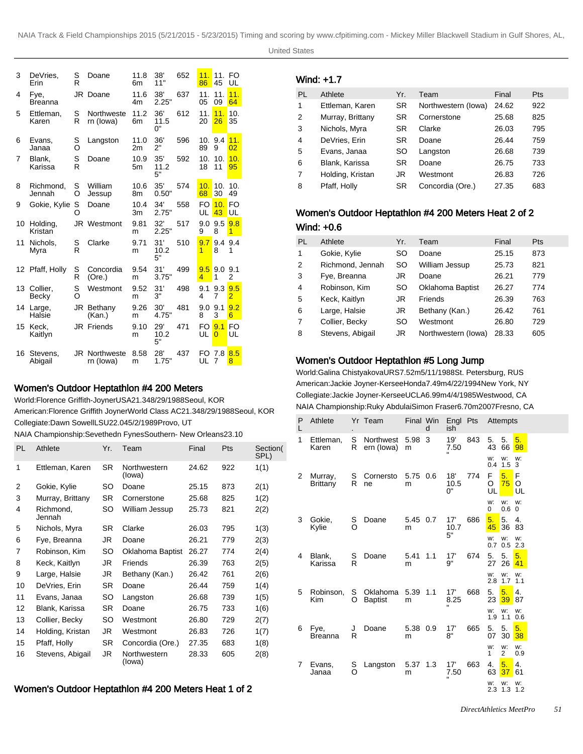| PL | Athlete | Yr. | Team | Final | | Pts | Attempts | | |
|---|---|---|---|---|---|---|---|---|---|
| 3 | DeVries, Erin | SR | Doane | 11.86m | 38' 11" | 652 | 11.86 | 11.45 | FOUL |
| 4 | Fye, Breanna | JR | Doane | 11.64m | 38' 2.25" | 637 | 11.05 | 11.09 | 11.64 |
| 5 | Ettleman, Karen | SR | Northwestern (Iowa) | 11.26m | 36' 11.50" | 612 | 11.20 | 11.26 | 10.35 |
| 6 | Evans, Janaa | SO | Langston | 11.02m | 36' 2" | 596 | 10.89 | 9.49 | 11.02 |
| 7 | Blank, Karissa | SR | Doane | 10.95m | 35' 11.25" | 592 | 10.18 | 10.11 | 10.95 |
| 8 | Richmond, Jennah | SO | William Jessup | 10.68m | 35' 0.50" | 574 | 10.68 | 10.30 | 10.49 |
| 9 | Gokie, Kylie | SO | Doane | 10.43m | 34' 2.75" | 558 | FOUL | 10.43 | FOUL |
| 10 | Holding, Kristan | JR | Westmont | 9.81m | 32' 2.25" | 517 | 9.09 | 9.58 | 9.81 |
| 11 | Nichols, Myra | SR | Clarke | 9.71m | 31' 10.25" | 510 | 9.71 | 9.48 | 9.41 |
| 12 | Pfaff, Holly | SR | Concordia (Ore.) | 9.54m | 31' 3.75" | 499 | 9.54 | 9.01 | 9.12 |
| 13 | Collier, Becky | SO | Westmont | 9.52m | 31' 3" | 498 | 9.14 | 9.37 | 9.52 |
| 14 | Large, Halsie | JR | Bethany (Kan.) | 9.26m | 30' 4.75" | 481 | 9.08 | 9.13 | 9.26 |
| 15 | Keck, Kaitlyn | JR | Friends | 9.10m | 29' 10.25" | 471 | FOUL | 9.10 | FOUL |
| 16 | Stevens, Abigail | JR | Northwestern (Iowa) | 8.58m | 28' 1.75" | 437 | FOUL | 7.87 | 8.58 |

## Women's Outdoor Heptathlon #4 200 Meters

World:Florence Griffith-JoynerUSA21.348/29/1988Seoul, KOR
American:Florence Griffith JoynerWorld Class AC21.348/29/1988Seoul, KOR
Collegiate:Dawn SowellLSU22.045/2/1989Provo, UT
NAIA Championship:Sevethedn FynesSouthern- New Orleans23.10

| PL | Athlete | Yr. | Team | Final | Pts | Section(SPL) |
|---|---|---|---|---|---|---|
| 1 | Ettleman, Karen | SR | Northwestern (Iowa) | 24.62 | 922 | 1(1) |
| 2 | Gokie, Kylie | SO | Doane | 25.15 | 873 | 2(1) |
| 3 | Murray, Brittany | SR | Cornerstone | 25.68 | 825 | 1(2) |
| 4 | Richmond, Jennah | SO | William Jessup | 25.73 | 821 | 2(2) |
| 5 | Nichols, Myra | SR | Clarke | 26.03 | 795 | 1(3) |
| 6 | Fye, Breanna | JR | Doane | 26.21 | 779 | 2(3) |
| 7 | Robinson, Kim | SO | Oklahoma Baptist | 26.27 | 774 | 2(4) |
| 8 | Keck, Kaitlyn | JR | Friends | 26.39 | 763 | 2(5) |
| 9 | Large, Halsie | JR | Bethany (Kan.) | 26.42 | 761 | 2(6) |
| 10 | DeVries, Erin | SR | Doane | 26.44 | 759 | 1(4) |
| 11 | Evans, Janaa | SO | Langston | 26.68 | 739 | 1(5) |
| 12 | Blank, Karissa | SR | Doane | 26.75 | 733 | 1(6) |
| 13 | Collier, Becky | SO | Westmont | 26.80 | 729 | 2(7) |
| 14 | Holding, Kristan | JR | Westmont | 26.83 | 726 | 1(7) |
| 15 | Pfaff, Holly | SR | Concordia (Ore.) | 27.35 | 683 | 1(8) |
| 16 | Stevens, Abigail | JR | Northwestern (Iowa) | 28.33 | 605 | 2(8) |

## Women's Outdoor Heptathlon #4 200 Meters Heat 1 of 2

### Wind: +1.7

| PL | Athlete | Yr. | Team | Final | Pts |
|---|---|---|---|---|---|
| 1 | Ettleman, Karen | SR | Northwestern (Iowa) | 24.62 | 922 |
| 2 | Murray, Brittany | SR | Cornerstone | 25.68 | 825 |
| 3 | Nichols, Myra | SR | Clarke | 26.03 | 795 |
| 4 | DeVries, Erin | SR | Doane | 26.44 | 759 |
| 5 | Evans, Janaa | SO | Langston | 26.68 | 739 |
| 6 | Blank, Karissa | SR | Doane | 26.75 | 733 |
| 7 | Holding, Kristan | JR | Westmont | 26.83 | 726 |
| 8 | Pfaff, Holly | SR | Concordia (Ore.) | 27.35 | 683 |

## Women's Outdoor Heptathlon #4 200 Meters Heat 2 of 2

### Wind: +0.6

| PL | Athlete | Yr. | Team | Final | Pts |
|---|---|---|---|---|---|
| 1 | Gokie, Kylie | SO | Doane | 25.15 | 873 |
| 2 | Richmond, Jennah | SO | William Jessup | 25.73 | 821 |
| 3 | Fye, Breanna | JR | Doane | 26.21 | 779 |
| 4 | Robinson, Kim | SO | Oklahoma Baptist | 26.27 | 774 |
| 5 | Keck, Kaitlyn | JR | Friends | 26.39 | 763 |
| 6 | Large, Halsie | JR | Bethany (Kan.) | 26.42 | 761 |
| 7 | Collier, Becky | SO | Westmont | 26.80 | 729 |
| 8 | Stevens, Abigail | JR | Northwestern (Iowa) | 28.33 | 605 |

## Women's Outdoor Heptathlon #5 Long Jump

World:Galina ChistyakovaURS7.52m5/11/1988St. Petersburg, RUS
American:Jackie Joyner-KerseeHonda7.49m4/22/1994New York, NY
Collegiate:Jackie Joyner-KerseeUCLA6.99m4/4/1985Westwood, CA
NAIA Championship:Ruky AbdulaiSimon Fraser6.70m2007Fresno, CA

| PL | Athlete | Yr. | Team | Final | Wind | English | Pts | Attempts | | |
|---|---|---|---|---|---|---|---|---|---|---|
| 1 | Ettleman, Karen | SR | Northwestern (Iowa) | 5.98m | 3 | 19' 7.50" | 843 | 5.43 | 5.66 | 5.98 |
| | | | | | | | | w: 0.4 | w: 1.5 | w: 3 |
| 2 | Murray, Brittany | SR | Cornerstone | 5.75m | 0.6 | 18' 10.50" | 774 | FOUL | 5.75 | FOUL |
| | | | | | | | | w: 0 | w: 0.6 | w: 0 |
| 3 | Gokie, Kylie | SO | Doane | 5.45m | 0.7 | 17' 10.75" | 686 | 5.45 | 5.36 | 4.83 |
| | | | | | | | | w: 0.7 | w: 0.5 | w: 2.3 |
| 4 | Blank, Karissa | SR | Doane | 5.41m | 1.1 | 17' 9" | 674 | 5.27 | 5.26 | 5.41 |
| | | | | | | | | w: 2.8 | w: 1.7 | w: 1.1 |
| 5 | Robinson, Kim | SO | Oklahoma Baptist | 5.39m | 1.1 | 17' 8.25" | 668 | 5.23 | 5.39 | 4.87 |
| | | | | | | | | w: 1.9 | w: 1.1 | w: 0.6 |
| 6 | Fye, Breanna | JR | Doane | 5.38m | 0.9 | 17' 8" | 665 | 5.07 | 5.30 | 5.38 |
| | | | | | | | | w: 1 | w: 2 | w: 0.9 |
| 7 | Evans, Janaa | SO | Langston | 5.37m | 1.3 | 17' 7.50" | 663 | 4.63 | 5.37 | 4.61 |
| | | | | | | | | w: 2.3 | w: 1.3 | w: 1.2 |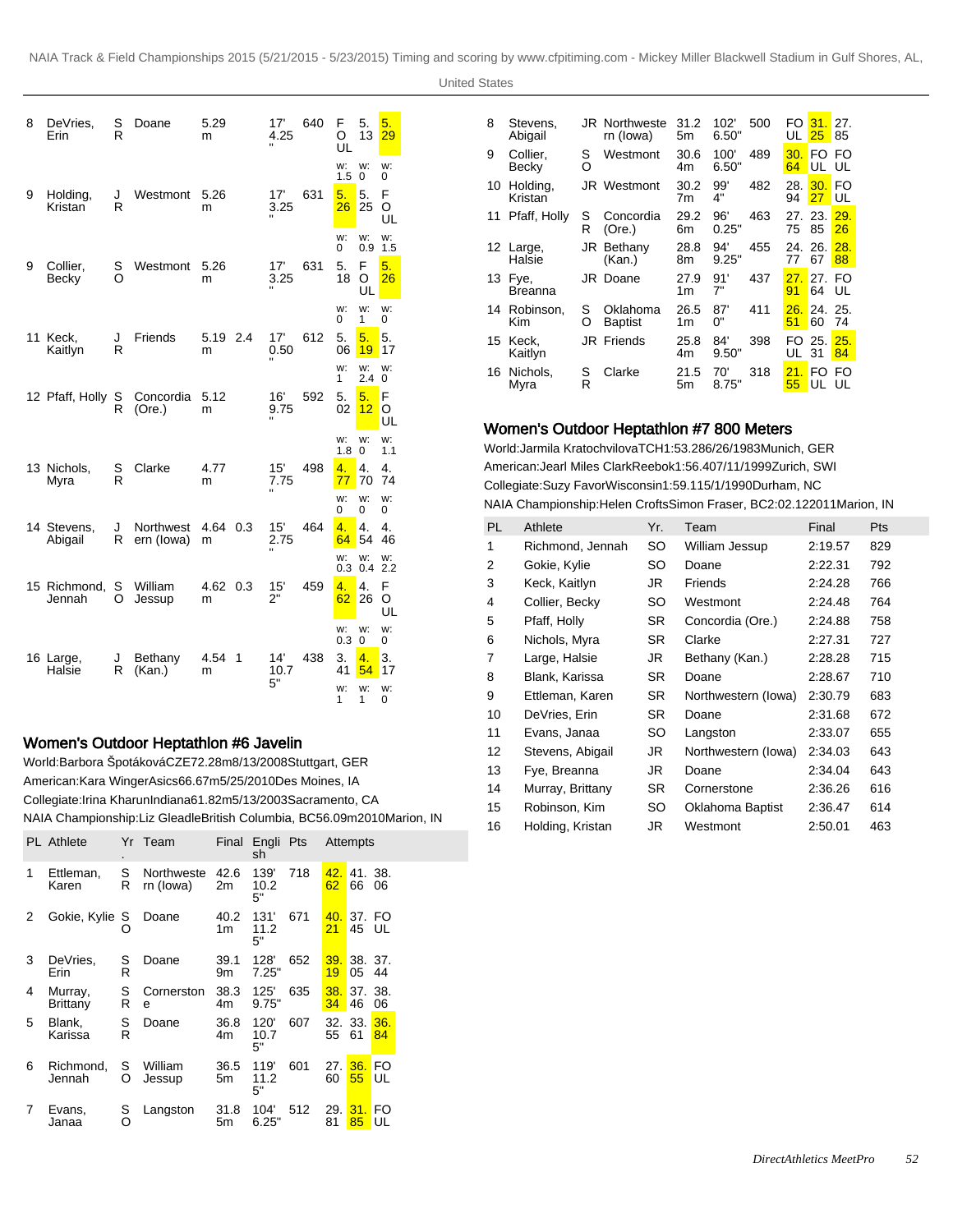| | | | | | | | | | | |
|---|---|---|---|---|---|---|---|---|---|---|
| 8 | DeVries, Erin | SR | Doane | 5.29m | | 17' 4.25" | 640 | FOUL | 5.13 | 5.29 |
| | | | | | | | | w: 1.5 | w: 0 | w: 0 |
| 9 | Holding, Kristan | JR | Westmont | 5.26m | | 17' 3.25" | 631 | 5.26 | 5.25 | FOUL |
| | | | | | | | | w: 0 | w: 0.9 | w: 1.5 |
| 9 | Collier, Becky | SO | Westmont | 5.26m | | 17' 3.25" | 631 | 5.18 | FOUL | 5.26 |
| | | | | | | | | w: 0 | w: 1 | w: 0 |
| 11 | Keck, Kaitlyn | JR | Friends | 5.19m | 2.4 | 17' 0.50" | 612 | 5.06 | 5.19 | 5.17 |
| | | | | | | | | w: 1 | w: 2.4 | w: 0 |
| 12 | Pfaff, Holly | SR | Concordia (Ore.) | 5.12m | | 16' 9.75" | 592 | 5.02 | 5.12 | FOUL |
| | | | | | | | | w: 1.8 | w: 0 | w: 1.1 |
| 13 | Nichols, Myra | SR | Clarke | 4.77m | | 15' 7.75" | 498 | 4.77 | 4.70 | 4.74 |
| | | | | | | | | w: 0 | w: 0 | w: 0 |
| 14 | Stevens, Abigail | JR | Northwestern (Iowa) | 4.64m | 0.3 | 15' 2.75" | 464 | 4.64 | 4.54 | 4.46 |
| | | | | | | | | w: 0.3 | w: 0.4 | w: 2.2 |
| 15 | Richmond, Jennah | SO | William Jessup | 4.62m | 0.3 | 15' 2" | 459 | 4.62 | 4.26 | FOUL |
| | | | | | | | | w: 0.3 | w: 0 | w: 0 |
| 16 | Large, Halsie | JR | Bethany (Kan.) | 4.54m | 1 | 14' 10.75" | 438 | 3.41 | 4.54 | 3.17 |
| | | | | | | | | w: 1 | w: 1 | w: 0 |

## Women's Outdoor Heptathlon #6 Javelin

World:Barbora ŠpotákováCZE72.28m8/13/2008Stuttgart, GER

American:Kara WingerAsics66.67m5/25/2010Des Moines, IA

Collegiate:Irina KharunIndiana61.82m5/13/2003Sacramento, CA

NAIA Championship:Liz GleadleBritish Columbia, BC56.09m2010Marion, IN

| PL | Athlete | Yr. | Team | Final | English | Pts | Attempts | | |
|---|---|---|---|---|---|---|---|---|---|
| 1 | Ettleman, Karen | SR | Northwestern (Iowa) | 42.62m | 139' 10.25" | 718 | 42.62 | 41.66 | 38.06 |
| 2 | Gokie, Kylie | SO | Doane | 40.21m | 131' 11.25" | 671 | 40.21 | 37.45 | FOUL |
| 3 | DeVries, Erin | SR | Doane | 39.19m | 128' 7.25" | 652 | 39.19 | 38.05 | 37.44 |
| 4 | Murray, Brittany | SR | Cornerstone | 38.34m | 125' 9.75" | 635 | 38.34 | 37.46 | 38.06 |
| 5 | Blank, Karissa | SR | Doane | 36.84m | 120' 10.75" | 607 | 32.55 | 33.61 | 36.84 |
| 6 | Richmond, Jennah | SO | William Jessup | 36.55m | 119' 11.25" | 601 | 27.60 | 36.55 | FOUL |
| 7 | Evans, Janaa | SO | Langston | 31.85m | 104' 6.25" | 512 | 29.81 | 31.85 | FOUL |
| 8 | Stevens, Abigail | JR | Northwestern (Iowa) | 31.25m | 102' 6.50" | 500 | FOUL | 31.25 | 27.85 |
| 9 | Collier, Becky | SO | Westmont | 30.64m | 100' 6.50" | 489 | 30.64 | FOUL | FOUL |
| 10 | Holding, Kristan | JR | Westmont | 30.27m | 99' 4" | 482 | 28.94 | 30.27 | FOUL |
| 11 | Pfaff, Holly | SR | Concordia (Ore.) | 29.26m | 96' 0.25" | 463 | 27.75 | 23.85 | 29.26 |
| 12 | Large, Halsie | JR | Bethany (Kan.) | 28.88m | 94' 9.25" | 455 | 24.77 | 26.67 | 28.88 |
| 13 | Fye, Breanna | JR | Doane | 27.91m | 91' 7" | 437 | 27.91 | 27.64 | FOUL |
| 14 | Robinson, Kim | SO | Oklahoma Baptist | 26.51m | 87' 0" | 411 | 26.51 | 24.60 | 25.74 |
| 15 | Keck, Kaitlyn | JR | Friends | 25.84m | 84' 9.50" | 398 | FOUL | 25.31 | 25.84 |
| 16 | Nichols, Myra | SR | Clarke | 21.55m | 70' 8.75" | 318 | 21.55 | FOUL | FOUL |

## Women's Outdoor Heptathlon #7 800 Meters

World:Jarmila KratochvilovaTCH1:53.286/26/1983Munich, GER

American:Jearl Miles ClarkReebok1:56.407/11/1999Zurich, SWI

Collegiate:Suzy FavorWisconsin1:59.115/1/1990Durham, NC

NAIA Championship:Helen CroftsSimon Fraser, BC2:02.122011Marion, IN

| PL | Athlete | Yr. | Team | Final | Pts |
|---|---|---|---|---|---|
| 1 | Richmond, Jennah | SO | William Jessup | 2:19.57 | 829 |
| 2 | Gokie, Kylie | SO | Doane | 2:22.31 | 792 |
| 3 | Keck, Kaitlyn | JR | Friends | 2:24.28 | 766 |
| 4 | Collier, Becky | SO | Westmont | 2:24.48 | 764 |
| 5 | Pfaff, Holly | SR | Concordia (Ore.) | 2:24.88 | 758 |
| 6 | Nichols, Myra | SR | Clarke | 2:27.31 | 727 |
| 7 | Large, Halsie | JR | Bethany (Kan.) | 2:28.28 | 715 |
| 8 | Blank, Karissa | SR | Doane | 2:28.67 | 710 |
| 9 | Ettleman, Karen | SR | Northwestern (Iowa) | 2:30.79 | 683 |
| 10 | DeVries, Erin | SR | Doane | 2:31.68 | 672 |
| 11 | Evans, Janaa | SO | Langston | 2:33.07 | 655 |
| 12 | Stevens, Abigail | JR | Northwestern (Iowa) | 2:34.03 | 643 |
| 13 | Fye, Breanna | JR | Doane | 2:34.04 | 643 |
| 14 | Murray, Brittany | SR | Cornerstone | 2:36.26 | 616 |
| 15 | Robinson, Kim | SO | Oklahoma Baptist | 2:36.47 | 614 |
| 16 | Holding, Kristan | JR | Westmont | 2:50.01 | 463 |